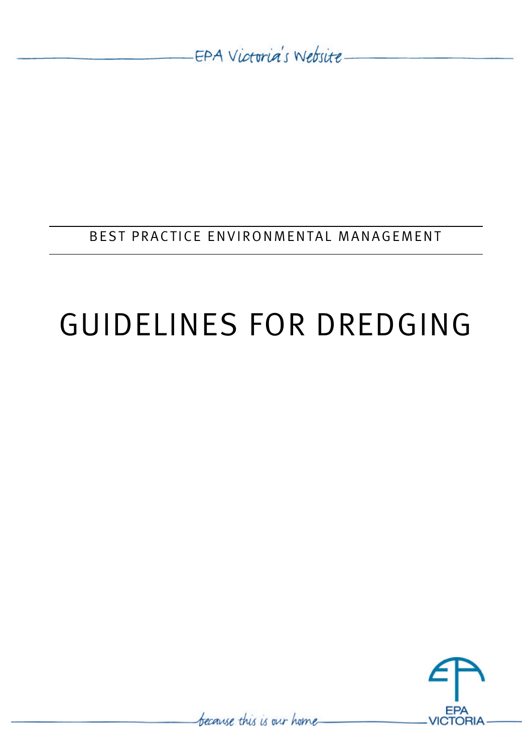EPA Victoria's Website

BEST PRACTICE ENVIRONMENTAL MANAGEMENT

# GUIDELINES FOR DREDGING

because this is our home

EPA VICTORIA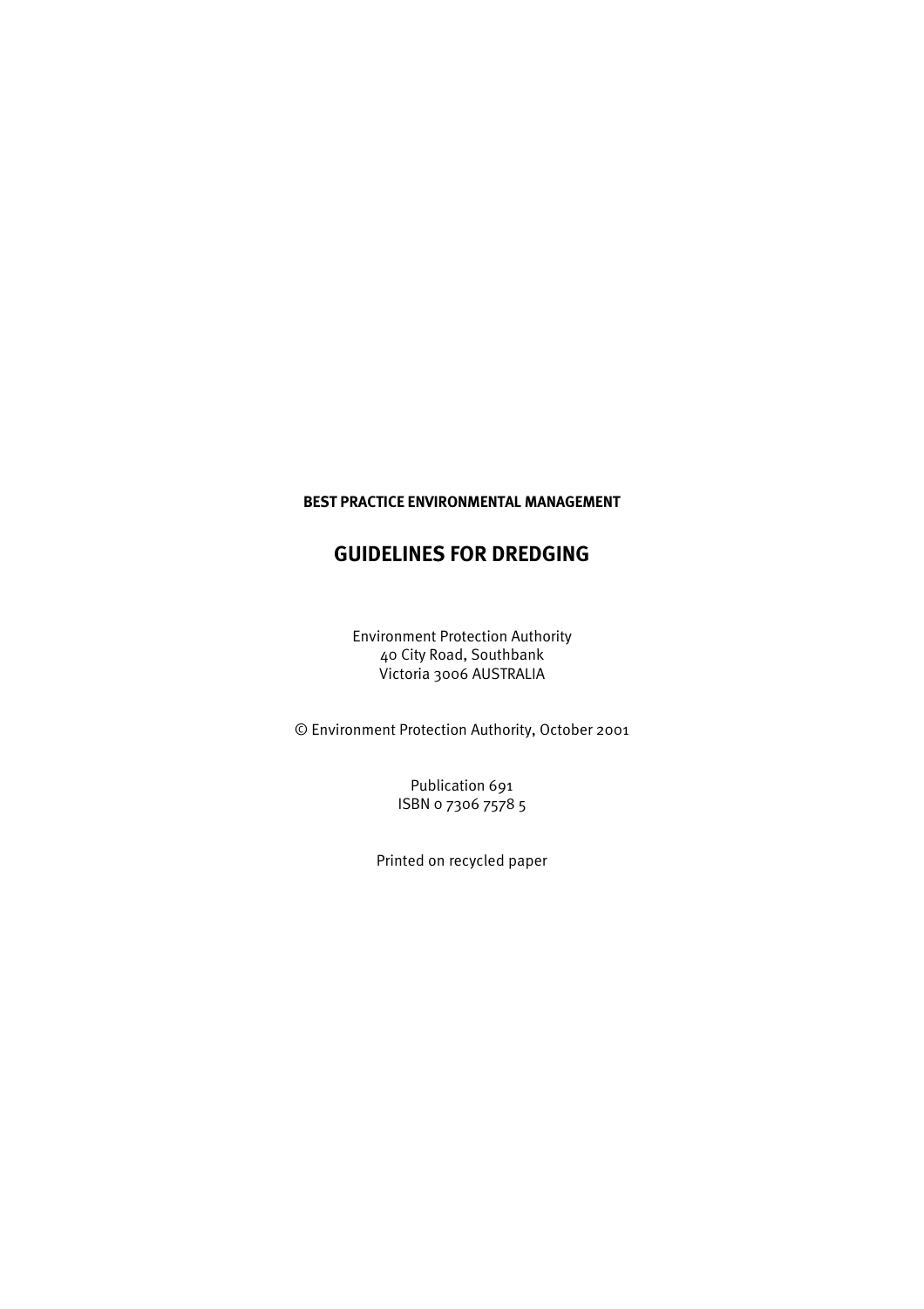**BEST PRACTICE ENVIRONMENTAL MANAGEMENT**

# GUIDELINES FOR DREDGING

Environment Protection Authority
40 City Road, Southbank
Victoria 3006 AUSTRALIA

© Environment Protection Authority, October 2001

Publication 691
ISBN 0 7306 7578 5

Printed on recycled paper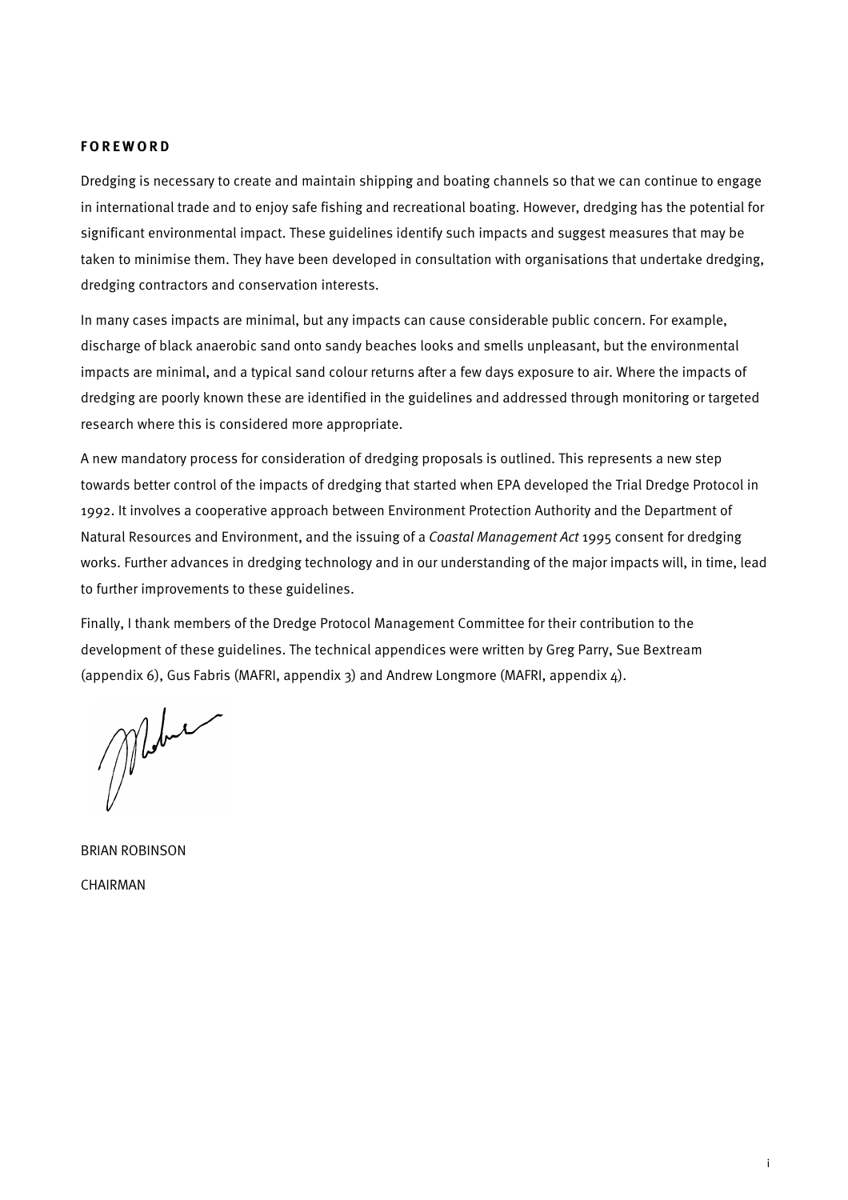## FOREWORD

Dredging is necessary to create and maintain shipping and boating channels so that we can continue to engage in international trade and to enjoy safe fishing and recreational boating. However, dredging has the potential for significant environmental impact. These guidelines identify such impacts and suggest measures that may be taken to minimise them. They have been developed in consultation with organisations that undertake dredging, dredging contractors and conservation interests.

In many cases impacts are minimal, but any impacts can cause considerable public concern. For example, discharge of black anaerobic sand onto sandy beaches looks and smells unpleasant, but the environmental impacts are minimal, and a typical sand colour returns after a few days exposure to air. Where the impacts of dredging are poorly known these are identified in the guidelines and addressed through monitoring or targeted research where this is considered more appropriate.

A new mandatory process for consideration of dredging proposals is outlined. This represents a new step towards better control of the impacts of dredging that started when EPA developed the Trial Dredge Protocol in 1992. It involves a cooperative approach between Environment Protection Authority and the Department of Natural Resources and Environment, and the issuing of a *Coastal Management Act* 1995 consent for dredging works. Further advances in dredging technology and in our understanding of the major impacts will, in time, lead to further improvements to these guidelines.

Finally, I thank members of the Dredge Protocol Management Committee for their contribution to the development of these guidelines. The technical appendices were written by Greg Parry, Sue Bextream (appendix 6), Gus Fabris (MAFRI, appendix 3) and Andrew Longmore (MAFRI, appendix 4).

BRIAN ROBINSON

CHAIRMAN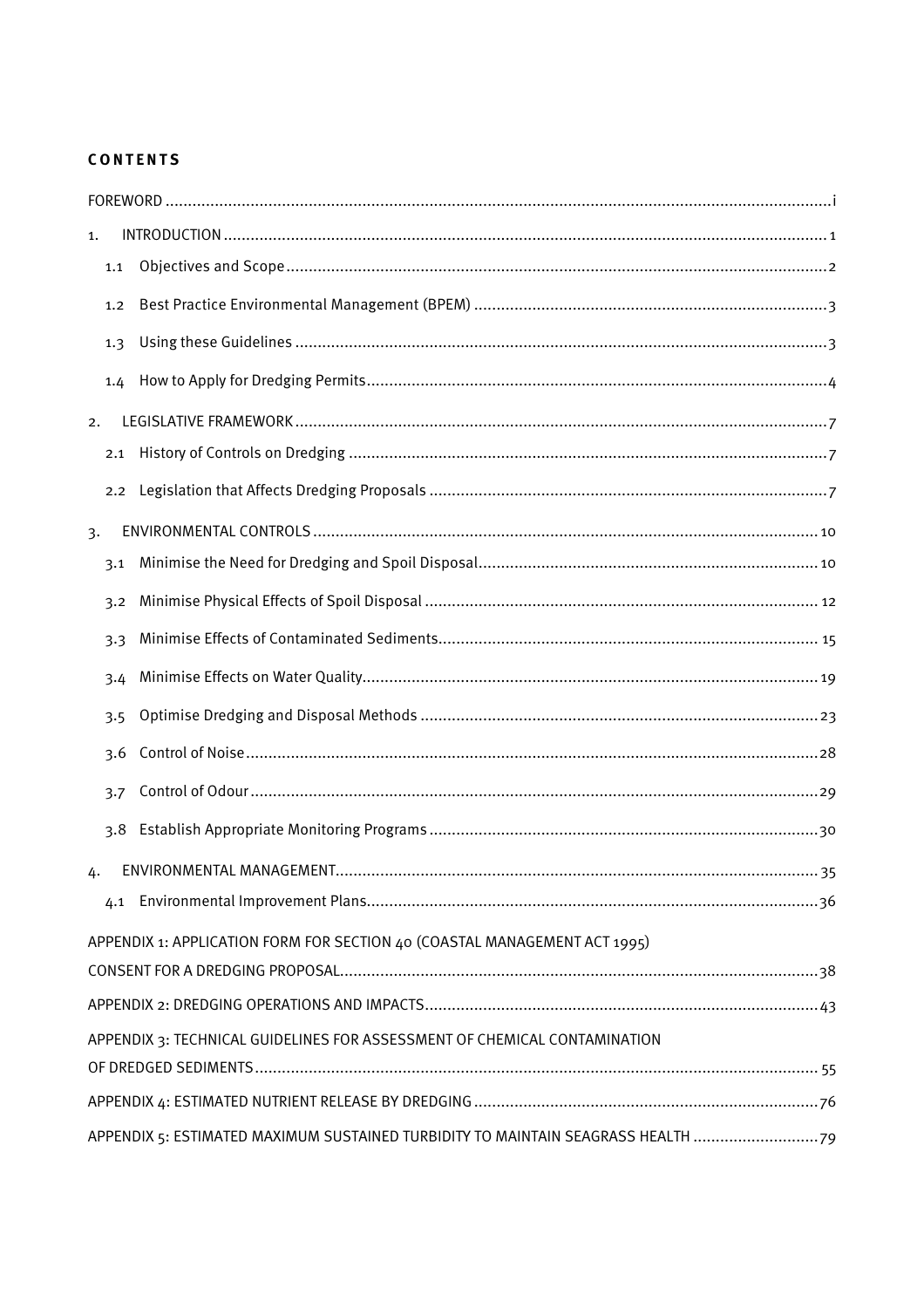# CONTENTS

FOREWORD ..... i

1. INTRODUCTION ..... 1
   - 1.1 Objectives and Scope ..... 2
   - 1.2 Best Practice Environmental Management (BPEM) ..... 3
   - 1.3 Using these Guidelines ..... 3
   - 1.4 How to Apply for Dredging Permits ..... 4
2. LEGISLATIVE FRAMEWORK ..... 7
   - 2.1 History of Controls on Dredging ..... 7
   - 2.2 Legislation that Affects Dredging Proposals ..... 7
3. ENVIRONMENTAL CONTROLS ..... 10
   - 3.1 Minimise the Need for Dredging and Spoil Disposal ..... 10
   - 3.2 Minimise Physical Effects of Spoil Disposal ..... 12
   - 3.3 Minimise Effects of Contaminated Sediments ..... 15
   - 3.4 Minimise Effects on Water Quality ..... 19
   - 3.5 Optimise Dredging and Disposal Methods ..... 23
   - 3.6 Control of Noise ..... 28
   - 3.7 Control of Odour ..... 29
   - 3.8 Establish Appropriate Monitoring Programs ..... 30
4. ENVIRONMENTAL MANAGEMENT ..... 35
   - 4.1 Environmental Improvement Plans ..... 36

APPENDIX 1: APPLICATION FORM FOR SECTION 40 (COASTAL MANAGEMENT ACT 1995) CONSENT FOR A DREDGING PROPOSAL ..... 38

APPENDIX 2: DREDGING OPERATIONS AND IMPACTS ..... 43

APPENDIX 3: TECHNICAL GUIDELINES FOR ASSESSMENT OF CHEMICAL CONTAMINATION OF DREDGED SEDIMENTS ..... 55

APPENDIX 4: ESTIMATED NUTRIENT RELEASE BY DREDGING ..... 76

APPENDIX 5: ESTIMATED MAXIMUM SUSTAINED TURBIDITY TO MAINTAIN SEAGRASS HEALTH ..... 79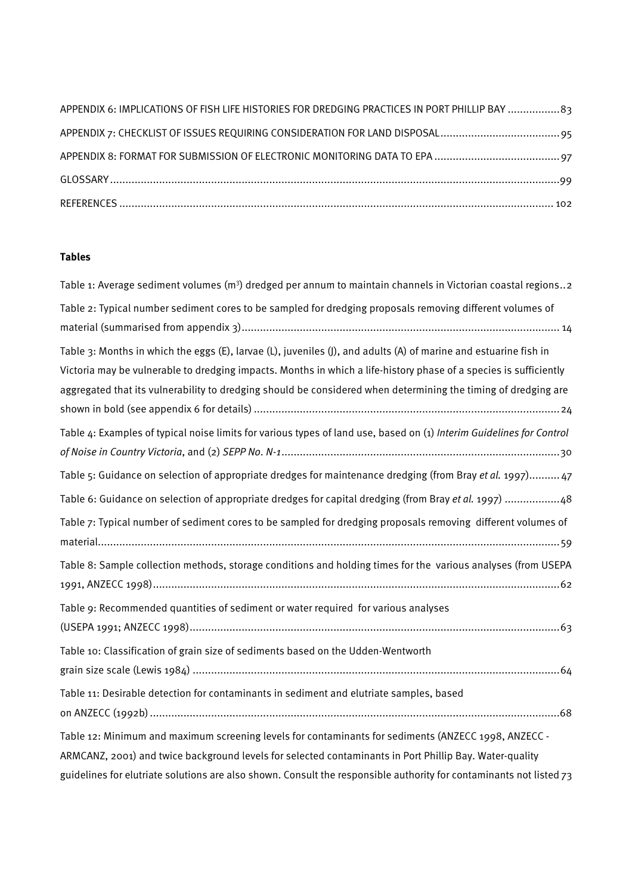APPENDIX 6: IMPLICATIONS OF FISH LIFE HISTORIES FOR DREDGING PRACTICES IN PORT PHILLIP BAY ................. 83

APPENDIX 7: CHECKLIST OF ISSUES REQUIRING CONSIDERATION FOR LAND DISPOSAL ....................................... 95

APPENDIX 8: FORMAT FOR SUBMISSION OF ELECTRONIC MONITORING DATA TO EPA ......................................... 97

GLOSSARY ................................................................................................................................................. 99

REFERENCES ............................................................................................................................................ 102

**Tables**

Table 1: Average sediment volumes ($m^3$) dredged per annum to maintain channels in Victorian coastal regions .. 2

Table 2: Typical number sediment cores to be sampled for dredging proposals removing different volumes of material (summarised from appendix 3) ..................................................................................................... 14

Table 3: Months in which the eggs (E), larvae (L), juveniles (J), and adults (A) of marine and estuarine fish in Victoria may be vulnerable to dredging impacts. Months in which a life-history phase of a species is sufficiently aggregated that its vulnerability to dredging should be considered when determining the timing of dredging are shown in bold (see appendix 6 for details) ................................................................................................... 24

Table 4: Examples of typical noise limits for various types of land use, based on (1) *Interim Guidelines for Control of Noise in Country Victoria*, and (2) *SEPP No. N-1* .......................................................................................... 30

Table 5: Guidance on selection of appropriate dredges for maintenance dredging (from Bray *et al.* 1997) .......... 47

Table 6: Guidance on selection of appropriate dredges for capital dredging (from Bray *et al.* 1997) .................. 48

Table 7: Typical number of sediment cores to be sampled for dredging proposals removing different volumes of material ..................................................................................................................................................... 59

Table 8: Sample collection methods, storage conditions and holding times for the various analyses (from USEPA 1991, ANZECC 1998) ...................................................................................................................................... 62

Table 9: Recommended quantities of sediment or water required for various analyses (USEPA 1991; ANZECC 1998) ....................................................................................................................... 63

Table 10: Classification of grain size of sediments based on the Udden-Wentworth grain size scale (Lewis 1984) ....................................................................................................................... 64

Table 11: Desirable detection for contaminants in sediment and elutriate samples, based on ANZECC (1992b) ..................................................................................................................................... 68

Table 12: Minimum and maximum screening levels for contaminants for sediments (ANZECC 1998, ANZECC - ARMCANZ, 2001) and twice background levels for selected contaminants in Port Phillip Bay. Water-quality guidelines for elutriate solutions are also shown. Consult the responsible authority for contaminants not listed 73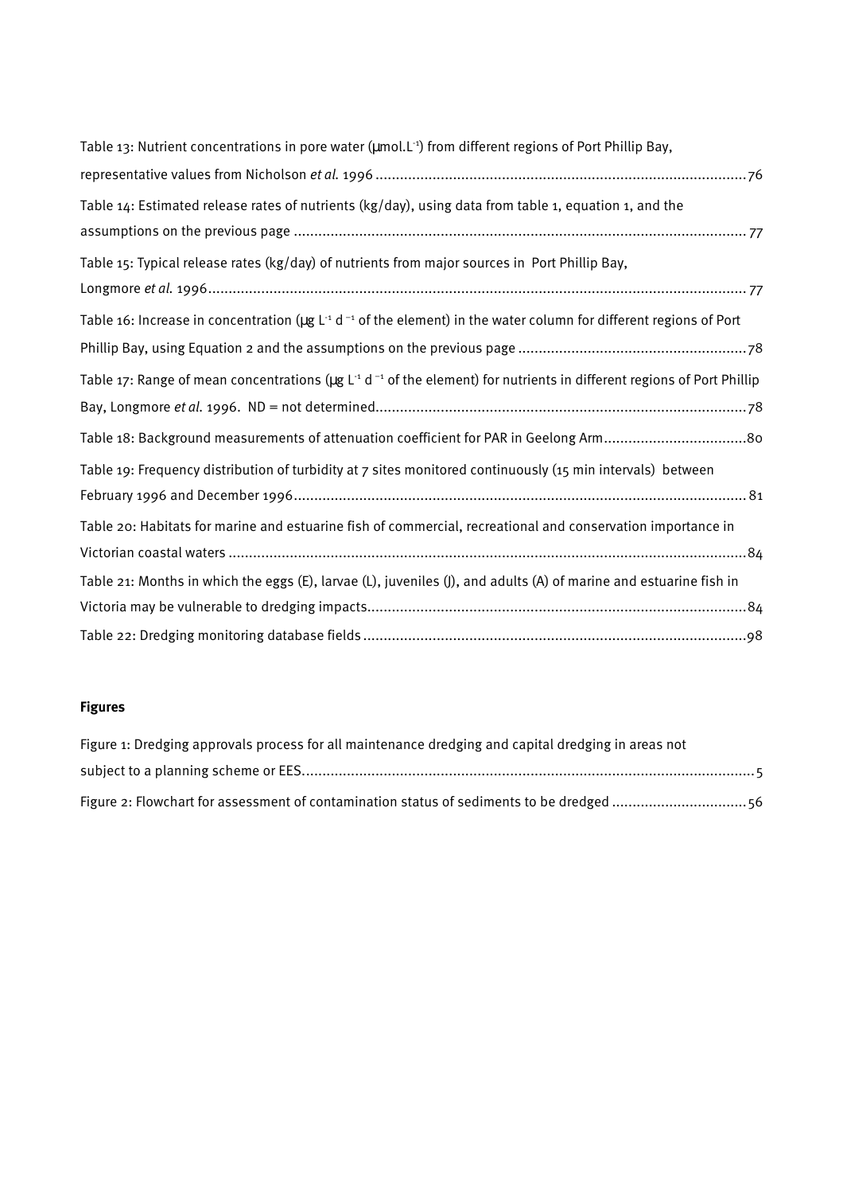Table 13: Nutrient concentrations in pore water (µmol.L$^{-1}$) from different regions of Port Phillip Bay, representative values from Nicholson *et al.* 1996 ........................................................................................... 76

Table 14: Estimated release rates of nutrients (kg/day), using data from table 1, equation 1, and the assumptions on the previous page ............................................................................................................... 77

Table 15: Typical release rates (kg/day) of nutrients from major sources in Port Phillip Bay, Longmore *et al.* 1996 ...................................................................................................................................... 77

Table 16: Increase in concentration (µg L$^{-1}$ d$^{-1}$ of the element) in the water column for different regions of Port Phillip Bay, using Equation 2 and the assumptions on the previous page ........................................................ 78

Table 17: Range of mean concentrations (µg L$^{-1}$ d$^{-1}$ of the element) for nutrients in different regions of Port Phillip Bay, Longmore *et al.* 1996. ND = not determined........................................................................................... 78

Table 18: Background measurements of attenuation coefficient for PAR in Geelong Arm.................................... 80

Table 19: Frequency distribution of turbidity at 7 sites monitored continuously (15 min intervals) between February 1996 and December 1996............................................................................................................... 81

Table 20: Habitats for marine and estuarine fish of commercial, recreational and conservation importance in Victorian coastal waters ............................................................................................................................... 84

Table 21: Months in which the eggs (E), larvae (L), juveniles (J), and adults (A) of marine and estuarine fish in Victoria may be vulnerable to dredging impacts............................................................................................. 84

Table 22: Dredging monitoring database fields .............................................................................................. 98

**Figures**

Figure 1: Dredging approvals process for all maintenance dredging and capital dredging in areas not subject to a planning scheme or EES............................................................................................................... 5

Figure 2: Flowchart for assessment of contamination status of sediments to be dredged ................................. 56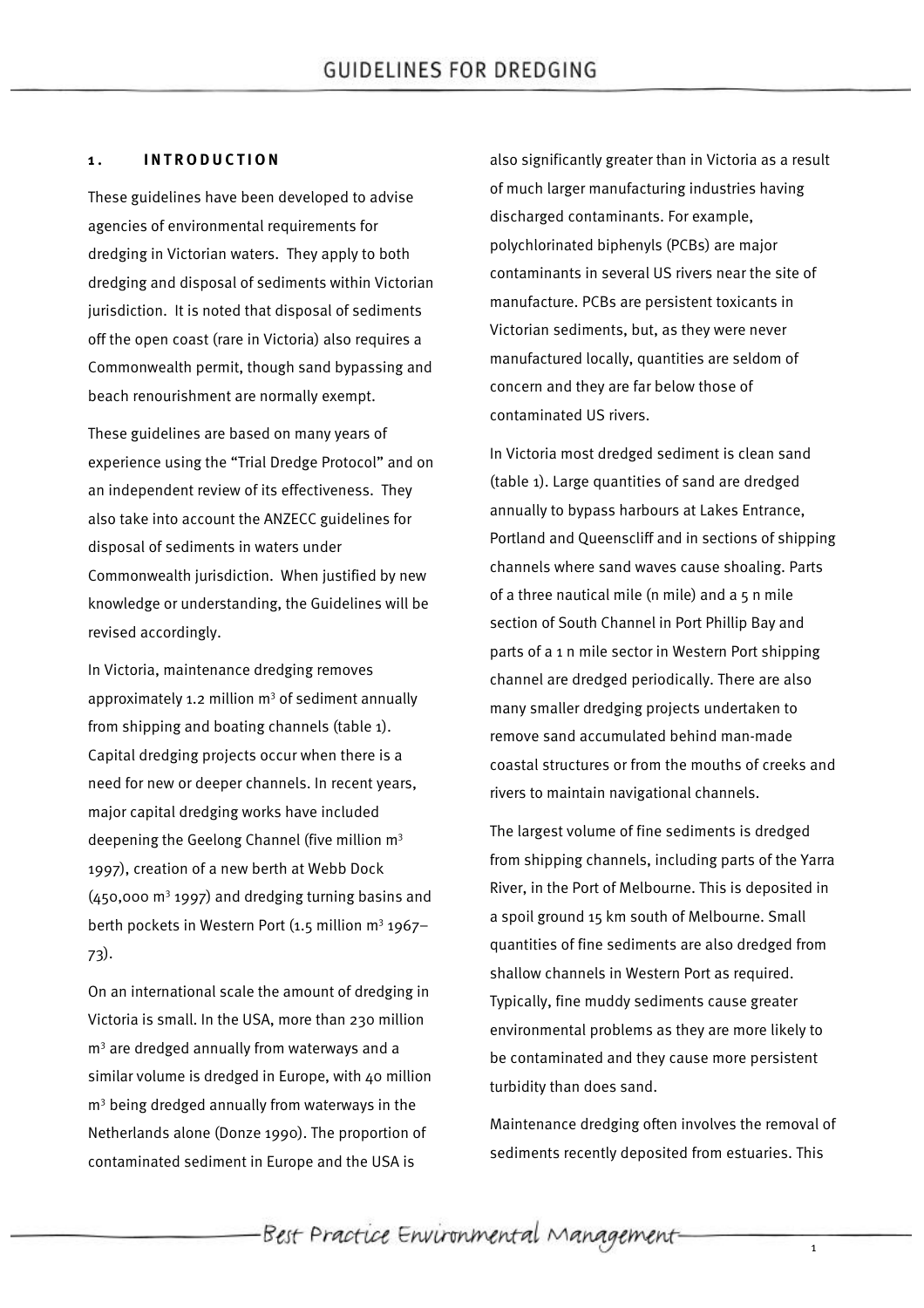## 1. INTRODUCTION

These guidelines have been developed to advise agencies of environmental requirements for dredging in Victorian waters. They apply to both dredging and disposal of sediments within Victorian jurisdiction. It is noted that disposal of sediments off the open coast (rare in Victoria) also requires a Commonwealth permit, though sand bypassing and beach renourishment are normally exempt.

These guidelines are based on many years of experience using the "Trial Dredge Protocol" and on an independent review of its effectiveness. They also take into account the ANZECC guidelines for disposal of sediments in waters under Commonwealth jurisdiction. When justified by new knowledge or understanding, the Guidelines will be revised accordingly.

In Victoria, maintenance dredging removes approximately 1.2 million $m^3$ of sediment annually from shipping and boating channels (table 1). Capital dredging projects occur when there is a need for new or deeper channels. In recent years, major capital dredging works have included deepening the Geelong Channel (five million $m^3$ 1997), creation of a new berth at Webb Dock (450,000 $m^3$ 1997) and dredging turning basins and berth pockets in Western Port (1.5 million $m^3$ 1967–73).

On an international scale the amount of dredging in Victoria is small. In the USA, more than 230 million $m^3$ are dredged annually from waterways and a similar volume is dredged in Europe, with 40 million $m^3$ being dredged annually from waterways in the Netherlands alone (Donze 1990). The proportion of contaminated sediment in Europe and the USA is also significantly greater than in Victoria as a result of much larger manufacturing industries having discharged contaminants. For example, polychlorinated biphenyls (PCBs) are major contaminants in several US rivers near the site of manufacture. PCBs are persistent toxicants in Victorian sediments, but, as they were never manufactured locally, quantities are seldom of concern and they are far below those of contaminated US rivers.

In Victoria most dredged sediment is clean sand (table 1). Large quantities of sand are dredged annually to bypass harbours at Lakes Entrance, Portland and Queenscliff and in sections of shipping channels where sand waves cause shoaling. Parts of a three nautical mile (n mile) and a 5 n mile section of South Channel in Port Phillip Bay and parts of a 1 n mile sector in Western Port shipping channel are dredged periodically. There are also many smaller dredging projects undertaken to remove sand accumulated behind man-made coastal structures or from the mouths of creeks and rivers to maintain navigational channels.

The largest volume of fine sediments is dredged from shipping channels, including parts of the Yarra River, in the Port of Melbourne. This is deposited in a spoil ground 15 km south of Melbourne. Small quantities of fine sediments are also dredged from shallow channels in Western Port as required. Typically, fine muddy sediments cause greater environmental problems as they are more likely to be contaminated and they cause more persistent turbidity than does sand.

Maintenance dredging often involves the removal of sediments recently deposited from estuaries. This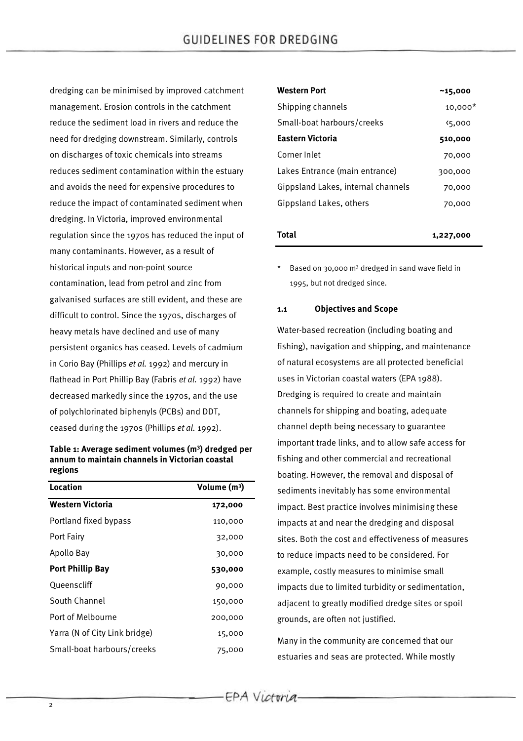dredging can be minimised by improved catchment management. Erosion controls in the catchment reduce the sediment load in rivers and reduce the need for dredging downstream. Similarly, controls on discharges of toxic chemicals into streams reduces sediment contamination within the estuary and avoids the need for expensive procedures to reduce the impact of contaminated sediment when dredging. In Victoria, improved environmental regulation since the 1970s has reduced the input of many contaminants. However, as a result of historical inputs and non-point source contamination, lead from petrol and zinc from galvanised surfaces are still evident, and these are difficult to control. Since the 1970s, discharges of heavy metals have declined and use of many persistent organics has ceased. Levels of cadmium in Corio Bay (Phillips *et al.* 1992) and mercury in flathead in Port Phillip Bay (Fabris *et al.* 1992) have decreased markedly since the 1970s, and the use of polychlorinated biphenyls (PCBs) and DDT, ceased during the 1970s (Phillips *et al.* 1992).

**Table 1: Average sediment volumes ($m^3$) dredged per annum to maintain channels in Victorian coastal regions**

| Location | Volume ($m^3$) |
|---|---|
| **Western Victoria** | **172,000** |
| Portland fixed bypass | 110,000 |
| Port Fairy | 32,000 |
| Apollo Bay | 30,000 |
| **Port Phillip Bay** | **530,000** |
| Queenscliff | 90,000 |
| South Channel | 150,000 |
| Port of Melbourne | 200,000 |
| Yarra (N of City Link bridge) | 15,000 |
| Small-boat harbours/creeks | 75,000 |
| **Western Port** | **~15,000** |
| Shipping channels | 10,000* |
| Small-boat harbours/creeks | <5,000 |
| **Eastern Victoria** | **510,000** |
| Corner Inlet | 70,000 |
| Lakes Entrance (main entrance) | 300,000 |
| Gippsland Lakes, internal channels | 70,000 |
| Gippsland Lakes, others | 70,000 |
| **Total** | **1,227,000** |

\* Based on 30,000 $m^3$ dredged in sand wave field in 1995, but not dredged since.

### 1.1 Objectives and Scope

Water-based recreation (including boating and fishing), navigation and shipping, and maintenance of natural ecosystems are all protected beneficial uses in Victorian coastal waters (EPA 1988). Dredging is required to create and maintain channels for shipping and boating, adequate channel depth being necessary to guarantee important trade links, and to allow safe access for fishing and other commercial and recreational boating. However, the removal and disposal of sediments inevitably has some environmental impact. Best practice involves minimising these impacts at and near the dredging and disposal sites. Both the cost and effectiveness of measures to reduce impacts need to be considered. For example, costly measures to minimise small impacts due to limited turbidity or sedimentation, adjacent to greatly modified dredge sites or spoil grounds, are often not justified.

Many in the community are concerned that our estuaries and seas are protected. While mostly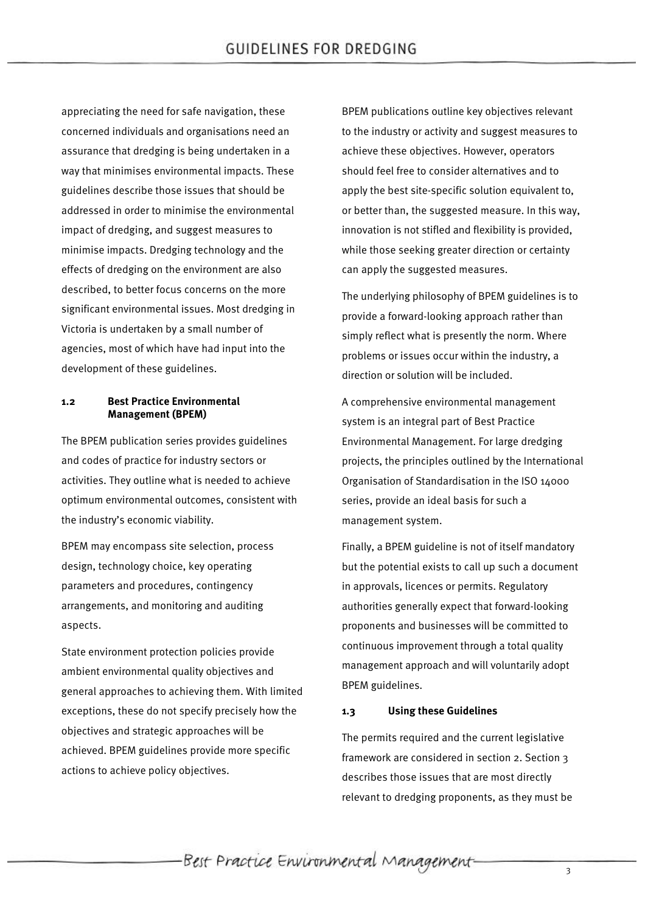appreciating the need for safe navigation, these concerned individuals and organisations need an assurance that dredging is being undertaken in a way that minimises environmental impacts. These guidelines describe those issues that should be addressed in order to minimise the environmental impact of dredging, and suggest measures to minimise impacts. Dredging technology and the effects of dredging on the environment are also described, to better focus concerns on the more significant environmental issues. Most dredging in Victoria is undertaken by a small number of agencies, most of which have had input into the development of these guidelines.

### 1.2 Best Practice Environmental Management (BPEM)

The BPEM publication series provides guidelines and codes of practice for industry sectors or activities. They outline what is needed to achieve optimum environmental outcomes, consistent with the industry's economic viability.

BPEM may encompass site selection, process design, technology choice, key operating parameters and procedures, contingency arrangements, and monitoring and auditing aspects.

State environment protection policies provide ambient environmental quality objectives and general approaches to achieving them. With limited exceptions, these do not specify precisely how the objectives and strategic approaches will be achieved. BPEM guidelines provide more specific actions to achieve policy objectives.

BPEM publications outline key objectives relevant to the industry or activity and suggest measures to achieve these objectives. However, operators should feel free to consider alternatives and to apply the best site-specific solution equivalent to, or better than, the suggested measure. In this way, innovation is not stifled and flexibility is provided, while those seeking greater direction or certainty can apply the suggested measures.

The underlying philosophy of BPEM guidelines is to provide a forward-looking approach rather than simply reflect what is presently the norm. Where problems or issues occur within the industry, a direction or solution will be included.

A comprehensive environmental management system is an integral part of Best Practice Environmental Management. For large dredging projects, the principles outlined by the International Organisation of Standardisation in the ISO 14000 series, provide an ideal basis for such a management system.

Finally, a BPEM guideline is not of itself mandatory but the potential exists to call up such a document in approvals, licences or permits. Regulatory authorities generally expect that forward-looking proponents and businesses will be committed to continuous improvement through a total quality management approach and will voluntarily adopt BPEM guidelines.

### 1.3 Using these Guidelines

The permits required and the current legislative framework are considered in section 2. Section 3 describes those issues that are most directly relevant to dredging proponents, as they must be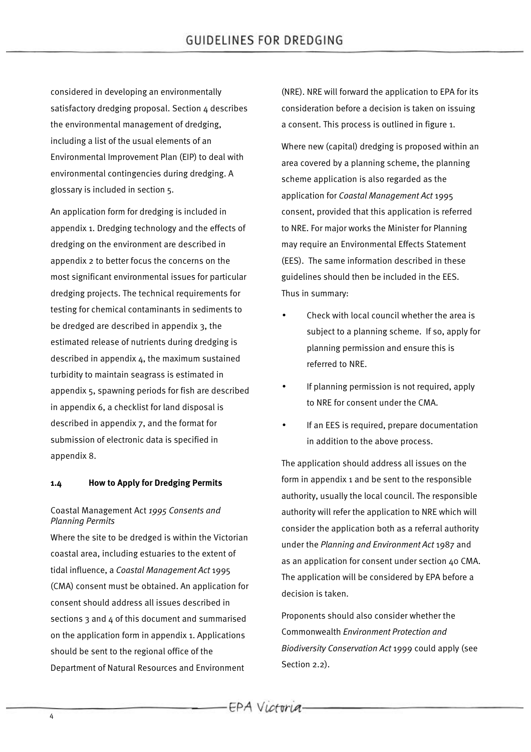considered in developing an environmentally satisfactory dredging proposal. Section 4 describes the environmental management of dredging, including a list of the usual elements of an Environmental Improvement Plan (EIP) to deal with environmental contingencies during dredging. A glossary is included in section 5.

An application form for dredging is included in appendix 1. Dredging technology and the effects of dredging on the environment are described in appendix 2 to better focus the concerns on the most significant environmental issues for particular dredging projects. The technical requirements for testing for chemical contaminants in sediments to be dredged are described in appendix 3, the estimated release of nutrients during dredging is described in appendix 4, the maximum sustained turbidity to maintain seagrass is estimated in appendix 5, spawning periods for fish are described in appendix 6, a checklist for land disposal is described in appendix 7, and the format for submission of electronic data is specified in appendix 8.

### 1.4 How to Apply for Dredging Permits

Coastal Management Act *1995 Consents and Planning Permits*

Where the site to be dredged is within the Victorian coastal area, including estuaries to the extent of tidal influence, a *Coastal Management Act* 1995 (CMA) consent must be obtained. An application for consent should address all issues described in sections 3 and 4 of this document and summarised on the application form in appendix 1. Applications should be sent to the regional office of the Department of Natural Resources and Environment (NRE). NRE will forward the application to EPA for its consideration before a decision is taken on issuing a consent. This process is outlined in figure 1.

Where new (capital) dredging is proposed within an area covered by a planning scheme, the planning scheme application is also regarded as the application for *Coastal Management Act* 1995 consent, provided that this application is referred to NRE. For major works the Minister for Planning may require an Environmental Effects Statement (EES). The same information described in these guidelines should then be included in the EES. Thus in summary:

- Check with local council whether the area is subject to a planning scheme. If so, apply for planning permission and ensure this is referred to NRE.
- If planning permission is not required, apply to NRE for consent under the CMA.
- If an EES is required, prepare documentation in addition to the above process.

The application should address all issues on the form in appendix 1 and be sent to the responsible authority, usually the local council. The responsible authority will refer the application to NRE which will consider the application both as a referral authority under the *Planning and Environment Act* 1987 and as an application for consent under section 40 CMA. The application will be considered by EPA before a decision is taken.

Proponents should also consider whether the Commonwealth *Environment Protection and Biodiversity Conservation Act* 1999 could apply (see Section 2.2).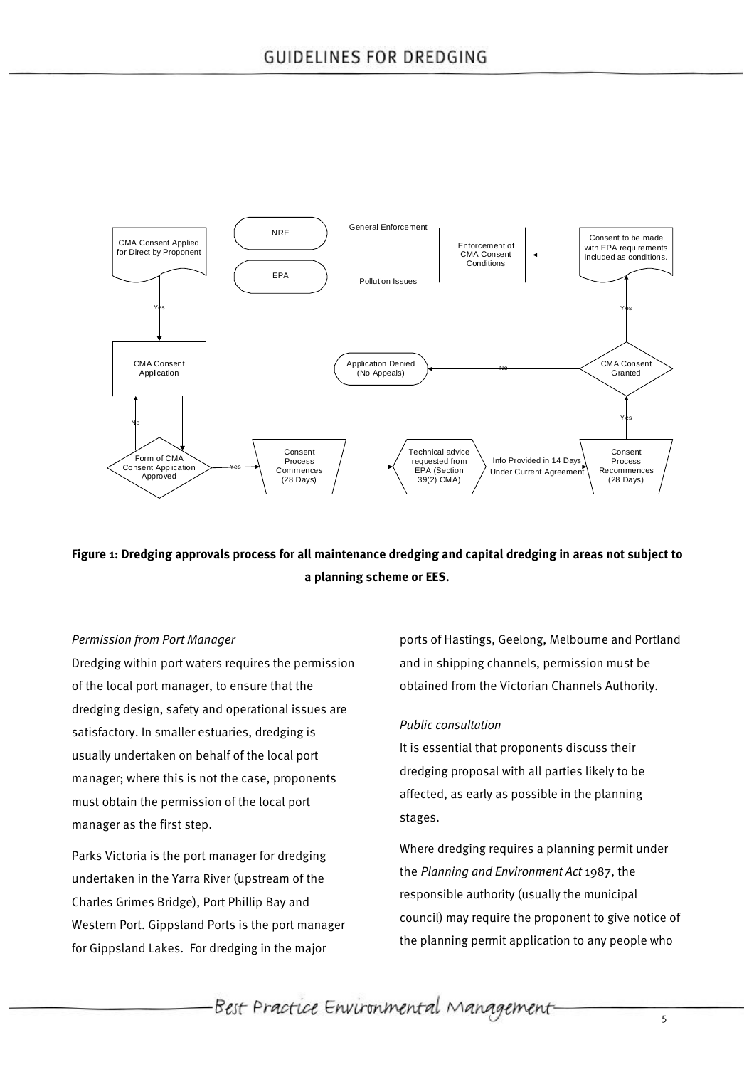**Figure 1: Dredging approvals process for all maintenance dredging and capital dredging in areas not subject to a planning scheme or EES.**

*Permission from Port Manager*

Dredging within port waters requires the permission of the local port manager, to ensure that the dredging design, safety and operational issues are satisfactory. In smaller estuaries, dredging is usually undertaken on behalf of the local port manager; where this is not the case, proponents must obtain the permission of the local port manager as the first step.

Parks Victoria is the port manager for dredging undertaken in the Yarra River (upstream of the Charles Grimes Bridge), Port Phillip Bay and Western Port. Gippsland Ports is the port manager for Gippsland Lakes. For dredging in the major ports of Hastings, Geelong, Melbourne and Portland and in shipping channels, permission must be obtained from the Victorian Channels Authority.

*Public consultation*

It is essential that proponents discuss their dredging proposal with all parties likely to be affected, as early as possible in the planning stages.

Where dredging requires a planning permit under the *Planning and Environment Act* 1987, the responsible authority (usually the municipal council) may require the proponent to give notice of the planning permit application to any people who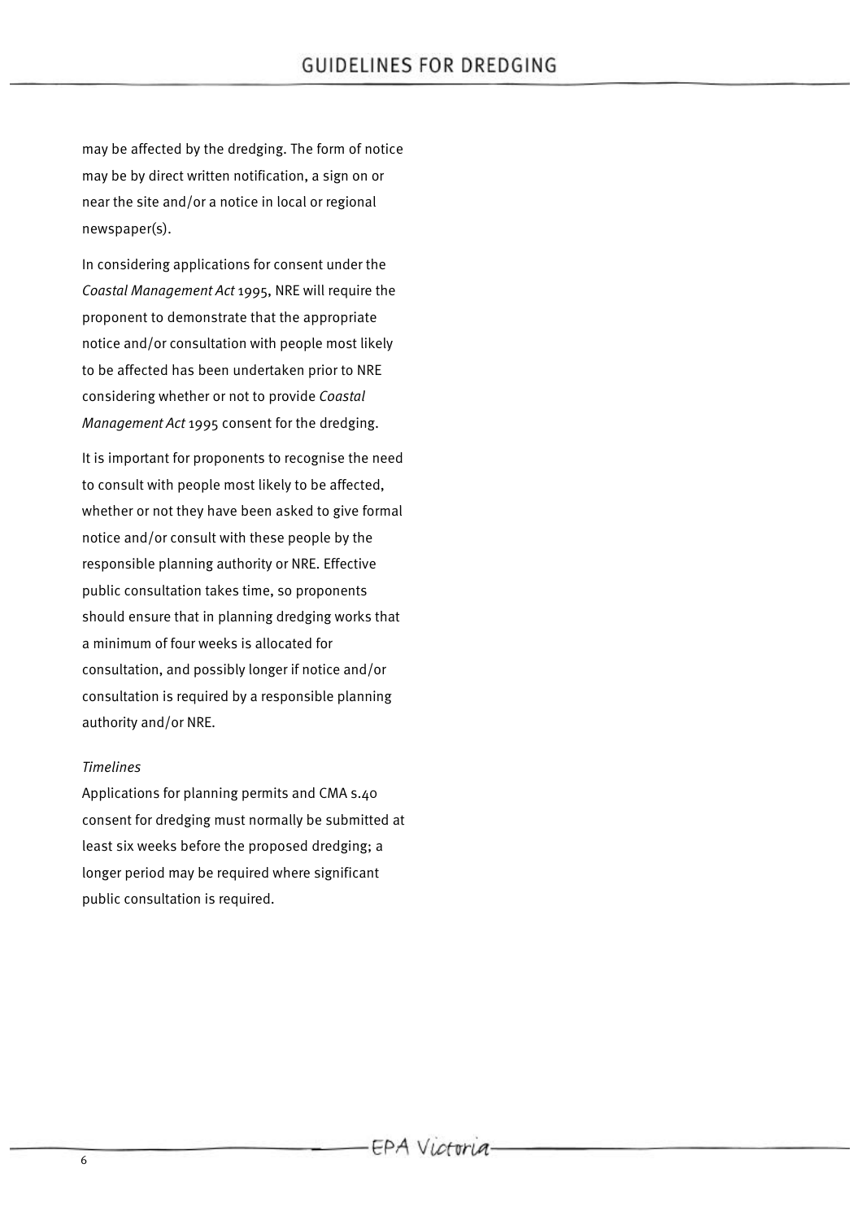may be affected by the dredging. The form of notice may be by direct written notification, a sign on or near the site and/or a notice in local or regional newspaper(s).

In considering applications for consent under the *Coastal Management Act* 1995, NRE will require the proponent to demonstrate that the appropriate notice and/or consultation with people most likely to be affected has been undertaken prior to NRE considering whether or not to provide *Coastal Management Act* 1995 consent for the dredging.

It is important for proponents to recognise the need to consult with people most likely to be affected, whether or not they have been asked to give formal notice and/or consult with these people by the responsible planning authority or NRE. Effective public consultation takes time, so proponents should ensure that in planning dredging works that a minimum of four weeks is allocated for consultation, and possibly longer if notice and/or consultation is required by a responsible planning authority and/or NRE.

*Timelines*

Applications for planning permits and CMA s.40 consent for dredging must normally be submitted at least six weeks before the proposed dredging; a longer period may be required where significant public consultation is required.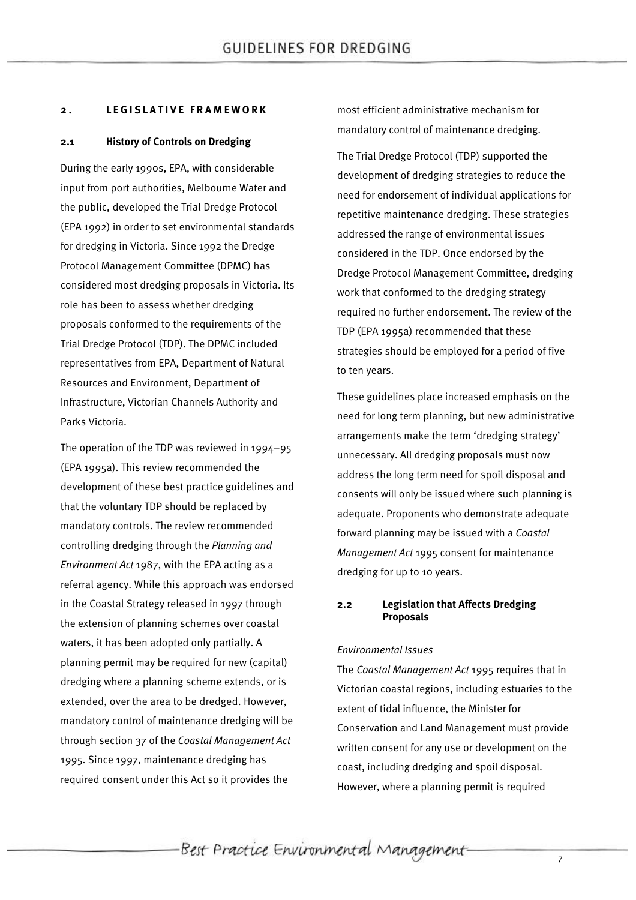## 2. LEGISLATIVE FRAMEWORK

### 2.1 History of Controls on Dredging

During the early 1990s, EPA, with considerable input from port authorities, Melbourne Water and the public, developed the Trial Dredge Protocol (EPA 1992) in order to set environmental standards for dredging in Victoria. Since 1992 the Dredge Protocol Management Committee (DPMC) has considered most dredging proposals in Victoria. Its role has been to assess whether dredging proposals conformed to the requirements of the Trial Dredge Protocol (TDP). The DPMC included representatives from EPA, Department of Natural Resources and Environment, Department of Infrastructure, Victorian Channels Authority and Parks Victoria.

The operation of the TDP was reviewed in 1994–95 (EPA 1995a). This review recommended the development of these best practice guidelines and that the voluntary TDP should be replaced by mandatory controls. The review recommended controlling dredging through the *Planning and Environment Act* 1987, with the EPA acting as a referral agency. While this approach was endorsed in the Coastal Strategy released in 1997 through the extension of planning schemes over coastal waters, it has been adopted only partially. A planning permit may be required for new (capital) dredging where a planning scheme extends, or is extended, over the area to be dredged. However, mandatory control of maintenance dredging will be through section 37 of the *Coastal Management Act* 1995. Since 1997, maintenance dredging has required consent under this Act so it provides the most efficient administrative mechanism for mandatory control of maintenance dredging.

The Trial Dredge Protocol (TDP) supported the development of dredging strategies to reduce the need for endorsement of individual applications for repetitive maintenance dredging. These strategies addressed the range of environmental issues considered in the TDP. Once endorsed by the Dredge Protocol Management Committee, dredging work that conformed to the dredging strategy required no further endorsement. The review of the TDP (EPA 1995a) recommended that these strategies should be employed for a period of five to ten years.

These guidelines place increased emphasis on the need for long term planning, but new administrative arrangements make the term 'dredging strategy' unnecessary. All dredging proposals must now address the long term need for spoil disposal and consents will only be issued where such planning is adequate. Proponents who demonstrate adequate forward planning may be issued with a *Coastal Management Act* 1995 consent for maintenance dredging for up to 10 years.

### 2.2 Legislation that Affects Dredging Proposals

*Environmental Issues*

The *Coastal Management Act* 1995 requires that in Victorian coastal regions, including estuaries to the extent of tidal influence, the Minister for Conservation and Land Management must provide written consent for any use or development on the coast, including dredging and spoil disposal. However, where a planning permit is required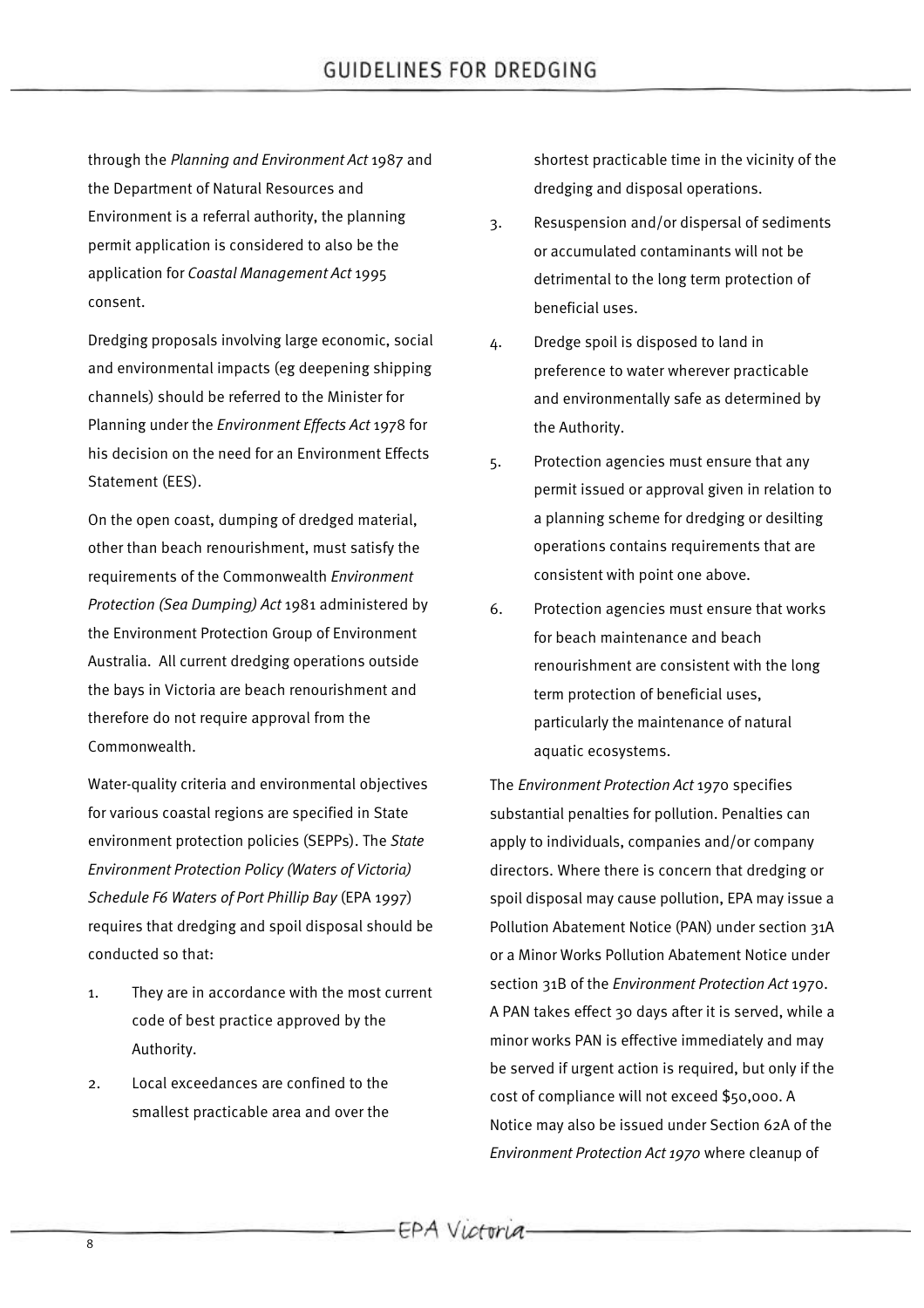through the *Planning and Environment Act* 1987 and the Department of Natural Resources and Environment is a referral authority, the planning permit application is considered to also be the application for *Coastal Management Act* 1995 consent.

Dredging proposals involving large economic, social and environmental impacts (eg deepening shipping channels) should be referred to the Minister for Planning under the *Environment Effects Act* 1978 for his decision on the need for an Environment Effects Statement (EES).

On the open coast, dumping of dredged material, other than beach renourishment, must satisfy the requirements of the Commonwealth *Environment Protection (Sea Dumping) Act* 1981 administered by the Environment Protection Group of Environment Australia. All current dredging operations outside the bays in Victoria are beach renourishment and therefore do not require approval from the Commonwealth.

Water-quality criteria and environmental objectives for various coastal regions are specified in State environment protection policies (SEPPs). The *State Environment Protection Policy (Waters of Victoria) Schedule F6 Waters of Port Phillip Bay* (EPA 1997) requires that dredging and spoil disposal should be conducted so that:

1. They are in accordance with the most current code of best practice approved by the Authority.
2. Local exceedances are confined to the smallest practicable area and over the shortest practicable time in the vicinity of the dredging and disposal operations.
3. Resuspension and/or dispersal of sediments or accumulated contaminants will not be detrimental to the long term protection of beneficial uses.
4. Dredge spoil is disposed to land in preference to water wherever practicable and environmentally safe as determined by the Authority.
5. Protection agencies must ensure that any permit issued or approval given in relation to a planning scheme for dredging or desilting operations contains requirements that are consistent with point one above.
6. Protection agencies must ensure that works for beach maintenance and beach renourishment are consistent with the long term protection of beneficial uses, particularly the maintenance of natural aquatic ecosystems.

The *Environment Protection Act* 1970 specifies substantial penalties for pollution. Penalties can apply to individuals, companies and/or company directors. Where there is concern that dredging or spoil disposal may cause pollution, EPA may issue a Pollution Abatement Notice (PAN) under section 31A or a Minor Works Pollution Abatement Notice under section 31B of the *Environment Protection Act* 1970. A PAN takes effect 30 days after it is served, while a minor works PAN is effective immediately and may be served if urgent action is required, but only if the cost of compliance will not exceed $50,000. A Notice may also be issued under Section 62A of the *Environment Protection Act 1970* where cleanup of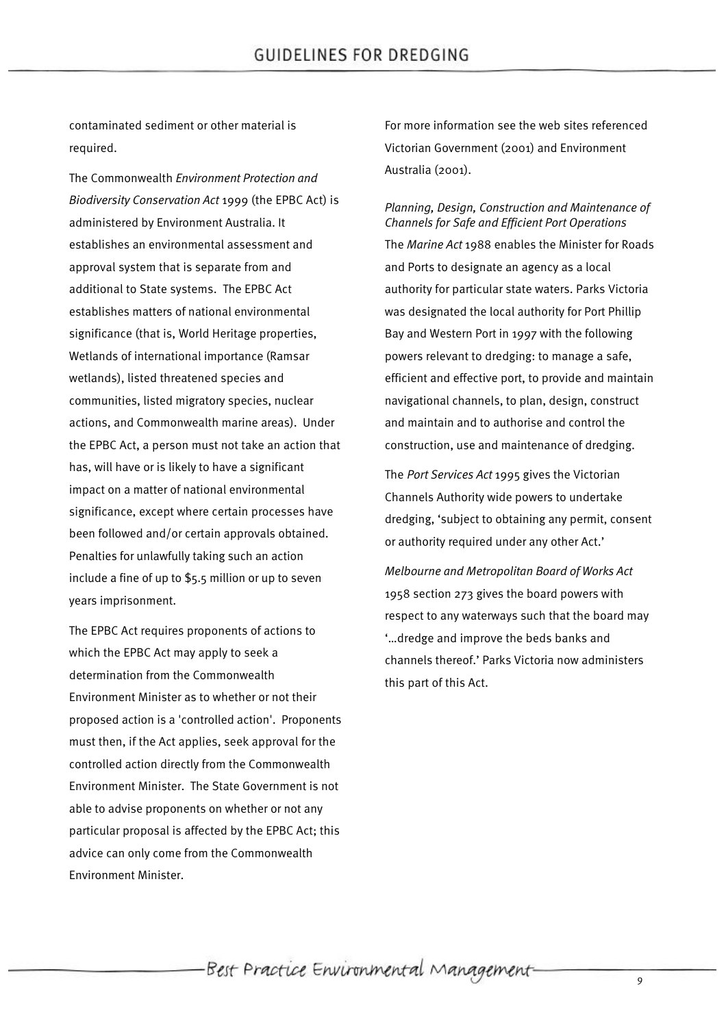contaminated sediment or other material is required.

The Commonwealth *Environment Protection and Biodiversity Conservation Act* 1999 (the EPBC Act) is administered by Environment Australia. It establishes an environmental assessment and approval system that is separate from and additional to State systems. The EPBC Act establishes matters of national environmental significance (that is, World Heritage properties, Wetlands of international importance (Ramsar wetlands), listed threatened species and communities, listed migratory species, nuclear actions, and Commonwealth marine areas). Under the EPBC Act, a person must not take an action that has, will have or is likely to have a significant impact on a matter of national environmental significance, except where certain processes have been followed and/or certain approvals obtained. Penalties for unlawfully taking such an action include a fine of up to $5.5 million or up to seven years imprisonment.

The EPBC Act requires proponents of actions to which the EPBC Act may apply to seek a determination from the Commonwealth Environment Minister as to whether or not their proposed action is a 'controlled action'. Proponents must then, if the Act applies, seek approval for the controlled action directly from the Commonwealth Environment Minister. The State Government is not able to advise proponents on whether or not any particular proposal is affected by the EPBC Act; this advice can only come from the Commonwealth Environment Minister.

For more information see the web sites referenced Victorian Government (2001) and Environment Australia (2001).

*Planning, Design, Construction and Maintenance of Channels for Safe and Efficient Port Operations*

The *Marine Act* 1988 enables the Minister for Roads and Ports to designate an agency as a local authority for particular state waters. Parks Victoria was designated the local authority for Port Phillip Bay and Western Port in 1997 with the following powers relevant to dredging: to manage a safe, efficient and effective port, to provide and maintain navigational channels, to plan, design, construct and maintain and to authorise and control the construction, use and maintenance of dredging.

The *Port Services Act* 1995 gives the Victorian Channels Authority wide powers to undertake dredging, 'subject to obtaining any permit, consent or authority required under any other Act.'

*Melbourne and Metropolitan Board of Works Act* 1958 section 273 gives the board powers with respect to any waterways such that the board may '…dredge and improve the beds banks and channels thereof.' Parks Victoria now administers this part of this Act.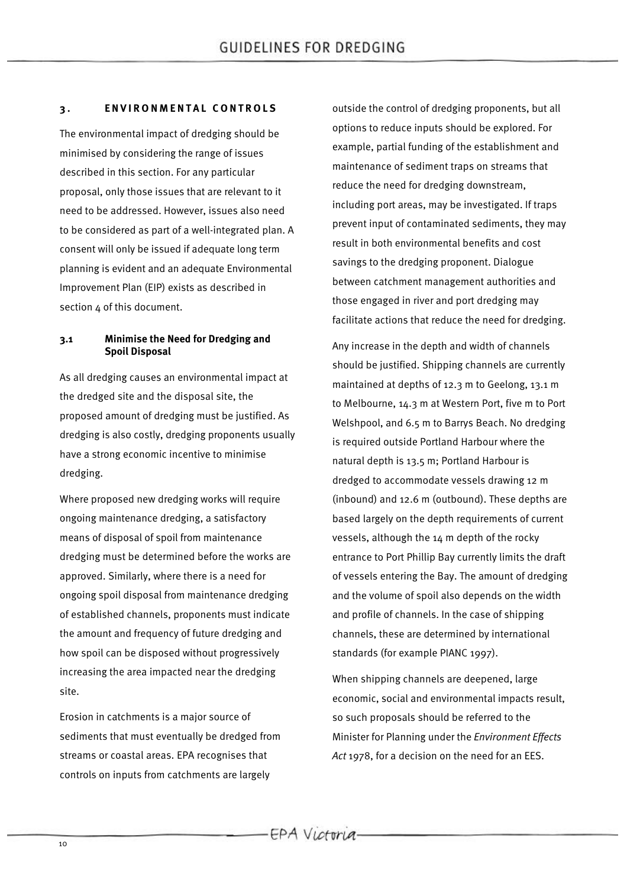## 3. ENVIRONMENTAL CONTROLS

The environmental impact of dredging should be minimised by considering the range of issues described in this section. For any particular proposal, only those issues that are relevant to it need to be addressed. However, issues also need to be considered as part of a well-integrated plan. A consent will only be issued if adequate long term planning is evident and an adequate Environmental Improvement Plan (EIP) exists as described in section 4 of this document.

### 3.1 Minimise the Need for Dredging and Spoil Disposal

As all dredging causes an environmental impact at the dredged site and the disposal site, the proposed amount of dredging must be justified. As dredging is also costly, dredging proponents usually have a strong economic incentive to minimise dredging.

Where proposed new dredging works will require ongoing maintenance dredging, a satisfactory means of disposal of spoil from maintenance dredging must be determined before the works are approved. Similarly, where there is a need for ongoing spoil disposal from maintenance dredging of established channels, proponents must indicate the amount and frequency of future dredging and how spoil can be disposed without progressively increasing the area impacted near the dredging site.

Erosion in catchments is a major source of sediments that must eventually be dredged from streams or coastal areas. EPA recognises that controls on inputs from catchments are largely outside the control of dredging proponents, but all options to reduce inputs should be explored. For example, partial funding of the establishment and maintenance of sediment traps on streams that reduce the need for dredging downstream, including port areas, may be investigated. If traps prevent input of contaminated sediments, they may result in both environmental benefits and cost savings to the dredging proponent. Dialogue between catchment management authorities and those engaged in river and port dredging may facilitate actions that reduce the need for dredging.

Any increase in the depth and width of channels should be justified. Shipping channels are currently maintained at depths of 12.3 m to Geelong, 13.1 m to Melbourne, 14.3 m at Western Port, five m to Port Welshpool, and 6.5 m to Barrys Beach. No dredging is required outside Portland Harbour where the natural depth is 13.5 m; Portland Harbour is dredged to accommodate vessels drawing 12 m (inbound) and 12.6 m (outbound). These depths are based largely on the depth requirements of current vessels, although the 14 m depth of the rocky entrance to Port Phillip Bay currently limits the draft of vessels entering the Bay. The amount of dredging and the volume of spoil also depends on the width and profile of channels. In the case of shipping channels, these are determined by international standards (for example PIANC 1997).

When shipping channels are deepened, large economic, social and environmental impacts result, so such proposals should be referred to the Minister for Planning under the *Environment Effects Act* 1978, for a decision on the need for an EES.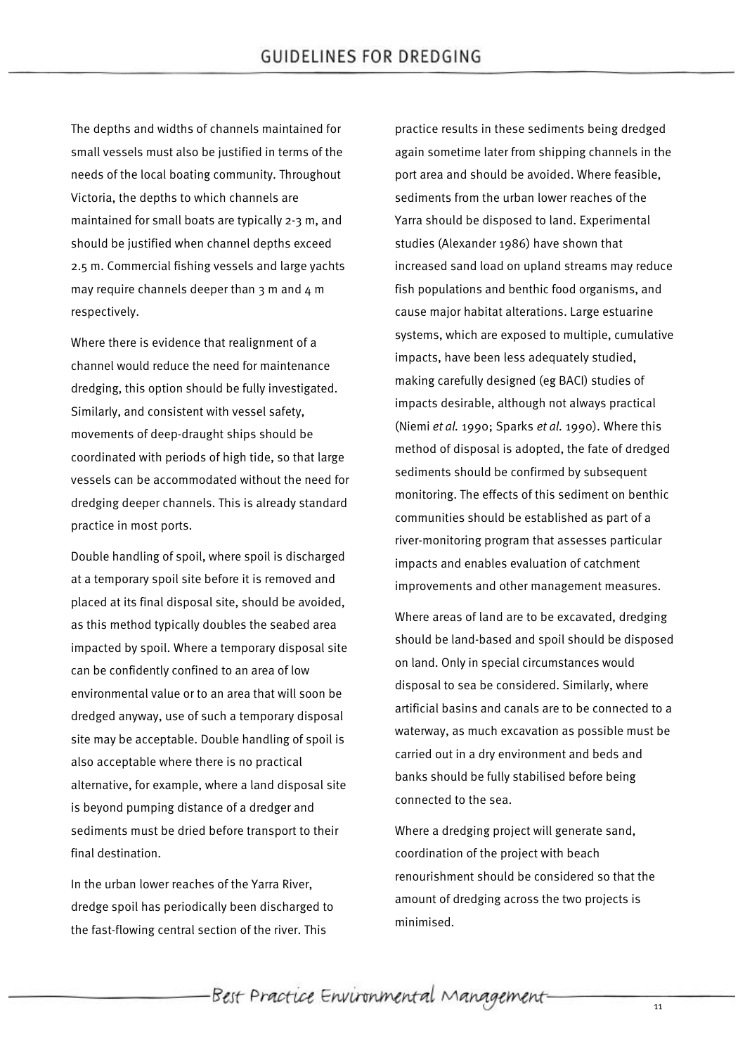The depths and widths of channels maintained for small vessels must also be justified in terms of the needs of the local boating community. Throughout Victoria, the depths to which channels are maintained for small boats are typically 2-3 m, and should be justified when channel depths exceed 2.5 m. Commercial fishing vessels and large yachts may require channels deeper than 3 m and 4 m respectively.

Where there is evidence that realignment of a channel would reduce the need for maintenance dredging, this option should be fully investigated. Similarly, and consistent with vessel safety, movements of deep-draught ships should be coordinated with periods of high tide, so that large vessels can be accommodated without the need for dredging deeper channels. This is already standard practice in most ports.

Double handling of spoil, where spoil is discharged at a temporary spoil site before it is removed and placed at its final disposal site, should be avoided, as this method typically doubles the seabed area impacted by spoil. Where a temporary disposal site can be confidently confined to an area of low environmental value or to an area that will soon be dredged anyway, use of such a temporary disposal site may be acceptable. Double handling of spoil is also acceptable where there is no practical alternative, for example, where a land disposal site is beyond pumping distance of a dredger and sediments must be dried before transport to their final destination.

In the urban lower reaches of the Yarra River, dredge spoil has periodically been discharged to the fast-flowing central section of the river. This practice results in these sediments being dredged again sometime later from shipping channels in the port area and should be avoided. Where feasible, sediments from the urban lower reaches of the Yarra should be disposed to land. Experimental studies (Alexander 1986) have shown that increased sand load on upland streams may reduce fish populations and benthic food organisms, and cause major habitat alterations. Large estuarine systems, which are exposed to multiple, cumulative impacts, have been less adequately studied, making carefully designed (eg BACI) studies of impacts desirable, although not always practical (Niemi *et al.* 1990; Sparks *et al.* 1990). Where this method of disposal is adopted, the fate of dredged sediments should be confirmed by subsequent monitoring. The effects of this sediment on benthic communities should be established as part of a river-monitoring program that assesses particular impacts and enables evaluation of catchment improvements and other management measures.

Where areas of land are to be excavated, dredging should be land-based and spoil should be disposed on land. Only in special circumstances would disposal to sea be considered. Similarly, where artificial basins and canals are to be connected to a waterway, as much excavation as possible must be carried out in a dry environment and beds and banks should be fully stabilised before being connected to the sea.

Where a dredging project will generate sand, coordination of the project with beach renourishment should be considered so that the amount of dredging across the two projects is minimised.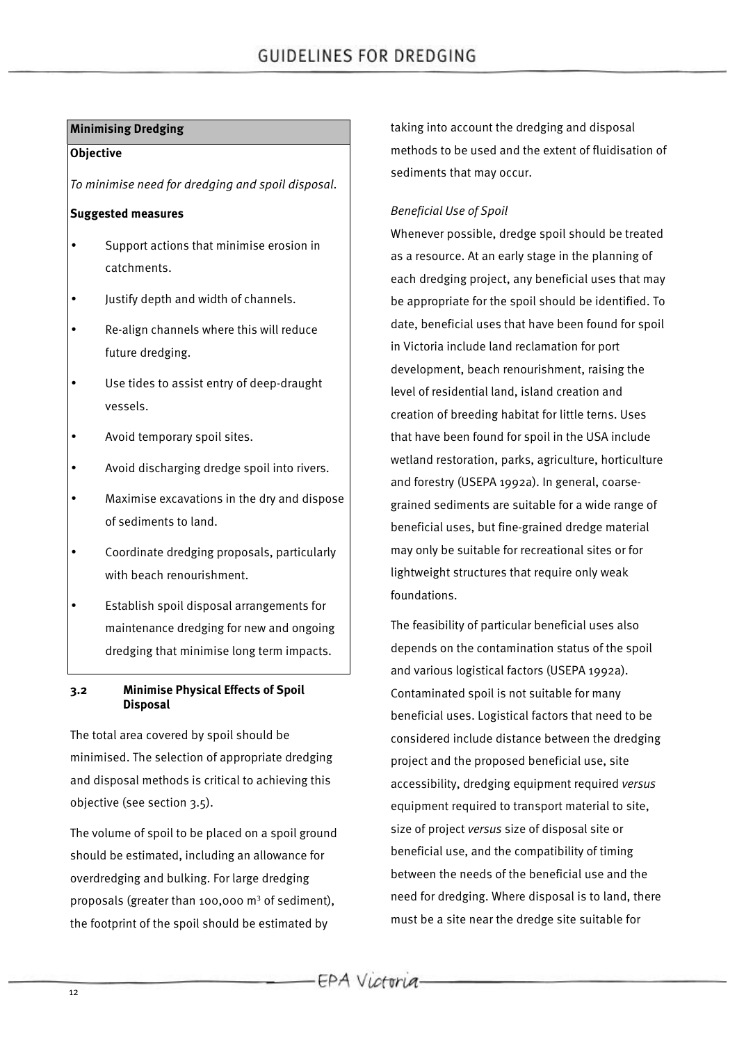**Minimising Dredging**

**Objective**

*To minimise need for dredging and spoil disposal.*

**Suggested measures**

- Support actions that minimise erosion in catchments.
- Justify depth and width of channels.
- Re-align channels where this will reduce future dredging.
- Use tides to assist entry of deep-draught vessels.
- Avoid temporary spoil sites.
- Avoid discharging dredge spoil into rivers.
- Maximise excavations in the dry and dispose of sediments to land.
- Coordinate dredging proposals, particularly with beach renourishment.
- Establish spoil disposal arrangements for maintenance dredging for new and ongoing dredging that minimise long term impacts.

### 3.2 Minimise Physical Effects of Spoil Disposal

The total area covered by spoil should be minimised. The selection of appropriate dredging and disposal methods is critical to achieving this objective (see section 3.5).

The volume of spoil to be placed on a spoil ground should be estimated, including an allowance for overdredging and bulking. For large dredging proposals (greater than 100,000 $m^3$ of sediment), the footprint of the spoil should be estimated by taking into account the dredging and disposal methods to be used and the extent of fluidisation of sediments that may occur.

*Beneficial Use of Spoil*

Whenever possible, dredge spoil should be treated as a resource. At an early stage in the planning of each dredging project, any beneficial uses that may be appropriate for the spoil should be identified. To date, beneficial uses that have been found for spoil in Victoria include land reclamation for port development, beach renourishment, raising the level of residential land, island creation and creation of breeding habitat for little terns. Uses that have been found for spoil in the USA include wetland restoration, parks, agriculture, horticulture and forestry (USEPA 1992a). In general, coarse-grained sediments are suitable for a wide range of beneficial uses, but fine-grained dredge material may only be suitable for recreational sites or for lightweight structures that require only weak foundations.

The feasibility of particular beneficial uses also depends on the contamination status of the spoil and various logistical factors (USEPA 1992a). Contaminated spoil is not suitable for many beneficial uses. Logistical factors that need to be considered include distance between the dredging project and the proposed beneficial use, site accessibility, dredging equipment required *versus* equipment required to transport material to site, size of project *versus* size of disposal site or beneficial use, and the compatibility of timing between the needs of the beneficial use and the need for dredging. Where disposal is to land, there must be a site near the dredge site suitable for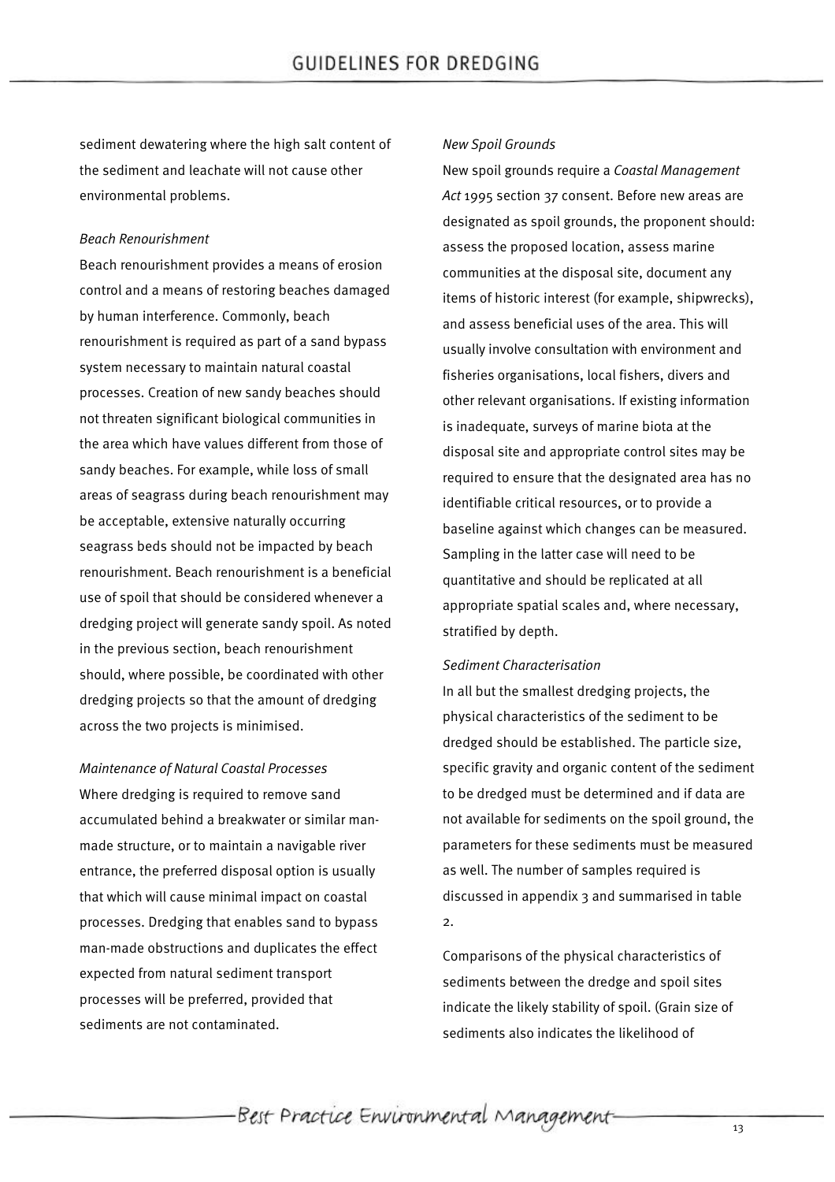sediment dewatering where the high salt content of the sediment and leachate will not cause other environmental problems.

*Beach Renourishment*

Beach renourishment provides a means of erosion control and a means of restoring beaches damaged by human interference. Commonly, beach renourishment is required as part of a sand bypass system necessary to maintain natural coastal processes. Creation of new sandy beaches should not threaten significant biological communities in the area which have values different from those of sandy beaches. For example, while loss of small areas of seagrass during beach renourishment may be acceptable, extensive naturally occurring seagrass beds should not be impacted by beach renourishment. Beach renourishment is a beneficial use of spoil that should be considered whenever a dredging project will generate sandy spoil. As noted in the previous section, beach renourishment should, where possible, be coordinated with other dredging projects so that the amount of dredging across the two projects is minimised.

*Maintenance of Natural Coastal Processes*

Where dredging is required to remove sand accumulated behind a breakwater or similar man-made structure, or to maintain a navigable river entrance, the preferred disposal option is usually that which will cause minimal impact on coastal processes. Dredging that enables sand to bypass man-made obstructions and duplicates the effect expected from natural sediment transport processes will be preferred, provided that sediments are not contaminated.

*New Spoil Grounds*

New spoil grounds require a *Coastal Management Act* 1995 section 37 consent. Before new areas are designated as spoil grounds, the proponent should: assess the proposed location, assess marine communities at the disposal site, document any items of historic interest (for example, shipwrecks), and assess beneficial uses of the area. This will usually involve consultation with environment and fisheries organisations, local fishers, divers and other relevant organisations. If existing information is inadequate, surveys of marine biota at the disposal site and appropriate control sites may be required to ensure that the designated area has no identifiable critical resources, or to provide a baseline against which changes can be measured. Sampling in the latter case will need to be quantitative and should be replicated at all appropriate spatial scales and, where necessary, stratified by depth.

*Sediment Characterisation*

In all but the smallest dredging projects, the physical characteristics of the sediment to be dredged should be established. The particle size, specific gravity and organic content of the sediment to be dredged must be determined and if data are not available for sediments on the spoil ground, the parameters for these sediments must be measured as well. The number of samples required is discussed in appendix 3 and summarised in table 2.

Comparisons of the physical characteristics of sediments between the dredge and spoil sites indicate the likely stability of spoil. (Grain size of sediments also indicates the likelihood of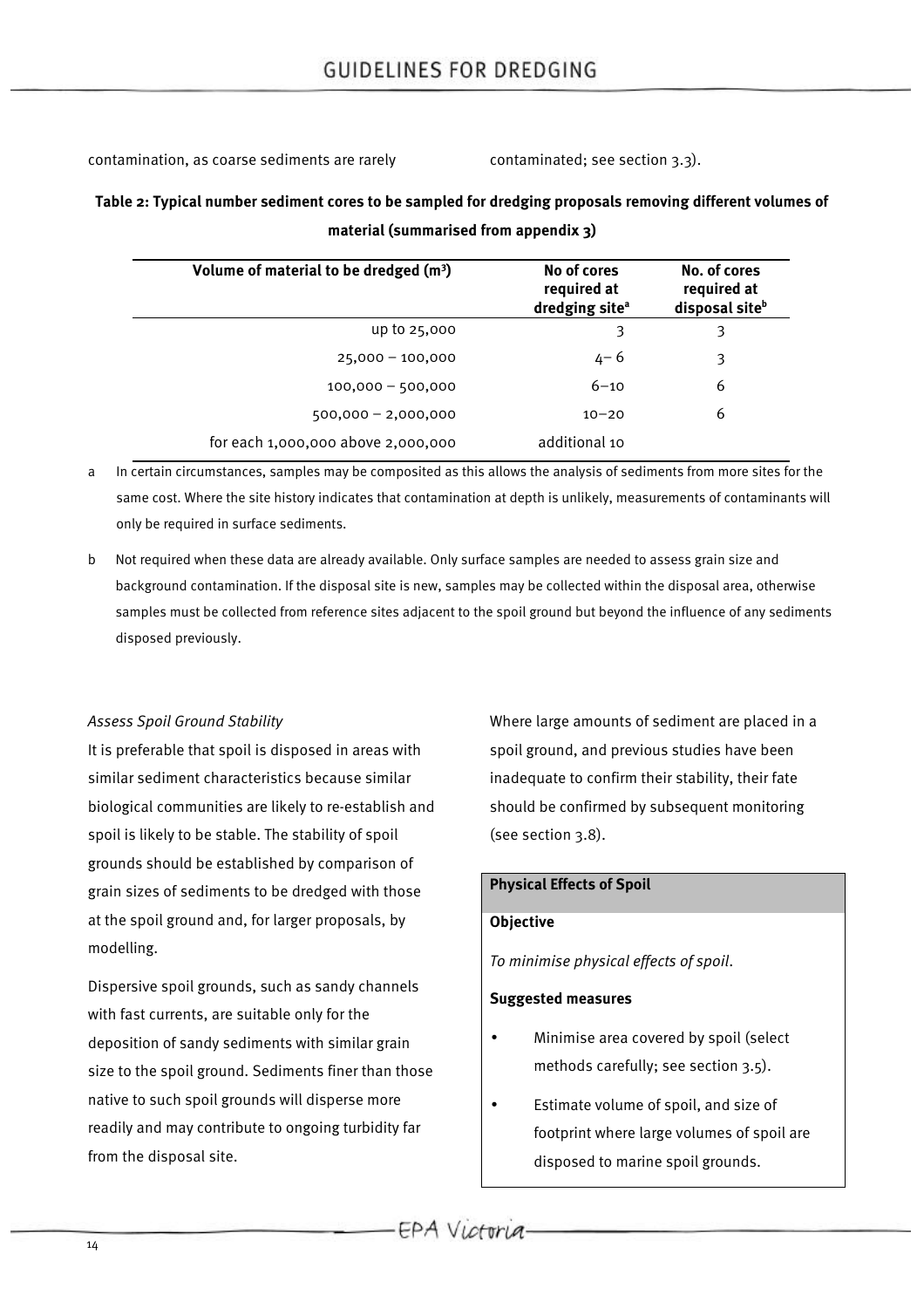contamination, as coarse sediments are rarely contaminated; see section 3.3).

**Table 2: Typical number sediment cores to be sampled for dredging proposals removing different volumes of material (summarised from appendix 3)**

| Volume of material to be dredged ($m^3$) | No of cores required at dredging site[a] | No. of cores required at disposal site[b] |
|---:|---:|---:|
| up to 25,000 | 3 | 3 |
| 25,000 – 100,000 | 4– 6 | 3 |
| 100,000 – 500,000 | 6–10 | 6 |
| 500,000 – 2,000,000 | 10–20 | 6 |
| for each 1,000,000 above 2,000,000 | additional 10 | |

a In certain circumstances, samples may be composited as this allows the analysis of sediments from more sites for the same cost. Where the site history indicates that contamination at depth is unlikely, measurements of contaminants will only be required in surface sediments.

b Not required when these data are already available. Only surface samples are needed to assess grain size and background contamination. If the disposal site is new, samples may be collected within the disposal area, otherwise samples must be collected from reference sites adjacent to the spoil ground but beyond the influence of any sediments disposed previously.

*Assess Spoil Ground Stability*

It is preferable that spoil is disposed in areas with similar sediment characteristics because similar biological communities are likely to re-establish and spoil is likely to be stable. The stability of spoil grounds should be established by comparison of grain sizes of sediments to be dredged with those at the spoil ground and, for larger proposals, by modelling.

Dispersive spoil grounds, such as sandy channels with fast currents, are suitable only for the deposition of sandy sediments with similar grain size to the spoil ground. Sediments finer than those native to such spoil grounds will disperse more readily and may contribute to ongoing turbidity far from the disposal site.

Where large amounts of sediment are placed in a spoil ground, and previous studies have been inadequate to confirm their stability, their fate should be confirmed by subsequent monitoring (see section 3.8).

**Physical Effects of Spoil**

**Objective**

*To minimise physical effects of spoil.*

**Suggested measures**

- Minimise area covered by spoil (select methods carefully; see section 3.5).
- Estimate volume of spoil, and size of footprint where large volumes of spoil are disposed to marine spoil grounds.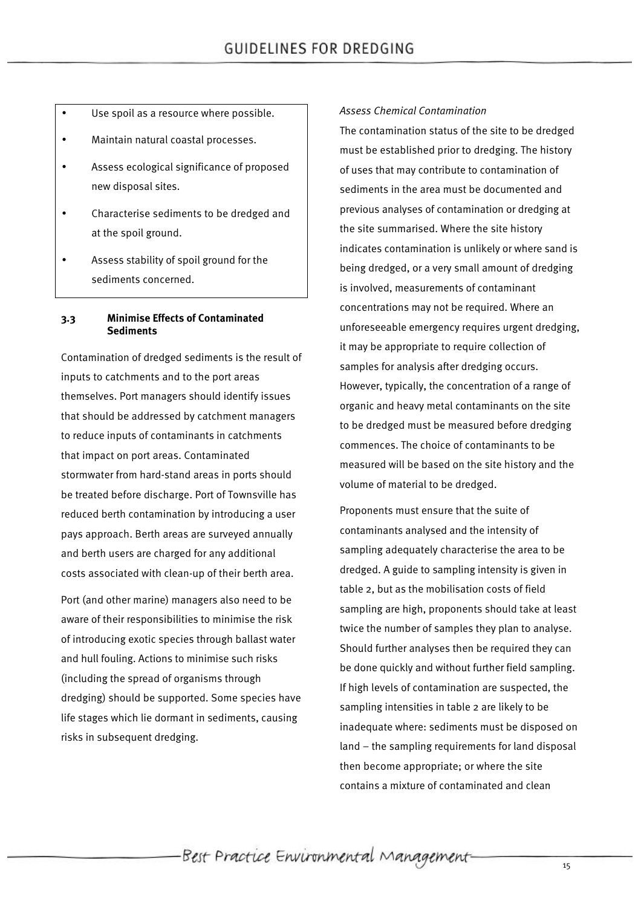- Use spoil as a resource where possible.
- Maintain natural coastal processes.
- Assess ecological significance of proposed new disposal sites.
- Characterise sediments to be dredged and at the spoil ground.
- Assess stability of spoil ground for the sediments concerned.

### 3.3 Minimise Effects of Contaminated Sediments

Contamination of dredged sediments is the result of inputs to catchments and to the port areas themselves. Port managers should identify issues that should be addressed by catchment managers to reduce inputs of contaminants in catchments that impact on port areas. Contaminated stormwater from hard-stand areas in ports should be treated before discharge. Port of Townsville has reduced berth contamination by introducing a user pays approach. Berth areas are surveyed annually and berth users are charged for any additional costs associated with clean-up of their berth area.

Port (and other marine) managers also need to be aware of their responsibilities to minimise the risk of introducing exotic species through ballast water and hull fouling. Actions to minimise such risks (including the spread of organisms through dredging) should be supported. Some species have life stages which lie dormant in sediments, causing risks in subsequent dredging.

*Assess Chemical Contamination*

The contamination status of the site to be dredged must be established prior to dredging. The history of uses that may contribute to contamination of sediments in the area must be documented and previous analyses of contamination or dredging at the site summarised. Where the site history indicates contamination is unlikely or where sand is being dredged, or a very small amount of dredging is involved, measurements of contaminant concentrations may not be required. Where an unforeseeable emergency requires urgent dredging, it may be appropriate to require collection of samples for analysis after dredging occurs. However, typically, the concentration of a range of organic and heavy metal contaminants on the site to be dredged must be measured before dredging commences. The choice of contaminants to be measured will be based on the site history and the volume of material to be dredged.

Proponents must ensure that the suite of contaminants analysed and the intensity of sampling adequately characterise the area to be dredged. A guide to sampling intensity is given in table 2, but as the mobilisation costs of field sampling are high, proponents should take at least twice the number of samples they plan to analyse. Should further analyses then be required they can be done quickly and without further field sampling. If high levels of contamination are suspected, the sampling intensities in table 2 are likely to be inadequate where: sediments must be disposed on land – the sampling requirements for land disposal then become appropriate; or where the site contains a mixture of contaminated and clean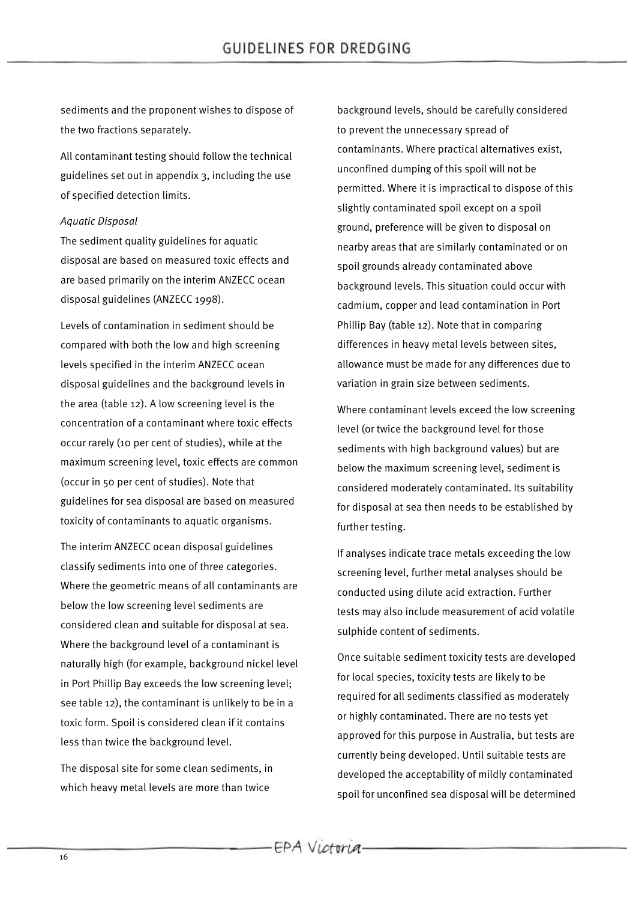sediments and the proponent wishes to dispose of the two fractions separately.

All contaminant testing should follow the technical guidelines set out in appendix 3, including the use of specified detection limits.

*Aquatic Disposal*

The sediment quality guidelines for aquatic disposal are based on measured toxic effects and are based primarily on the interim ANZECC ocean disposal guidelines (ANZECC 1998).

Levels of contamination in sediment should be compared with both the low and high screening levels specified in the interim ANZECC ocean disposal guidelines and the background levels in the area (table 12). A low screening level is the concentration of a contaminant where toxic effects occur rarely (10 per cent of studies), while at the maximum screening level, toxic effects are common (occur in 50 per cent of studies). Note that guidelines for sea disposal are based on measured toxicity of contaminants to aquatic organisms.

The interim ANZECC ocean disposal guidelines classify sediments into one of three categories. Where the geometric means of all contaminants are below the low screening level sediments are considered clean and suitable for disposal at sea. Where the background level of a contaminant is naturally high (for example, background nickel level in Port Phillip Bay exceeds the low screening level; see table 12), the contaminant is unlikely to be in a toxic form. Spoil is considered clean if it contains less than twice the background level.

The disposal site for some clean sediments, in which heavy metal levels are more than twice background levels, should be carefully considered to prevent the unnecessary spread of contaminants. Where practical alternatives exist, unconfined dumping of this spoil will not be permitted. Where it is impractical to dispose of this slightly contaminated spoil except on a spoil ground, preference will be given to disposal on nearby areas that are similarly contaminated or on spoil grounds already contaminated above background levels. This situation could occur with cadmium, copper and lead contamination in Port Phillip Bay (table 12). Note that in comparing differences in heavy metal levels between sites, allowance must be made for any differences due to variation in grain size between sediments.

Where contaminant levels exceed the low screening level (or twice the background level for those sediments with high background values) but are below the maximum screening level, sediment is considered moderately contaminated. Its suitability for disposal at sea then needs to be established by further testing.

If analyses indicate trace metals exceeding the low screening level, further metal analyses should be conducted using dilute acid extraction. Further tests may also include measurement of acid volatile sulphide content of sediments.

Once suitable sediment toxicity tests are developed for local species, toxicity tests are likely to be required for all sediments classified as moderately or highly contaminated. There are no tests yet approved for this purpose in Australia, but tests are currently being developed. Until suitable tests are developed the acceptability of mildly contaminated spoil for unconfined sea disposal will be determined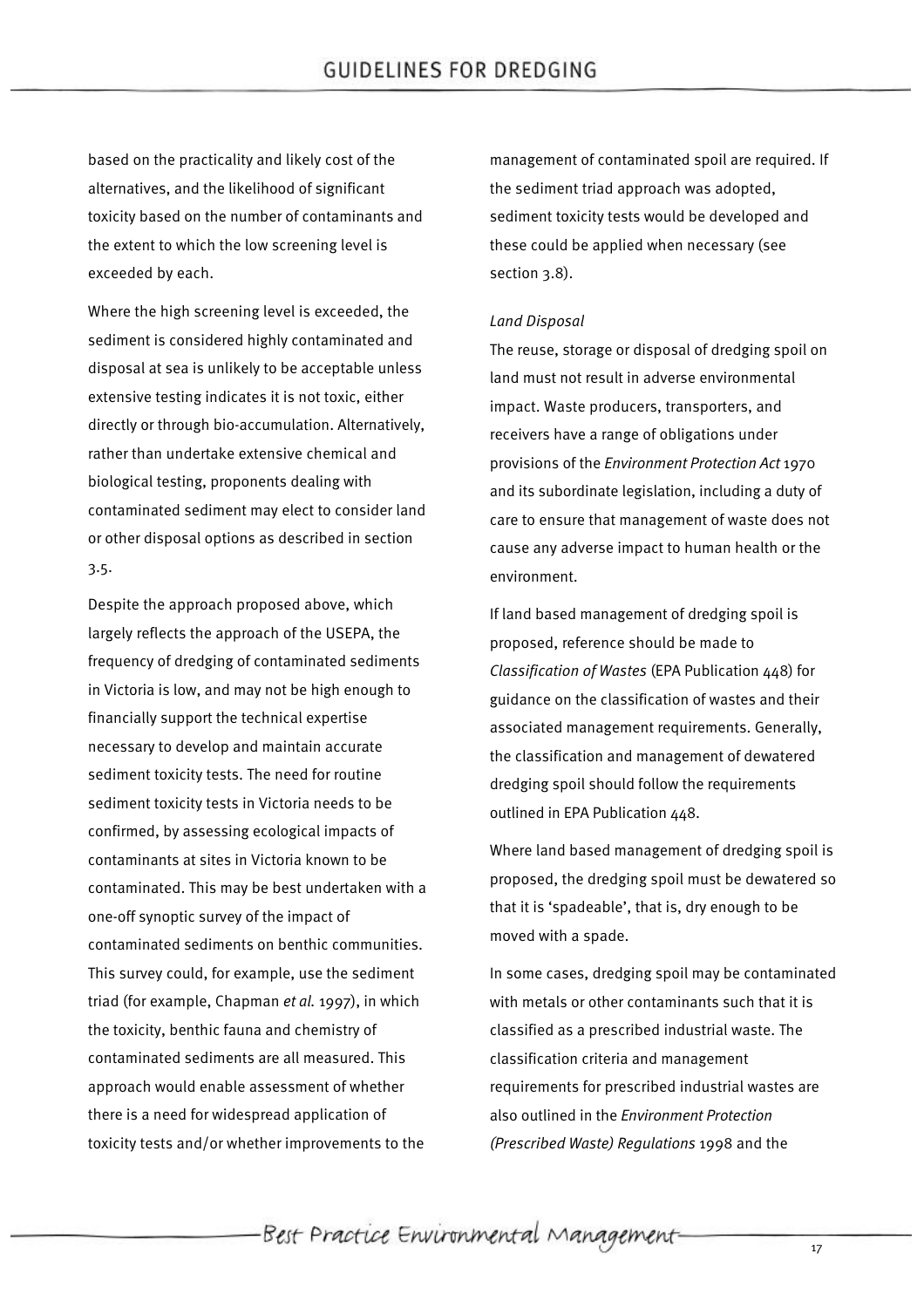based on the practicality and likely cost of the alternatives, and the likelihood of significant toxicity based on the number of contaminants and the extent to which the low screening level is exceeded by each.

Where the high screening level is exceeded, the sediment is considered highly contaminated and disposal at sea is unlikely to be acceptable unless extensive testing indicates it is not toxic, either directly or through bio-accumulation. Alternatively, rather than undertake extensive chemical and biological testing, proponents dealing with contaminated sediment may elect to consider land or other disposal options as described in section 3.5.

Despite the approach proposed above, which largely reflects the approach of the USEPA, the frequency of dredging of contaminated sediments in Victoria is low, and may not be high enough to financially support the technical expertise necessary to develop and maintain accurate sediment toxicity tests. The need for routine sediment toxicity tests in Victoria needs to be confirmed, by assessing ecological impacts of contaminants at sites in Victoria known to be contaminated. This may be best undertaken with a one-off synoptic survey of the impact of contaminated sediments on benthic communities. This survey could, for example, use the sediment triad (for example, Chapman *et al.* 1997), in which the toxicity, benthic fauna and chemistry of contaminated sediments are all measured. This approach would enable assessment of whether there is a need for widespread application of toxicity tests and/or whether improvements to the management of contaminated spoil are required. If the sediment triad approach was adopted, sediment toxicity tests would be developed and these could be applied when necessary (see section 3.8).

*Land Disposal*

The reuse, storage or disposal of dredging spoil on land must not result in adverse environmental impact. Waste producers, transporters, and receivers have a range of obligations under provisions of the *Environment Protection Act* 1970 and its subordinate legislation, including a duty of care to ensure that management of waste does not cause any adverse impact to human health or the environment.

If land based management of dredging spoil is proposed, reference should be made to *Classification of Wastes* (EPA Publication 448) for guidance on the classification of wastes and their associated management requirements. Generally, the classification and management of dewatered dredging spoil should follow the requirements outlined in EPA Publication 448.

Where land based management of dredging spoil is proposed, the dredging spoil must be dewatered so that it is 'spadeable', that is, dry enough to be moved with a spade.

In some cases, dredging spoil may be contaminated with metals or other contaminants such that it is classified as a prescribed industrial waste. The classification criteria and management requirements for prescribed industrial wastes are also outlined in the *Environment Protection (Prescribed Waste) Regulations* 1998 and the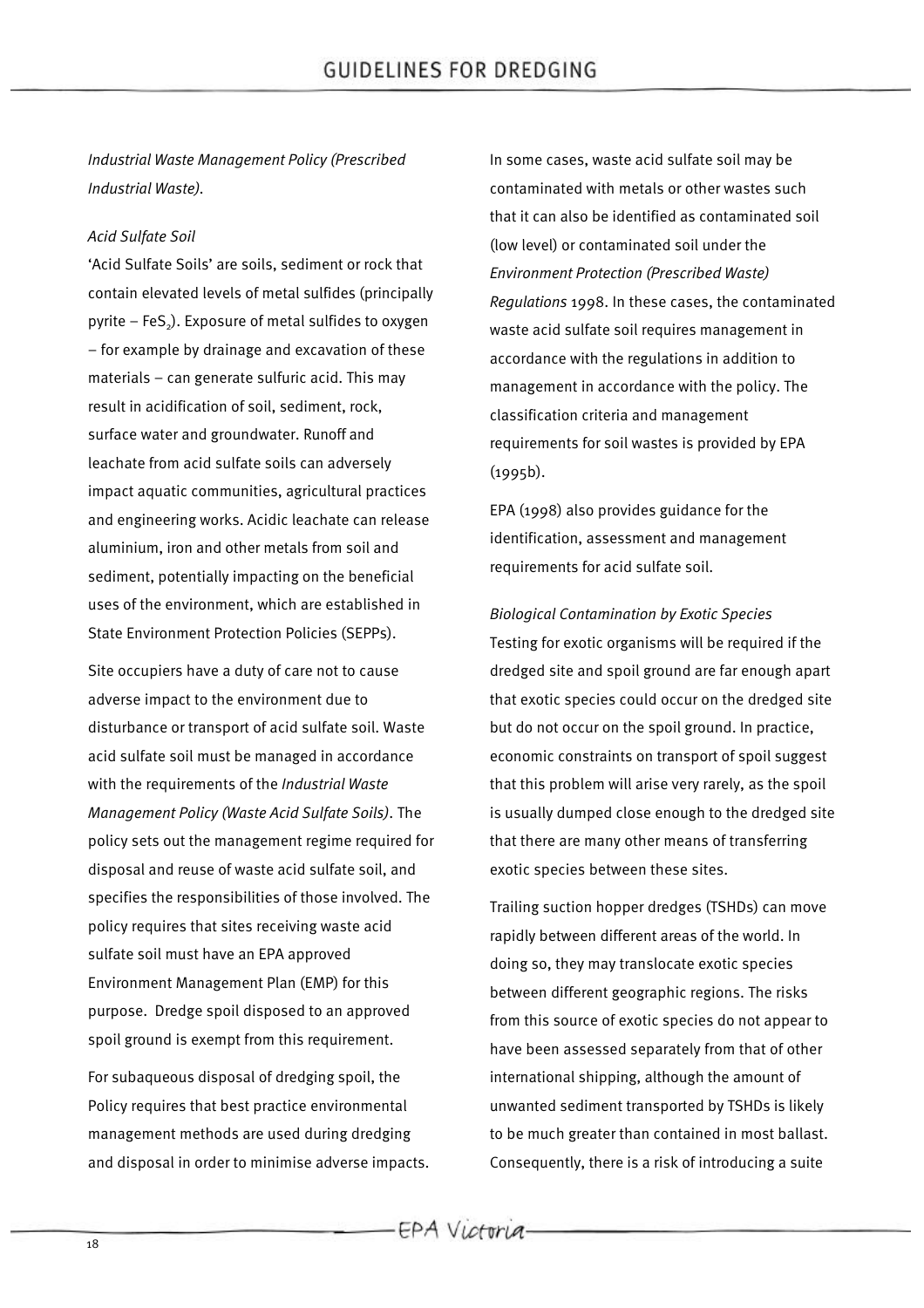*Industrial Waste Management Policy (Prescribed Industrial Waste).*

*Acid Sulfate Soil*

'Acid Sulfate Soils' are soils, sediment or rock that contain elevated levels of metal sulfides (principally pyrite – $FeS_2$). Exposure of metal sulfides to oxygen – for example by drainage and excavation of these materials – can generate sulfuric acid. This may result in acidification of soil, sediment, rock, surface water and groundwater. Runoff and leachate from acid sulfate soils can adversely impact aquatic communities, agricultural practices and engineering works. Acidic leachate can release aluminium, iron and other metals from soil and sediment, potentially impacting on the beneficial uses of the environment, which are established in State Environment Protection Policies (SEPPs).

Site occupiers have a duty of care not to cause adverse impact to the environment due to disturbance or transport of acid sulfate soil. Waste acid sulfate soil must be managed in accordance with the requirements of the *Industrial Waste Management Policy (Waste Acid Sulfate Soils)*. The policy sets out the management regime required for disposal and reuse of waste acid sulfate soil, and specifies the responsibilities of those involved. The policy requires that sites receiving waste acid sulfate soil must have an EPA approved Environment Management Plan (EMP) for this purpose. Dredge spoil disposed to an approved spoil ground is exempt from this requirement.

For subaqueous disposal of dredging spoil, the Policy requires that best practice environmental management methods are used during dredging and disposal in order to minimise adverse impacts.

In some cases, waste acid sulfate soil may be contaminated with metals or other wastes such that it can also be identified as contaminated soil (low level) or contaminated soil under the *Environment Protection (Prescribed Waste) Regulations* 1998. In these cases, the contaminated waste acid sulfate soil requires management in accordance with the regulations in addition to management in accordance with the policy. The classification criteria and management requirements for soil wastes is provided by EPA (1995b).

EPA (1998) also provides guidance for the identification, assessment and management requirements for acid sulfate soil.

*Biological Contamination by Exotic Species*

Testing for exotic organisms will be required if the dredged site and spoil ground are far enough apart that exotic species could occur on the dredged site but do not occur on the spoil ground. In practice, economic constraints on transport of spoil suggest that this problem will arise very rarely, as the spoil is usually dumped close enough to the dredged site that there are many other means of transferring exotic species between these sites.

Trailing suction hopper dredges (TSHDs) can move rapidly between different areas of the world. In doing so, they may translocate exotic species between different geographic regions. The risks from this source of exotic species do not appear to have been assessed separately from that of other international shipping, although the amount of unwanted sediment transported by TSHDs is likely to be much greater than contained in most ballast. Consequently, there is a risk of introducing a suite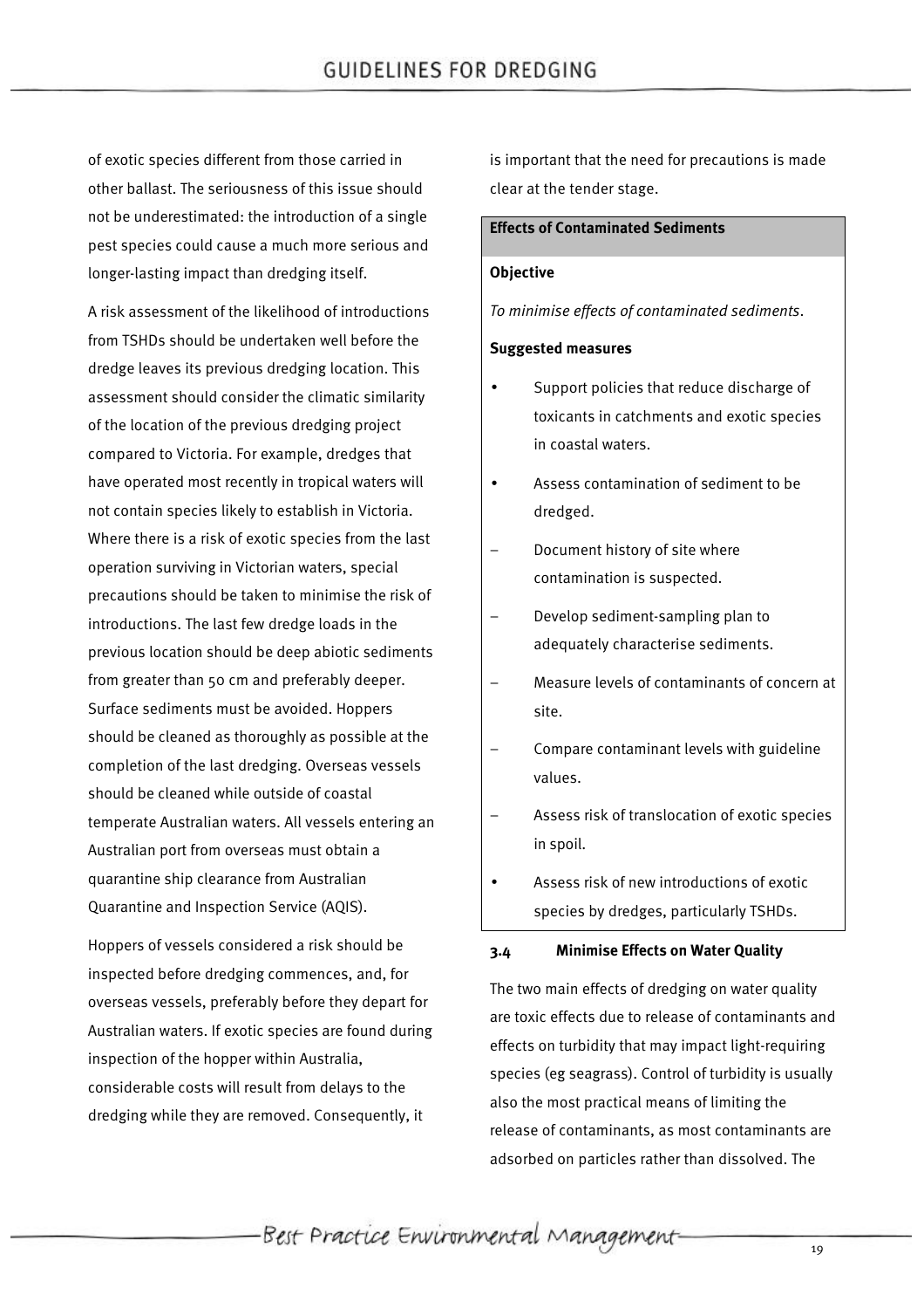of exotic species different from those carried in other ballast. The seriousness of this issue should not be underestimated: the introduction of a single pest species could cause a much more serious and longer-lasting impact than dredging itself.

A risk assessment of the likelihood of introductions from TSHDs should be undertaken well before the dredge leaves its previous dredging location. This assessment should consider the climatic similarity of the location of the previous dredging project compared to Victoria. For example, dredges that have operated most recently in tropical waters will not contain species likely to establish in Victoria. Where there is a risk of exotic species from the last operation surviving in Victorian waters, special precautions should be taken to minimise the risk of introductions. The last few dredge loads in the previous location should be deep abiotic sediments from greater than 50 cm and preferably deeper. Surface sediments must be avoided. Hoppers should be cleaned as thoroughly as possible at the completion of the last dredging. Overseas vessels should be cleaned while outside of coastal temperate Australian waters. All vessels entering an Australian port from overseas must obtain a quarantine ship clearance from Australian Quarantine and Inspection Service (AQIS).

Hoppers of vessels considered a risk should be inspected before dredging commences, and, for overseas vessels, preferably before they depart for Australian waters. If exotic species are found during inspection of the hopper within Australia, considerable costs will result from delays to the dredging while they are removed. Consequently, it is important that the need for precautions is made clear at the tender stage.

**Effects of Contaminated Sediments**

**Objective**

*To minimise effects of contaminated sediments.*

**Suggested measures**

- Support policies that reduce discharge of toxicants in catchments and exotic species in coastal waters.
- Assess contamination of sediment to be dredged.
  - Document history of site where contamination is suspected.
  - Develop sediment-sampling plan to adequately characterise sediments.
  - Measure levels of contaminants of concern at site.
  - Compare contaminant levels with guideline values.
  - Assess risk of translocation of exotic species in spoil.
- Assess risk of new introductions of exotic species by dredges, particularly TSHDs.

### 3.4 Minimise Effects on Water Quality

The two main effects of dredging on water quality are toxic effects due to release of contaminants and effects on turbidity that may impact light-requiring species (eg seagrass). Control of turbidity is usually also the most practical means of limiting the release of contaminants, as most contaminants are adsorbed on particles rather than dissolved. The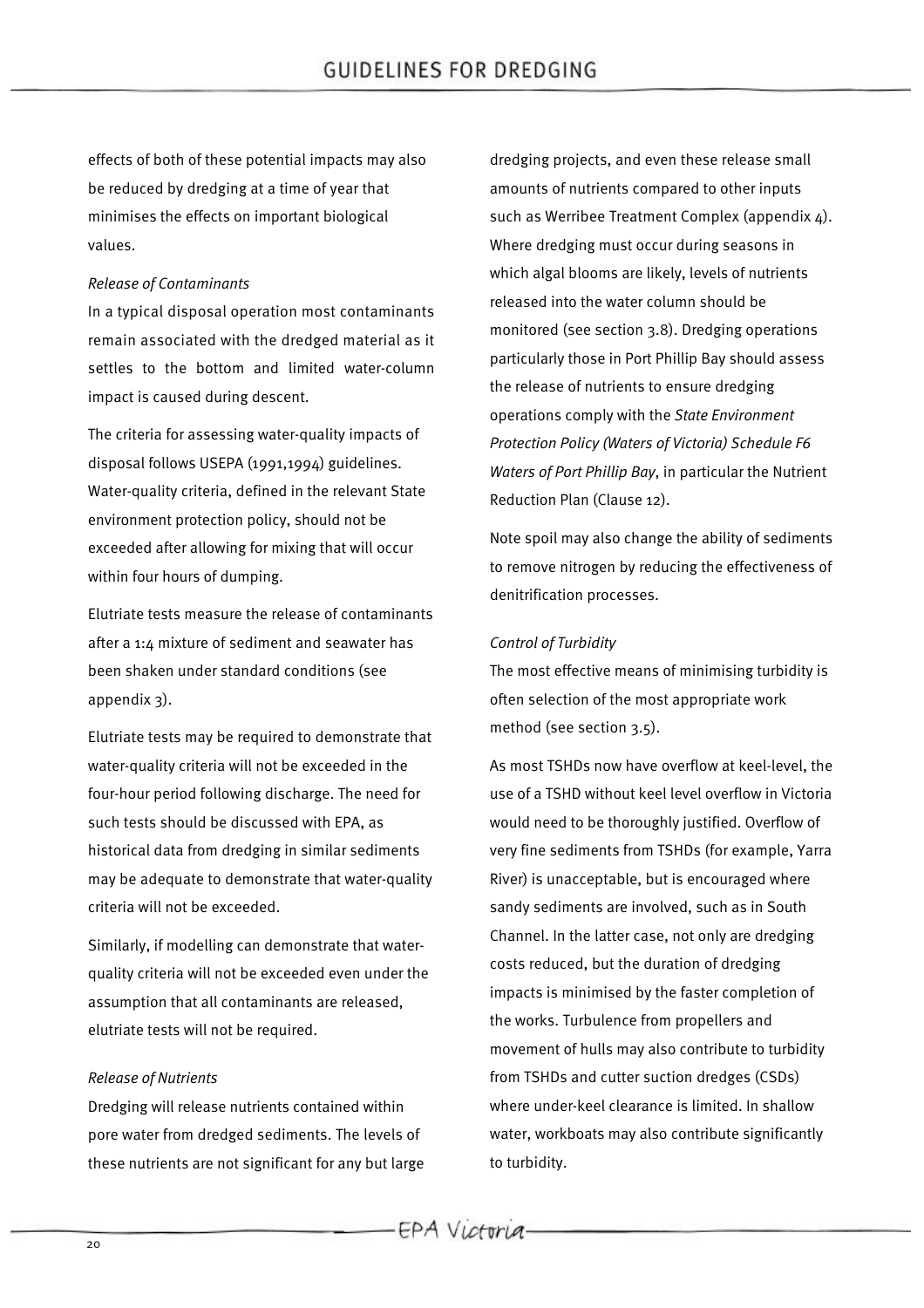effects of both of these potential impacts may also be reduced by dredging at a time of year that minimises the effects on important biological values.

*Release of Contaminants*

In a typical disposal operation most contaminants remain associated with the dredged material as it settles to the bottom and limited water-column impact is caused during descent.

The criteria for assessing water-quality impacts of disposal follows USEPA (1991,1994) guidelines. Water-quality criteria, defined in the relevant State environment protection policy, should not be exceeded after allowing for mixing that will occur within four hours of dumping.

Elutriate tests measure the release of contaminants after a 1:4 mixture of sediment and seawater has been shaken under standard conditions (see appendix 3).

Elutriate tests may be required to demonstrate that water-quality criteria will not be exceeded in the four-hour period following discharge. The need for such tests should be discussed with EPA, as historical data from dredging in similar sediments may be adequate to demonstrate that water-quality criteria will not be exceeded.

Similarly, if modelling can demonstrate that water-quality criteria will not be exceeded even under the assumption that all contaminants are released, elutriate tests will not be required.

*Release of Nutrients*

Dredging will release nutrients contained within pore water from dredged sediments. The levels of these nutrients are not significant for any but large dredging projects, and even these release small amounts of nutrients compared to other inputs such as Werribee Treatment Complex (appendix 4). Where dredging must occur during seasons in which algal blooms are likely, levels of nutrients released into the water column should be monitored (see section 3.8). Dredging operations particularly those in Port Phillip Bay should assess the release of nutrients to ensure dredging operations comply with the *State Environment Protection Policy (Waters of Victoria) Schedule F6 Waters of Port Phillip Bay*, in particular the Nutrient Reduction Plan (Clause 12).

Note spoil may also change the ability of sediments to remove nitrogen by reducing the effectiveness of denitrification processes.

*Control of Turbidity*

The most effective means of minimising turbidity is often selection of the most appropriate work method (see section 3.5).

As most TSHDs now have overflow at keel-level, the use of a TSHD without keel level overflow in Victoria would need to be thoroughly justified. Overflow of very fine sediments from TSHDs (for example, Yarra River) is unacceptable, but is encouraged where sandy sediments are involved, such as in South Channel. In the latter case, not only are dredging costs reduced, but the duration of dredging impacts is minimised by the faster completion of the works. Turbulence from propellers and movement of hulls may also contribute to turbidity from TSHDs and cutter suction dredges (CSDs) where under-keel clearance is limited. In shallow water, workboats may also contribute significantly to turbidity.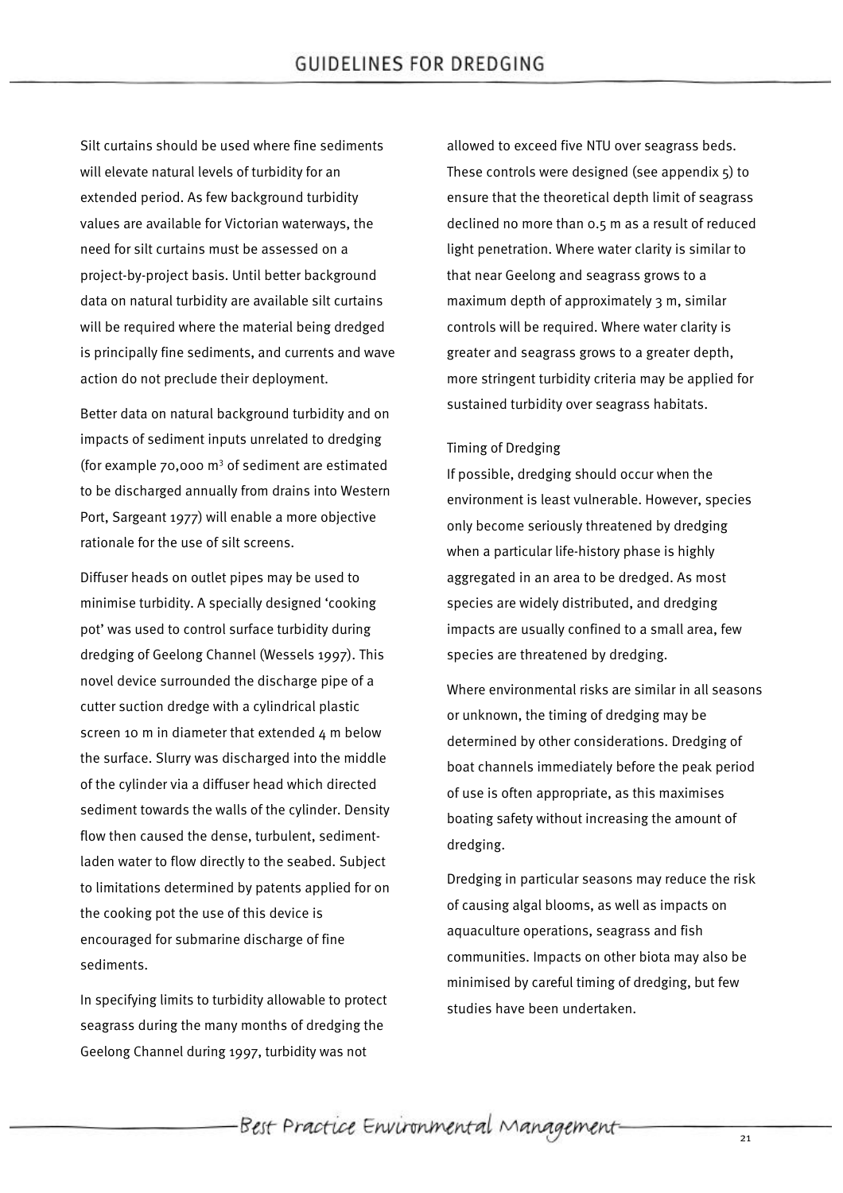Silt curtains should be used where fine sediments will elevate natural levels of turbidity for an extended period. As few background turbidity values are available for Victorian waterways, the need for silt curtains must be assessed on a project-by-project basis. Until better background data on natural turbidity are available silt curtains will be required where the material being dredged is principally fine sediments, and currents and wave action do not preclude their deployment.

Better data on natural background turbidity and on impacts of sediment inputs unrelated to dredging (for example 70,000 $m^3$ of sediment are estimated to be discharged annually from drains into Western Port, Sargeant 1977) will enable a more objective rationale for the use of silt screens.

Diffuser heads on outlet pipes may be used to minimise turbidity. A specially designed 'cooking pot' was used to control surface turbidity during dredging of Geelong Channel (Wessels 1997). This novel device surrounded the discharge pipe of a cutter suction dredge with a cylindrical plastic screen 10 m in diameter that extended 4 m below the surface. Slurry was discharged into the middle of the cylinder via a diffuser head which directed sediment towards the walls of the cylinder. Density flow then caused the dense, turbulent, sediment-laden water to flow directly to the seabed. Subject to limitations determined by patents applied for on the cooking pot the use of this device is encouraged for submarine discharge of fine sediments.

In specifying limits to turbidity allowable to protect seagrass during the many months of dredging the Geelong Channel during 1997, turbidity was not allowed to exceed five NTU over seagrass beds. These controls were designed (see appendix 5) to ensure that the theoretical depth limit of seagrass declined no more than 0.5 m as a result of reduced light penetration. Where water clarity is similar to that near Geelong and seagrass grows to a maximum depth of approximately 3 m, similar controls will be required. Where water clarity is greater and seagrass grows to a greater depth, more stringent turbidity criteria may be applied for sustained turbidity over seagrass habitats.

### Timing of Dredging

If possible, dredging should occur when the environment is least vulnerable. However, species only become seriously threatened by dredging when a particular life-history phase is highly aggregated in an area to be dredged. As most species are widely distributed, and dredging impacts are usually confined to a small area, few species are threatened by dredging.

Where environmental risks are similar in all seasons or unknown, the timing of dredging may be determined by other considerations. Dredging of boat channels immediately before the peak period of use is often appropriate, as this maximises boating safety without increasing the amount of dredging.

Dredging in particular seasons may reduce the risk of causing algal blooms, as well as impacts on aquaculture operations, seagrass and fish communities. Impacts on other biota may also be minimised by careful timing of dredging, but few studies have been undertaken.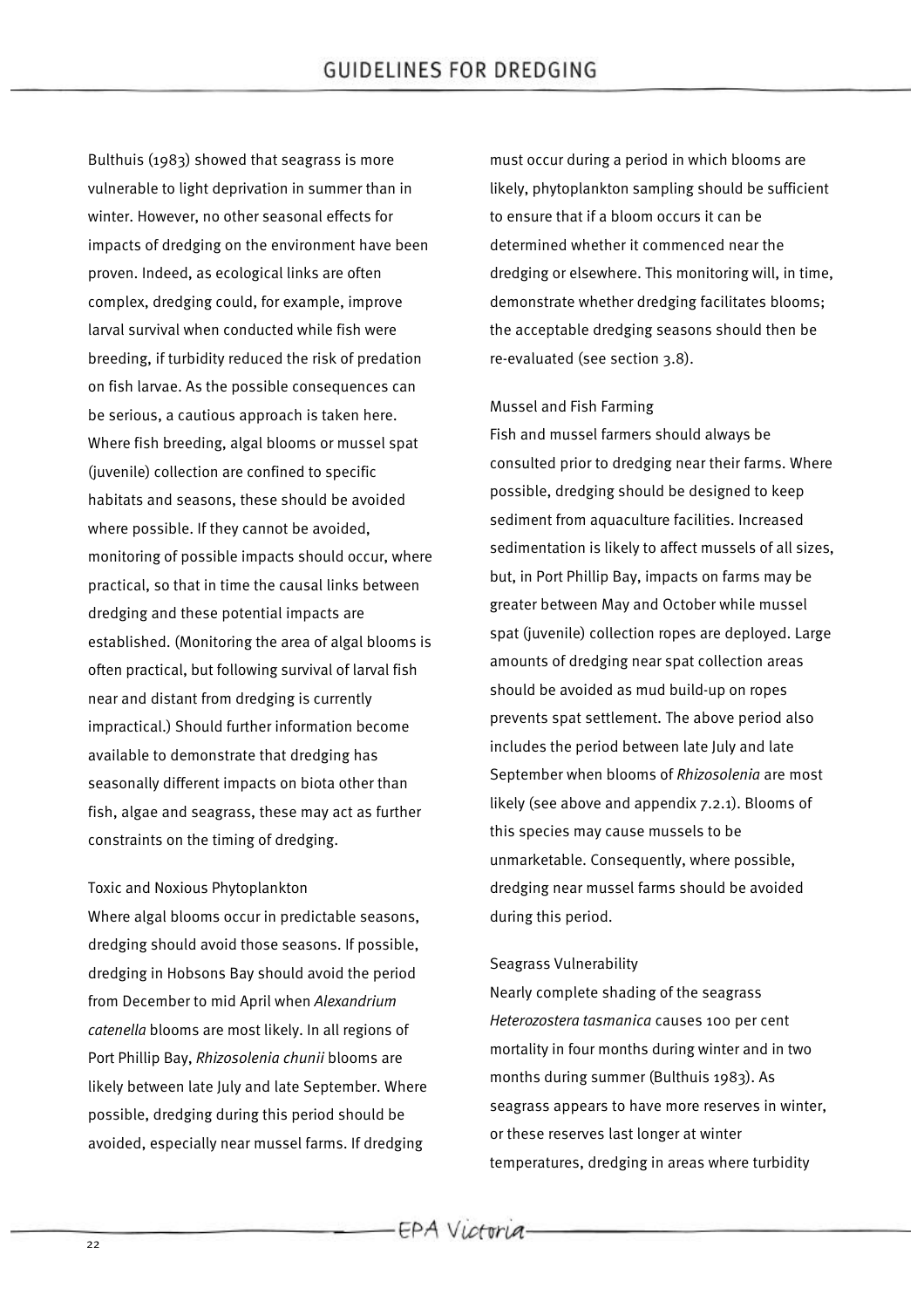Bulthuis (1983) showed that seagrass is more vulnerable to light deprivation in summer than in winter. However, no other seasonal effects for impacts of dredging on the environment have been proven. Indeed, as ecological links are often complex, dredging could, for example, improve larval survival when conducted while fish were breeding, if turbidity reduced the risk of predation on fish larvae. As the possible consequences can be serious, a cautious approach is taken here. Where fish breeding, algal blooms or mussel spat (juvenile) collection are confined to specific habitats and seasons, these should be avoided where possible. If they cannot be avoided, monitoring of possible impacts should occur, where practical, so that in time the causal links between dredging and these potential impacts are established. (Monitoring the area of algal blooms is often practical, but following survival of larval fish near and distant from dredging is currently impractical.) Should further information become available to demonstrate that dredging has seasonally different impacts on biota other than fish, algae and seagrass, these may act as further constraints on the timing of dredging.

#### Toxic and Noxious Phytoplankton

Where algal blooms occur in predictable seasons, dredging should avoid those seasons. If possible, dredging in Hobsons Bay should avoid the period from December to mid April when *Alexandrium catenella* blooms are most likely. In all regions of Port Phillip Bay, *Rhizosolenia chunii* blooms are likely between late July and late September. Where possible, dredging during this period should be avoided, especially near mussel farms. If dredging must occur during a period in which blooms are likely, phytoplankton sampling should be sufficient to ensure that if a bloom occurs it can be determined whether it commenced near the dredging or elsewhere. This monitoring will, in time, demonstrate whether dredging facilitates blooms; the acceptable dredging seasons should then be re-evaluated (see section 3.8).

#### Mussel and Fish Farming

Fish and mussel farmers should always be consulted prior to dredging near their farms. Where possible, dredging should be designed to keep sediment from aquaculture facilities. Increased sedimentation is likely to affect mussels of all sizes, but, in Port Phillip Bay, impacts on farms may be greater between May and October while mussel spat (juvenile) collection ropes are deployed. Large amounts of dredging near spat collection areas should be avoided as mud build-up on ropes prevents spat settlement. The above period also includes the period between late July and late September when blooms of *Rhizosolenia* are most likely (see above and appendix 7.2.1). Blooms of this species may cause mussels to be unmarketable. Consequently, where possible, dredging near mussel farms should be avoided during this period.

#### Seagrass Vulnerability

Nearly complete shading of the seagrass *Heterozostera tasmanica* causes 100 per cent mortality in four months during winter and in two months during summer (Bulthuis 1983). As seagrass appears to have more reserves in winter, or these reserves last longer at winter temperatures, dredging in areas where turbidity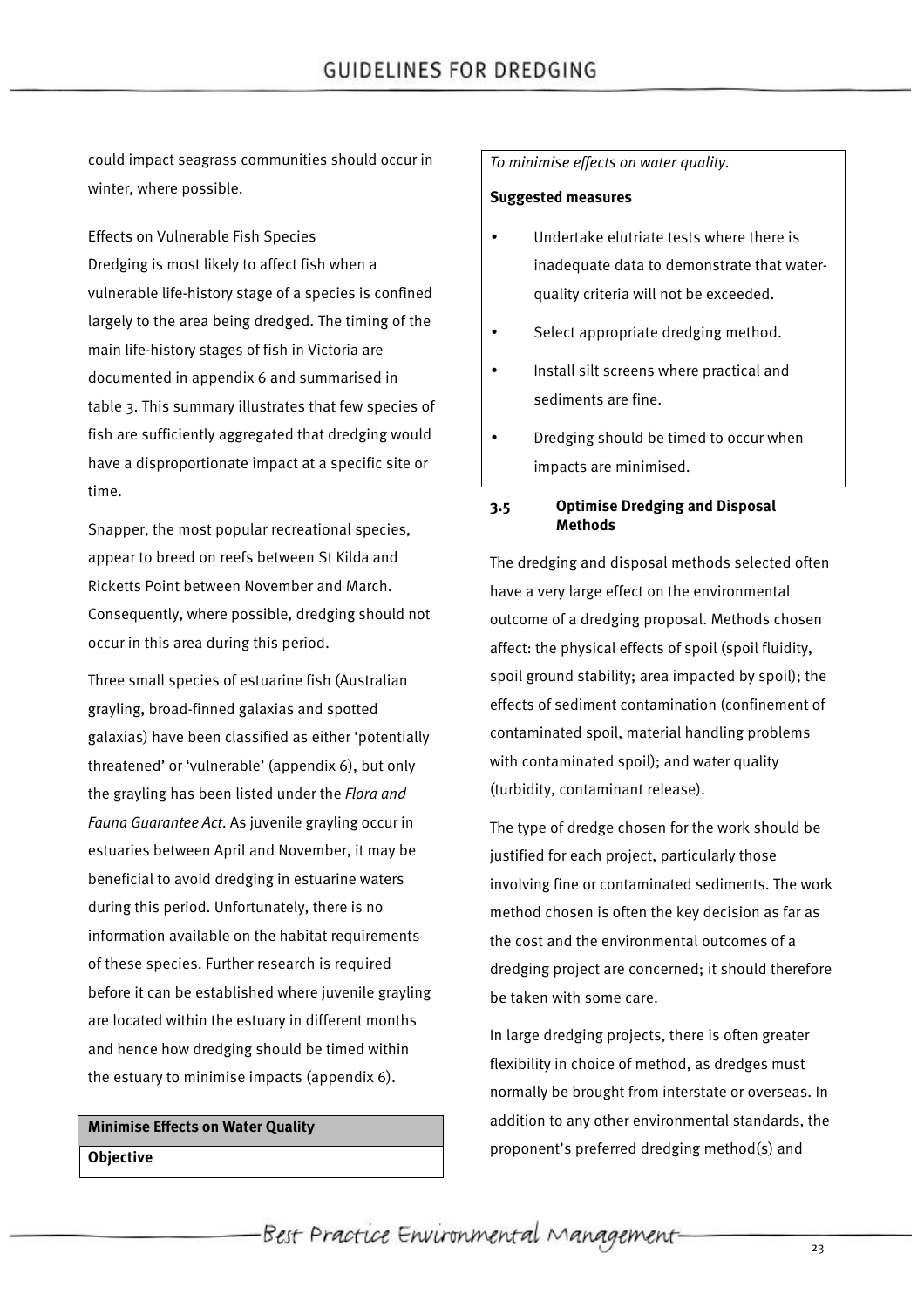could impact seagrass communities should occur in winter, where possible.

Effects on Vulnerable Fish Species

Dredging is most likely to affect fish when a vulnerable life-history stage of a species is confined largely to the area being dredged. The timing of the main life-history stages of fish in Victoria are documented in appendix 6 and summarised in table 3. This summary illustrates that few species of fish are sufficiently aggregated that dredging would have a disproportionate impact at a specific site or time.

Snapper, the most popular recreational species, appear to breed on reefs between St Kilda and Ricketts Point between November and March. Consequently, where possible, dredging should not occur in this area during this period.

Three small species of estuarine fish (Australian grayling, broad-finned galaxias and spotted galaxias) have been classified as either 'potentially threatened' or 'vulnerable' (appendix 6), but only the grayling has been listed under the *Flora and Fauna Guarantee Act*. As juvenile grayling occur in estuaries between April and November, it may be beneficial to avoid dredging in estuarine waters during this period. Unfortunately, there is no information available on the habitat requirements of these species. Further research is required before it can be established where juvenile grayling are located within the estuary in different months and hence how dredging should be timed within the estuary to minimise impacts (appendix 6).

**Minimise Effects on Water Quality**

**Objective**

*To minimise effects on water quality.*

**Suggested measures**

- Undertake elutriate tests where there is inadequate data to demonstrate that water-quality criteria will not be exceeded.
- Select appropriate dredging method.
- Install silt screens where practical and sediments are fine.
- Dredging should be timed to occur when impacts are minimised.

### 3.5 Optimise Dredging and Disposal Methods

The dredging and disposal methods selected often have a very large effect on the environmental outcome of a dredging proposal. Methods chosen affect: the physical effects of spoil (spoil fluidity, spoil ground stability; area impacted by spoil); the effects of sediment contamination (confinement of contaminated spoil, material handling problems with contaminated spoil); and water quality (turbidity, contaminant release).

The type of dredge chosen for the work should be justified for each project, particularly those involving fine or contaminated sediments. The work method chosen is often the key decision as far as the cost and the environmental outcomes of a dredging project are concerned; it should therefore be taken with some care.

In large dredging projects, there is often greater flexibility in choice of method, as dredges must normally be brought from interstate or overseas. In addition to any other environmental standards, the proponent's preferred dredging method(s) and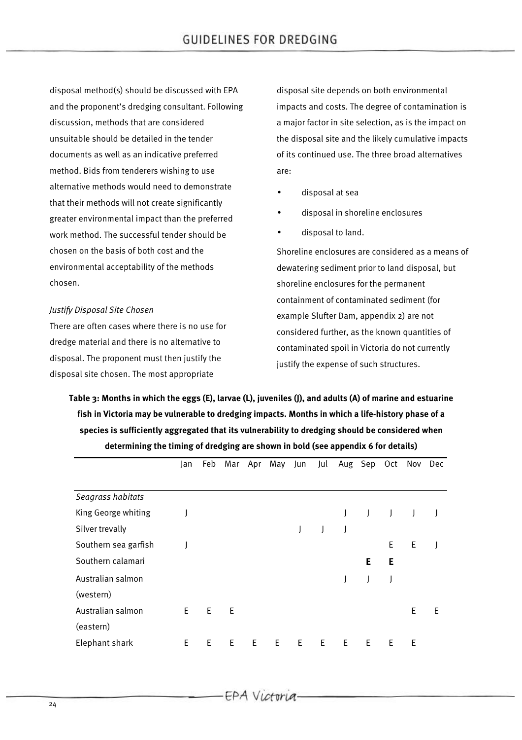disposal method(s) should be discussed with EPA and the proponent's dredging consultant. Following discussion, methods that are considered unsuitable should be detailed in the tender documents as well as an indicative preferred method. Bids from tenderers wishing to use alternative methods would need to demonstrate that their methods will not create significantly greater environmental impact than the preferred work method. The successful tender should be chosen on the basis of both cost and the environmental acceptability of the methods chosen.

*Justify Disposal Site Chosen*

There are often cases where there is no use for dredge material and there is no alternative to disposal. The proponent must then justify the disposal site chosen. The most appropriate disposal site depends on both environmental impacts and costs. The degree of contamination is a major factor in site selection, as is the impact on the disposal site and the likely cumulative impacts of its continued use. The three broad alternatives are:

- disposal at sea
- disposal in shoreline enclosures
- disposal to land.

Shoreline enclosures are considered as a means of dewatering sediment prior to land disposal, but shoreline enclosures for the permanent containment of contaminated sediment (for example Slufter Dam, appendix 2) are not considered further, as the known quantities of contaminated spoil in Victoria do not currently justify the expense of such structures.

**Table 3: Months in which the eggs (E), larvae (L), juveniles (J), and adults (A) of marine and estuarine fish in Victoria may be vulnerable to dredging impacts. Months in which a life-history phase of a species is sufficiently aggregated that its vulnerability to dredging should be considered when determining the timing of dredging are shown in bold (see appendix 6 for details)**

| | Jan | Feb | Mar | Apr | May | Jun | Jul | Aug | Sep | Oct | Nov | Dec |
|---|---|---|---|---|---|---|---|---|---|---|---|---|
| *Seagrass habitats* | | | | | | | | | | | | |
| King George whiting | J | | | | | | | J | J | J | J | J |
| Silver trevally | | | | | | J | J | J | | | | |
| Southern sea garfish | J | | | | | | | | | E | E | J |
| Southern calamari | | | | | | | | | **E** | **E** | | |
| Australian salmon (western) | | | | | | | | J | J | J | | |
| Australian salmon (eastern) | E | E | E | | | | | | | | E | E |
| Elephant shark | E | E | E | E | E | E | E | E | E | E | E | |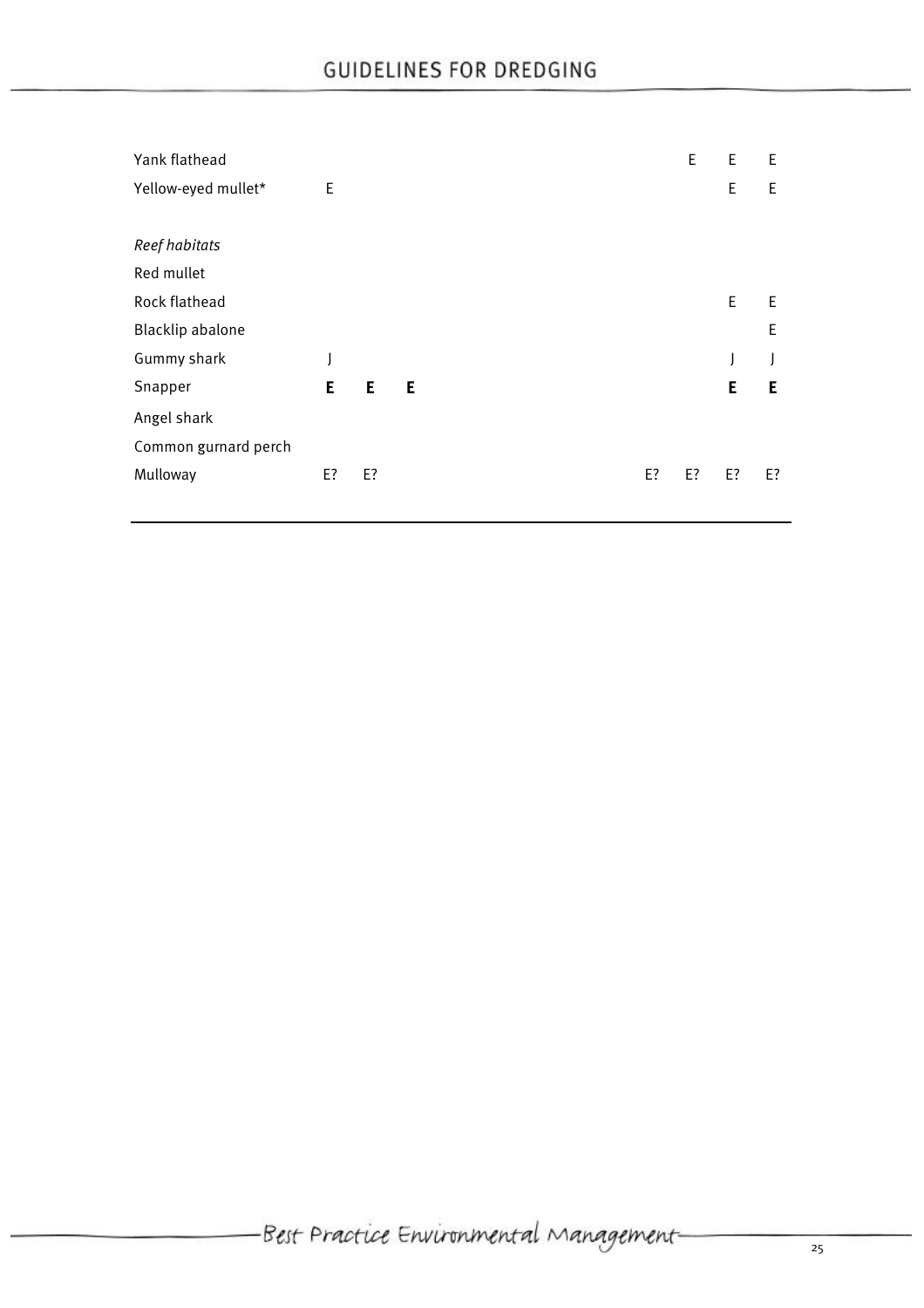| | | | | | | | | | | | | |
|---|---|---|---|---|---|---|---|---|---|---|---|---|
| Yank flathead | | | | | | | | | | E | E | E |
| Yellow-eyed mullet* | E | | | | | | | | | | E | E |
| | | | | | | | | | | | | |
| *Reef habitats* | | | | | | | | | | | | |
| Red mullet | | | | | | | | | | | | |
| Rock flathead | | | | | | | | | | | E | E |
| Blacklip abalone | | | | | | | | | | | | E |
| Gummy shark | J | | | | | | | | | | J | J |
| Snapper | **E** | **E** | **E** | | | | | | | | **E** | **E** |
| Angel shark | | | | | | | | | | | | |
| Common gurnard perch | | | | | | | | | | | | |
| Mulloway | E? | E? | | | | | | | E? | E? | E? | E? |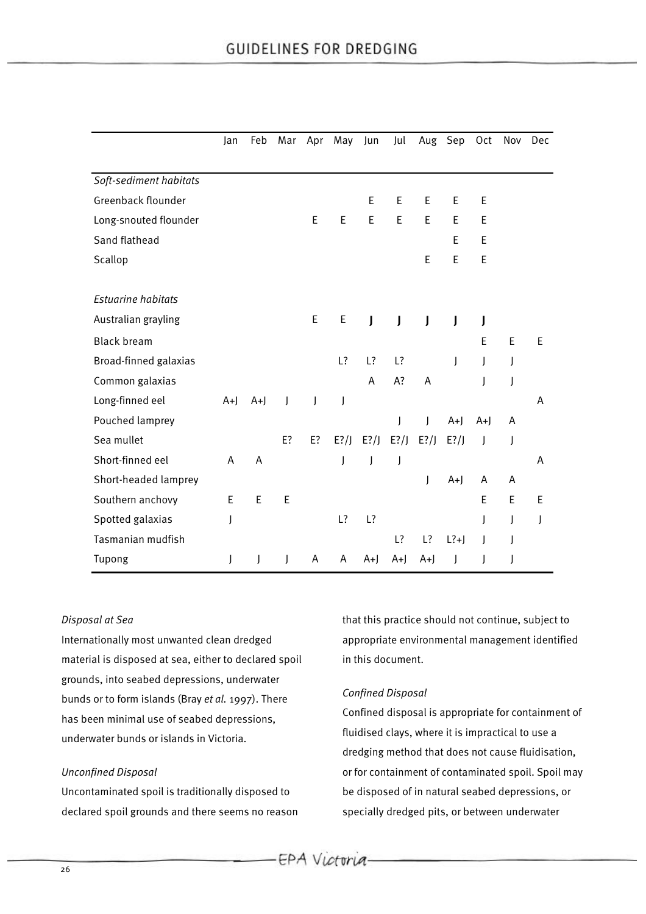| | Jan | Feb | Mar | Apr | May | Jun | Jul | Aug | Sep | Oct | Nov | Dec |
|---|---|---|---|---|---|---|---|---|---|---|---|---|
| *Soft-sediment habitats* | | | | | | | | | | | | |
| Greenback flounder | | | | | | E | E | E | E | E | | |
| Long-snouted flounder | | | | E | E | E | E | E | E | E | | |
| Sand flathead | | | | | | | | | E | E | | |
| Scallop | | | | | | | | E | E | E | | |
| *Estuarine habitats* | | | | | | | | | | | | |
| Australian grayling | | | | E | E | **J** | **J** | **J** | **J** | **J** | | |
| Black bream | | | | | | | | | | E | E | E |
| Broad-finned galaxias | | | | | L? | L? | L? | | J | J | J | |
| Common galaxias | | | | | | A | A? | A | | J | J | |
| Long-finned eel | A+J | A+J | J | J | J | | | | | | | A |
| Pouched lamprey | | | | | | | J | J | A+J | A+J | A | |
| Sea mullet | | | E? | E? | E?/J | E?/J | E?/J | E?/J | E?/J | J | J | |
| Short-finned eel | A | A | | | J | J | J | | | | | A |
| Short-headed lamprey | | | | | | | | J | A+J | A | A | |
| Southern anchovy | E | E | E | | | | | | | E | E | E |
| Spotted galaxias | J | | | | L? | L? | | | | J | J | J |
| Tasmanian mudfish | | | | | | | L? | L? | L?+J | J | J | |
| Tupong | J | J | J | A | A | A+J | A+J | A+J | J | J | J | |

*Disposal at Sea*

Internationally most unwanted clean dredged material is disposed at sea, either to declared spoil grounds, into seabed depressions, underwater bunds or to form islands (Bray *et al.* 1997). There has been minimal use of seabed depressions, underwater bunds or islands in Victoria.

*Unconfined Disposal*

Uncontaminated spoil is traditionally disposed to declared spoil grounds and there seems no reason that this practice should not continue, subject to appropriate environmental management identified in this document.

*Confined Disposal*

Confined disposal is appropriate for containment of fluidised clays, where it is impractical to use a dredging method that does not cause fluidisation, or for containment of contaminated spoil. Spoil may be disposed of in natural seabed depressions, or specially dredged pits, or between underwater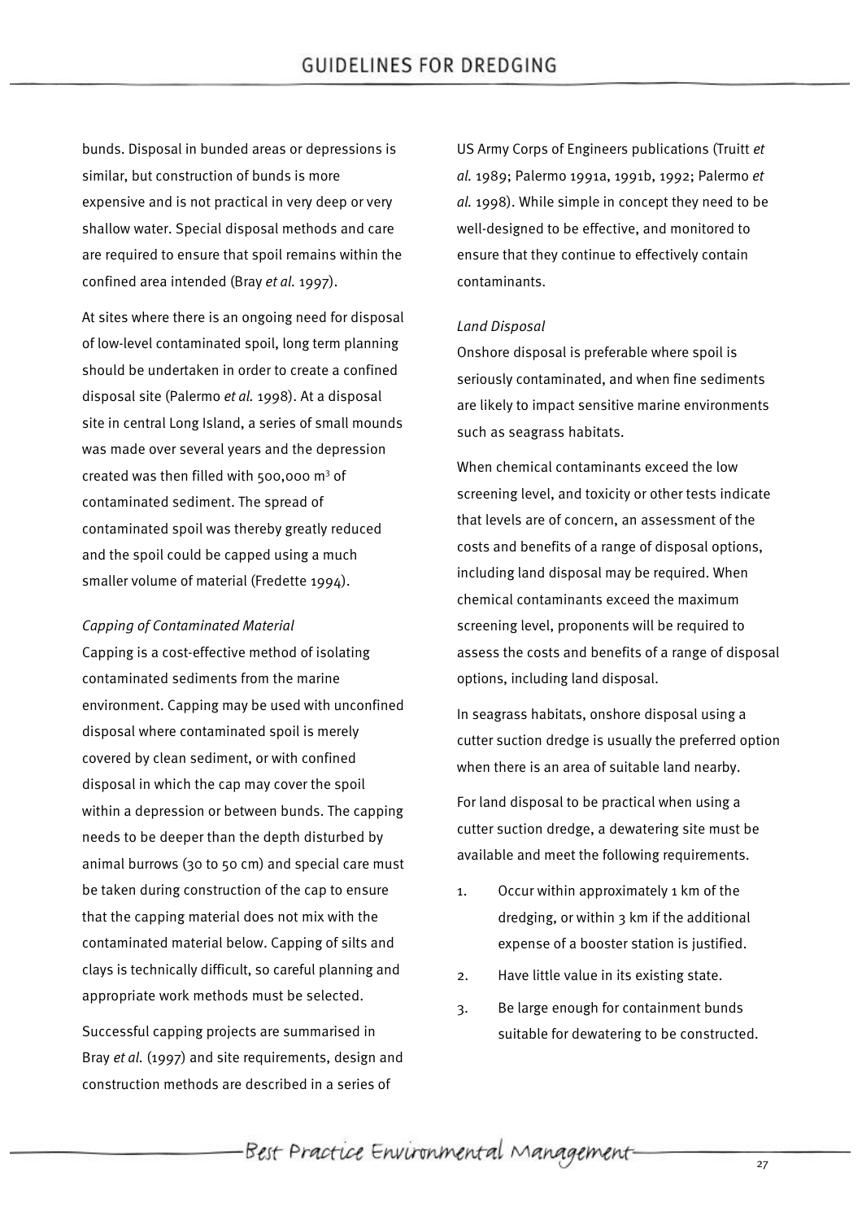bunds. Disposal in bunded areas or depressions is similar, but construction of bunds is more expensive and is not practical in very deep or very shallow water. Special disposal methods and care are required to ensure that spoil remains within the confined area intended (Bray *et al.* 1997).

At sites where there is an ongoing need for disposal of low-level contaminated spoil, long term planning should be undertaken in order to create a confined disposal site (Palermo *et al.* 1998). At a disposal site in central Long Island, a series of small mounds was made over several years and the depression created was then filled with 500,000 $m^3$ of contaminated sediment. The spread of contaminated spoil was thereby greatly reduced and the spoil could be capped using a much smaller volume of material (Fredette 1994).

*Capping of Contaminated Material*

Capping is a cost-effective method of isolating contaminated sediments from the marine environment. Capping may be used with unconfined disposal where contaminated spoil is merely covered by clean sediment, or with confined disposal in which the cap may cover the spoil within a depression or between bunds. The capping needs to be deeper than the depth disturbed by animal burrows (30 to 50 cm) and special care must be taken during construction of the cap to ensure that the capping material does not mix with the contaminated material below. Capping of silts and clays is technically difficult, so careful planning and appropriate work methods must be selected.

Successful capping projects are summarised in Bray *et al.* (1997) and site requirements, design and construction methods are described in a series of US Army Corps of Engineers publications (Truitt *et al.* 1989; Palermo 1991a, 1991b, 1992; Palermo *et al.* 1998). While simple in concept they need to be well-designed to be effective, and monitored to ensure that they continue to effectively contain contaminants.

*Land Disposal*

Onshore disposal is preferable where spoil is seriously contaminated, and when fine sediments are likely to impact sensitive marine environments such as seagrass habitats.

When chemical contaminants exceed the low screening level, and toxicity or other tests indicate that levels are of concern, an assessment of the costs and benefits of a range of disposal options, including land disposal may be required. When chemical contaminants exceed the maximum screening level, proponents will be required to assess the costs and benefits of a range of disposal options, including land disposal.

In seagrass habitats, onshore disposal using a cutter suction dredge is usually the preferred option when there is an area of suitable land nearby.

For land disposal to be practical when using a cutter suction dredge, a dewatering site must be available and meet the following requirements.

1. Occur within approximately 1 km of the dredging, or within 3 km if the additional expense of a booster station is justified.
2. Have little value in its existing state.
3. Be large enough for containment bunds suitable for dewatering to be constructed.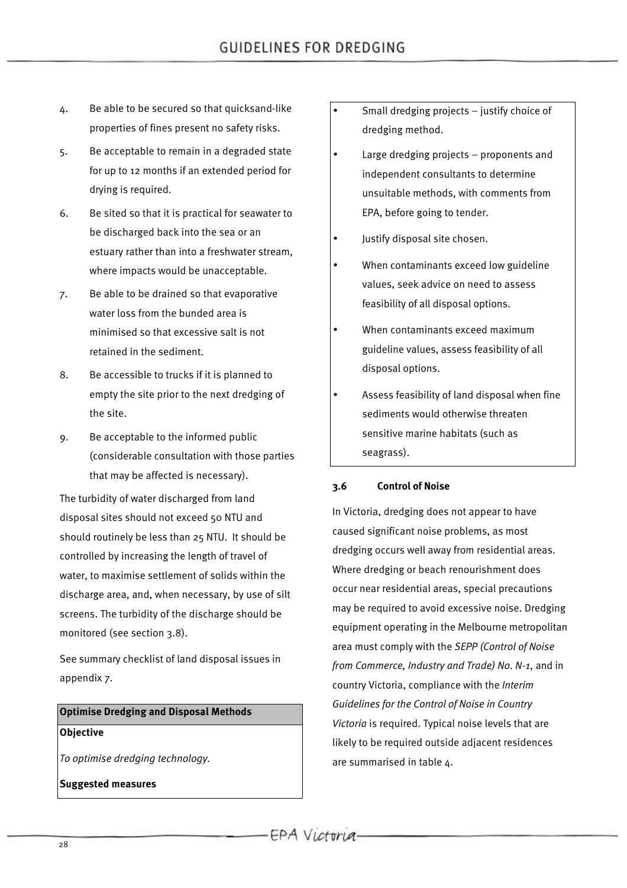4. Be able to be secured so that quicksand-like properties of fines present no safety risks.
5. Be acceptable to remain in a degraded state for up to 12 months if an extended period for drying is required.
6. Be sited so that it is practical for seawater to be discharged back into the sea or an estuary rather than into a freshwater stream, where impacts would be unacceptable.
7. Be able to be drained so that evaporative water loss from the bunded area is minimised so that excessive salt is not retained in the sediment.
8. Be accessible to trucks if it is planned to empty the site prior to the next dredging of the site.
9. Be acceptable to the informed public (considerable consultation with those parties that may be affected is necessary).

The turbidity of water discharged from land disposal sites should not exceed 50 NTU and should routinely be less than 25 NTU. It should be controlled by increasing the length of travel of water, to maximise settlement of solids within the discharge area, and, when necessary, by use of silt screens. The turbidity of the discharge should be monitored (see section 3.8).

See summary checklist of land disposal issues in appendix 7.

**Optimise Dredging and Disposal Methods**

**Objective**

*To optimise dredging technology.*

**Suggested measures**

- Small dredging projects – justify choice of dredging method.
- Large dredging projects – proponents and independent consultants to determine unsuitable methods, with comments from EPA, before going to tender.
- Justify disposal site chosen.
- When contaminants exceed low guideline values, seek advice on need to assess feasibility of all disposal options.
- When contaminants exceed maximum guideline values, assess feasibility of all disposal options.
- Assess feasibility of land disposal when fine sediments would otherwise threaten sensitive marine habitats (such as seagrass).

### 3.6 Control of Noise

In Victoria, dredging does not appear to have caused significant noise problems, as most dredging occurs well away from residential areas. Where dredging or beach renourishment does occur near residential areas, special precautions may be required to avoid excessive noise. Dredging equipment operating in the Melbourne metropolitan area must comply with the *SEPP (Control of Noise from Commerce, Industry and Trade) No. N-1*, and in country Victoria, compliance with the *Interim Guidelines for the Control of Noise in Country Victoria* is required. Typical noise levels that are likely to be required outside adjacent residences are summarised in table 4.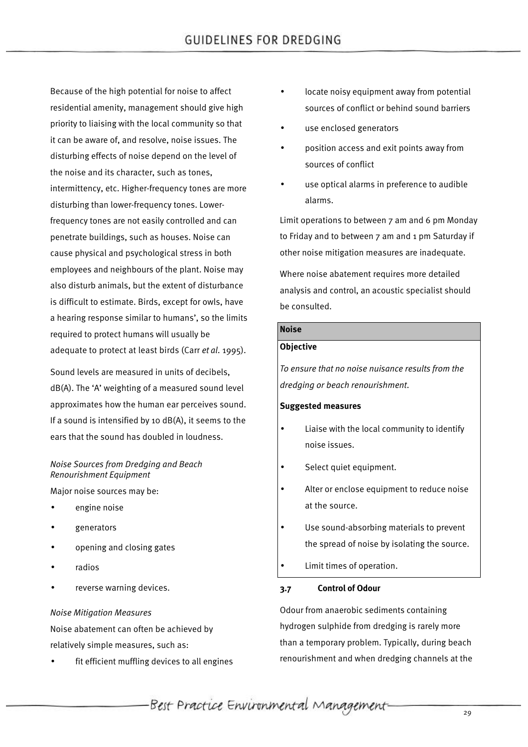Because of the high potential for noise to affect residential amenity, management should give high priority to liaising with the local community so that it can be aware of, and resolve, noise issues. The disturbing effects of noise depend on the level of the noise and its character, such as tones, intermittency, etc. Higher-frequency tones are more disturbing than lower-frequency tones. Lower-frequency tones are not easily controlled and can penetrate buildings, such as houses. Noise can cause physical and psychological stress in both employees and neighbours of the plant. Noise may also disturb animals, but the extent of disturbance is difficult to estimate. Birds, except for owls, have a hearing response similar to humans', so the limits required to protect humans will usually be adequate to protect at least birds (Carr *et al*. 1995).

Sound levels are measured in units of decibels, dB(A). The 'A' weighting of a measured sound level approximates how the human ear perceives sound. If a sound is intensified by 10 dB(A), it seems to the ears that the sound has doubled in loudness.

*Noise Sources from Dredging and Beach Renourishment Equipment*

Major noise sources may be:

- engine noise
- generators
- opening and closing gates
- radios
- reverse warning devices.

*Noise Mitigation Measures*

Noise abatement can often be achieved by relatively simple measures, such as:

- fit efficient muffling devices to all engines
- locate noisy equipment away from potential sources of conflict or behind sound barriers
- use enclosed generators
- position access and exit points away from sources of conflict
- use optical alarms in preference to audible alarms.

Limit operations to between 7 am and 6 pm Monday to Friday and to between 7 am and 1 pm Saturday if other noise mitigation measures are inadequate.

Where noise abatement requires more detailed analysis and control, an acoustic specialist should be consulted.

**Noise**

**Objective**

*To ensure that no noise nuisance results from the dredging or beach renourishment.*

**Suggested measures**

- Liaise with the local community to identify noise issues.
- Select quiet equipment.
- Alter or enclose equipment to reduce noise at the source.
- Use sound-absorbing materials to prevent the spread of noise by isolating the source.
- Limit times of operation.

### 3.7 Control of Odour

Odour from anaerobic sediments containing hydrogen sulphide from dredging is rarely more than a temporary problem. Typically, during beach renourishment and when dredging channels at the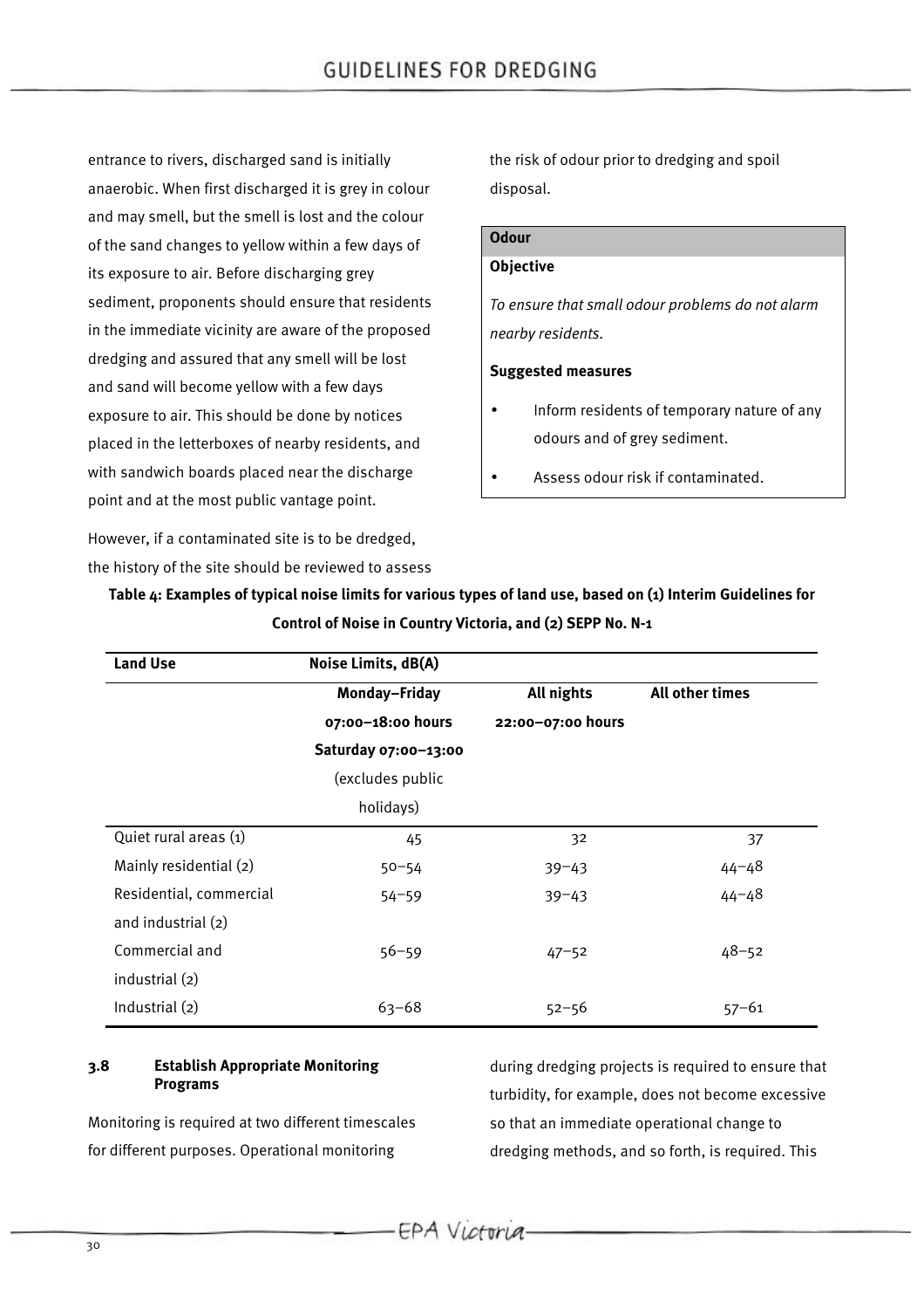entrance to rivers, discharged sand is initially anaerobic. When first discharged it is grey in colour and may smell, but the smell is lost and the colour of the sand changes to yellow within a few days of its exposure to air. Before discharging grey sediment, proponents should ensure that residents in the immediate vicinity are aware of the proposed dredging and assured that any smell will be lost and sand will become yellow with a few days exposure to air. This should be done by notices placed in the letterboxes of nearby residents, and with sandwich boards placed near the discharge point and at the most public vantage point.

However, if a contaminated site is to be dredged, the history of the site should be reviewed to assess the risk of odour prior to dredging and spoil disposal.

> **Odour**
>
> **Objective**
>
> *To ensure that small odour problems do not alarm nearby residents.*
>
> **Suggested measures**
>
> - Inform residents of temporary nature of any odours and of grey sediment.
> - Assess odour risk if contaminated.

**Table 4: Examples of typical noise limits for various types of land use, based on (1) Interim Guidelines for Control of Noise in Country Victoria, and (2) SEPP No. N-1**

| Land Use | Noise Limits, dB(A) | | |
|---|---|---|---|
| | **Monday–Friday 07:00–18:00 hours Saturday 07:00–13:00** (excludes public holidays) | **All nights 22:00–07:00 hours** | **All other times** |
| Quiet rural areas (1) | 45 | 32 | 37 |
| Mainly residential (2) | 50–54 | 39–43 | 44–48 |
| Residential, commercial and industrial (2) | 54–59 | 39–43 | 44–48 |
| Commercial and industrial (2) | 56–59 | 47–52 | 48–52 |
| Industrial (2) | 63–68 | 52–56 | 57–61 |

### 3.8 Establish Appropriate Monitoring Programs

Monitoring is required at two different timescales for different purposes. Operational monitoring during dredging projects is required to ensure that turbidity, for example, does not become excessive so that an immediate operational change to dredging methods, and so forth, is required. This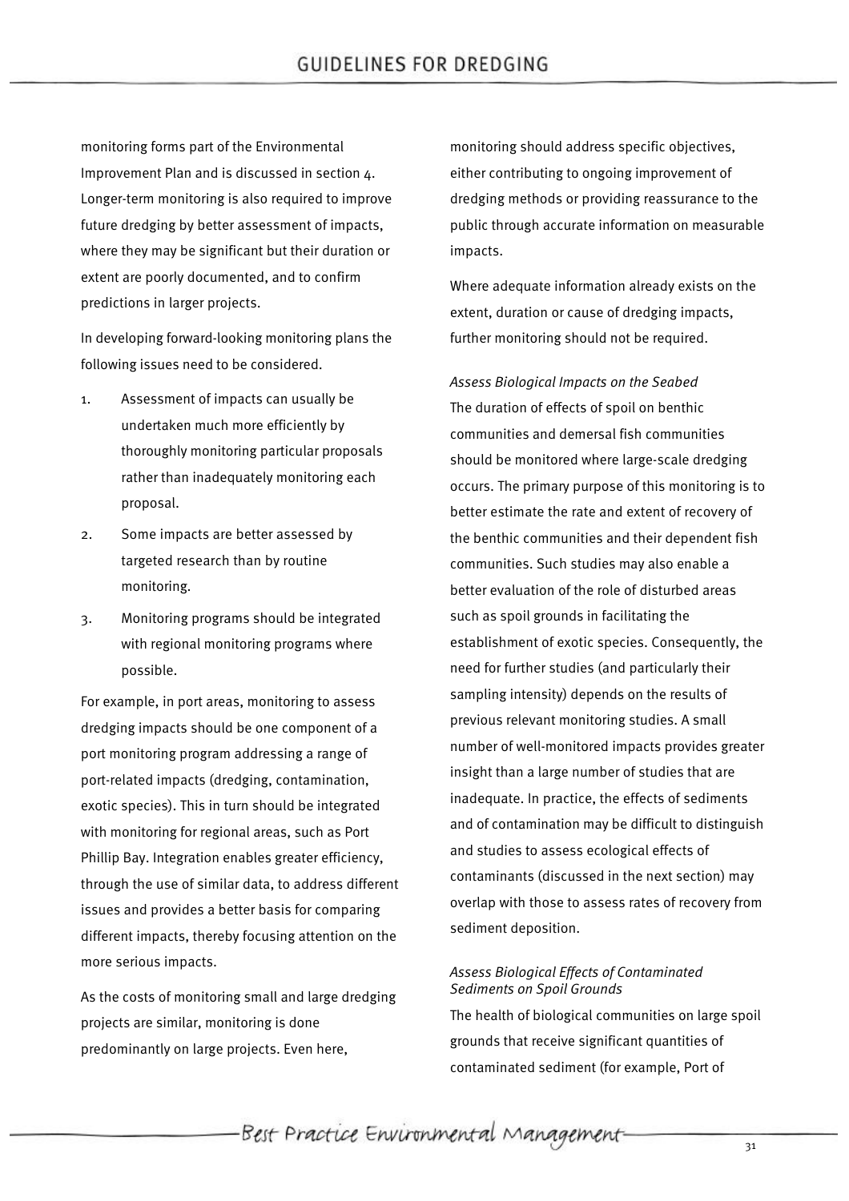monitoring forms part of the Environmental Improvement Plan and is discussed in section 4. Longer-term monitoring is also required to improve future dredging by better assessment of impacts, where they may be significant but their duration or extent are poorly documented, and to confirm predictions in larger projects.

In developing forward-looking monitoring plans the following issues need to be considered.

1. Assessment of impacts can usually be undertaken much more efficiently by thoroughly monitoring particular proposals rather than inadequately monitoring each proposal.
2. Some impacts are better assessed by targeted research than by routine monitoring.
3. Monitoring programs should be integrated with regional monitoring programs where possible.

For example, in port areas, monitoring to assess dredging impacts should be one component of a port monitoring program addressing a range of port-related impacts (dredging, contamination, exotic species). This in turn should be integrated with monitoring for regional areas, such as Port Phillip Bay. Integration enables greater efficiency, through the use of similar data, to address different issues and provides a better basis for comparing different impacts, thereby focusing attention on the more serious impacts.

As the costs of monitoring small and large dredging projects are similar, monitoring is done predominantly on large projects. Even here, monitoring should address specific objectives, either contributing to ongoing improvement of dredging methods or providing reassurance to the public through accurate information on measurable impacts.

Where adequate information already exists on the extent, duration or cause of dredging impacts, further monitoring should not be required.

*Assess Biological Impacts on the Seabed*

The duration of effects of spoil on benthic communities and demersal fish communities should be monitored where large-scale dredging occurs. The primary purpose of this monitoring is to better estimate the rate and extent of recovery of the benthic communities and their dependent fish communities. Such studies may also enable a better evaluation of the role of disturbed areas such as spoil grounds in facilitating the establishment of exotic species. Consequently, the need for further studies (and particularly their sampling intensity) depends on the results of previous relevant monitoring studies. A small number of well-monitored impacts provides greater insight than a large number of studies that are inadequate. In practice, the effects of sediments and of contamination may be difficult to distinguish and studies to assess ecological effects of contaminants (discussed in the next section) may overlap with those to assess rates of recovery from sediment deposition.

*Assess Biological Effects of Contaminated Sediments on Spoil Grounds*

The health of biological communities on large spoil grounds that receive significant quantities of contaminated sediment (for example, Port of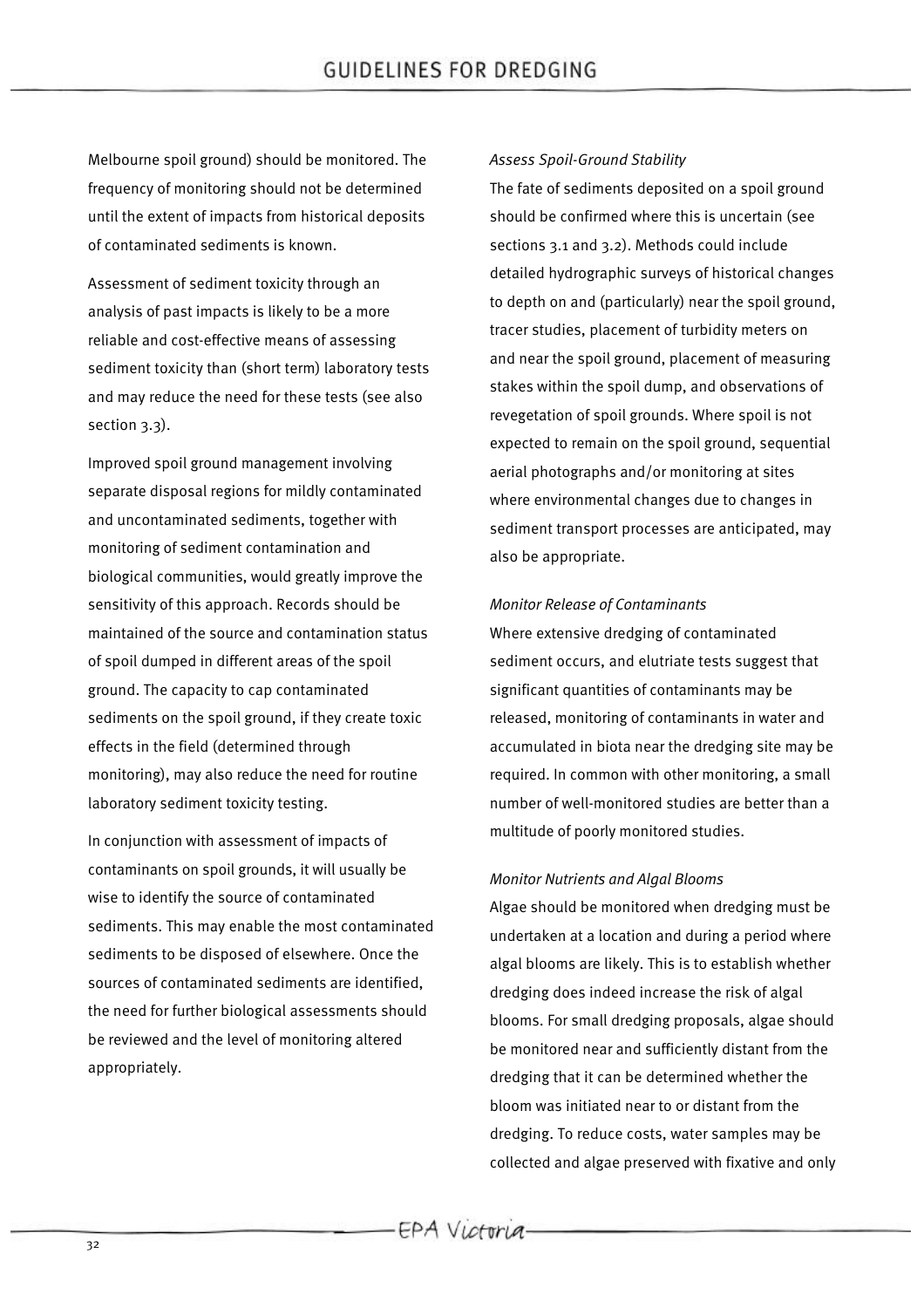Melbourne spoil ground) should be monitored. The frequency of monitoring should not be determined until the extent of impacts from historical deposits of contaminated sediments is known.

Assessment of sediment toxicity through an analysis of past impacts is likely to be a more reliable and cost-effective means of assessing sediment toxicity than (short term) laboratory tests and may reduce the need for these tests (see also section 3.3).

Improved spoil ground management involving separate disposal regions for mildly contaminated and uncontaminated sediments, together with monitoring of sediment contamination and biological communities, would greatly improve the sensitivity of this approach. Records should be maintained of the source and contamination status of spoil dumped in different areas of the spoil ground. The capacity to cap contaminated sediments on the spoil ground, if they create toxic effects in the field (determined through monitoring), may also reduce the need for routine laboratory sediment toxicity testing.

In conjunction with assessment of impacts of contaminants on spoil grounds, it will usually be wise to identify the source of contaminated sediments. This may enable the most contaminated sediments to be disposed of elsewhere. Once the sources of contaminated sediments are identified, the need for further biological assessments should be reviewed and the level of monitoring altered appropriately.

*Assess Spoil-Ground Stability*

The fate of sediments deposited on a spoil ground should be confirmed where this is uncertain (see sections 3.1 and 3.2). Methods could include detailed hydrographic surveys of historical changes to depth on and (particularly) near the spoil ground, tracer studies, placement of turbidity meters on and near the spoil ground, placement of measuring stakes within the spoil dump, and observations of revegetation of spoil grounds. Where spoil is not expected to remain on the spoil ground, sequential aerial photographs and/or monitoring at sites where environmental changes due to changes in sediment transport processes are anticipated, may also be appropriate.

*Monitor Release of Contaminants*

Where extensive dredging of contaminated sediment occurs, and elutriate tests suggest that significant quantities of contaminants may be released, monitoring of contaminants in water and accumulated in biota near the dredging site may be required. In common with other monitoring, a small number of well-monitored studies are better than a multitude of poorly monitored studies.

*Monitor Nutrients and Algal Blooms*

Algae should be monitored when dredging must be undertaken at a location and during a period where algal blooms are likely. This is to establish whether dredging does indeed increase the risk of algal blooms. For small dredging proposals, algae should be monitored near and sufficiently distant from the dredging that it can be determined whether the bloom was initiated near to or distant from the dredging. To reduce costs, water samples may be collected and algae preserved with fixative and only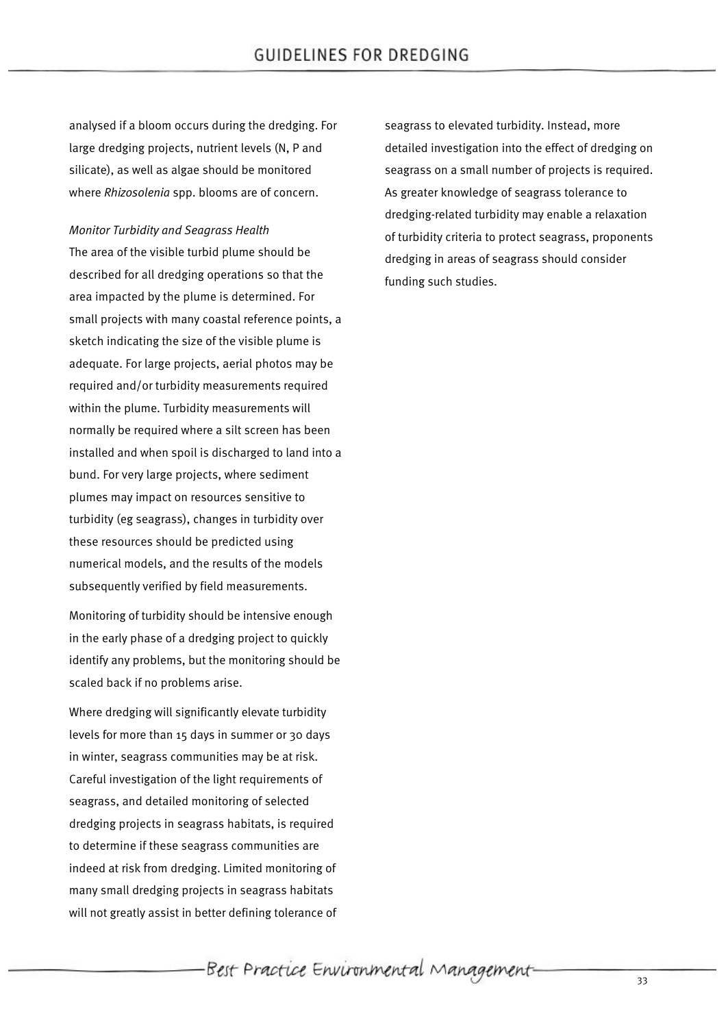analysed if a bloom occurs during the dredging. For large dredging projects, nutrient levels (N, P and silicate), as well as algae should be monitored where *Rhizosolenia* spp. blooms are of concern.

*Monitor Turbidity and Seagrass Health*

The area of the visible turbid plume should be described for all dredging operations so that the area impacted by the plume is determined. For small projects with many coastal reference points, a sketch indicating the size of the visible plume is adequate. For large projects, aerial photos may be required and/or turbidity measurements required within the plume. Turbidity measurements will normally be required where a silt screen has been installed and when spoil is discharged to land into a bund. For very large projects, where sediment plumes may impact on resources sensitive to turbidity (eg seagrass), changes in turbidity over these resources should be predicted using numerical models, and the results of the models subsequently verified by field measurements.

Monitoring of turbidity should be intensive enough in the early phase of a dredging project to quickly identify any problems, but the monitoring should be scaled back if no problems arise.

Where dredging will significantly elevate turbidity levels for more than 15 days in summer or 30 days in winter, seagrass communities may be at risk. Careful investigation of the light requirements of seagrass, and detailed monitoring of selected dredging projects in seagrass habitats, is required to determine if these seagrass communities are indeed at risk from dredging. Limited monitoring of many small dredging projects in seagrass habitats will not greatly assist in better defining tolerance of seagrass to elevated turbidity. Instead, more detailed investigation into the effect of dredging on seagrass on a small number of projects is required. As greater knowledge of seagrass tolerance to dredging-related turbidity may enable a relaxation of turbidity criteria to protect seagrass, proponents dredging in areas of seagrass should consider funding such studies.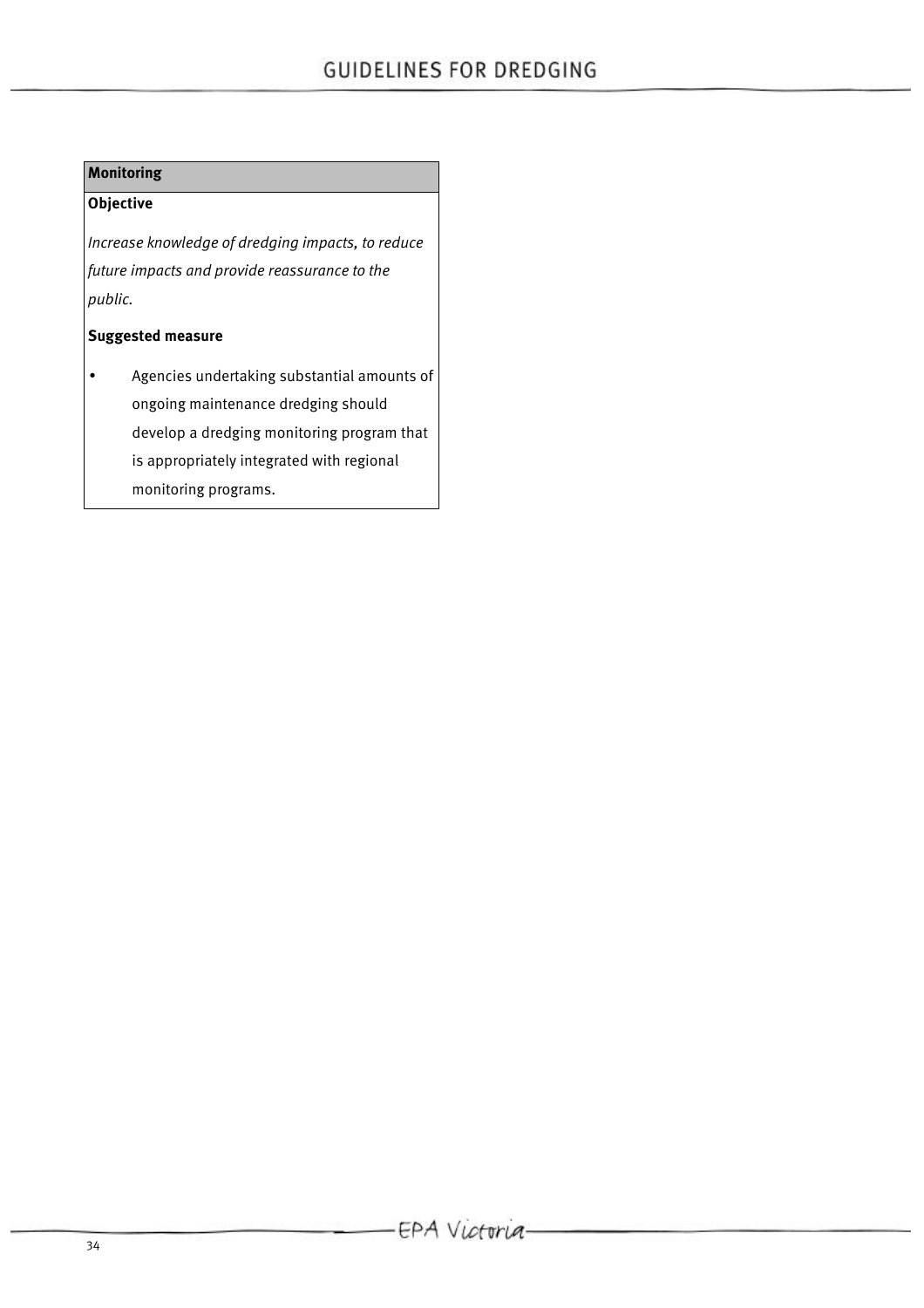| Monitoring |
| --- |
| **Objective**<br><br>*Increase knowledge of dredging impacts, to reduce future impacts and provide reassurance to the public.*<br><br>**Suggested measure**<br><br>• Agencies undertaking substantial amounts of ongoing maintenance dredging should develop a dredging monitoring program that is appropriately integrated with regional monitoring programs. |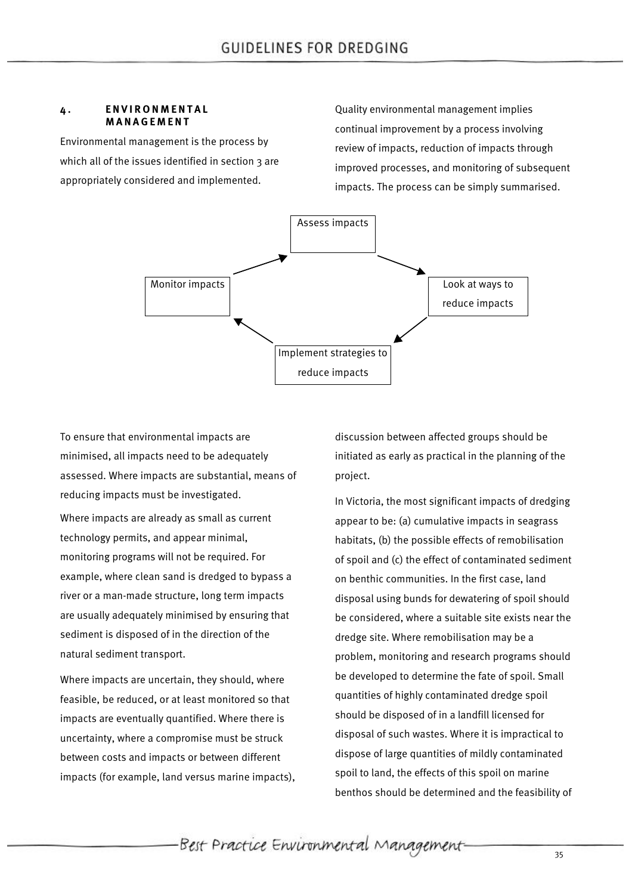## 4. ENVIRONMENTAL MANAGEMENT

Environmental management is the process by which all of the issues identified in section 3 are appropriately considered and implemented.

Quality environmental management implies continual improvement by a process involving review of impacts, reduction of impacts through improved processes, and monitoring of subsequent impacts. The process can be simply summarised.

Assess impacts → Look at ways to reduce impacts → Implement strategies to reduce impacts → Monitor impacts → Assess impacts

To ensure that environmental impacts are minimised, all impacts need to be adequately assessed. Where impacts are substantial, means of reducing impacts must be investigated.

Where impacts are already as small as current technology permits, and appear minimal, monitoring programs will not be required. For example, where clean sand is dredged to bypass a river or a man-made structure, long term impacts are usually adequately minimised by ensuring that sediment is disposed of in the direction of the natural sediment transport.

Where impacts are uncertain, they should, where feasible, be reduced, or at least monitored so that impacts are eventually quantified. Where there is uncertainty, where a compromise must be struck between costs and impacts or between different impacts (for example, land versus marine impacts), discussion between affected groups should be initiated as early as practical in the planning of the project.

In Victoria, the most significant impacts of dredging appear to be: (a) cumulative impacts in seagrass habitats, (b) the possible effects of remobilisation of spoil and (c) the effect of contaminated sediment on benthic communities. In the first case, land disposal using bunds for dewatering of spoil should be considered, where a suitable site exists near the dredge site. Where remobilisation may be a problem, monitoring and research programs should be developed to determine the fate of spoil. Small quantities of highly contaminated dredge spoil should be disposed of in a landfill licensed for disposal of such wastes. Where it is impractical to dispose of large quantities of mildly contaminated spoil to land, the effects of this spoil on marine benthos should be determined and the feasibility of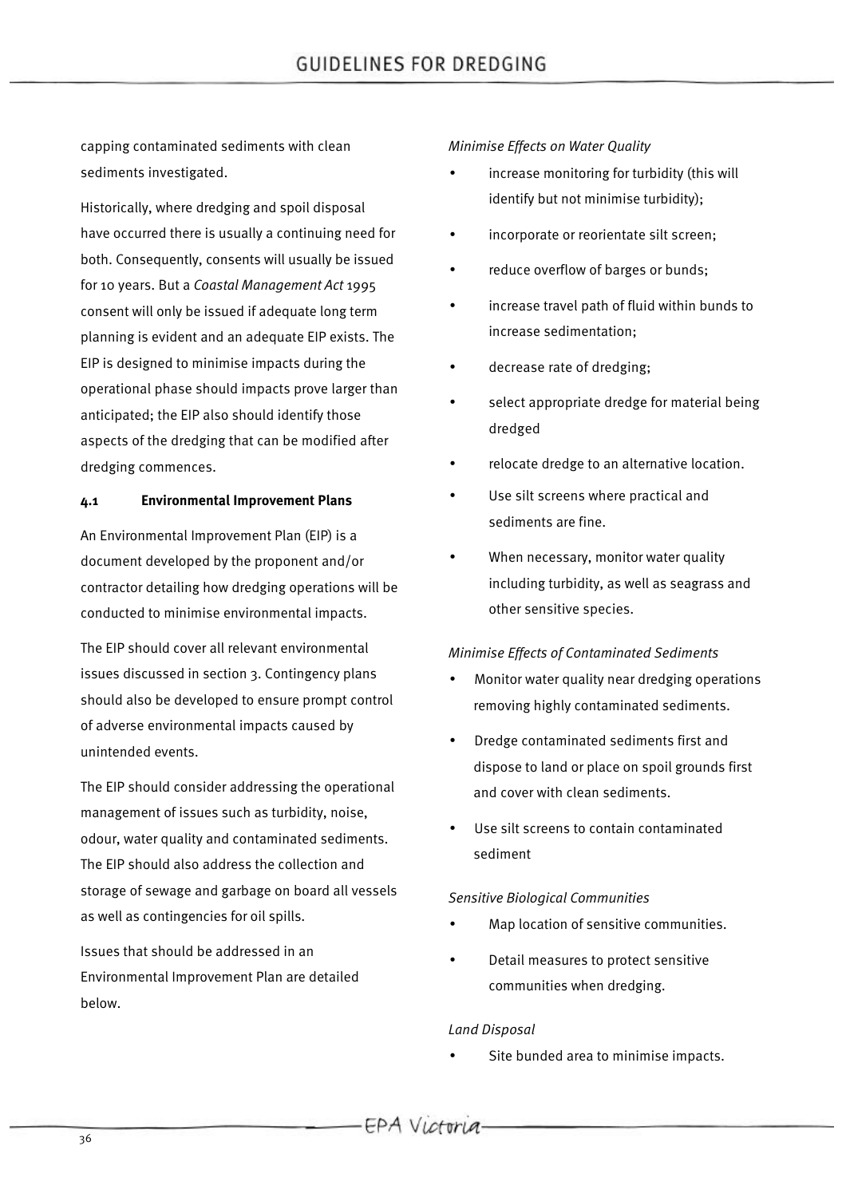capping contaminated sediments with clean sediments investigated.

Historically, where dredging and spoil disposal have occurred there is usually a continuing need for both. Consequently, consents will usually be issued for 10 years. But a *Coastal Management Act* 1995 consent will only be issued if adequate long term planning is evident and an adequate EIP exists. The EIP is designed to minimise impacts during the operational phase should impacts prove larger than anticipated; the EIP also should identify those aspects of the dredging that can be modified after dredging commences.

### 4.1 Environmental Improvement Plans

An Environmental Improvement Plan (EIP) is a document developed by the proponent and/or contractor detailing how dredging operations will be conducted to minimise environmental impacts.

The EIP should cover all relevant environmental issues discussed in section 3. Contingency plans should also be developed to ensure prompt control of adverse environmental impacts caused by unintended events.

The EIP should consider addressing the operational management of issues such as turbidity, noise, odour, water quality and contaminated sediments. The EIP should also address the collection and storage of sewage and garbage on board all vessels as well as contingencies for oil spills.

Issues that should be addressed in an Environmental Improvement Plan are detailed below.

*Minimise Effects on Water Quality*

- increase monitoring for turbidity (this will identify but not minimise turbidity);
- incorporate or reorientate silt screen;
- reduce overflow of barges or bunds;
- increase travel path of fluid within bunds to increase sedimentation;
- decrease rate of dredging;
- select appropriate dredge for material being dredged
- relocate dredge to an alternative location.
- Use silt screens where practical and sediments are fine.
- When necessary, monitor water quality including turbidity, as well as seagrass and other sensitive species.

*Minimise Effects of Contaminated Sediments*

- Monitor water quality near dredging operations removing highly contaminated sediments.
- Dredge contaminated sediments first and dispose to land or place on spoil grounds first and cover with clean sediments.
- Use silt screens to contain contaminated sediment

*Sensitive Biological Communities*

- Map location of sensitive communities.
- Detail measures to protect sensitive communities when dredging.

*Land Disposal*

- Site bunded area to minimise impacts.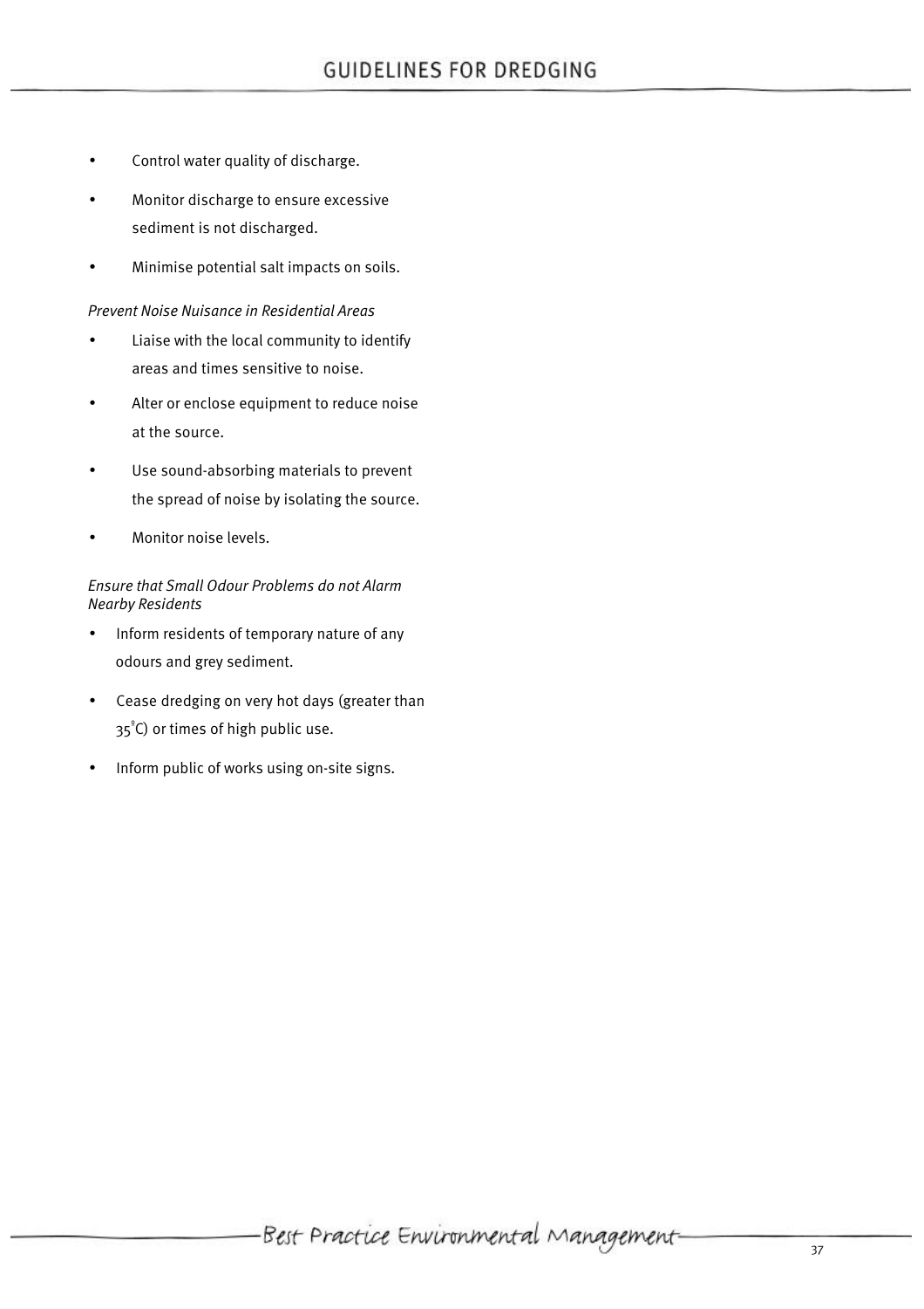- Control water quality of discharge.
- Monitor discharge to ensure excessive sediment is not discharged.
- Minimise potential salt impacts on soils.

*Prevent Noise Nuisance in Residential Areas*

- Liaise with the local community to identify areas and times sensitive to noise.
- Alter or enclose equipment to reduce noise at the source.
- Use sound-absorbing materials to prevent the spread of noise by isolating the source.
- Monitor noise levels.

*Ensure that Small Odour Problems do not Alarm Nearby Residents*

- Inform residents of temporary nature of any odours and grey sediment.
- Cease dredging on very hot days (greater than 35°C) or times of high public use.
- Inform public of works using on-site signs.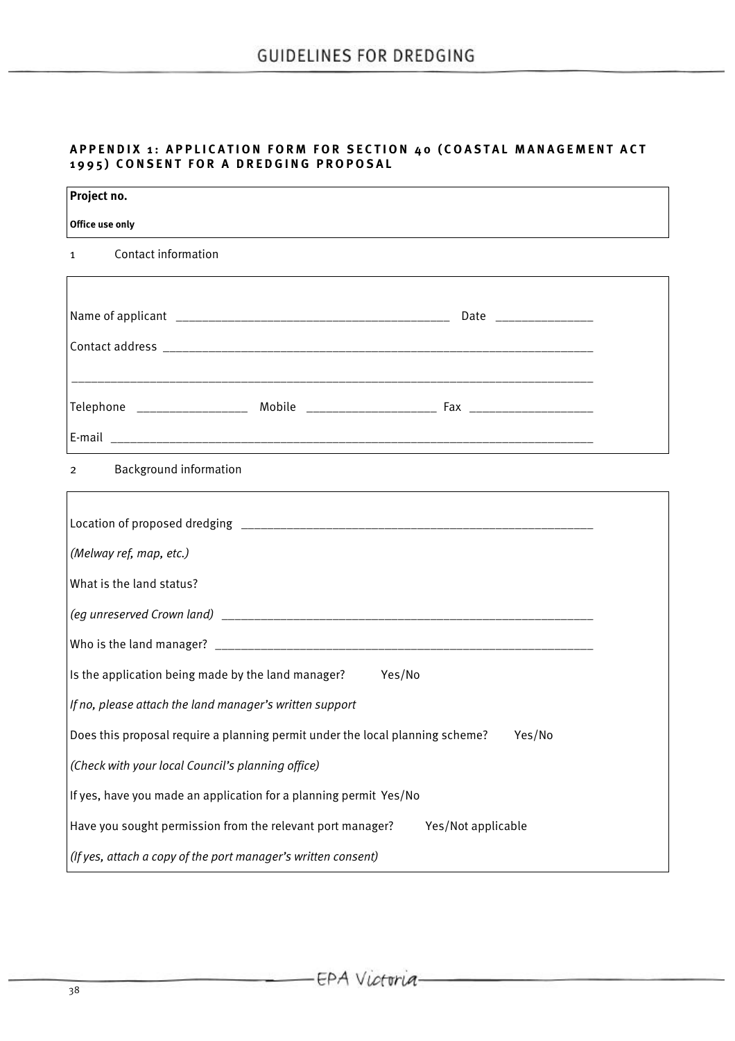### APPENDIX 1: APPLICATION FORM FOR SECTION 40 (COASTAL MANAGEMENT ACT 1995) CONSENT FOR A DREDGING PROPOSAL

**Project no.**

**Office use only**

1 Contact information

Name of applicant ________________________________________ Date _______________

Contact address ________________________________________________________________

_______________________________________________________________________________

Telephone _________________ Mobile ____________________ Fax ___________________

E-mail ________________________________________________________________________

2 Background information

Location of proposed dredging ___________________________________________________

*(Melway ref, map, etc.)*

What is the land status?

*(eg unreserved Crown land)* ____________________________________________________

Who is the land manager? _______________________________________________________

Is the application being made by the land manager? Yes/No

*If no, please attach the land manager's written support*

Does this proposal require a planning permit under the local planning scheme? Yes/No

*(Check with your local Council's planning office)*

If yes, have you made an application for a planning permit Yes/No

Have you sought permission from the relevant port manager? Yes/Not applicable

*(If yes, attach a copy of the port manager's written consent)*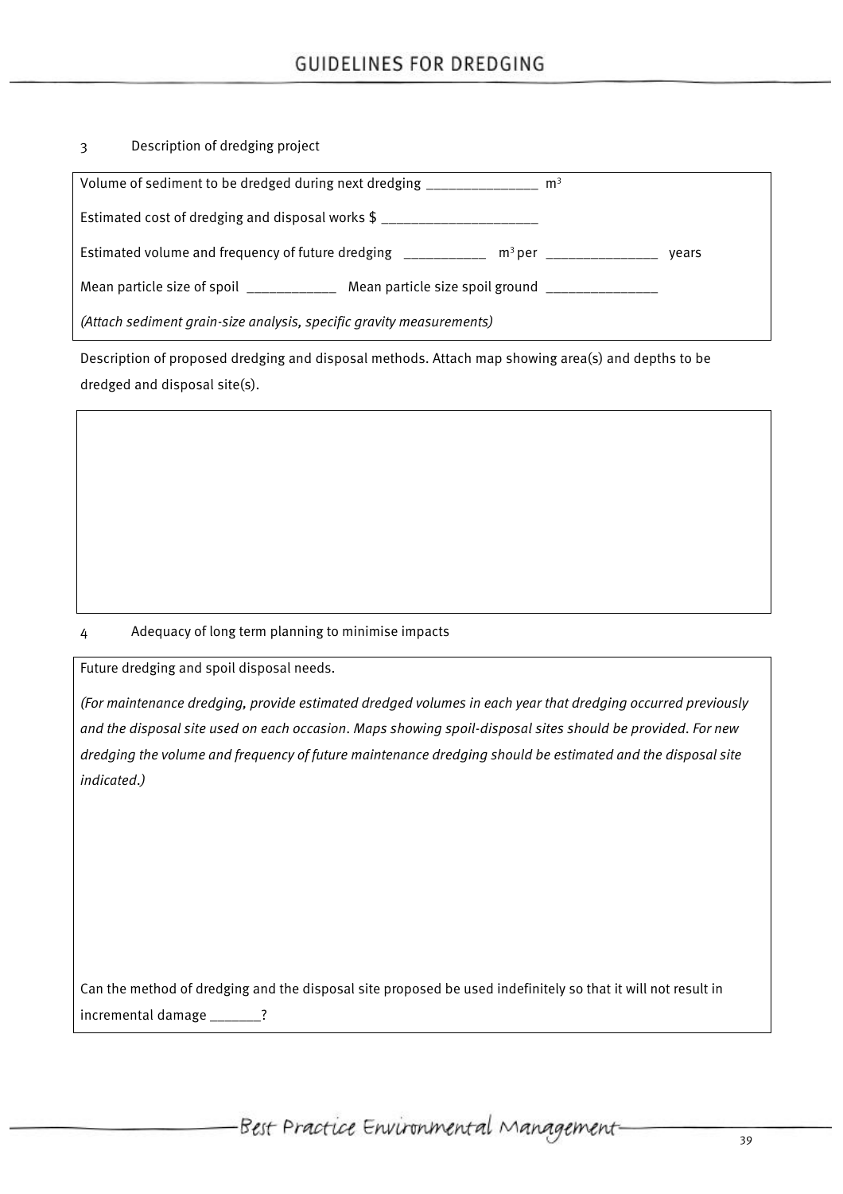3 Description of dredging project

Volume of sediment to be dredged during next dredging _______________ $m^3$

Estimated cost of dredging and disposal works $ _____________________

Estimated volume and frequency of future dredging ___________ $m^3$ per _______________ years

Mean particle size of spoil ____________ Mean particle size spoil ground _______________

*(Attach sediment grain-size analysis, specific gravity measurements)*

Description of proposed dredging and disposal methods. Attach map showing area(s) and depths to be dredged and disposal site(s).

4 Adequacy of long term planning to minimise impacts

Future dredging and spoil disposal needs.

*(For maintenance dredging, provide estimated dredged volumes in each year that dredging occurred previously and the disposal site used on each occasion. Maps showing spoil-disposal sites should be provided. For new dredging the volume and frequency of future maintenance dredging should be estimated and the disposal site indicated.)*

Can the method of dredging and the disposal site proposed be used indefinitely so that it will not result in incremental damage _______?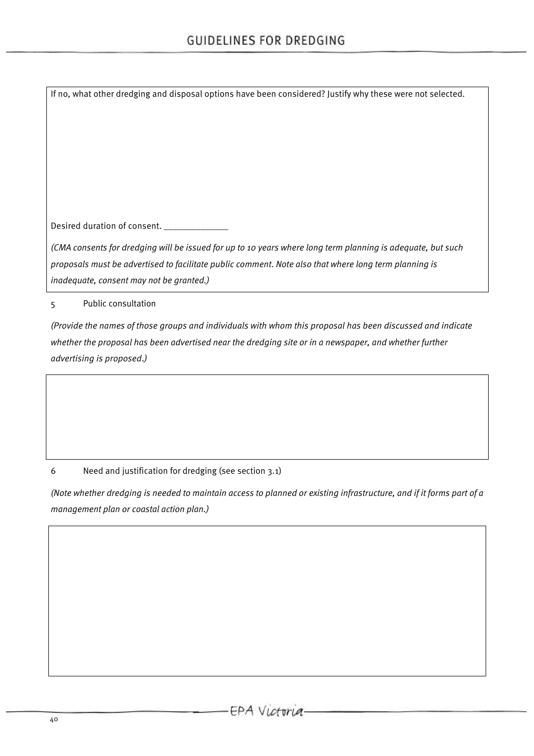If no, what other dredging and disposal options have been considered? Justify why these were not selected.

Desired duration of consent. _____________

*(CMA consents for dredging will be issued for up to 10 years where long term planning is adequate, but such proposals must be advertised to facilitate public comment. Note also that where long term planning is inadequate, consent may not be granted.)*

5 Public consultation

*(Provide the names of those groups and individuals with whom this proposal has been discussed and indicate whether the proposal has been advertised near the dredging site or in a newspaper, and whether further advertising is proposed.)*

6 Need and justification for dredging (see section 3.1)

*(Note whether dredging is needed to maintain access to planned or existing infrastructure, and if it forms part of a management plan or coastal action plan.)*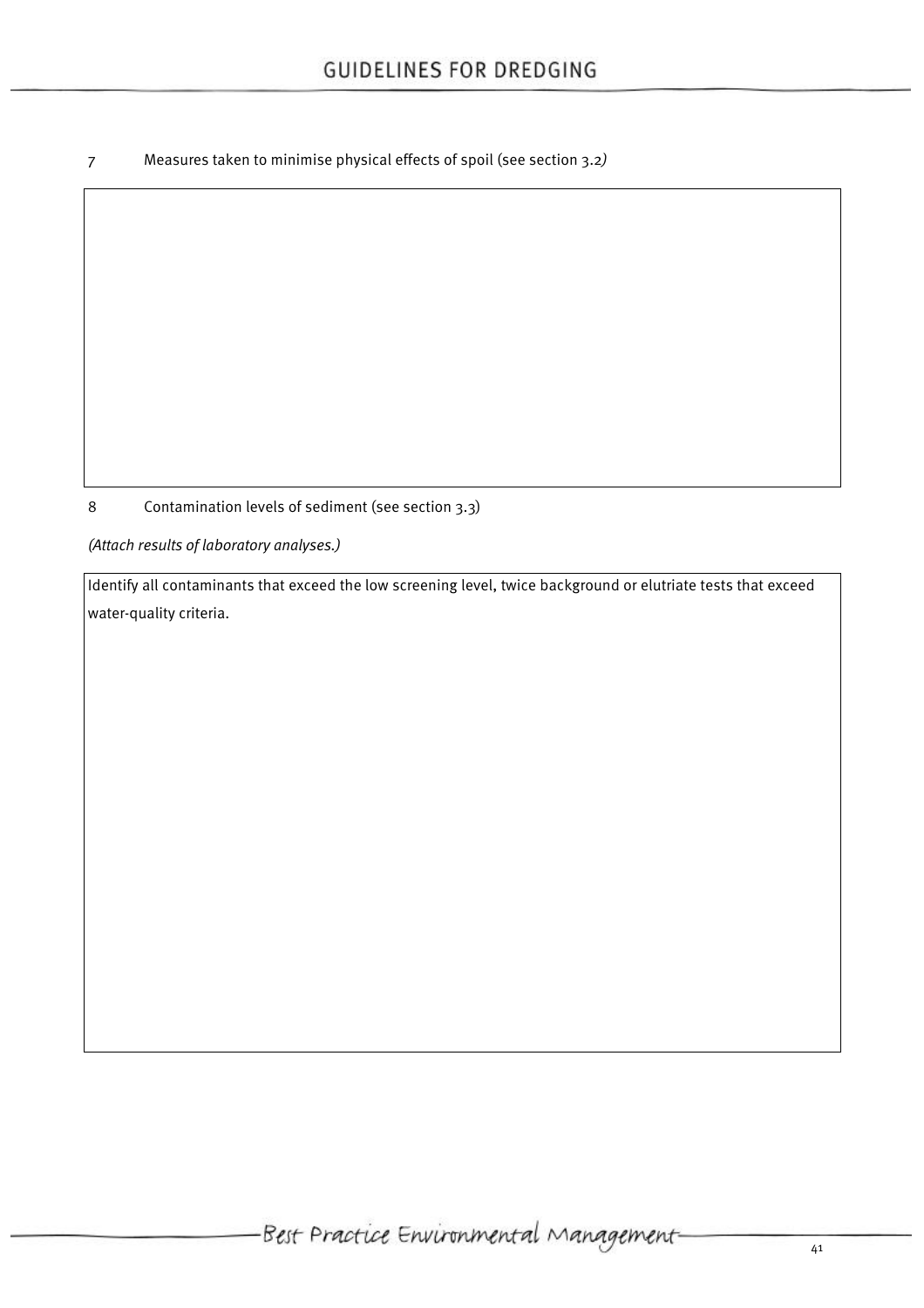7 Measures taken to minimise physical effects of spoil (see section 3.2)

|   |
|---|
|   |

8 Contamination levels of sediment (see section 3.3)

*(Attach results of laboratory analyses.)*

| Identify all contaminants that exceed the low screening level, twice background or elutriate tests that exceed water-quality criteria. |
|---|
|   |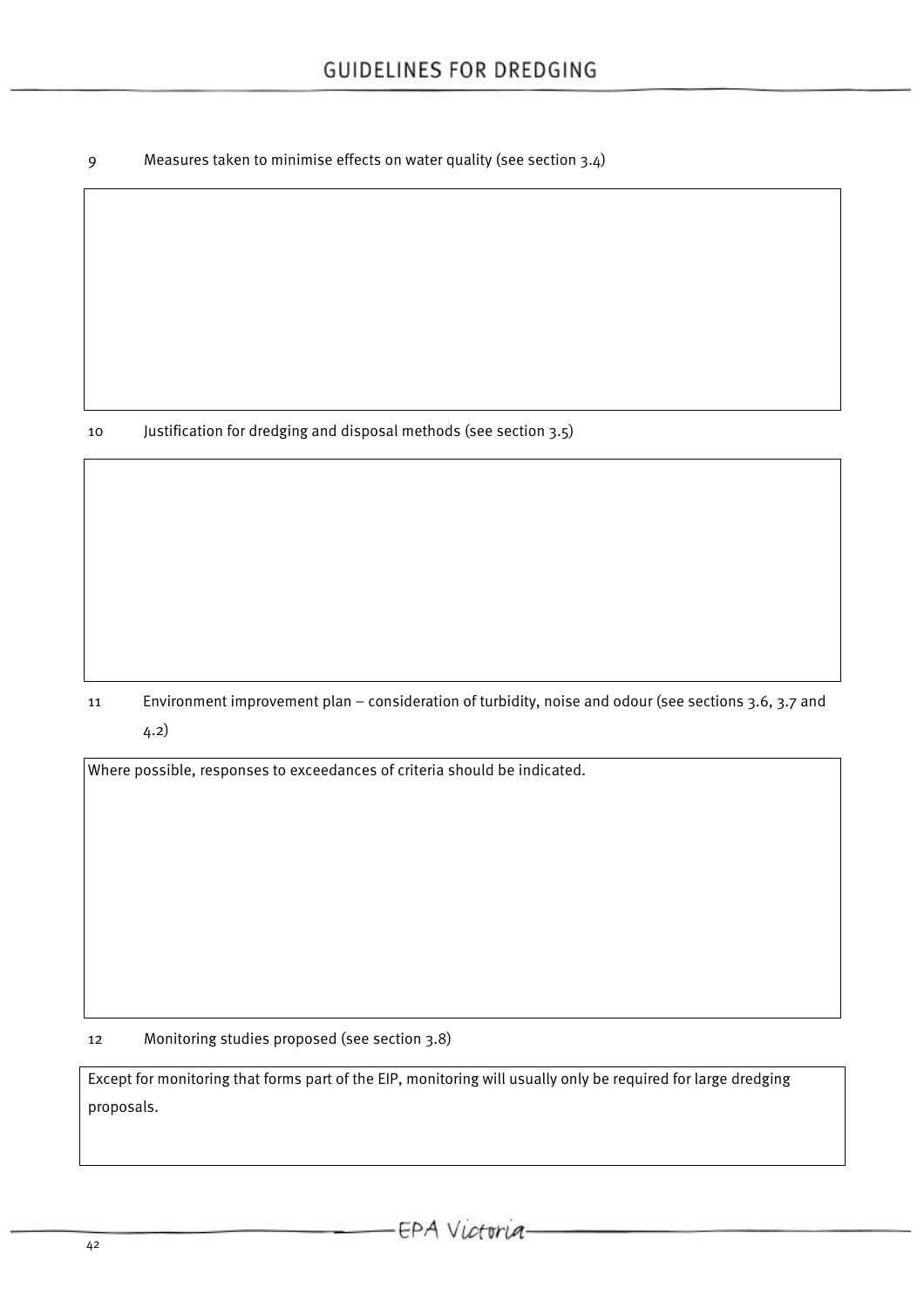9 Measures taken to minimise effects on water quality (see section 3.4)

| |
|---|
| |

10 Justification for dredging and disposal methods (see section 3.5)

| |
|---|
| |

11 Environment improvement plan – consideration of turbidity, noise and odour (see sections 3.6, 3.7 and 4.2)

| Where possible, responses to exceedances of criteria should be indicated. |
|---|

12 Monitoring studies proposed (see section 3.8)

| Except for monitoring that forms part of the EIP, monitoring will usually only be required for large dredging proposals. |
|---|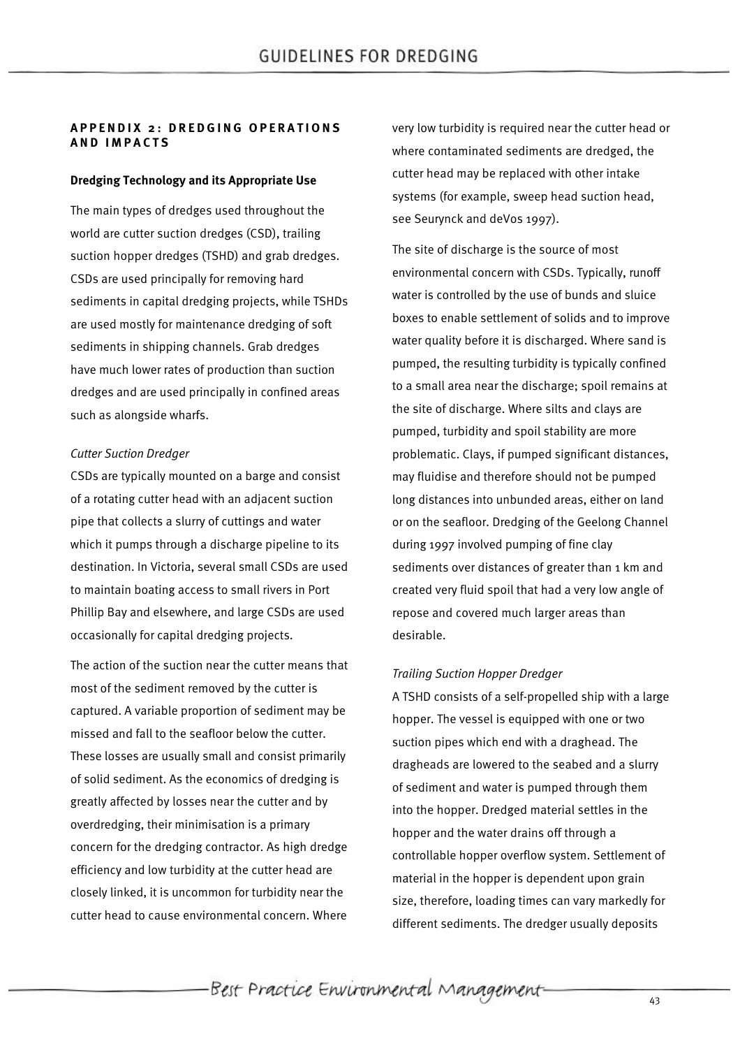## APPENDIX 2: DREDGING OPERATIONS AND IMPACTS

### Dredging Technology and its Appropriate Use

The main types of dredges used throughout the world are cutter suction dredges (CSD), trailing suction hopper dredges (TSHD) and grab dredges. CSDs are used principally for removing hard sediments in capital dredging projects, while TSHDs are used mostly for maintenance dredging of soft sediments in shipping channels. Grab dredges have much lower rates of production than suction dredges and are used principally in confined areas such as alongside wharfs.

*Cutter Suction Dredger*

CSDs are typically mounted on a barge and consist of a rotating cutter head with an adjacent suction pipe that collects a slurry of cuttings and water which it pumps through a discharge pipeline to its destination. In Victoria, several small CSDs are used to maintain boating access to small rivers in Port Phillip Bay and elsewhere, and large CSDs are used occasionally for capital dredging projects.

The action of the suction near the cutter means that most of the sediment removed by the cutter is captured. A variable proportion of sediment may be missed and fall to the seafloor below the cutter. These losses are usually small and consist primarily of solid sediment. As the economics of dredging is greatly affected by losses near the cutter and by overdredging, their minimisation is a primary concern for the dredging contractor. As high dredge efficiency and low turbidity at the cutter head are closely linked, it is uncommon for turbidity near the cutter head to cause environmental concern. Where very low turbidity is required near the cutter head or where contaminated sediments are dredged, the cutter head may be replaced with other intake systems (for example, sweep head suction head, see Seurynck and deVos 1997).

The site of discharge is the source of most environmental concern with CSDs. Typically, runoff water is controlled by the use of bunds and sluice boxes to enable settlement of solids and to improve water quality before it is discharged. Where sand is pumped, the resulting turbidity is typically confined to a small area near the discharge; spoil remains at the site of discharge. Where silts and clays are pumped, turbidity and spoil stability are more problematic. Clays, if pumped significant distances, may fluidise and therefore should not be pumped long distances into unbunded areas, either on land or on the seafloor. Dredging of the Geelong Channel during 1997 involved pumping of fine clay sediments over distances of greater than 1 km and created very fluid spoil that had a very low angle of repose and covered much larger areas than desirable.

*Trailing Suction Hopper Dredger*

A TSHD consists of a self-propelled ship with a large hopper. The vessel is equipped with one or two suction pipes which end with a draghead. The dragheads are lowered to the seabed and a slurry of sediment and water is pumped through them into the hopper. Dredged material settles in the hopper and the water drains off through a controllable hopper overflow system. Settlement of material in the hopper is dependent upon grain size, therefore, loading times can vary markedly for different sediments. The dredger usually deposits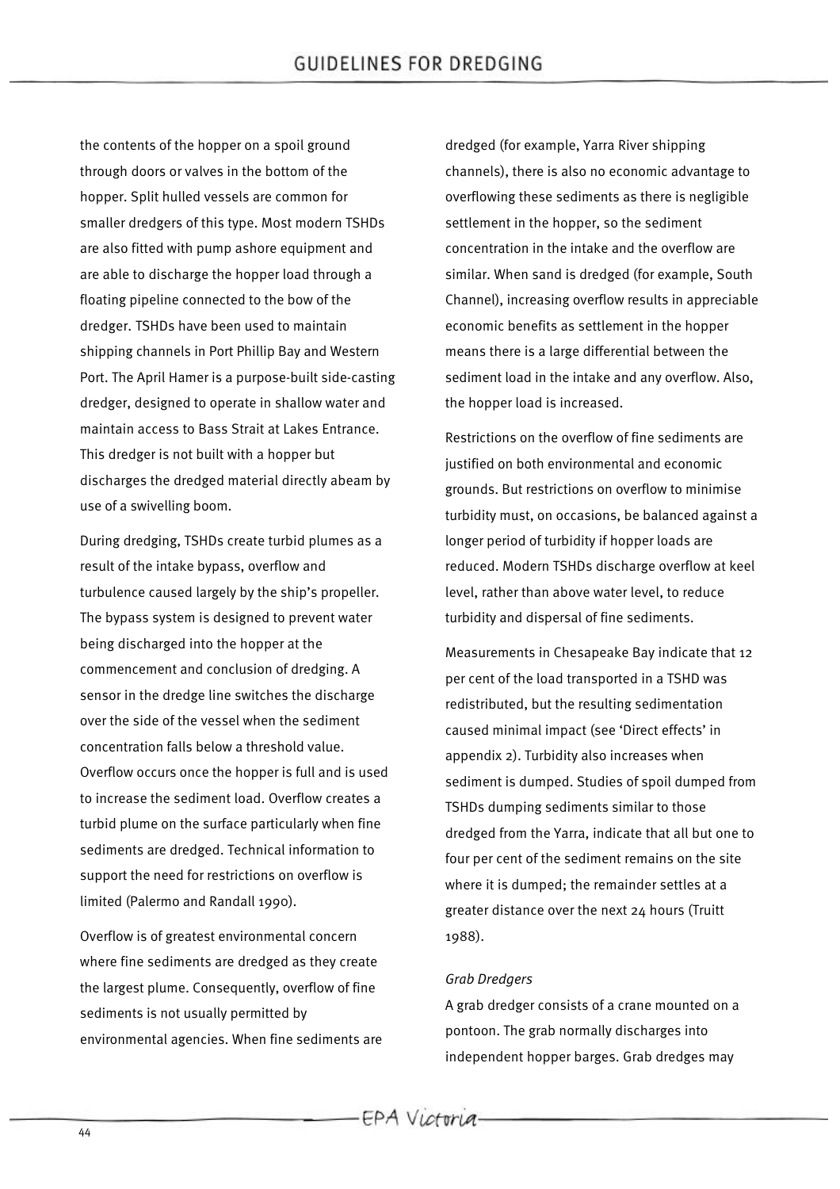the contents of the hopper on a spoil ground through doors or valves in the bottom of the hopper. Split hulled vessels are common for smaller dredgers of this type. Most modern TSHDs are also fitted with pump ashore equipment and are able to discharge the hopper load through a floating pipeline connected to the bow of the dredger. TSHDs have been used to maintain shipping channels in Port Phillip Bay and Western Port. The April Hamer is a purpose-built side-casting dredger, designed to operate in shallow water and maintain access to Bass Strait at Lakes Entrance. This dredger is not built with a hopper but discharges the dredged material directly abeam by use of a swivelling boom.

During dredging, TSHDs create turbid plumes as a result of the intake bypass, overflow and turbulence caused largely by the ship's propeller. The bypass system is designed to prevent water being discharged into the hopper at the commencement and conclusion of dredging. A sensor in the dredge line switches the discharge over the side of the vessel when the sediment concentration falls below a threshold value. Overflow occurs once the hopper is full and is used to increase the sediment load. Overflow creates a turbid plume on the surface particularly when fine sediments are dredged. Technical information to support the need for restrictions on overflow is limited (Palermo and Randall 1990).

Overflow is of greatest environmental concern where fine sediments are dredged as they create the largest plume. Consequently, overflow of fine sediments is not usually permitted by environmental agencies. When fine sediments are dredged (for example, Yarra River shipping channels), there is also no economic advantage to overflowing these sediments as there is negligible settlement in the hopper, so the sediment concentration in the intake and the overflow are similar. When sand is dredged (for example, South Channel), increasing overflow results in appreciable economic benefits as settlement in the hopper means there is a large differential between the sediment load in the intake and any overflow. Also, the hopper load is increased.

Restrictions on the overflow of fine sediments are justified on both environmental and economic grounds. But restrictions on overflow to minimise turbidity must, on occasions, be balanced against a longer period of turbidity if hopper loads are reduced. Modern TSHDs discharge overflow at keel level, rather than above water level, to reduce turbidity and dispersal of fine sediments.

Measurements in Chesapeake Bay indicate that 12 per cent of the load transported in a TSHD was redistributed, but the resulting sedimentation caused minimal impact (see 'Direct effects' in appendix 2). Turbidity also increases when sediment is dumped. Studies of spoil dumped from TSHDs dumping sediments similar to those dredged from the Yarra, indicate that all but one to four per cent of the sediment remains on the site where it is dumped; the remainder settles at a greater distance over the next 24 hours (Truitt 1988).

*Grab Dredgers*

A grab dredger consists of a crane mounted on a pontoon. The grab normally discharges into independent hopper barges. Grab dredges may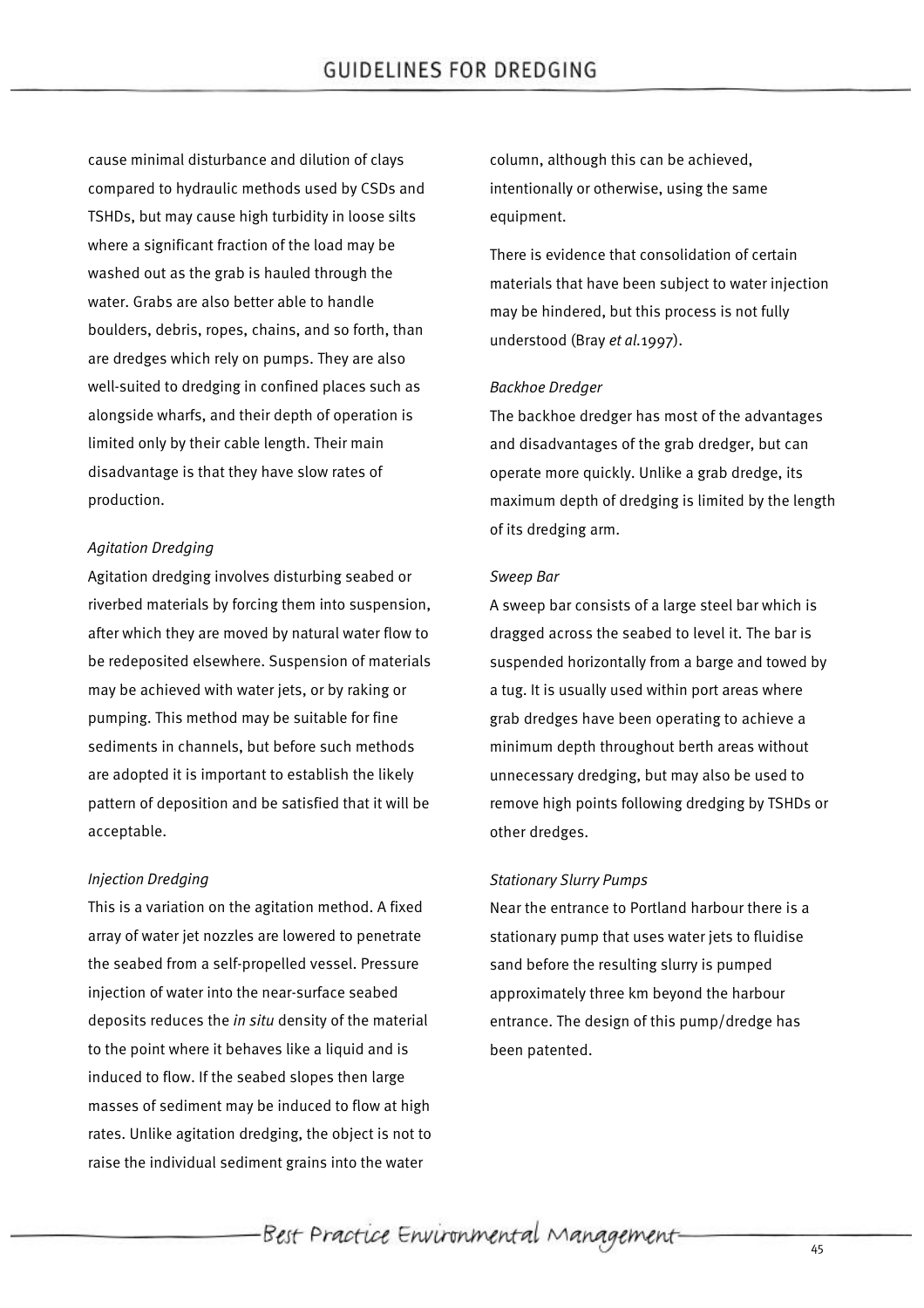cause minimal disturbance and dilution of clays compared to hydraulic methods used by CSDs and TSHDs, but may cause high turbidity in loose silts where a significant fraction of the load may be washed out as the grab is hauled through the water. Grabs are also better able to handle boulders, debris, ropes, chains, and so forth, than are dredges which rely on pumps. They are also well-suited to dredging in confined places such as alongside wharfs, and their depth of operation is limited only by their cable length. Their main disadvantage is that they have slow rates of production.

*Agitation Dredging*

Agitation dredging involves disturbing seabed or riverbed materials by forcing them into suspension, after which they are moved by natural water flow to be redeposited elsewhere. Suspension of materials may be achieved with water jets, or by raking or pumping. This method may be suitable for fine sediments in channels, but before such methods are adopted it is important to establish the likely pattern of deposition and be satisfied that it will be acceptable.

*Injection Dredging*

This is a variation on the agitation method. A fixed array of water jet nozzles are lowered to penetrate the seabed from a self-propelled vessel. Pressure injection of water into the near-surface seabed deposits reduces the *in situ* density of the material to the point where it behaves like a liquid and is induced to flow. If the seabed slopes then large masses of sediment may be induced to flow at high rates. Unlike agitation dredging, the object is not to raise the individual sediment grains into the water column, although this can be achieved, intentionally or otherwise, using the same equipment.

There is evidence that consolidation of certain materials that have been subject to water injection may be hindered, but this process is not fully understood (Bray *et al.*1997).

*Backhoe Dredger*

The backhoe dredger has most of the advantages and disadvantages of the grab dredger, but can operate more quickly. Unlike a grab dredge, its maximum depth of dredging is limited by the length of its dredging arm.

*Sweep Bar*

A sweep bar consists of a large steel bar which is dragged across the seabed to level it. The bar is suspended horizontally from a barge and towed by a tug. It is usually used within port areas where grab dredges have been operating to achieve a minimum depth throughout berth areas without unnecessary dredging, but may also be used to remove high points following dredging by TSHDs or other dredges.

*Stationary Slurry Pumps*

Near the entrance to Portland harbour there is a stationary pump that uses water jets to fluidise sand before the resulting slurry is pumped approximately three km beyond the harbour entrance. The design of this pump/dredge has been patented.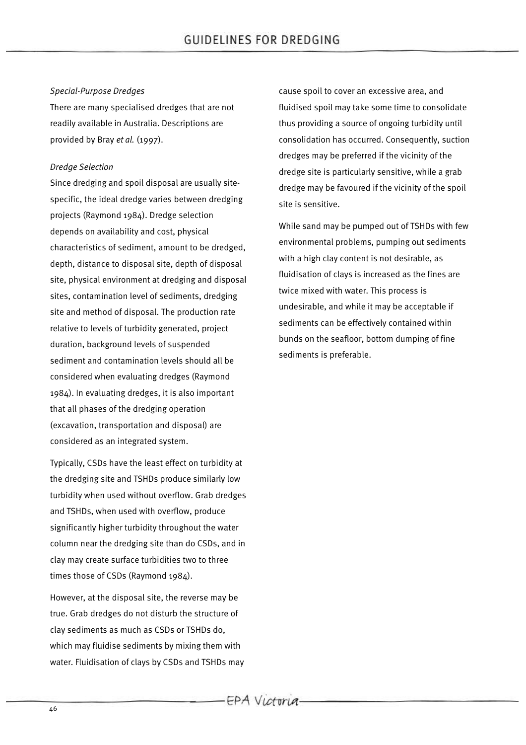*Special-Purpose Dredges*

There are many specialised dredges that are not readily available in Australia. Descriptions are provided by Bray *et al.* (1997).

*Dredge Selection*

Since dredging and spoil disposal are usually site-specific, the ideal dredge varies between dredging projects (Raymond 1984). Dredge selection depends on availability and cost, physical characteristics of sediment, amount to be dredged, depth, distance to disposal site, depth of disposal site, physical environment at dredging and disposal sites, contamination level of sediments, dredging site and method of disposal. The production rate relative to levels of turbidity generated, project duration, background levels of suspended sediment and contamination levels should all be considered when evaluating dredges (Raymond 1984). In evaluating dredges, it is also important that all phases of the dredging operation (excavation, transportation and disposal) are considered as an integrated system.

Typically, CSDs have the least effect on turbidity at the dredging site and TSHDs produce similarly low turbidity when used without overflow. Grab dredges and TSHDs, when used with overflow, produce significantly higher turbidity throughout the water column near the dredging site than do CSDs, and in clay may create surface turbidities two to three times those of CSDs (Raymond 1984).

However, at the disposal site, the reverse may be true. Grab dredges do not disturb the structure of clay sediments as much as CSDs or TSHDs do, which may fluidise sediments by mixing them with water. Fluidisation of clays by CSDs and TSHDs may cause spoil to cover an excessive area, and fluidised spoil may take some time to consolidate thus providing a source of ongoing turbidity until consolidation has occurred. Consequently, suction dredges may be preferred if the vicinity of the dredge site is particularly sensitive, while a grab dredge may be favoured if the vicinity of the spoil site is sensitive.

While sand may be pumped out of TSHDs with few environmental problems, pumping out sediments with a high clay content is not desirable, as fluidisation of clays is increased as the fines are twice mixed with water. This process is undesirable, and while it may be acceptable if sediments can be effectively contained within bunds on the seafloor, bottom dumping of fine sediments is preferable.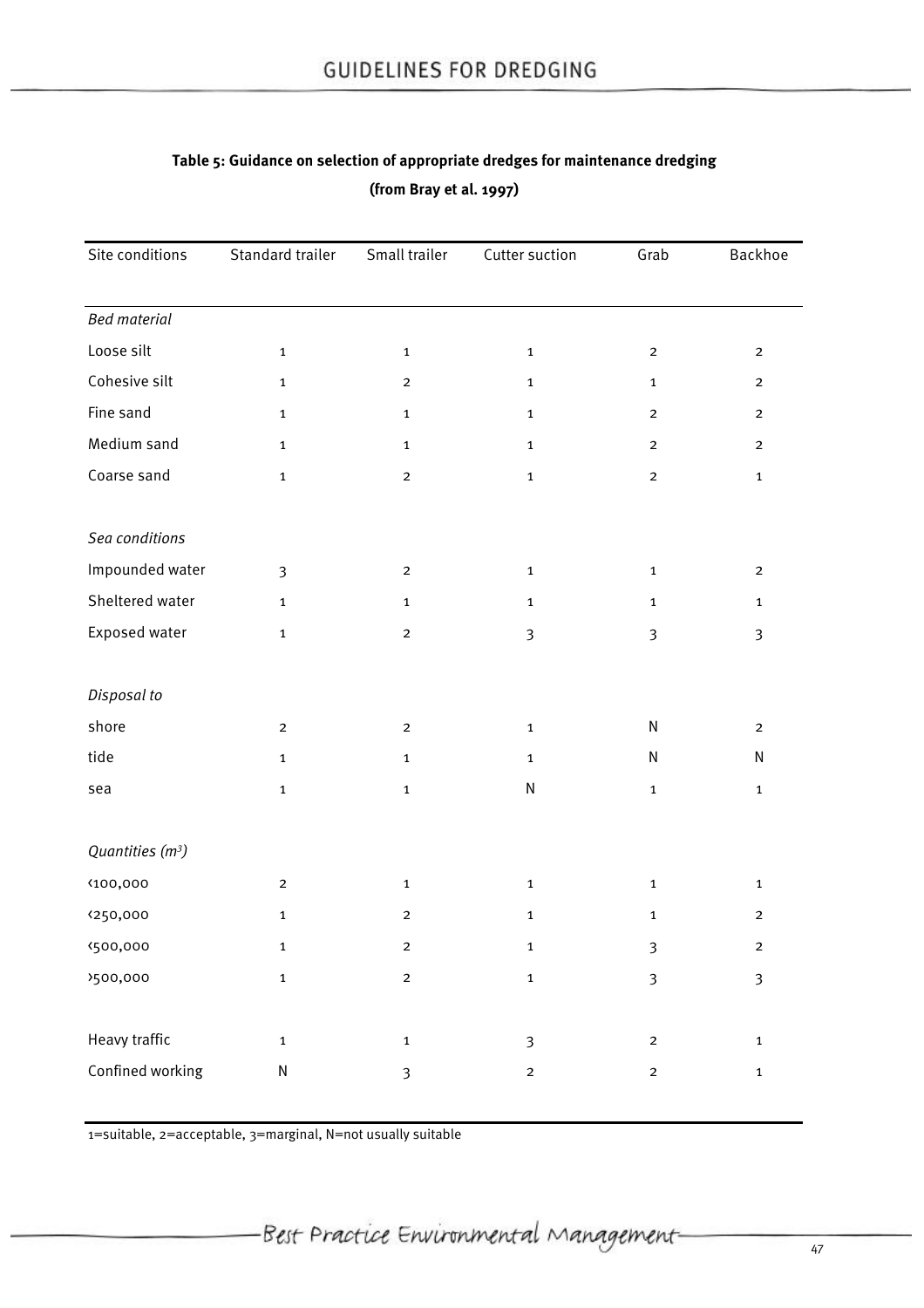**Table 5: Guidance on selection of appropriate dredges for maintenance dredging (from Bray et al. 1997)**

| Site conditions | Standard trailer | Small trailer | Cutter suction | Grab | Backhoe |
|---|---|---|---|---|---|
| *Bed material* | | | | | |
| Loose silt | 1 | 1 | 1 | 2 | 2 |
| Cohesive silt | 1 | 2 | 1 | 1 | 2 |
| Fine sand | 1 | 1 | 1 | 2 | 2 |
| Medium sand | 1 | 1 | 1 | 2 | 2 |
| Coarse sand | 1 | 2 | 1 | 2 | 1 |
| *Sea conditions* | | | | | |
| Impounded water | 3 | 2 | 1 | 1 | 2 |
| Sheltered water | 1 | 1 | 1 | 1 | 1 |
| Exposed water | 1 | 2 | 3 | 3 | 3 |
| *Disposal to* | | | | | |
| shore | 2 | 2 | 1 | N | 2 |
| tide | 1 | 1 | 1 | N | N |
| sea | 1 | 1 | N | 1 | 1 |
| *Quantities ($m^3$)* | | | | | |
| <100,000 | 2 | 1 | 1 | 1 | 1 |
| <250,000 | 1 | 2 | 1 | 1 | 2 |
| <500,000 | 1 | 2 | 1 | 3 | 2 |
| >500,000 | 1 | 2 | 1 | 3 | 3 |
| Heavy traffic | 1 | 1 | 3 | 2 | 1 |
| Confined working | N | 3 | 2 | 2 | 1 |

1=suitable, 2=acceptable, 3=marginal, N=not usually suitable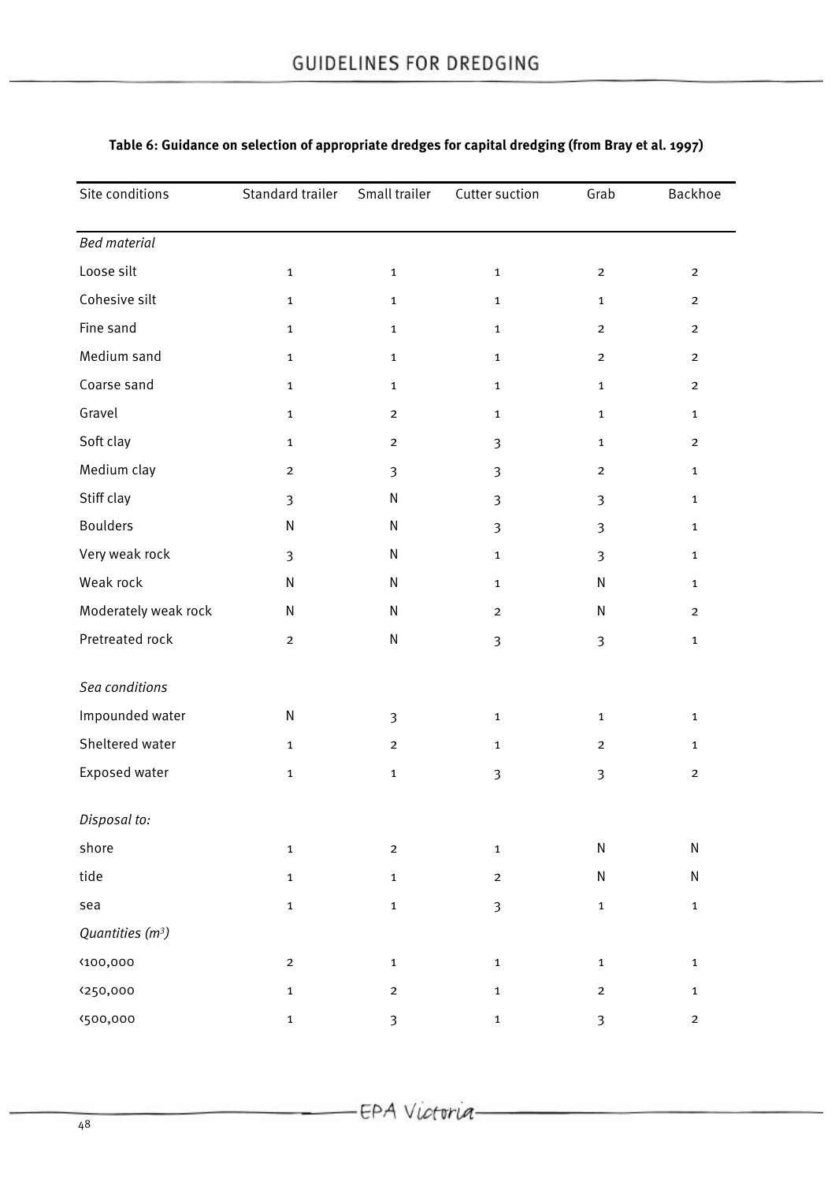**Table 6: Guidance on selection of appropriate dredges for capital dredging (from Bray et al. 1997)**

| Site conditions | Standard trailer | Small trailer | Cutter suction | Grab | Backhoe |
|---|---|---|---|---|---|
| *Bed material* | | | | | |
| Loose silt | 1 | 1 | 1 | 2 | 2 |
| Cohesive silt | 1 | 1 | 1 | 1 | 2 |
| Fine sand | 1 | 1 | 1 | 2 | 2 |
| Medium sand | 1 | 1 | 1 | 2 | 2 |
| Coarse sand | 1 | 1 | 1 | 1 | 2 |
| Gravel | 1 | 2 | 1 | 1 | 1 |
| Soft clay | 1 | 2 | 3 | 1 | 2 |
| Medium clay | 2 | 3 | 3 | 2 | 1 |
| Stiff clay | 3 | N | 3 | 3 | 1 |
| Boulders | N | N | 3 | 3 | 1 |
| Very weak rock | 3 | N | 1 | 3 | 1 |
| Weak rock | N | N | 1 | N | 1 |
| Moderately weak rock | N | N | 2 | N | 2 |
| Pretreated rock | 2 | N | 3 | 3 | 1 |
| *Sea conditions* | | | | | |
| Impounded water | N | 3 | 1 | 1 | 1 |
| Sheltered water | 1 | 2 | 1 | 2 | 1 |
| Exposed water | 1 | 1 | 3 | 3 | 2 |
| *Disposal to:* | | | | | |
| shore | 1 | 2 | 1 | N | N |
| tide | 1 | 1 | 2 | N | N |
| sea | 1 | 1 | 3 | 1 | 1 |
| *Quantities ($m^3$)* | | | | | |
| <100,000 | 2 | 1 | 1 | 1 | 1 |
| <250,000 | 1 | 2 | 1 | 2 | 1 |
| <500,000 | 1 | 3 | 1 | 3 | 2 |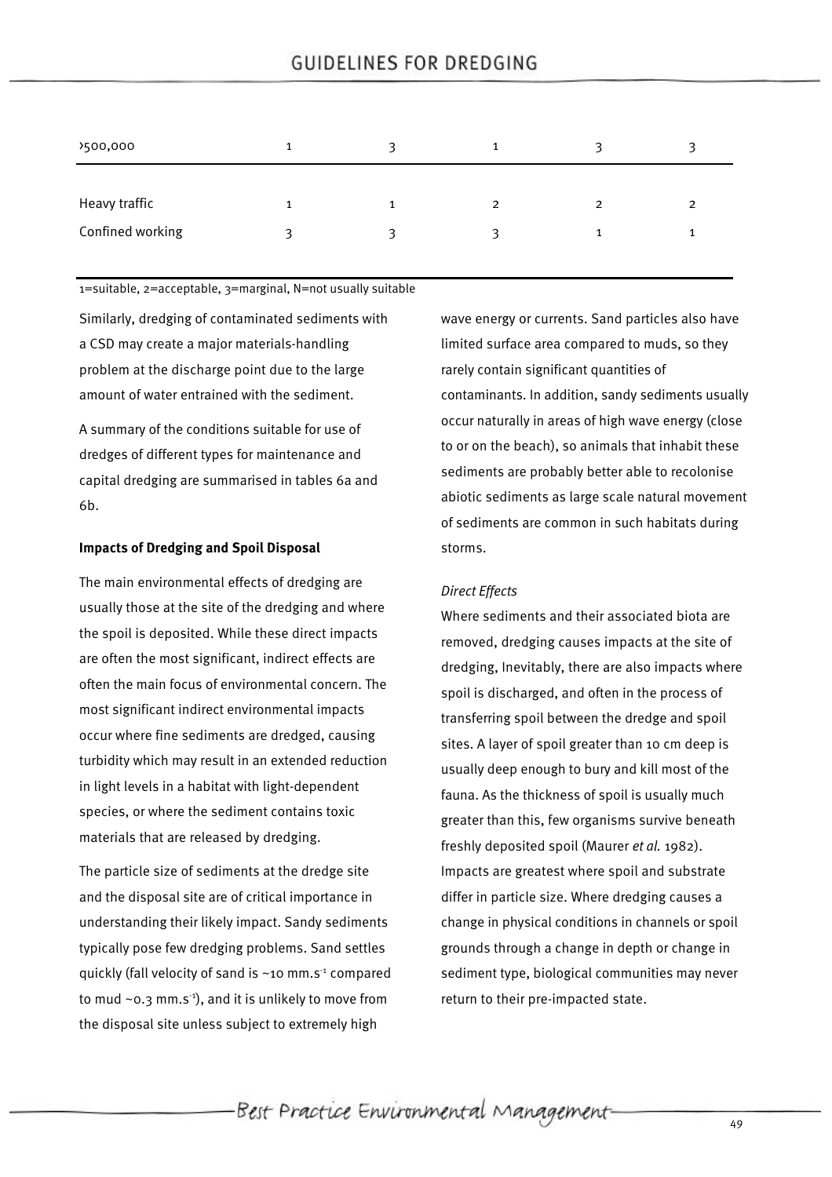| | | | | | |
|---|---|---|---|---|---|
| >500,000 | 1 | 3 | 1 | 3 | 3 |
| Heavy traffic | 1 | 1 | 2 | 2 | 2 |
| Confined working | 3 | 3 | 3 | 1 | 1 |

1=suitable, 2=acceptable, 3=marginal, N=not usually suitable

Similarly, dredging of contaminated sediments with a CSD may create a major materials-handling problem at the discharge point due to the large amount of water entrained with the sediment.

A summary of the conditions suitable for use of dredges of different types for maintenance and capital dredging are summarised in tables 6a and 6b.

**Impacts of Dredging and Spoil Disposal**

The main environmental effects of dredging are usually those at the site of the dredging and where the spoil is deposited. While these direct impacts are often the most significant, indirect effects are often the main focus of environmental concern. The most significant indirect environmental impacts occur where fine sediments are dredged, causing turbidity which may result in an extended reduction in light levels in a habitat with light-dependent species, or where the sediment contains toxic materials that are released by dredging.

The particle size of sediments at the dredge site and the disposal site are of critical importance in understanding their likely impact. Sandy sediments typically pose few dredging problems. Sand settles quickly (fall velocity of sand is ~10 $mm.s^{-1}$ compared to mud ~0.3 $mm.s^{-1}$), and it is unlikely to move from the disposal site unless subject to extremely high wave energy or currents. Sand particles also have limited surface area compared to muds, so they rarely contain significant quantities of contaminants. In addition, sandy sediments usually occur naturally in areas of high wave energy (close to or on the beach), so animals that inhabit these sediments are probably better able to recolonise abiotic sediments as large scale natural movement of sediments are common in such habitats during storms.

*Direct Effects*

Where sediments and their associated biota are removed, dredging causes impacts at the site of dredging, Inevitably, there are also impacts where spoil is discharged, and often in the process of transferring spoil between the dredge and spoil sites. A layer of spoil greater than 10 cm deep is usually deep enough to bury and kill most of the fauna. As the thickness of spoil is usually much greater than this, few organisms survive beneath freshly deposited spoil (Maurer *et al.* 1982). Impacts are greatest where spoil and substrate differ in particle size. Where dredging causes a change in physical conditions in channels or spoil grounds through a change in depth or change in sediment type, biological communities may never return to their pre-impacted state.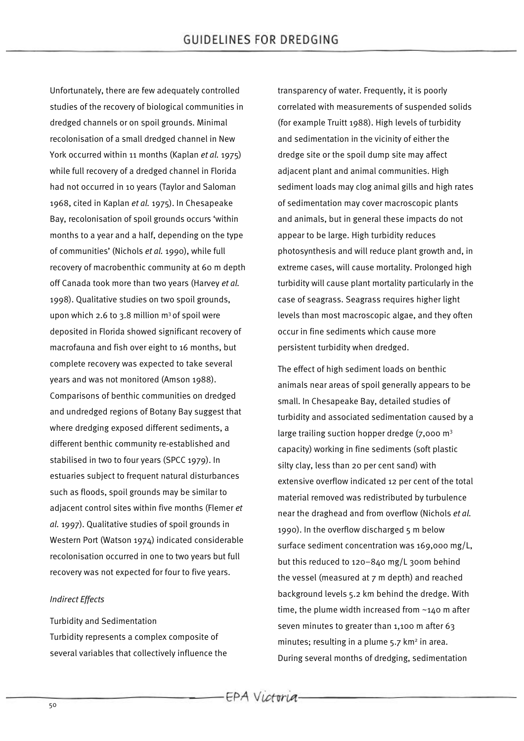Unfortunately, there are few adequately controlled studies of the recovery of biological communities in dredged channels or on spoil grounds. Minimal recolonisation of a small dredged channel in New York occurred within 11 months (Kaplan *et al.* 1975) while full recovery of a dredged channel in Florida had not occurred in 10 years (Taylor and Saloman 1968, cited in Kaplan *et al.* 1975). In Chesapeake Bay, recolonisation of spoil grounds occurs 'within months to a year and a half, depending on the type of communities' (Nichols *et al.* 1990), while full recovery of macrobenthic community at 60 m depth off Canada took more than two years (Harvey *et al.* 1998). Qualitative studies on two spoil grounds, upon which 2.6 to 3.8 million m$^3$ of spoil were deposited in Florida showed significant recovery of macrofauna and fish over eight to 16 months, but complete recovery was expected to take several years and was not monitored (Amson 1988). Comparisons of benthic communities on dredged and undredged regions of Botany Bay suggest that where dredging exposed different sediments, a different benthic community re-established and stabilised in two to four years (SPCC 1979). In estuaries subject to frequent natural disturbances such as floods, spoil grounds may be similar to adjacent control sites within five months (Flemer *et al.* 1997). Qualitative studies of spoil grounds in Western Port (Watson 1974) indicated considerable recolonisation occurred in one to two years but full recovery was not expected for four to five years.

*Indirect Effects*

Turbidity and Sedimentation

Turbidity represents a complex composite of several variables that collectively influence the transparency of water. Frequently, it is poorly correlated with measurements of suspended solids (for example Truitt 1988). High levels of turbidity and sedimentation in the vicinity of either the dredge site or the spoil dump site may affect adjacent plant and animal communities. High sediment loads may clog animal gills and high rates of sedimentation may cover macroscopic plants and animals, but in general these impacts do not appear to be large. High turbidity reduces photosynthesis and will reduce plant growth and, in extreme cases, will cause mortality. Prolonged high turbidity will cause plant mortality particularly in the case of seagrass. Seagrass requires higher light levels than most macroscopic algae, and they often occur in fine sediments which cause more persistent turbidity when dredged.

The effect of high sediment loads on benthic animals near areas of spoil generally appears to be small. In Chesapeake Bay, detailed studies of turbidity and associated sedimentation caused by a large trailing suction hopper dredge (7,000 m$^3$ capacity) working in fine sediments (soft plastic silty clay, less than 20 per cent sand) with extensive overflow indicated 12 per cent of the total material removed was redistributed by turbulence near the draghead and from overflow (Nichols *et al.* 1990). In the overflow discharged 5 m below surface sediment concentration was 169,000 mg/L, but this reduced to 120–840 mg/L 300m behind the vessel (measured at 7 m depth) and reached background levels 5.2 km behind the dredge. With time, the plume width increased from ~140 m after seven minutes to greater than 1,100 m after 63 minutes; resulting in a plume 5.7 km$^2$ in area. During several months of dredging, sedimentation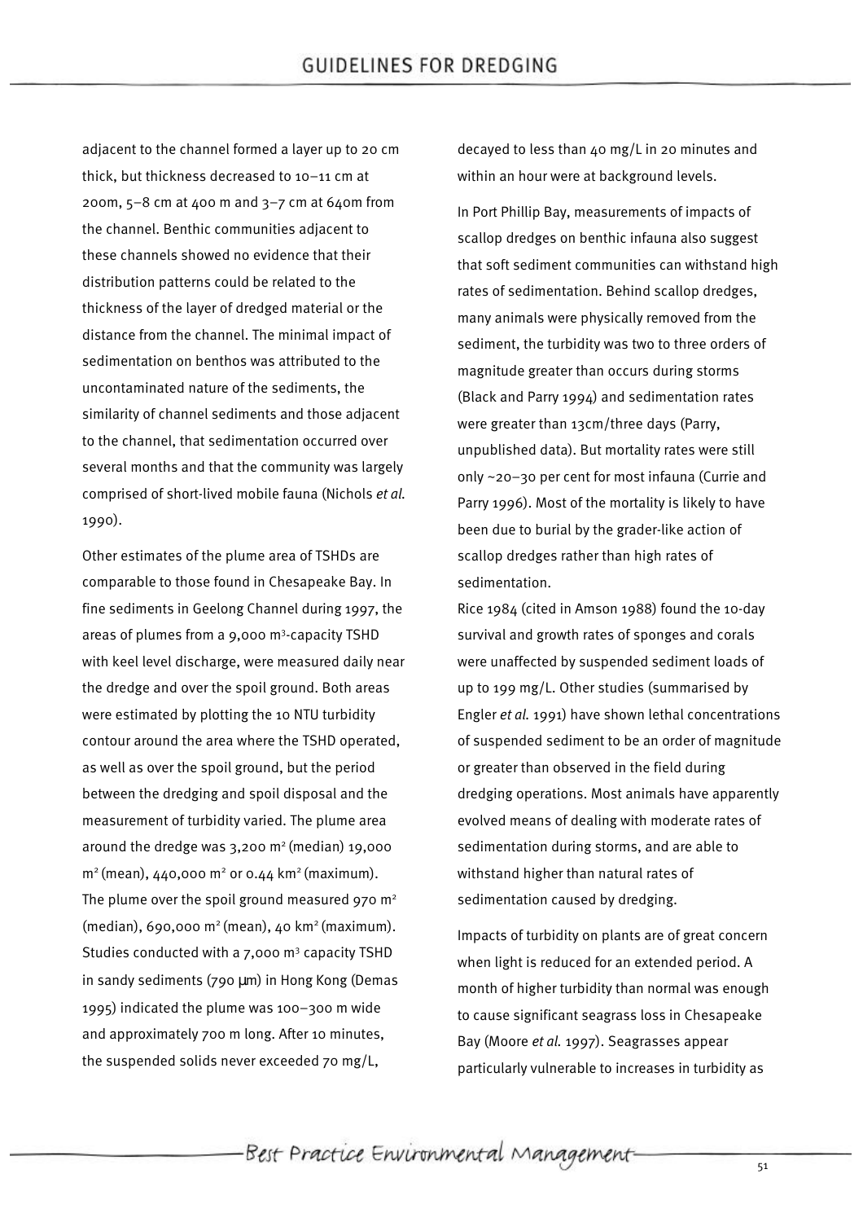adjacent to the channel formed a layer up to 20 cm thick, but thickness decreased to 10–11 cm at 200m, 5–8 cm at 400 m and 3–7 cm at 640m from the channel. Benthic communities adjacent to these channels showed no evidence that their distribution patterns could be related to the thickness of the layer of dredged material or the distance from the channel. The minimal impact of sedimentation on benthos was attributed to the uncontaminated nature of the sediments, the similarity of channel sediments and those adjacent to the channel, that sedimentation occurred over several months and that the community was largely comprised of short-lived mobile fauna (Nichols *et al.* 1990).

Other estimates of the plume area of TSHDs are comparable to those found in Chesapeake Bay. In fine sediments in Geelong Channel during 1997, the areas of plumes from a 9,000 $m^3$-capacity TSHD with keel level discharge, were measured daily near the dredge and over the spoil ground. Both areas were estimated by plotting the 10 NTU turbidity contour around the area where the TSHD operated, as well as over the spoil ground, but the period between the dredging and spoil disposal and the measurement of turbidity varied. The plume area around the dredge was 3,200 $m^2$ (median) 19,000 $m^2$ (mean), 440,000 $m^2$ or 0.44 $km^2$ (maximum). The plume over the spoil ground measured 970 $m^2$ (median), 690,000 $m^2$ (mean), 40 $km^2$ (maximum). Studies conducted with a 7,000 $m^3$ capacity TSHD in sandy sediments (790 µm) in Hong Kong (Demas 1995) indicated the plume was 100–300 m wide and approximately 700 m long. After 10 minutes, the suspended solids never exceeded 70 mg/L, decayed to less than 40 mg/L in 20 minutes and within an hour were at background levels.

In Port Phillip Bay, measurements of impacts of scallop dredges on benthic infauna also suggest that soft sediment communities can withstand high rates of sedimentation. Behind scallop dredges, many animals were physically removed from the sediment, the turbidity was two to three orders of magnitude greater than occurs during storms (Black and Parry 1994) and sedimentation rates were greater than 13cm/three days (Parry, unpublished data). But mortality rates were still only ~20–30 per cent for most infauna (Currie and Parry 1996). Most of the mortality is likely to have been due to burial by the grader-like action of scallop dredges rather than high rates of sedimentation.

Rice 1984 (cited in Amson 1988) found the 10-day survival and growth rates of sponges and corals were unaffected by suspended sediment loads of up to 199 mg/L. Other studies (summarised by Engler *et al.* 1991) have shown lethal concentrations of suspended sediment to be an order of magnitude or greater than observed in the field during dredging operations. Most animals have apparently evolved means of dealing with moderate rates of sedimentation during storms, and are able to withstand higher than natural rates of sedimentation caused by dredging.

Impacts of turbidity on plants are of great concern when light is reduced for an extended period. A month of higher turbidity than normal was enough to cause significant seagrass loss in Chesapeake Bay (Moore *et al.* 1997). Seagrasses appear particularly vulnerable to increases in turbidity as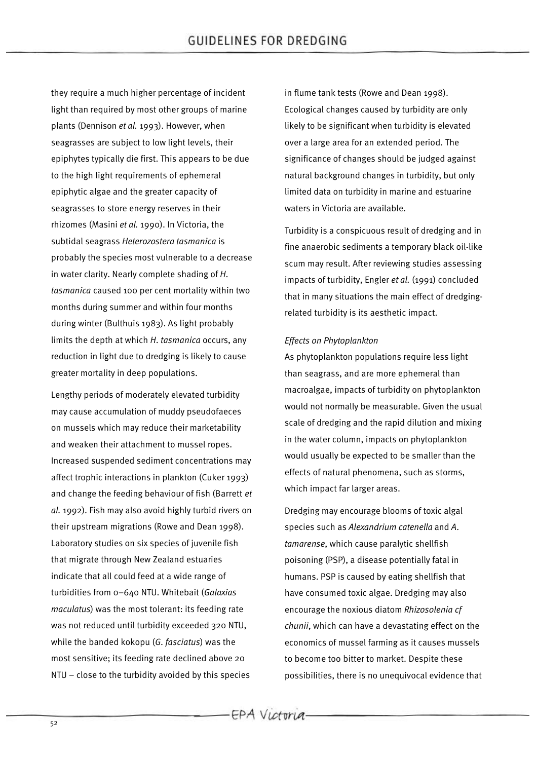they require a much higher percentage of incident light than required by most other groups of marine plants (Dennison *et al.* 1993). However, when seagrasses are subject to low light levels, their epiphytes typically die first. This appears to be due to the high light requirements of ephemeral epiphytic algae and the greater capacity of seagrasses to store energy reserves in their rhizomes (Masini *et al.* 1990). In Victoria, the subtidal seagrass *Heterozostera tasmanica* is probably the species most vulnerable to a decrease in water clarity. Nearly complete shading of *H. tasmanica* caused 100 per cent mortality within two months during summer and within four months during winter (Bulthuis 1983). As light probably limits the depth at which *H. tasmanica* occurs, any reduction in light due to dredging is likely to cause greater mortality in deep populations.

Lengthy periods of moderately elevated turbidity may cause accumulation of muddy pseudofaeces on mussels which may reduce their marketability and weaken their attachment to mussel ropes. Increased suspended sediment concentrations may affect trophic interactions in plankton (Cuker 1993) and change the feeding behaviour of fish (Barrett *et al.* 1992). Fish may also avoid highly turbid rivers on their upstream migrations (Rowe and Dean 1998). Laboratory studies on six species of juvenile fish that migrate through New Zealand estuaries indicate that all could feed at a wide range of turbidities from 0–640 NTU. Whitebait (*Galaxias maculatus*) was the most tolerant: its feeding rate was not reduced until turbidity exceeded 320 NTU, while the banded kokopu (*G. fasciatus*) was the most sensitive; its feeding rate declined above 20 NTU – close to the turbidity avoided by this species in flume tank tests (Rowe and Dean 1998). Ecological changes caused by turbidity are only likely to be significant when turbidity is elevated over a large area for an extended period. The significance of changes should be judged against natural background changes in turbidity, but only limited data on turbidity in marine and estuarine waters in Victoria are available.

Turbidity is a conspicuous result of dredging and in fine anaerobic sediments a temporary black oil-like scum may result. After reviewing studies assessing impacts of turbidity, Engler *et al.* (1991) concluded that in many situations the main effect of dredging-related turbidity is its aesthetic impact.

*Effects on Phytoplankton*

As phytoplankton populations require less light than seagrass, and are more ephemeral than macroalgae, impacts of turbidity on phytoplankton would not normally be measurable. Given the usual scale of dredging and the rapid dilution and mixing in the water column, impacts on phytoplankton would usually be expected to be smaller than the effects of natural phenomena, such as storms, which impact far larger areas.

Dredging may encourage blooms of toxic algal species such as *Alexandrium catenella* and *A. tamarense*, which cause paralytic shellfish poisoning (PSP), a disease potentially fatal in humans. PSP is caused by eating shellfish that have consumed toxic algae. Dredging may also encourage the noxious diatom *Rhizosolenia cf chunii*, which can have a devastating effect on the economics of mussel farming as it causes mussels to become too bitter to market. Despite these possibilities, there is no unequivocal evidence that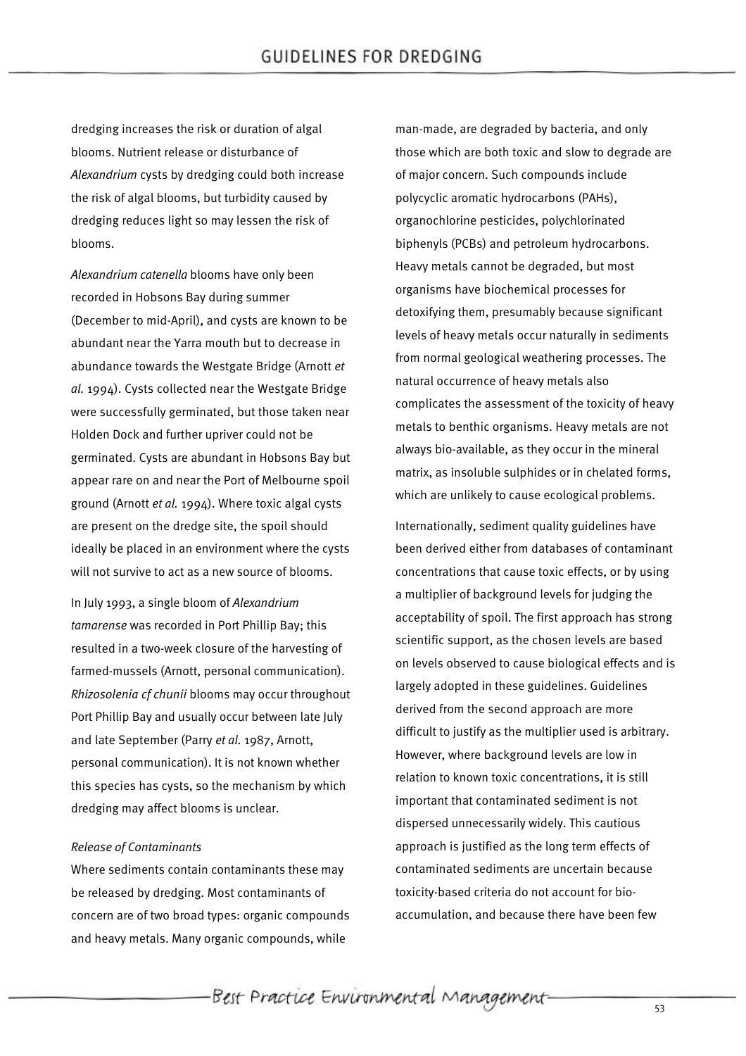dredging increases the risk or duration of algal blooms. Nutrient release or disturbance of *Alexandrium* cysts by dredging could both increase the risk of algal blooms, but turbidity caused by dredging reduces light so may lessen the risk of blooms.

*Alexandrium catenella* blooms have only been recorded in Hobsons Bay during summer (December to mid-April), and cysts are known to be abundant near the Yarra mouth but to decrease in abundance towards the Westgate Bridge (Arnott *et al.* 1994). Cysts collected near the Westgate Bridge were successfully germinated, but those taken near Holden Dock and further upriver could not be germinated. Cysts are abundant in Hobsons Bay but appear rare on and near the Port of Melbourne spoil ground (Arnott *et al.* 1994). Where toxic algal cysts are present on the dredge site, the spoil should ideally be placed in an environment where the cysts will not survive to act as a new source of blooms.

In July 1993, a single bloom of *Alexandrium tamarense* was recorded in Port Phillip Bay; this resulted in a two-week closure of the harvesting of farmed-mussels (Arnott, personal communication). *Rhizosolenia cf chunii* blooms may occur throughout Port Phillip Bay and usually occur between late July and late September (Parry *et al.* 1987, Arnott, personal communication). It is not known whether this species has cysts, so the mechanism by which dredging may affect blooms is unclear.

*Release of Contaminants*

Where sediments contain contaminants these may be released by dredging. Most contaminants of concern are of two broad types: organic compounds and heavy metals. Many organic compounds, while man-made, are degraded by bacteria, and only those which are both toxic and slow to degrade are of major concern. Such compounds include polycyclic aromatic hydrocarbons (PAHs), organochlorine pesticides, polychlorinated biphenyls (PCBs) and petroleum hydrocarbons. Heavy metals cannot be degraded, but most organisms have biochemical processes for detoxifying them, presumably because significant levels of heavy metals occur naturally in sediments from normal geological weathering processes. The natural occurrence of heavy metals also complicates the assessment of the toxicity of heavy metals to benthic organisms. Heavy metals are not always bio-available, as they occur in the mineral matrix, as insoluble sulphides or in chelated forms, which are unlikely to cause ecological problems.

Internationally, sediment quality guidelines have been derived either from databases of contaminant concentrations that cause toxic effects, or by using a multiplier of background levels for judging the acceptability of spoil. The first approach has strong scientific support, as the chosen levels are based on levels observed to cause biological effects and is largely adopted in these guidelines. Guidelines derived from the second approach are more difficult to justify as the multiplier used is arbitrary. However, where background levels are low in relation to known toxic concentrations, it is still important that contaminated sediment is not dispersed unnecessarily widely. This cautious approach is justified as the long term effects of contaminated sediments are uncertain because toxicity-based criteria do not account for bio-accumulation, and because there have been few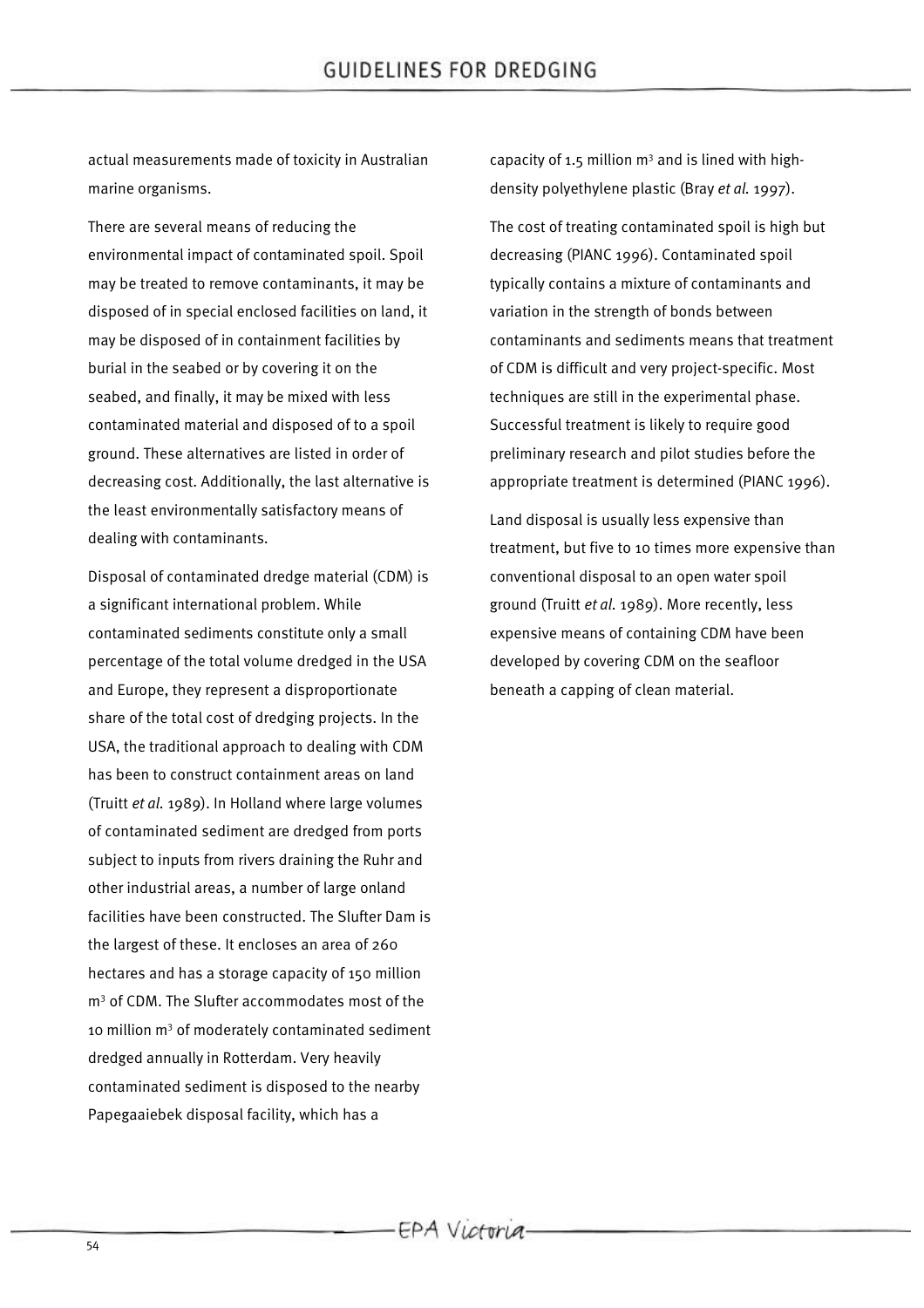actual measurements made of toxicity in Australian marine organisms.

There are several means of reducing the environmental impact of contaminated spoil. Spoil may be treated to remove contaminants, it may be disposed of in special enclosed facilities on land, it may be disposed of in containment facilities by burial in the seabed or by covering it on the seabed, and finally, it may be mixed with less contaminated material and disposed of to a spoil ground. These alternatives are listed in order of decreasing cost. Additionally, the last alternative is the least environmentally satisfactory means of dealing with contaminants.

Disposal of contaminated dredge material (CDM) is a significant international problem. While contaminated sediments constitute only a small percentage of the total volume dredged in the USA and Europe, they represent a disproportionate share of the total cost of dredging projects. In the USA, the traditional approach to dealing with CDM has been to construct containment areas on land (Truitt *et al.* 1989). In Holland where large volumes of contaminated sediment are dredged from ports subject to inputs from rivers draining the Ruhr and other industrial areas, a number of large onland facilities have been constructed. The Slufter Dam is the largest of these. It encloses an area of 260 hectares and has a storage capacity of 150 million $m^3$ of CDM. The Slufter accommodates most of the 10 million $m^3$ of moderately contaminated sediment dredged annually in Rotterdam. Very heavily contaminated sediment is disposed to the nearby Papegaaiebek disposal facility, which has a capacity of 1.5 million $m^3$ and is lined with high-density polyethylene plastic (Bray *et al.* 1997).

The cost of treating contaminated spoil is high but decreasing (PIANC 1996). Contaminated spoil typically contains a mixture of contaminants and variation in the strength of bonds between contaminants and sediments means that treatment of CDM is difficult and very project-specific. Most techniques are still in the experimental phase. Successful treatment is likely to require good preliminary research and pilot studies before the appropriate treatment is determined (PIANC 1996).

Land disposal is usually less expensive than treatment, but five to 10 times more expensive than conventional disposal to an open water spoil ground (Truitt *et al.* 1989). More recently, less expensive means of containing CDM have been developed by covering CDM on the seafloor beneath a capping of clean material.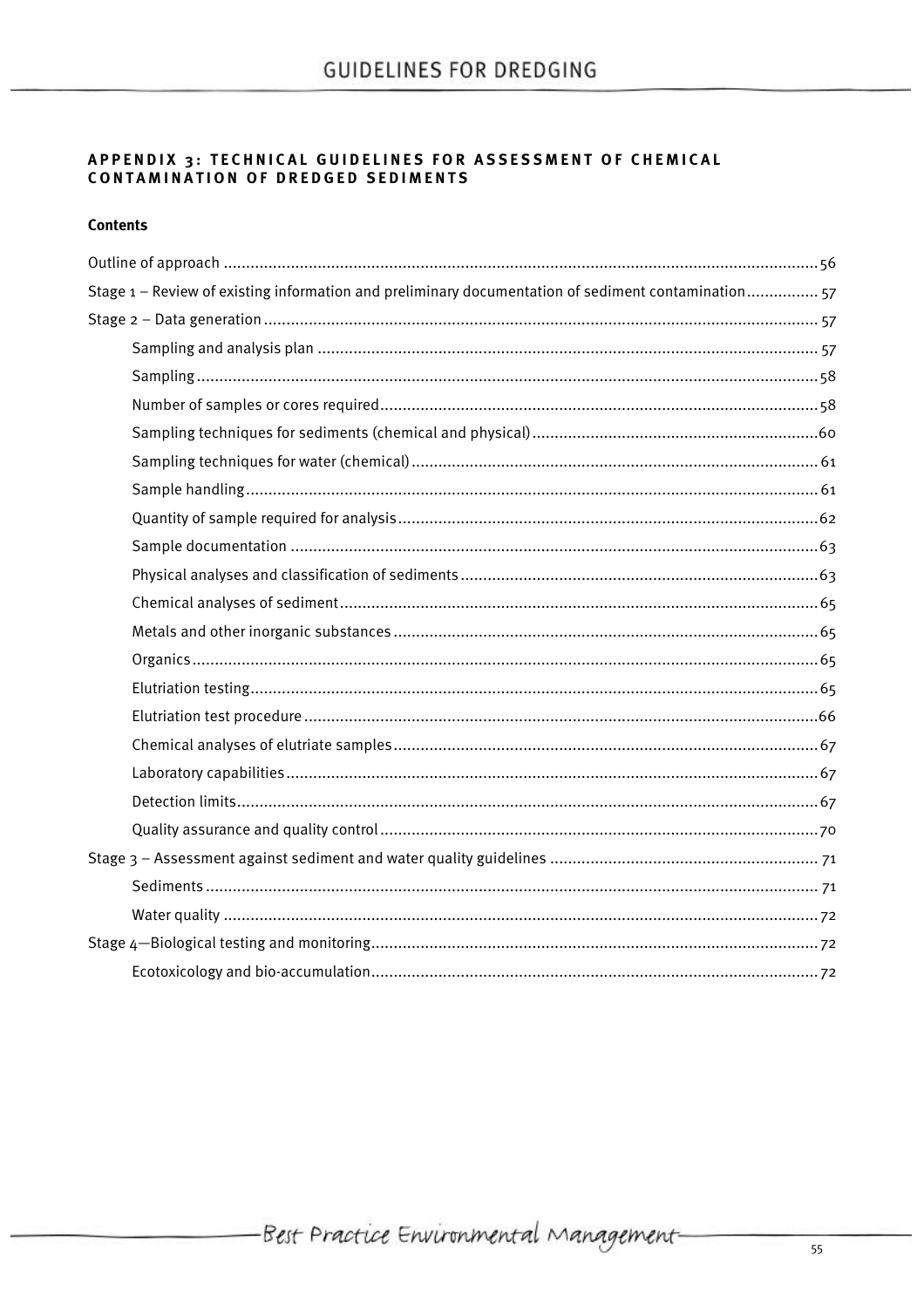## APPENDIX 3: TECHNICAL GUIDELINES FOR ASSESSMENT OF CHEMICAL CONTAMINATION OF DREDGED SEDIMENTS

### Contents

Outline of approach ........................................................ 56

Stage 1 – Review of existing information and preliminary documentation of sediment contamination ........ 57

Stage 2 – Data generation ........................................................ 57

- Sampling and analysis plan ........................................................ 57
- Sampling ........................................................ 58
- Number of samples or cores required ........................................................ 58
- Sampling techniques for sediments (chemical and physical) ........................................................ 60
- Sampling techniques for water (chemical) ........................................................ 61
- Sample handling ........................................................ 61
- Quantity of sample required for analysis ........................................................ 62
- Sample documentation ........................................................ 63
- Physical analyses and classification of sediments ........................................................ 63
- Chemical analyses of sediment ........................................................ 65
- Metals and other inorganic substances ........................................................ 65
- Organics ........................................................ 65
- Elutriation testing ........................................................ 65
- Elutriation test procedure ........................................................ 66
- Chemical analyses of elutriate samples ........................................................ 67
- Laboratory capabilities ........................................................ 67
- Detection limits ........................................................ 67
- Quality assurance and quality control ........................................................ 70

Stage 3 – Assessment against sediment and water quality guidelines ........................................................ 71

- Sediments ........................................................ 71
- Water quality ........................................................ 72

Stage 4—Biological testing and monitoring ........................................................ 72

- Ecotoxicology and bio-accumulation ........................................................ 72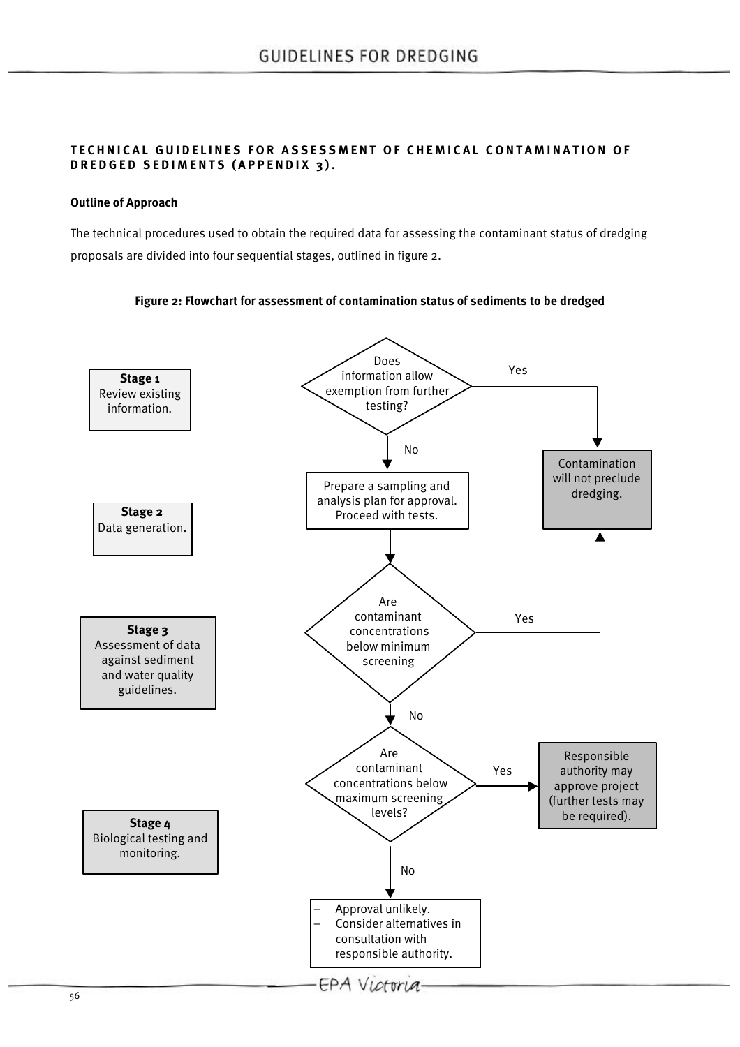### TECHNICAL GUIDELINES FOR ASSESSMENT OF CHEMICAL CONTAMINATION OF DREDGED SEDIMENTS (APPENDIX 3).

**Outline of Approach**

The technical procedures used to obtain the required data for assessing the contaminant status of dredging proposals are divided into four sequential stages, outlined in figure 2.

**Figure 2: Flowchart for assessment of contamination status of sediments to be dredged**

**Stage 1** Review existing information.

- Does information allow exemption from further testing?
  - Yes → Contamination will not preclude dredging.
  - No → Prepare a sampling and analysis plan for approval. Proceed with tests.

**Stage 2** Data generation.

**Stage 3** Assessment of data against sediment and water quality guidelines.

- Are contaminant concentrations below minimum screening
  - Yes → Contamination will not preclude dredging.
  - No → Are contaminant concentrations below maximum screening levels?
    - Yes → Responsible authority may approve project (further tests may be required).
    - No →
      - Approval unlikely.
      - Consider alternatives in consultation with responsible authority.

**Stage 4** Biological testing and monitoring.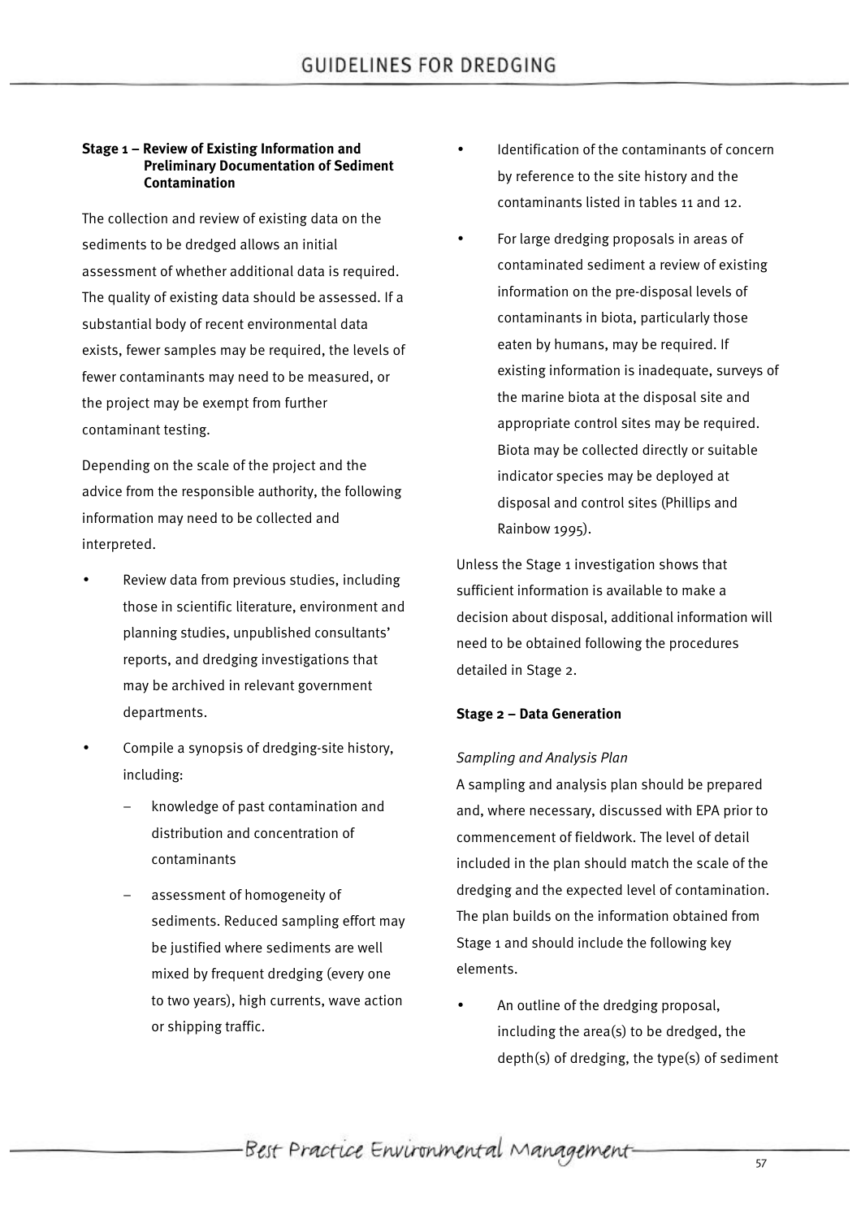**Stage 1 – Review of Existing Information and Preliminary Documentation of Sediment Contamination**

The collection and review of existing data on the sediments to be dredged allows an initial assessment of whether additional data is required. The quality of existing data should be assessed. If a substantial body of recent environmental data exists, fewer samples may be required, the levels of fewer contaminants may need to be measured, or the project may be exempt from further contaminant testing.

Depending on the scale of the project and the advice from the responsible authority, the following information may need to be collected and interpreted.

- Review data from previous studies, including those in scientific literature, environment and planning studies, unpublished consultants' reports, and dredging investigations that may be archived in relevant government departments.
- Compile a synopsis of dredging-site history, including:
  - knowledge of past contamination and distribution and concentration of contaminants
  - assessment of homogeneity of sediments. Reduced sampling effort may be justified where sediments are well mixed by frequent dredging (every one to two years), high currents, wave action or shipping traffic.
- Identification of the contaminants of concern by reference to the site history and the contaminants listed in tables 11 and 12.
- For large dredging proposals in areas of contaminated sediment a review of existing information on the pre-disposal levels of contaminants in biota, particularly those eaten by humans, may be required. If existing information is inadequate, surveys of the marine biota at the disposal site and appropriate control sites may be required. Biota may be collected directly or suitable indicator species may be deployed at disposal and control sites (Phillips and Rainbow 1995).

Unless the Stage 1 investigation shows that sufficient information is available to make a decision about disposal, additional information will need to be obtained following the procedures detailed in Stage 2.

**Stage 2 – Data Generation**

*Sampling and Analysis Plan*

A sampling and analysis plan should be prepared and, where necessary, discussed with EPA prior to commencement of fieldwork. The level of detail included in the plan should match the scale of the dredging and the expected level of contamination. The plan builds on the information obtained from Stage 1 and should include the following key elements.

- An outline of the dredging proposal, including the area(s) to be dredged, the depth(s) of dredging, the type(s) of sediment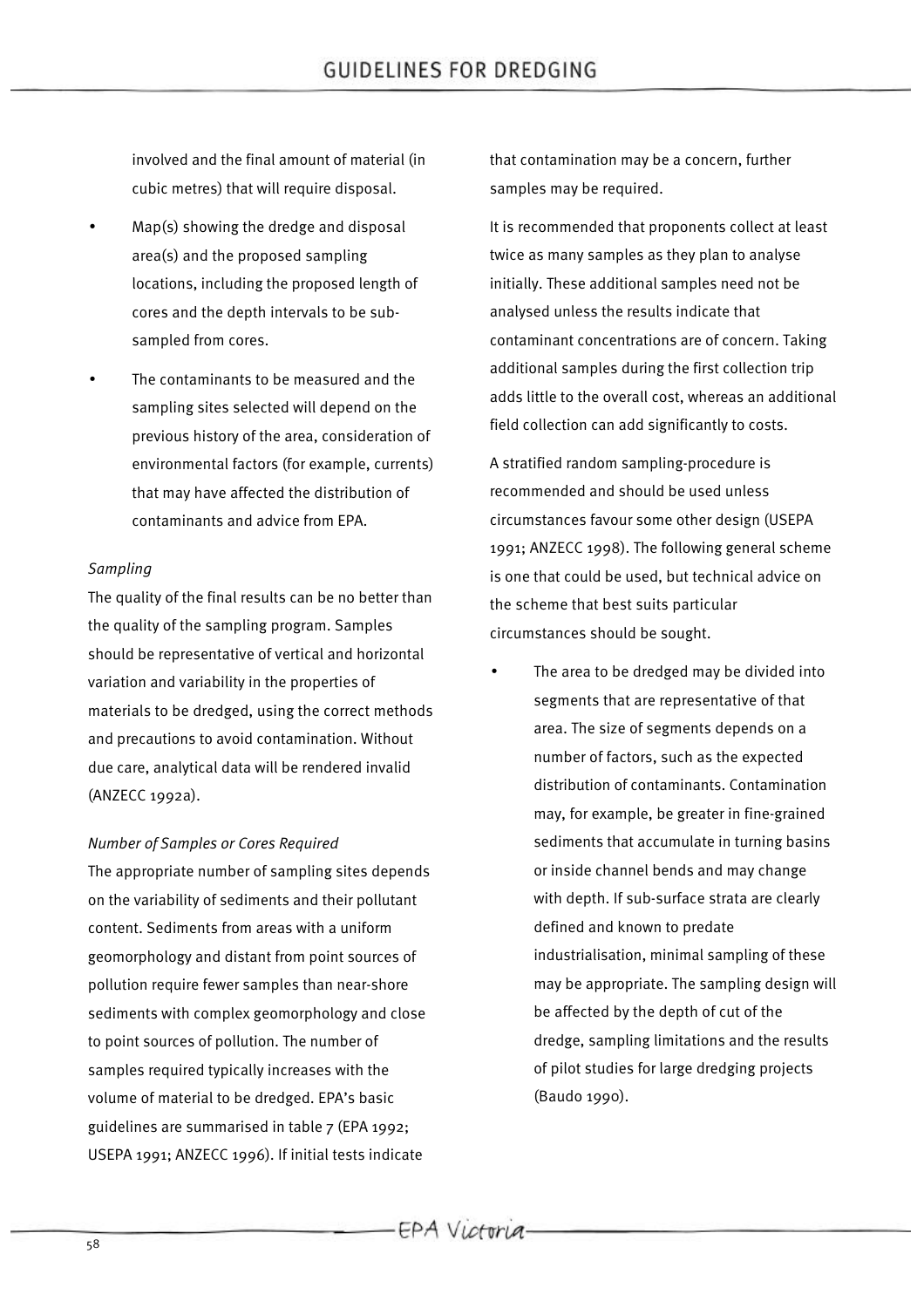involved and the final amount of material (in cubic metres) that will require disposal.

- Map(s) showing the dredge and disposal area(s) and the proposed sampling locations, including the proposed length of cores and the depth intervals to be sub-sampled from cores.
- The contaminants to be measured and the sampling sites selected will depend on the previous history of the area, consideration of environmental factors (for example, currents) that may have affected the distribution of contaminants and advice from EPA.

*Sampling*

The quality of the final results can be no better than the quality of the sampling program. Samples should be representative of vertical and horizontal variation and variability in the properties of materials to be dredged, using the correct methods and precautions to avoid contamination. Without due care, analytical data will be rendered invalid (ANZECC 1992a).

*Number of Samples or Cores Required*

The appropriate number of sampling sites depends on the variability of sediments and their pollutant content. Sediments from areas with a uniform geomorphology and distant from point sources of pollution require fewer samples than near-shore sediments with complex geomorphology and close to point sources of pollution. The number of samples required typically increases with the volume of material to be dredged. EPA's basic guidelines are summarised in table 7 (EPA 1992; USEPA 1991; ANZECC 1996). If initial tests indicate that contamination may be a concern, further samples may be required.

It is recommended that proponents collect at least twice as many samples as they plan to analyse initially. These additional samples need not be analysed unless the results indicate that contaminant concentrations are of concern. Taking additional samples during the first collection trip adds little to the overall cost, whereas an additional field collection can add significantly to costs.

A stratified random sampling-procedure is recommended and should be used unless circumstances favour some other design (USEPA 1991; ANZECC 1998). The following general scheme is one that could be used, but technical advice on the scheme that best suits particular circumstances should be sought.

- The area to be dredged may be divided into segments that are representative of that area. The size of segments depends on a number of factors, such as the expected distribution of contaminants. Contamination may, for example, be greater in fine-grained sediments that accumulate in turning basins or inside channel bends and may change with depth. If sub-surface strata are clearly defined and known to predate industrialisation, minimal sampling of these may be appropriate. The sampling design will be affected by the depth of cut of the dredge, sampling limitations and the results of pilot studies for large dredging projects (Baudo 1990).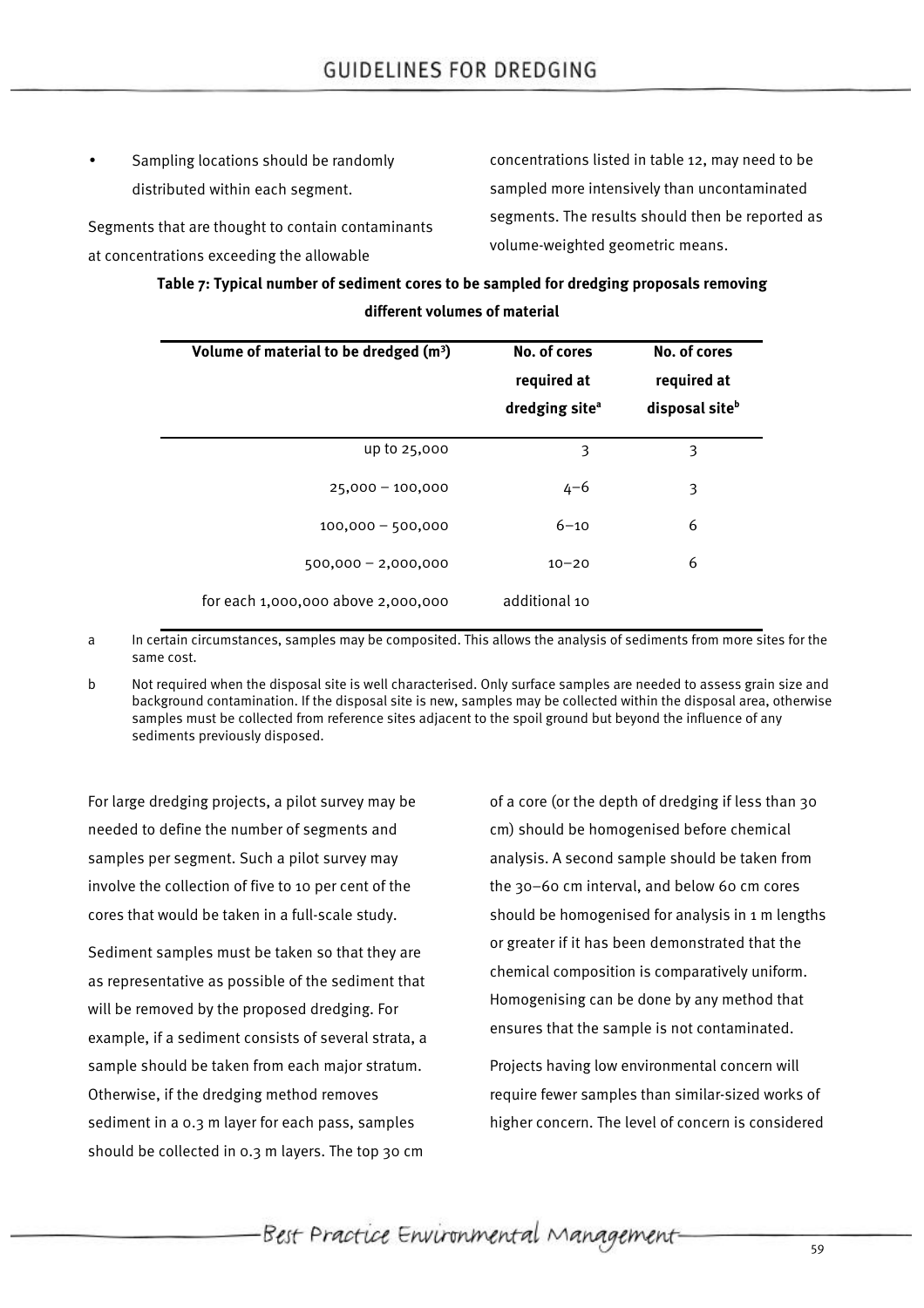- Sampling locations should be randomly distributed within each segment.

Segments that are thought to contain contaminants at concentrations exceeding the allowable concentrations listed in table 12, may need to be sampled more intensively than uncontaminated segments. The results should then be reported as volume-weighted geometric means.

**Table 7: Typical number of sediment cores to be sampled for dredging proposals removing different volumes of material**

| Volume of material to be dredged ($m^3$) | No. of cores required at dredging site[a] | No. of cores required at disposal site[b] |
|---|---|---|
| up to 25,000 | 3 | 3 |
| 25,000 – 100,000 | 4–6 | 3 |
| 100,000 – 500,000 | 6–10 | 6 |
| 500,000 – 2,000,000 | 10–20 | 6 |
| for each 1,000,000 above 2,000,000 | additional 10 | |

a In certain circumstances, samples may be composited. This allows the analysis of sediments from more sites for the same cost.

b Not required when the disposal site is well characterised. Only surface samples are needed to assess grain size and background contamination. If the disposal site is new, samples may be collected within the disposal area, otherwise samples must be collected from reference sites adjacent to the spoil ground but beyond the influence of any sediments previously disposed.

For large dredging projects, a pilot survey may be needed to define the number of segments and samples per segment. Such a pilot survey may involve the collection of five to 10 per cent of the cores that would be taken in a full-scale study.

Sediment samples must be taken so that they are as representative as possible of the sediment that will be removed by the proposed dredging. For example, if a sediment consists of several strata, a sample should be taken from each major stratum. Otherwise, if the dredging method removes sediment in a 0.3 m layer for each pass, samples should be collected in 0.3 m layers. The top 30 cm of a core (or the depth of dredging if less than 30 cm) should be homogenised before chemical analysis. A second sample should be taken from the 30–60 cm interval, and below 60 cm cores should be homogenised for analysis in 1 m lengths or greater if it has been demonstrated that the chemical composition is comparatively uniform. Homogenising can be done by any method that ensures that the sample is not contaminated.

Projects having low environmental concern will require fewer samples than similar-sized works of higher concern. The level of concern is considered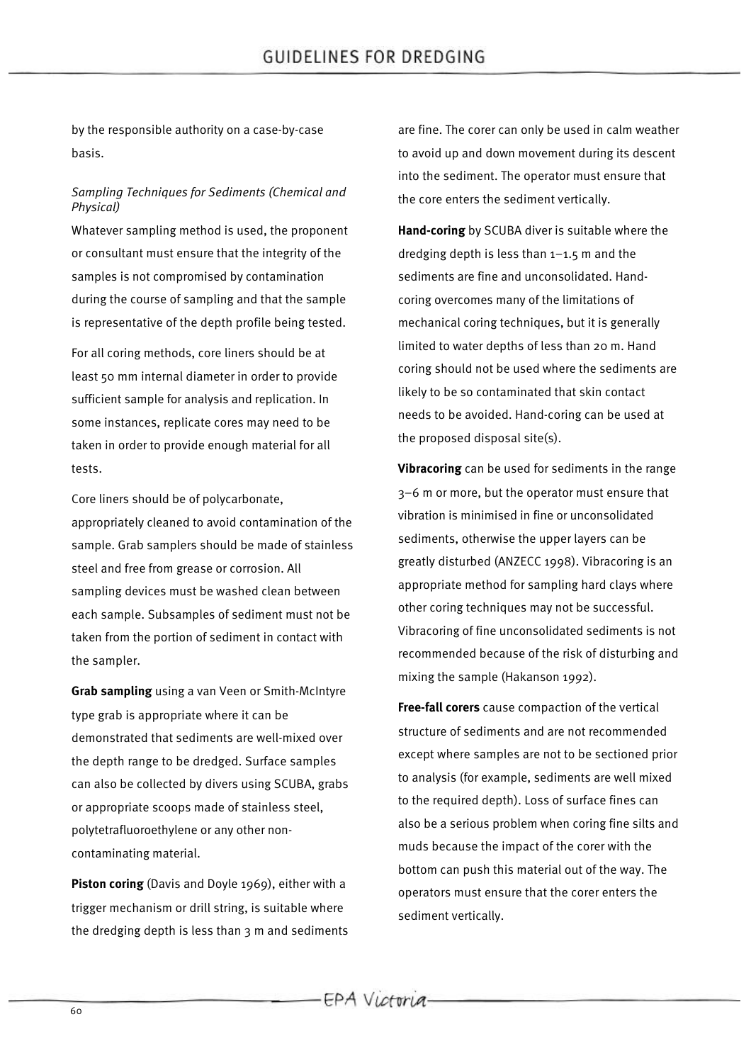by the responsible authority on a case-by-case basis.

*Sampling Techniques for Sediments (Chemical and Physical)*

Whatever sampling method is used, the proponent or consultant must ensure that the integrity of the samples is not compromised by contamination during the course of sampling and that the sample is representative of the depth profile being tested.

For all coring methods, core liners should be at least 50 mm internal diameter in order to provide sufficient sample for analysis and replication. In some instances, replicate cores may need to be taken in order to provide enough material for all tests.

Core liners should be of polycarbonate, appropriately cleaned to avoid contamination of the sample. Grab samplers should be made of stainless steel and free from grease or corrosion. All sampling devices must be washed clean between each sample. Subsamples of sediment must not be taken from the portion of sediment in contact with the sampler.

**Grab sampling** using a van Veen or Smith-McIntyre type grab is appropriate where it can be demonstrated that sediments are well-mixed over the depth range to be dredged. Surface samples can also be collected by divers using SCUBA, grabs or appropriate scoops made of stainless steel, polytetrafluoroethylene or any other non-contaminating material.

**Piston coring** (Davis and Doyle 1969), either with a trigger mechanism or drill string, is suitable where the dredging depth is less than 3 m and sediments are fine. The corer can only be used in calm weather to avoid up and down movement during its descent into the sediment. The operator must ensure that the core enters the sediment vertically.

**Hand-coring** by SCUBA diver is suitable where the dredging depth is less than 1–1.5 m and the sediments are fine and unconsolidated. Hand-coring overcomes many of the limitations of mechanical coring techniques, but it is generally limited to water depths of less than 20 m. Hand coring should not be used where the sediments are likely to be so contaminated that skin contact needs to be avoided. Hand-coring can be used at the proposed disposal site(s).

**Vibracoring** can be used for sediments in the range 3–6 m or more, but the operator must ensure that vibration is minimised in fine or unconsolidated sediments, otherwise the upper layers can be greatly disturbed (ANZECC 1998). Vibracoring is an appropriate method for sampling hard clays where other coring techniques may not be successful. Vibracoring of fine unconsolidated sediments is not recommended because of the risk of disturbing and mixing the sample (Hakanson 1992).

**Free-fall corers** cause compaction of the vertical structure of sediments and are not recommended except where samples are not to be sectioned prior to analysis (for example, sediments are well mixed to the required depth). Loss of surface fines can also be a serious problem when coring fine silts and muds because the impact of the corer with the bottom can push this material out of the way. The operators must ensure that the corer enters the sediment vertically.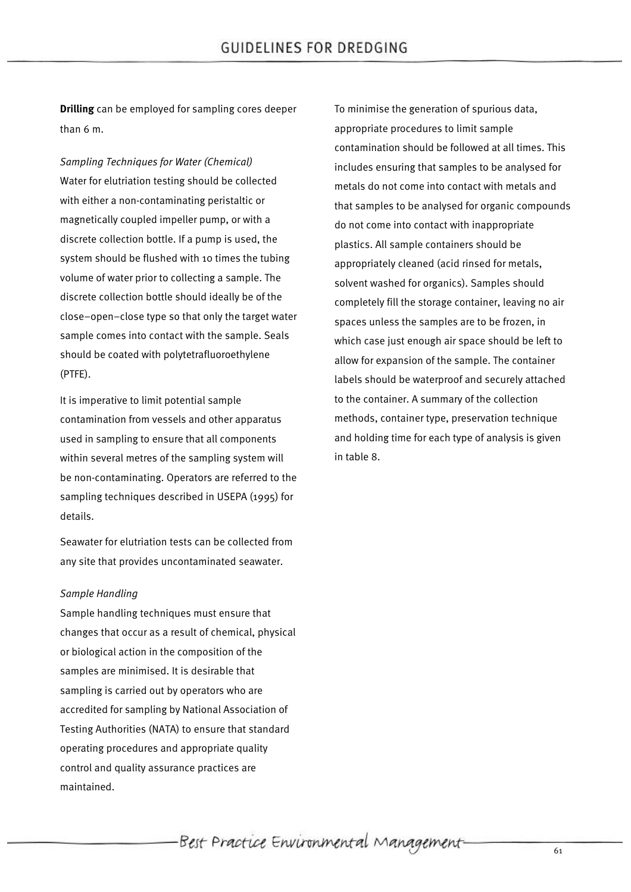**Drilling** can be employed for sampling cores deeper than 6 m.

*Sampling Techniques for Water (Chemical)*

Water for elutriation testing should be collected with either a non-contaminating peristaltic or magnetically coupled impeller pump, or with a discrete collection bottle. If a pump is used, the system should be flushed with 10 times the tubing volume of water prior to collecting a sample. The discrete collection bottle should ideally be of the close–open–close type so that only the target water sample comes into contact with the sample. Seals should be coated with polytetrafluoroethylene (PTFE).

It is imperative to limit potential sample contamination from vessels and other apparatus used in sampling to ensure that all components within several metres of the sampling system will be non-contaminating. Operators are referred to the sampling techniques described in USEPA (1995) for details.

Seawater for elutriation tests can be collected from any site that provides uncontaminated seawater.

*Sample Handling*

Sample handling techniques must ensure that changes that occur as a result of chemical, physical or biological action in the composition of the samples are minimised. It is desirable that sampling is carried out by operators who are accredited for sampling by National Association of Testing Authorities (NATA) to ensure that standard operating procedures and appropriate quality control and quality assurance practices are maintained.

To minimise the generation of spurious data, appropriate procedures to limit sample contamination should be followed at all times. This includes ensuring that samples to be analysed for metals do not come into contact with metals and that samples to be analysed for organic compounds do not come into contact with inappropriate plastics. All sample containers should be appropriately cleaned (acid rinsed for metals, solvent washed for organics). Samples should completely fill the storage container, leaving no air spaces unless the samples are to be frozen, in which case just enough air space should be left to allow for expansion of the sample. The container labels should be waterproof and securely attached to the container. A summary of the collection methods, container type, preservation technique and holding time for each type of analysis is given in table 8.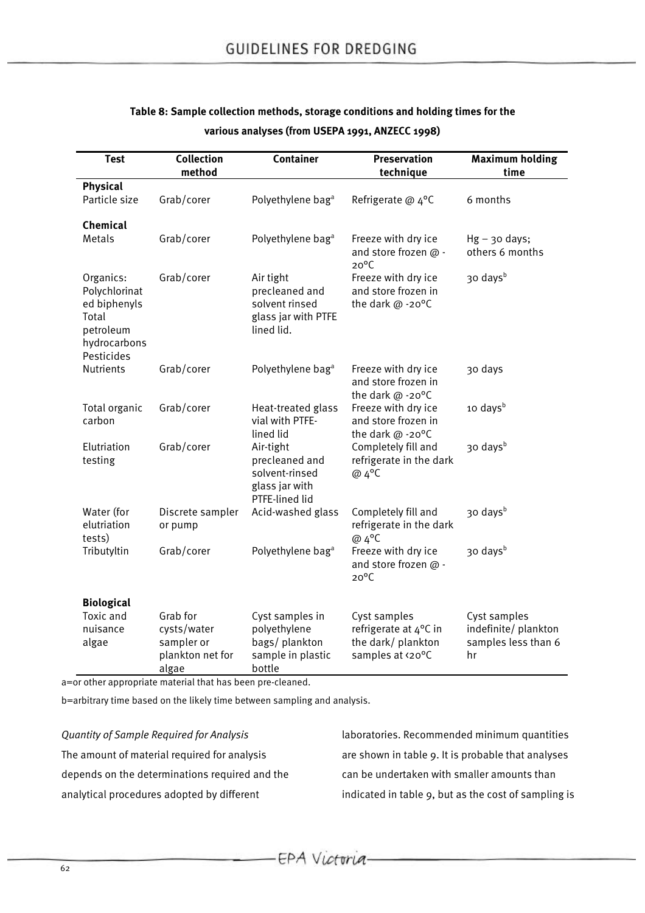**Table 8: Sample collection methods, storage conditions and holding times for the various analyses (from USEPA 1991, ANZECC 1998)**

| Test | Collection method | Container | Preservation technique | Maximum holding time |
|---|---|---|---|---|
| **Physical** | | | | |
| Particle size | Grab/corer | Polyethylene bag[a] | Refrigerate @ 4°C | 6 months |
| **Chemical** | | | | |
| Metals | Grab/corer | Polyethylene bag[a] | Freeze with dry ice and store frozen @ -20°C | Hg – 30 days; others 6 months |
| Organics: Polychlorinated biphenyls Total petroleum hydrocarbons Pesticides | Grab/corer | Air tight precleaned and solvent rinsed glass jar with PTFE lined lid. | Freeze with dry ice and store frozen in the dark @ -20°C | 30 days[b] |
| Nutrients | Grab/corer | Polyethylene bag[a] | Freeze with dry ice and store frozen in the dark @ -20°C | 30 days |
| Total organic carbon | Grab/corer | Heat-treated glass vial with PTFE-lined lid | Freeze with dry ice and store frozen in the dark @ -20°C | 10 days[b] |
| Elutriation testing | Grab/corer | Air-tight precleaned and solvent-rinsed glass jar with PTFE-lined lid | Completely fill and refrigerate in the dark @ 4°C | 30 days[b] |
| Water (for elutriation tests) | Discrete sampler or pump | Acid-washed glass | Completely fill and refrigerate in the dark @ 4°C | 30 days[b] |
| Tributyltin | Grab/corer | Polyethylene bag[a] | Freeze with dry ice and store frozen @ -20°C | 30 days[b] |
| **Biological** | | | | |
| Toxic and nuisance algae | Grab for cysts/water sampler or plankton net for algae | Cyst samples in polyethylene bags/ plankton sample in plastic bottle | Cyst samples refrigerate at 4°C in the dark/ plankton samples at <20°C | Cyst samples indefinite/ plankton samples less than 6 hr |

a=or other appropriate material that has been pre-cleaned.

b=arbitrary time based on the likely time between sampling and analysis.

*Quantity of Sample Required for Analysis*

The amount of material required for analysis depends on the determinations required and the analytical procedures adopted by different laboratories. Recommended minimum quantities are shown in table 9. It is probable that analyses can be undertaken with smaller amounts than indicated in table 9, but as the cost of sampling is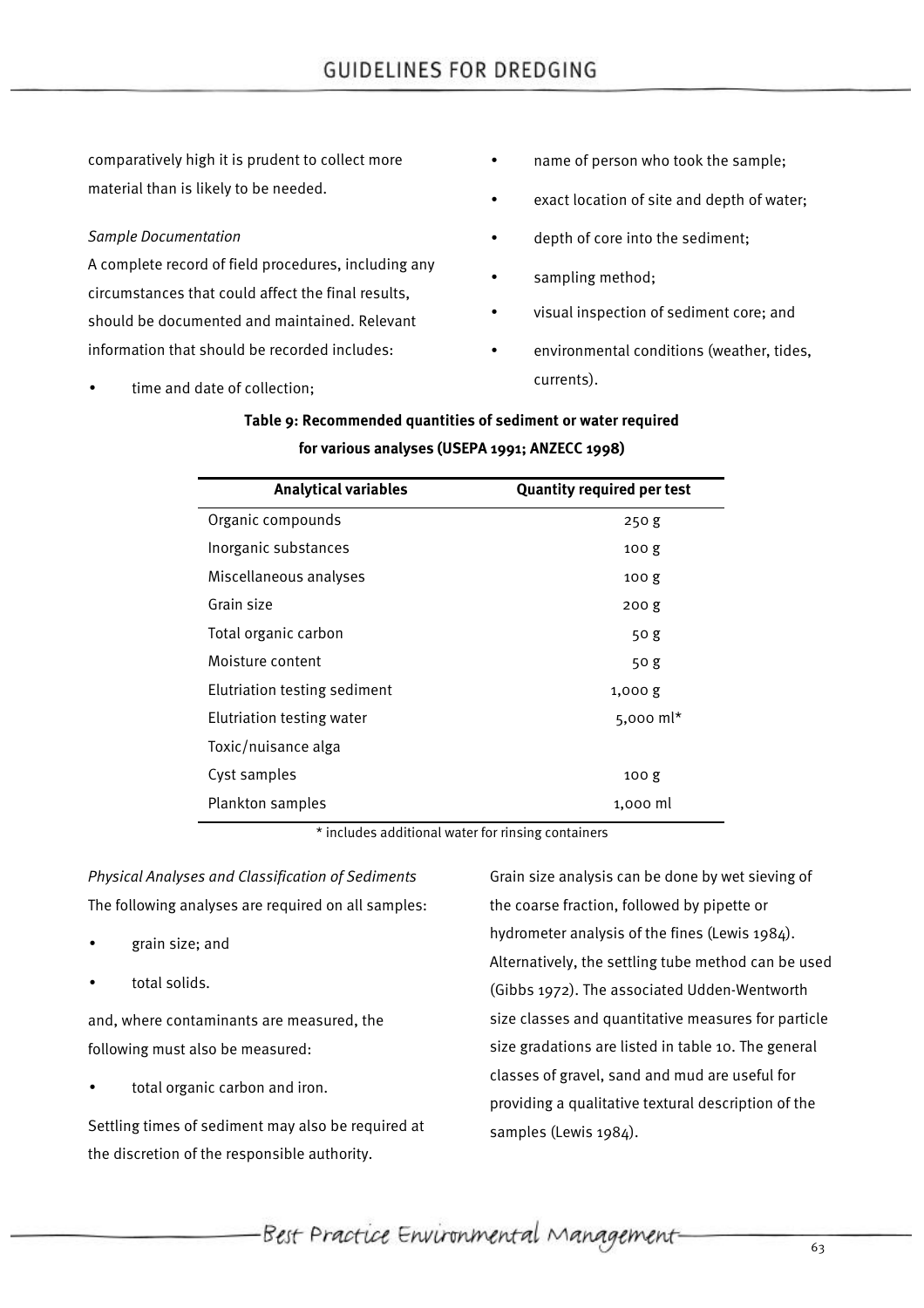comparatively high it is prudent to collect more material than is likely to be needed.

*Sample Documentation*

A complete record of field procedures, including any circumstances that could affect the final results, should be documented and maintained. Relevant information that should be recorded includes:

- time and date of collection;
- name of person who took the sample;
- exact location of site and depth of water;
- depth of core into the sediment;
- sampling method;
- visual inspection of sediment core; and
- environmental conditions (weather, tides, currents).

**Table 9: Recommended quantities of sediment or water required for various analyses (USEPA 1991; ANZECC 1998)**

| Analytical variables | Quantity required per test |
|---|---|
| Organic compounds | 250 g |
| Inorganic substances | 100 g |
| Miscellaneous analyses | 100 g |
| Grain size | 200 g |
| Total organic carbon | 50 g |
| Moisture content | 50 g |
| Elutriation testing sediment | 1,000 g |
| Elutriation testing water | 5,000 ml* |
| Toxic/nuisance alga | |
| Cyst samples | 100 g |
| Plankton samples | 1,000 ml |

\* includes additional water for rinsing containers

*Physical Analyses and Classification of Sediments*

The following analyses are required on all samples:

- grain size; and
- total solids.

and, where contaminants are measured, the following must also be measured:

- total organic carbon and iron.

Settling times of sediment may also be required at the discretion of the responsible authority.

Grain size analysis can be done by wet sieving of the coarse fraction, followed by pipette or hydrometer analysis of the fines (Lewis 1984). Alternatively, the settling tube method can be used (Gibbs 1972). The associated Udden-Wentworth size classes and quantitative measures for particle size gradations are listed in table 10. The general classes of gravel, sand and mud are useful for providing a qualitative textural description of the samples (Lewis 1984).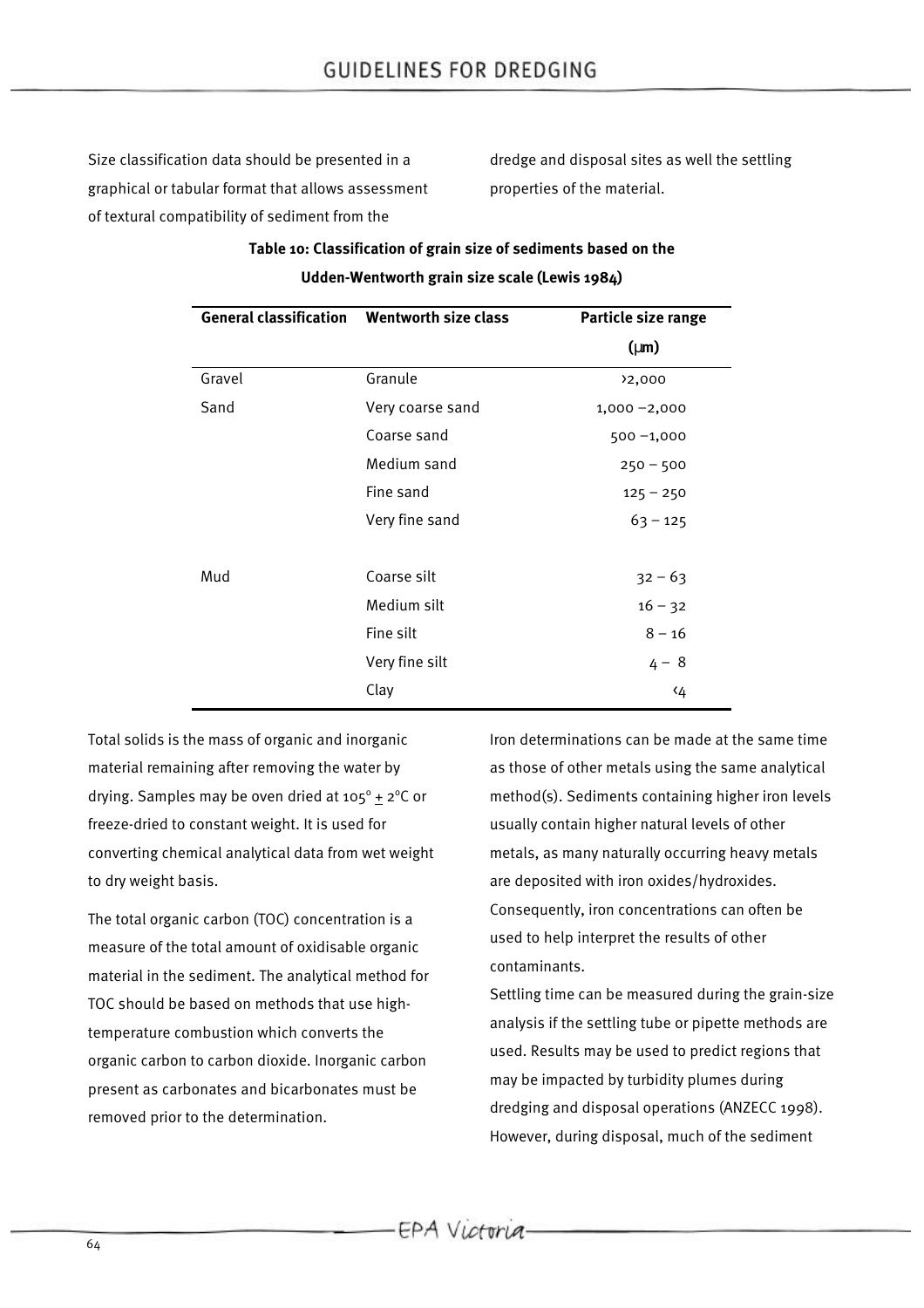Size classification data should be presented in a graphical or tabular format that allows assessment of textural compatibility of sediment from the dredge and disposal sites as well the settling properties of the material.

**Table 10: Classification of grain size of sediments based on the Udden-Wentworth grain size scale (Lewis 1984)**

| General classification | Wentworth size class | Particle size range (μm) |
|---|---|---|
| Gravel | Granule | >2,000 |
| Sand | Very coarse sand | 1,000 –2,000 |
| | Coarse sand | 500 –1,000 |
| | Medium sand | 250 – 500 |
| | Fine sand | 125 – 250 |
| | Very fine sand | 63 – 125 |
| Mud | Coarse silt | 32 – 63 |
| | Medium silt | 16 – 32 |
| | Fine silt | 8 – 16 |
| | Very fine silt | 4 – 8 |
| | Clay | <4 |

Total solids is the mass of organic and inorganic material remaining after removing the water by drying. Samples may be oven dried at $105^{\circ} \pm 2^{\circ}C$ or freeze-dried to constant weight. It is used for converting chemical analytical data from wet weight to dry weight basis.

The total organic carbon (TOC) concentration is a measure of the total amount of oxidisable organic material in the sediment. The analytical method for TOC should be based on methods that use high-temperature combustion which converts the organic carbon to carbon dioxide. Inorganic carbon present as carbonates and bicarbonates must be removed prior to the determination.

Iron determinations can be made at the same time as those of other metals using the same analytical method(s). Sediments containing higher iron levels usually contain higher natural levels of other metals, as many naturally occurring heavy metals are deposited with iron oxides/hydroxides. Consequently, iron concentrations can often be used to help interpret the results of other contaminants.

Settling time can be measured during the grain-size analysis if the settling tube or pipette methods are used. Results may be used to predict regions that may be impacted by turbidity plumes during dredging and disposal operations (ANZECC 1998). However, during disposal, much of the sediment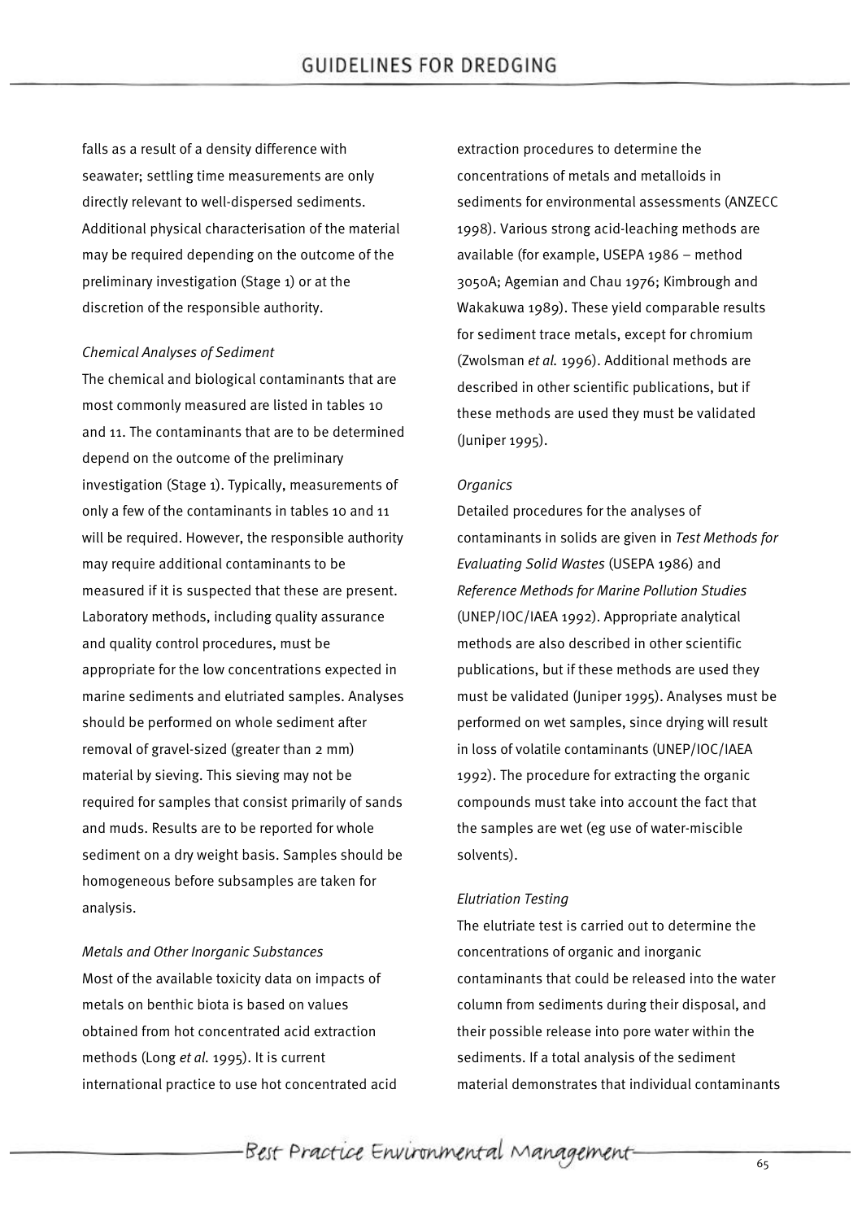falls as a result of a density difference with seawater; settling time measurements are only directly relevant to well-dispersed sediments. Additional physical characterisation of the material may be required depending on the outcome of the preliminary investigation (Stage 1) or at the discretion of the responsible authority.

*Chemical Analyses of Sediment*

The chemical and biological contaminants that are most commonly measured are listed in tables 10 and 11. The contaminants that are to be determined depend on the outcome of the preliminary investigation (Stage 1). Typically, measurements of only a few of the contaminants in tables 10 and 11 will be required. However, the responsible authority may require additional contaminants to be measured if it is suspected that these are present. Laboratory methods, including quality assurance and quality control procedures, must be appropriate for the low concentrations expected in marine sediments and elutriated samples. Analyses should be performed on whole sediment after removal of gravel-sized (greater than 2 mm) material by sieving. This sieving may not be required for samples that consist primarily of sands and muds. Results are to be reported for whole sediment on a dry weight basis. Samples should be homogeneous before subsamples are taken for analysis.

*Metals and Other Inorganic Substances*

Most of the available toxicity data on impacts of metals on benthic biota is based on values obtained from hot concentrated acid extraction methods (Long *et al.* 1995). It is current international practice to use hot concentrated acid extraction procedures to determine the concentrations of metals and metalloids in sediments for environmental assessments (ANZECC 1998). Various strong acid-leaching methods are available (for example, USEPA 1986 – method 3050A; Agemian and Chau 1976; Kimbrough and Wakakuwa 1989). These yield comparable results for sediment trace metals, except for chromium (Zwolsman *et al.* 1996). Additional methods are described in other scientific publications, but if these methods are used they must be validated (Juniper 1995).

*Organics*

Detailed procedures for the analyses of contaminants in solids are given in *Test Methods for Evaluating Solid Wastes* (USEPA 1986) and *Reference Methods for Marine Pollution Studies* (UNEP/IOC/IAEA 1992). Appropriate analytical methods are also described in other scientific publications, but if these methods are used they must be validated (Juniper 1995). Analyses must be performed on wet samples, since drying will result in loss of volatile contaminants (UNEP/IOC/IAEA 1992). The procedure for extracting the organic compounds must take into account the fact that the samples are wet (eg use of water-miscible solvents).

*Elutriation Testing*

The elutriate test is carried out to determine the concentrations of organic and inorganic contaminants that could be released into the water column from sediments during their disposal, and their possible release into pore water within the sediments. If a total analysis of the sediment material demonstrates that individual contaminants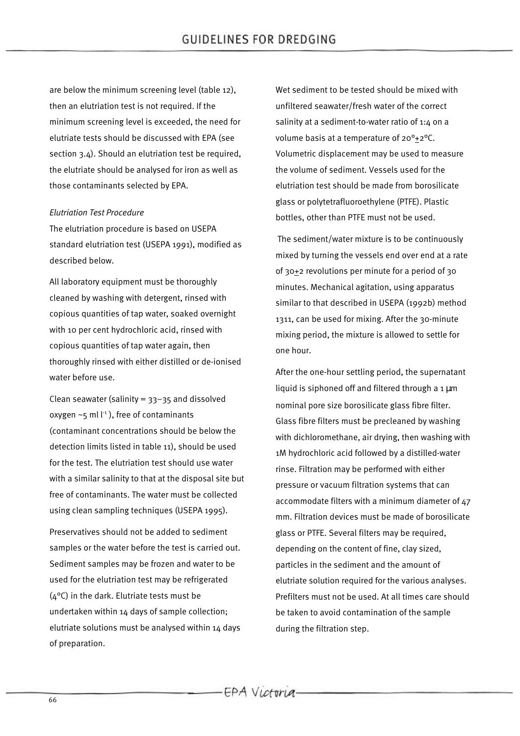are below the minimum screening level (table 12), then an elutriation test is not required. If the minimum screening level is exceeded, the need for elutriate tests should be discussed with EPA (see section 3.4). Should an elutriation test be required, the elutriate should be analysed for iron as well as those contaminants selected by EPA.

*Elutriation Test Procedure*

The elutriation procedure is based on USEPA standard elutriation test (USEPA 1991), modified as described below.

All laboratory equipment must be thoroughly cleaned by washing with detergent, rinsed with copious quantities of tap water, soaked overnight with 10 per cent hydrochloric acid, rinsed with copious quantities of tap water again, then thoroughly rinsed with either distilled or de-ionised water before use.

Clean seawater (salinity = 33–35 and dissolved oxygen ~5 ml $l^{-1}$), free of contaminants (contaminant concentrations should be below the detection limits listed in table 11), should be used for the test. The elutriation test should use water with a similar salinity to that at the disposal site but free of contaminants. The water must be collected using clean sampling techniques (USEPA 1995).

Preservatives should not be added to sediment samples or the water before the test is carried out. Sediment samples may be frozen and water to be used for the elutriation test may be refrigerated (4°C) in the dark. Elutriate tests must be undertaken within 14 days of sample collection; elutriate solutions must be analysed within 14 days of preparation.

Wet sediment to be tested should be mixed with unfiltered seawater/fresh water of the correct salinity at a sediment-to-water ratio of 1:4 on a volume basis at a temperature of 20°±2°C. Volumetric displacement may be used to measure the volume of sediment. Vessels used for the elutriation test should be made from borosilicate glass or polytetrafluoroethylene (PTFE). Plastic bottles, other than PTFE must not be used.

The sediment/water mixture is to be continuously mixed by turning the vessels end over end at a rate of 30±2 revolutions per minute for a period of 30 minutes. Mechanical agitation, using apparatus similar to that described in USEPA (1992b) method 1311, can be used for mixing. After the 30-minute mixing period, the mixture is allowed to settle for one hour.

After the one-hour settling period, the supernatant liquid is siphoned off and filtered through a 1 μm nominal pore size borosilicate glass fibre filter. Glass fibre filters must be precleaned by washing with dichloromethane, air drying, then washing with 1M hydrochloric acid followed by a distilled-water rinse. Filtration may be performed with either pressure or vacuum filtration systems that can accommodate filters with a minimum diameter of 47 mm. Filtration devices must be made of borosilicate glass or PTFE. Several filters may be required, depending on the content of fine, clay sized, particles in the sediment and the amount of elutriate solution required for the various analyses. Prefilters must not be used. At all times care should be taken to avoid contamination of the sample during the filtration step.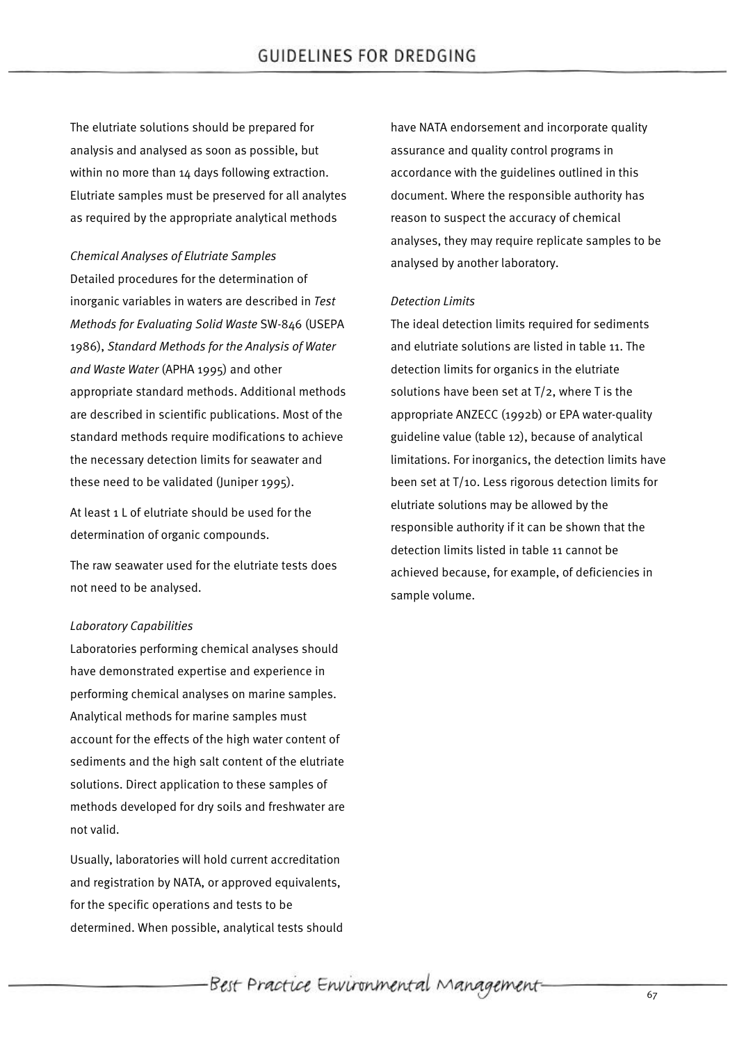The elutriate solutions should be prepared for analysis and analysed as soon as possible, but within no more than 14 days following extraction. Elutriate samples must be preserved for all analytes as required by the appropriate analytical methods

*Chemical Analyses of Elutriate Samples*

Detailed procedures for the determination of inorganic variables in waters are described in *Test Methods for Evaluating Solid Waste* SW-846 (USEPA 1986), *Standard Methods for the Analysis of Water and Waste Water* (APHA 1995) and other appropriate standard methods. Additional methods are described in scientific publications. Most of the standard methods require modifications to achieve the necessary detection limits for seawater and these need to be validated (Juniper 1995).

At least 1 L of elutriate should be used for the determination of organic compounds.

The raw seawater used for the elutriate tests does not need to be analysed.

*Laboratory Capabilities*

Laboratories performing chemical analyses should have demonstrated expertise and experience in performing chemical analyses on marine samples. Analytical methods for marine samples must account for the effects of the high water content of sediments and the high salt content of the elutriate solutions. Direct application to these samples of methods developed for dry soils and freshwater are not valid.

Usually, laboratories will hold current accreditation and registration by NATA, or approved equivalents, for the specific operations and tests to be determined. When possible, analytical tests should have NATA endorsement and incorporate quality assurance and quality control programs in accordance with the guidelines outlined in this document. Where the responsible authority has reason to suspect the accuracy of chemical analyses, they may require replicate samples to be analysed by another laboratory.

*Detection Limits*

The ideal detection limits required for sediments and elutriate solutions are listed in table 11. The detection limits for organics in the elutriate solutions have been set at T/2, where T is the appropriate ANZECC (1992b) or EPA water-quality guideline value (table 12), because of analytical limitations. For inorganics, the detection limits have been set at T/10. Less rigorous detection limits for elutriate solutions may be allowed by the responsible authority if it can be shown that the detection limits listed in table 11 cannot be achieved because, for example, of deficiencies in sample volume.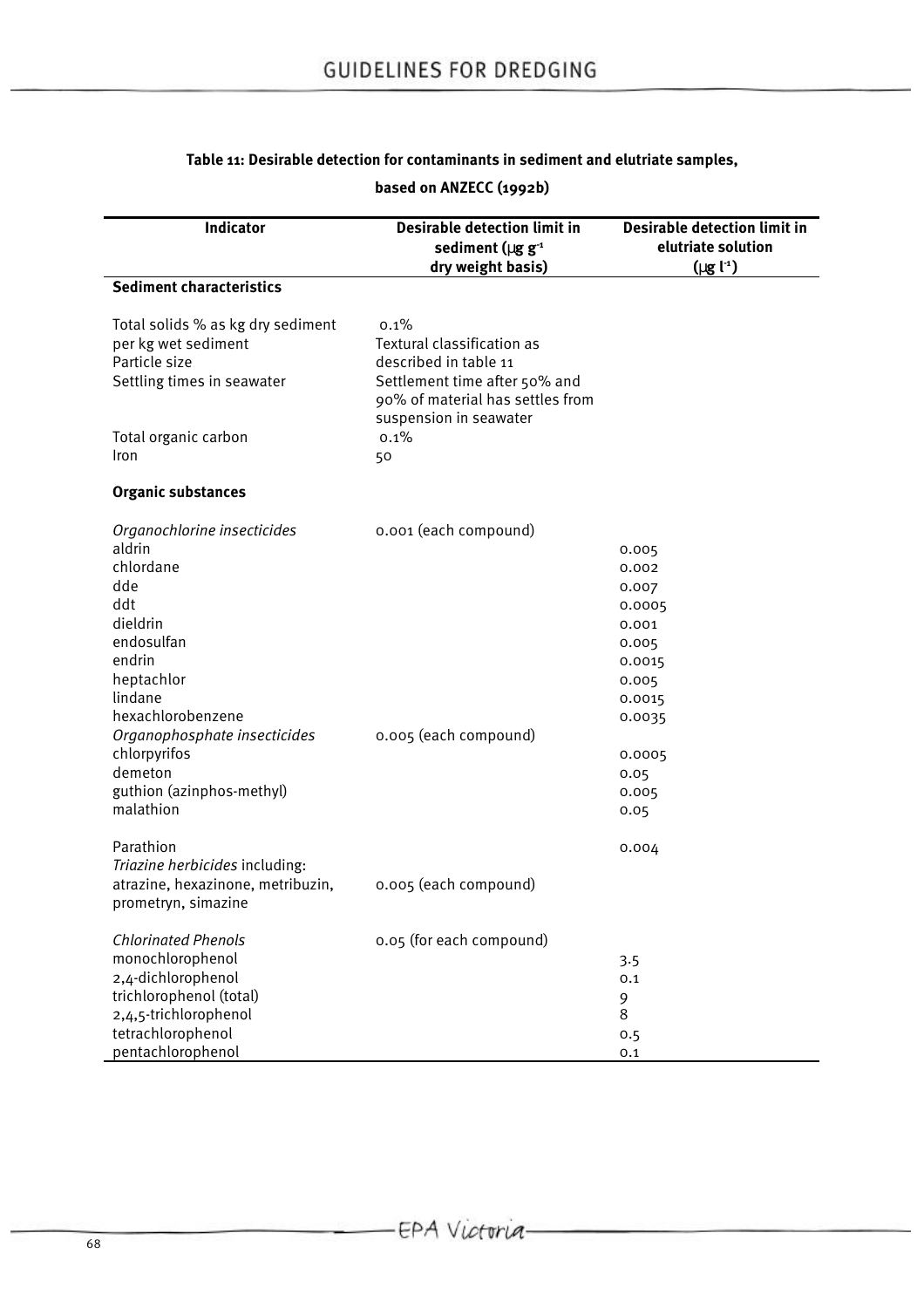**Table 11: Desirable detection for contaminants in sediment and elutriate samples, based on ANZECC (1992b)**

| Indicator | Desirable detection limit in sediment (μg g$^{-1}$ dry weight basis) | Desirable detection limit in elutriate solution (μg l$^{-1}$) |
|---|---|---|
| **Sediment characteristics** | | |
| Total solids % as kg dry sediment per kg wet sediment | 0.1% | |
| Particle size | Textural classification as described in table 11 | |
| Settling times in seawater | Settlement time after 50% and 90% of material has settles from suspension in seawater | |
| Total organic carbon | 0.1% | |
| Iron | 50 | |
| **Organic substances** | | |
| *Organochlorine insecticides* | 0.001 (each compound) | |
| aldrin | | 0.005 |
| chlordane | | 0.002 |
| dde | | 0.007 |
| ddt | | 0.0005 |
| dieldrin | | 0.001 |
| endosulfan | | 0.005 |
| endrin | | 0.0015 |
| heptachlor | | 0.005 |
| lindane | | 0.0015 |
| hexachlorobenzene | | 0.0035 |
| *Organophosphate insecticides* | 0.005 (each compound) | |
| chlorpyrifos | | 0.0005 |
| demeton | | 0.05 |
| guthion (azinphos-methyl) | | 0.005 |
| malathion | | 0.05 |
| Parathion | | 0.004 |
| *Triazine herbicides* including: atrazine, hexazinone, metribuzin, prometryn, simazine | 0.005 (each compound) | |
| *Chlorinated Phenols* | 0.05 (for each compound) | |
| monochlorophenol | | 3.5 |
| 2,4-dichlorophenol | | 0.1 |
| trichlorophenol (total) | | 9 |
| 2,4,5-trichlorophenol | | 8 |
| tetrachlorophenol | | 0.5 |
| pentachlorophenol | | 0.1 |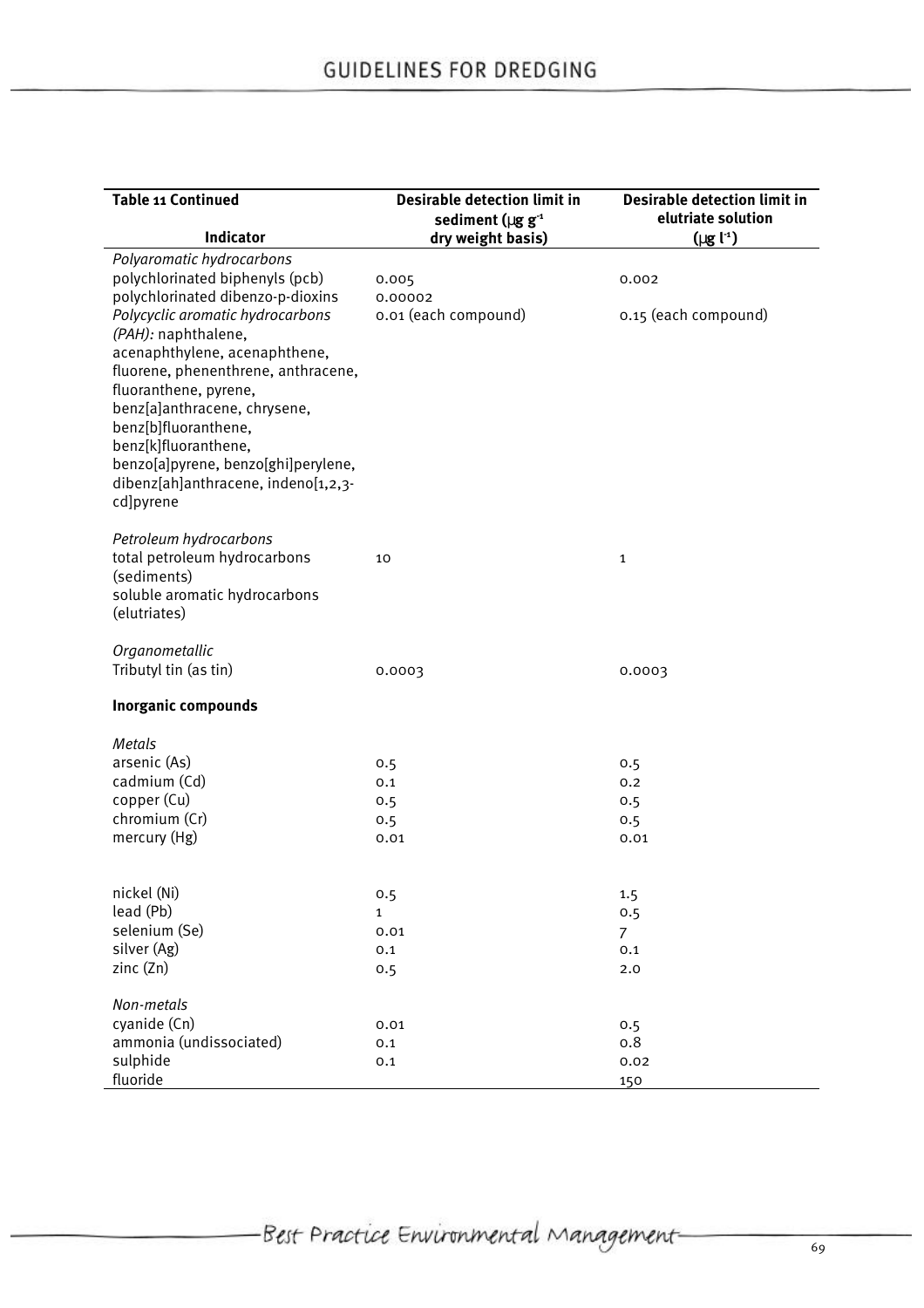| Table 11 Continued<br>Indicator | Desirable detection limit in sediment ($\mu g\ g^{-1}$ dry weight basis) | Desirable detection limit in elutriate solution ($\mu g\ l^{-1}$) |
|---|---|---|
| *Polyaromatic hydrocarbons* | | |
| polychlorinated biphenyls (pcb) | 0.005 | 0.002 |
| polychlorinated dibenzo-p-dioxins | 0.00002 | |
| *Polycyclic aromatic hydrocarbons (PAH):* naphthalene, acenaphthylene, acenaphthene, fluorene, phenenthrene, anthracene, fluoranthene, pyrene, benz[a]anthracene, chrysene, benz[b]fluoranthene, benz[k]fluoranthene, benzo[a]pyrene, benzo[ghi]perylene, dibenz[ah]anthracene, indeno[1,2,3-cd]pyrene | 0.01 (each compound) | 0.15 (each compound) |
| *Petroleum hydrocarbons* | | |
| total petroleum hydrocarbons (sediments) | 10 | 1 |
| soluble aromatic hydrocarbons (elutriates) | | |
| *Organometallic* | | |
| Tributyl tin (as tin) | 0.0003 | 0.0003 |
| **Inorganic compounds** | | |
| *Metals* | | |
| arsenic (As) | 0.5 | 0.5 |
| cadmium (Cd) | 0.1 | 0.2 |
| copper (Cu) | 0.5 | 0.5 |
| chromium (Cr) | 0.5 | 0.5 |
| mercury (Hg) | 0.01 | 0.01 |
| nickel (Ni) | 0.5 | 1.5 |
| lead (Pb) | 1 | 0.5 |
| selenium (Se) | 0.01 | 7 |
| silver (Ag) | 0.1 | 0.1 |
| zinc (Zn) | 0.5 | 2.0 |
| *Non-metals* | | |
| cyanide (Cn) | 0.01 | 0.5 |
| ammonia (undissociated) | 0.1 | 0.8 |
| sulphide | 0.1 | 0.02 |
| fluoride | | 150 |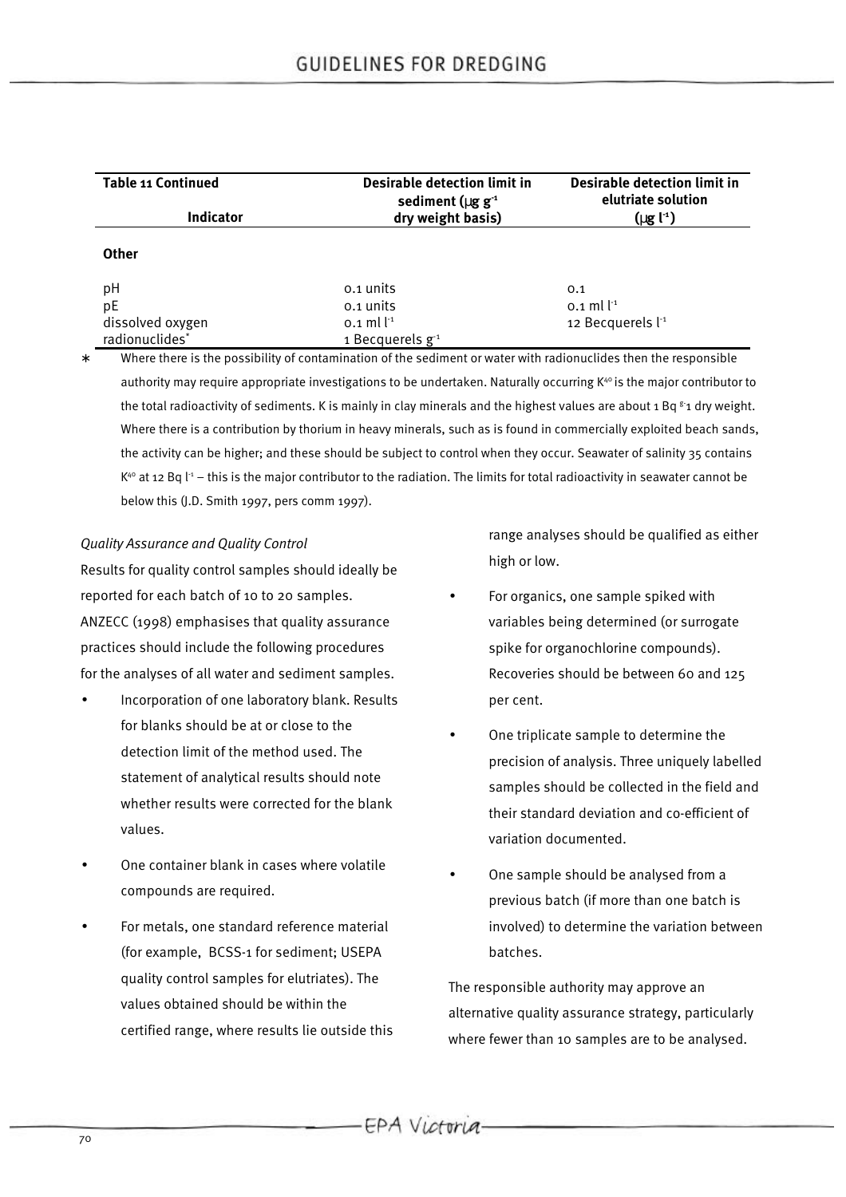| Table 11 Continued Indicator | Desirable detection limit in sediment ($\mu g\ g^{-1}$ dry weight basis) | Desirable detection limit in elutriate solution ($\mu g\ l^{-1}$) |
|---|---|---|
| **Other** | | |
| pH | 0.1 units | 0.1 |
| pE | 0.1 units | 0.1 ml $l^{-1}$ |
| dissolved oxygen | 0.1 ml $l^{-1}$ | 12 Becquerels $l^{-1}$ |
| radionuclides* | 1 Becquerels $g^{-1}$ | |

\* Where there is the possibility of contamination of the sediment or water with radionuclides then the responsible authority may require appropriate investigations to be undertaken. Naturally occurring $K^{40}$ is the major contributor to the total radioactivity of sediments. K is mainly in clay minerals and the highest values are about 1 Bq $^{g-}$1 dry weight. Where there is a contribution by thorium in heavy minerals, such as is found in commercially exploited beach sands, the activity can be higher; and these should be subject to control when they occur. Seawater of salinity 35 contains $K^{40}$ at 12 Bq $l^{-1}$ – this is the major contributor to the radiation. The limits for total radioactivity in seawater cannot be below this (J.D. Smith 1997, pers comm 1997).

*Quality Assurance and Quality Control*

Results for quality control samples should ideally be reported for each batch of 10 to 20 samples. ANZECC (1998) emphasises that quality assurance practices should include the following procedures for the analyses of all water and sediment samples.

- Incorporation of one laboratory blank. Results for blanks should be at or close to the detection limit of the method used. The statement of analytical results should note whether results were corrected for the blank values.
- One container blank in cases where volatile compounds are required.
- For metals, one standard reference material (for example, BCSS-1 for sediment; USEPA quality control samples for elutriates). The values obtained should be within the certified range, where results lie outside this range analyses should be qualified as either high or low.
- For organics, one sample spiked with variables being determined (or surrogate spike for organochlorine compounds). Recoveries should be between 60 and 125 per cent.
- One triplicate sample to determine the precision of analysis. Three uniquely labelled samples should be collected in the field and their standard deviation and co-efficient of variation documented.
- One sample should be analysed from a previous batch (if more than one batch is involved) to determine the variation between batches.

The responsible authority may approve an alternative quality assurance strategy, particularly where fewer than 10 samples are to be analysed.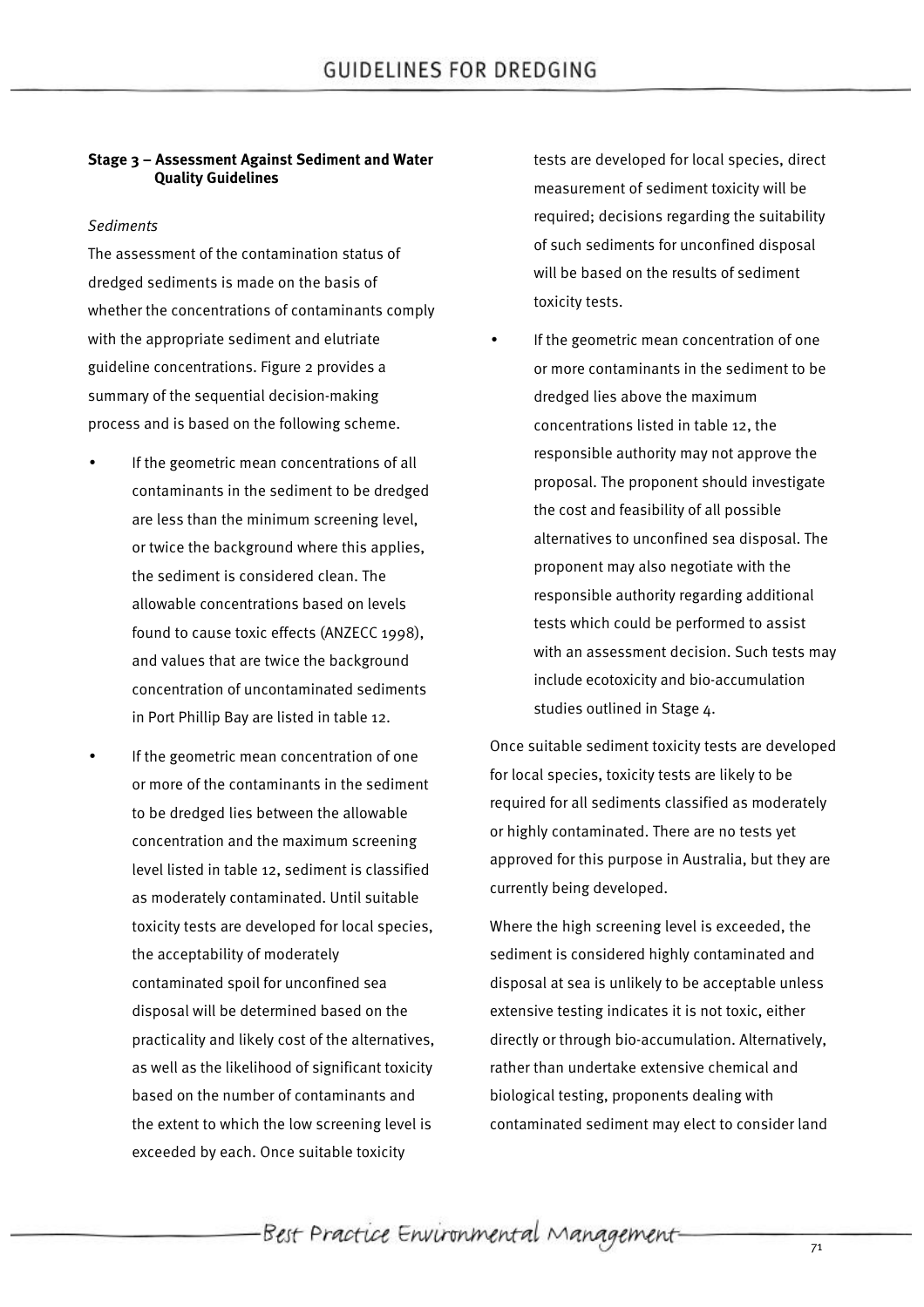**Stage 3 – Assessment Against Sediment and Water Quality Guidelines**

*Sediments*

The assessment of the contamination status of dredged sediments is made on the basis of whether the concentrations of contaminants comply with the appropriate sediment and elutriate guideline concentrations. Figure 2 provides a summary of the sequential decision-making process and is based on the following scheme.

- If the geometric mean concentrations of all contaminants in the sediment to be dredged are less than the minimum screening level, or twice the background where this applies, the sediment is considered clean. The allowable concentrations based on levels found to cause toxic effects (ANZECC 1998), and values that are twice the background concentration of uncontaminated sediments in Port Phillip Bay are listed in table 12.
- If the geometric mean concentration of one or more of the contaminants in the sediment to be dredged lies between the allowable concentration and the maximum screening level listed in table 12, sediment is classified as moderately contaminated. Until suitable toxicity tests are developed for local species, the acceptability of moderately contaminated spoil for unconfined sea disposal will be determined based on the practicality and likely cost of the alternatives, as well as the likelihood of significant toxicity based on the number of contaminants and the extent to which the low screening level is exceeded by each. Once suitable toxicity tests are developed for local species, direct measurement of sediment toxicity will be required; decisions regarding the suitability of such sediments for unconfined disposal will be based on the results of sediment toxicity tests.
- If the geometric mean concentration of one or more contaminants in the sediment to be dredged lies above the maximum concentrations listed in table 12, the responsible authority may not approve the proposal. The proponent should investigate the cost and feasibility of all possible alternatives to unconfined sea disposal. The proponent may also negotiate with the responsible authority regarding additional tests which could be performed to assist with an assessment decision. Such tests may include ecotoxicity and bio-accumulation studies outlined in Stage 4.

Once suitable sediment toxicity tests are developed for local species, toxicity tests are likely to be required for all sediments classified as moderately or highly contaminated. There are no tests yet approved for this purpose in Australia, but they are currently being developed.

Where the high screening level is exceeded, the sediment is considered highly contaminated and disposal at sea is unlikely to be acceptable unless extensive testing indicates it is not toxic, either directly or through bio-accumulation. Alternatively, rather than undertake extensive chemical and biological testing, proponents dealing with contaminated sediment may elect to consider land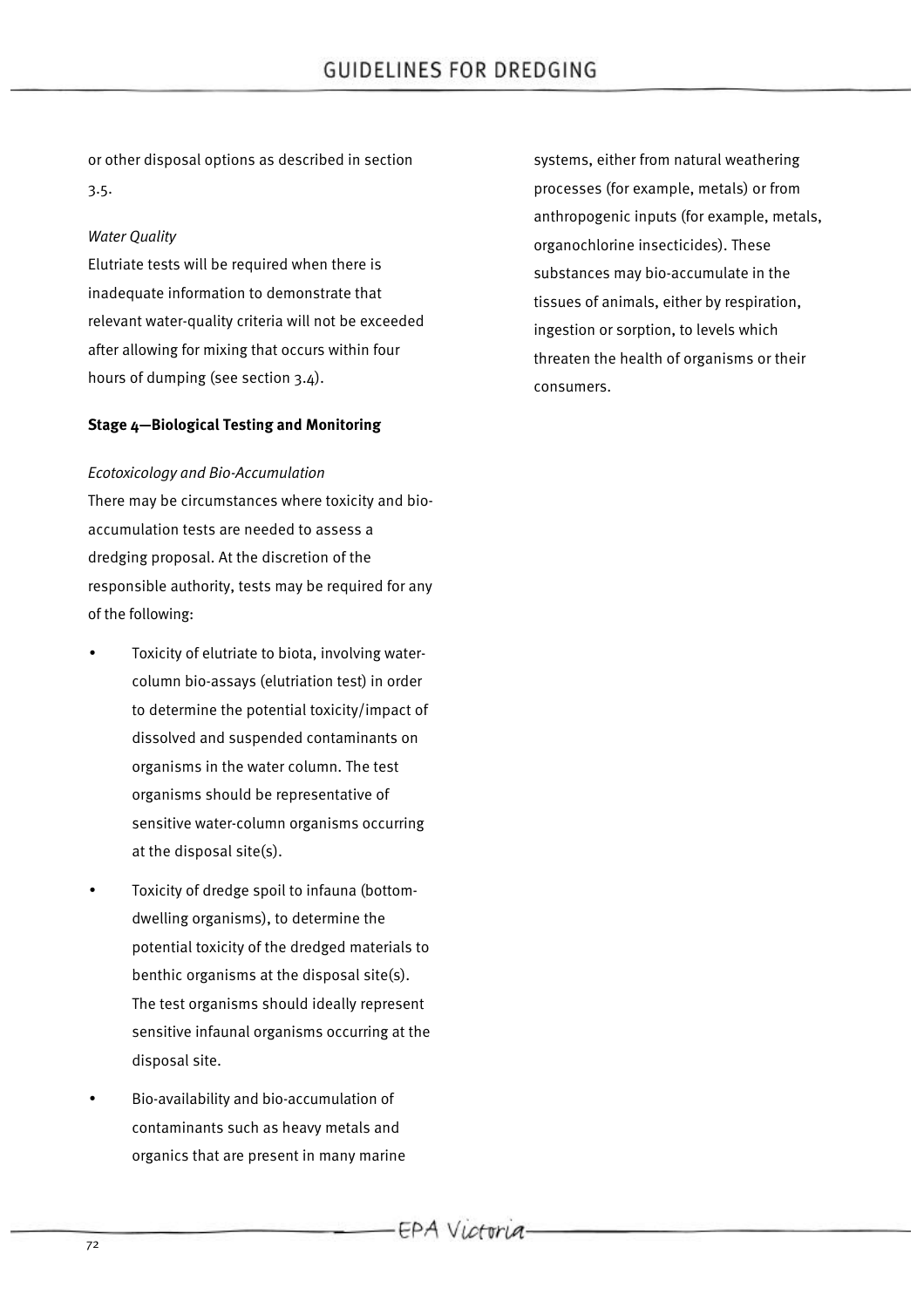or other disposal options as described in section 3.5.

*Water Quality*

Elutriate tests will be required when there is inadequate information to demonstrate that relevant water-quality criteria will not be exceeded after allowing for mixing that occurs within four hours of dumping (see section 3.4).

**Stage 4—Biological Testing and Monitoring**

*Ecotoxicology and Bio-Accumulation*

There may be circumstances where toxicity and bio-accumulation tests are needed to assess a dredging proposal. At the discretion of the responsible authority, tests may be required for any of the following:

- Toxicity of elutriate to biota, involving water-column bio-assays (elutriation test) in order to determine the potential toxicity/impact of dissolved and suspended contaminants on organisms in the water column. The test organisms should be representative of sensitive water-column organisms occurring at the disposal site(s).
- Toxicity of dredge spoil to infauna (bottom-dwelling organisms), to determine the potential toxicity of the dredged materials to benthic organisms at the disposal site(s). The test organisms should ideally represent sensitive infaunal organisms occurring at the disposal site.
- Bio-availability and bio-accumulation of contaminants such as heavy metals and organics that are present in many marine systems, either from natural weathering processes (for example, metals) or from anthropogenic inputs (for example, metals, organochlorine insecticides). These substances may bio-accumulate in the tissues of animals, either by respiration, ingestion or sorption, to levels which threaten the health of organisms or their consumers.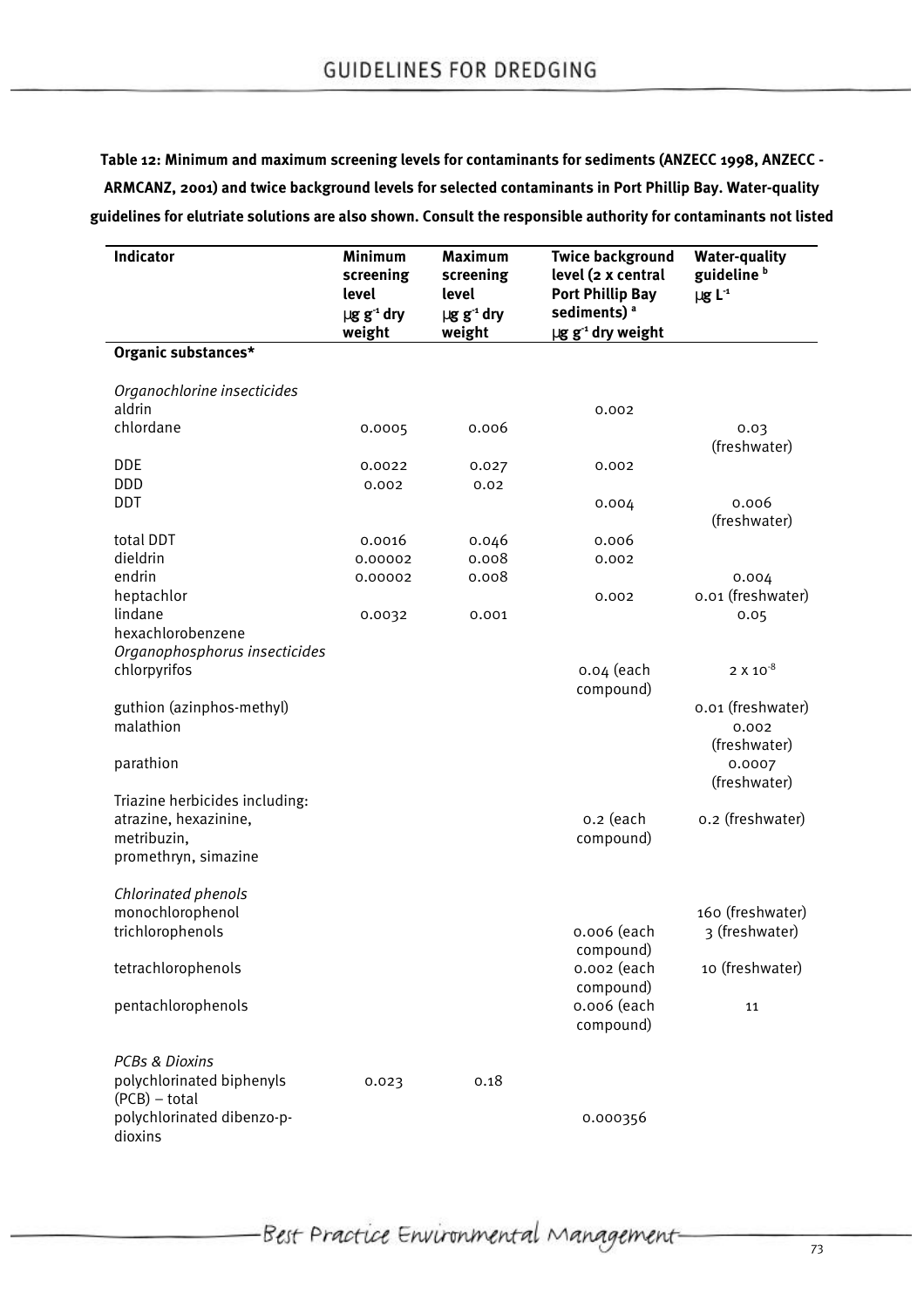**Table 12: Minimum and maximum screening levels for contaminants for sediments (ANZECC 1998, ANZECC - ARMCANZ, 2001) and twice background levels for selected contaminants in Port Phillip Bay. Water-quality guidelines for elutriate solutions are also shown. Consult the responsible authority for contaminants not listed**

| Indicator | Minimum screening level µg $g^{-1}$ dry weight | Maximum screening level µg $g^{-1}$ dry weight | Twice background level (2 x central Port Phillip Bay sediments) [a] µg $g^{-1}$ dry weight | Water-quality guideline [b] µg $L^{-1}$ |
|---|---|---|---|---|
| **Organic substances*** | | | | |
| *Organochlorine insecticides* | | | | |
| aldrin | | | 0.002 | |
| chlordane | 0.0005 | 0.006 | | 0.03 (freshwater) |
| DDE | 0.0022 | 0.027 | 0.002 | |
| DDD | 0.002 | 0.02 | | |
| DDT | | | 0.004 | 0.006 (freshwater) |
| total DDT | 0.0016 | 0.046 | 0.006 | |
| dieldrin | 0.00002 | 0.008 | 0.002 | |
| endrin | 0.00002 | 0.008 | | 0.004 |
| heptachlor | | | 0.002 | 0.01 (freshwater) |
| lindane | 0.0032 | 0.001 | | 0.05 |
| hexachlorobenzene | | | | |
| *Organophosphorus insecticides* | | | | |
| chlorpyrifos | | | 0.04 (each compound) | $2 \times 10^{-8}$ |
| guthion (azinphos-methyl) | | | | 0.01 (freshwater) |
| malathion | | | | 0.002 (freshwater) |
| parathion | | | | 0.0007 (freshwater) |
| Triazine herbicides including: atrazine, hexazinine, metribuzin, promethryn, simazine | | | 0.2 (each compound) | 0.2 (freshwater) |
| *Chlorinated phenols* | | | | |
| monochlorophenol | | | | 160 (freshwater) |
| trichlorophenols | | | 0.006 (each compound) | 3 (freshwater) |
| tetrachlorophenols | | | 0.002 (each compound) | 10 (freshwater) |
| pentachlorophenols | | | 0.006 (each compound) | 11 |
| *PCBs & Dioxins* | | | | |
| polychlorinated biphenyls (PCB) – total | 0.023 | 0.18 | | |
| polychlorinated dibenzo-p-dioxins | | | 0.000356 | |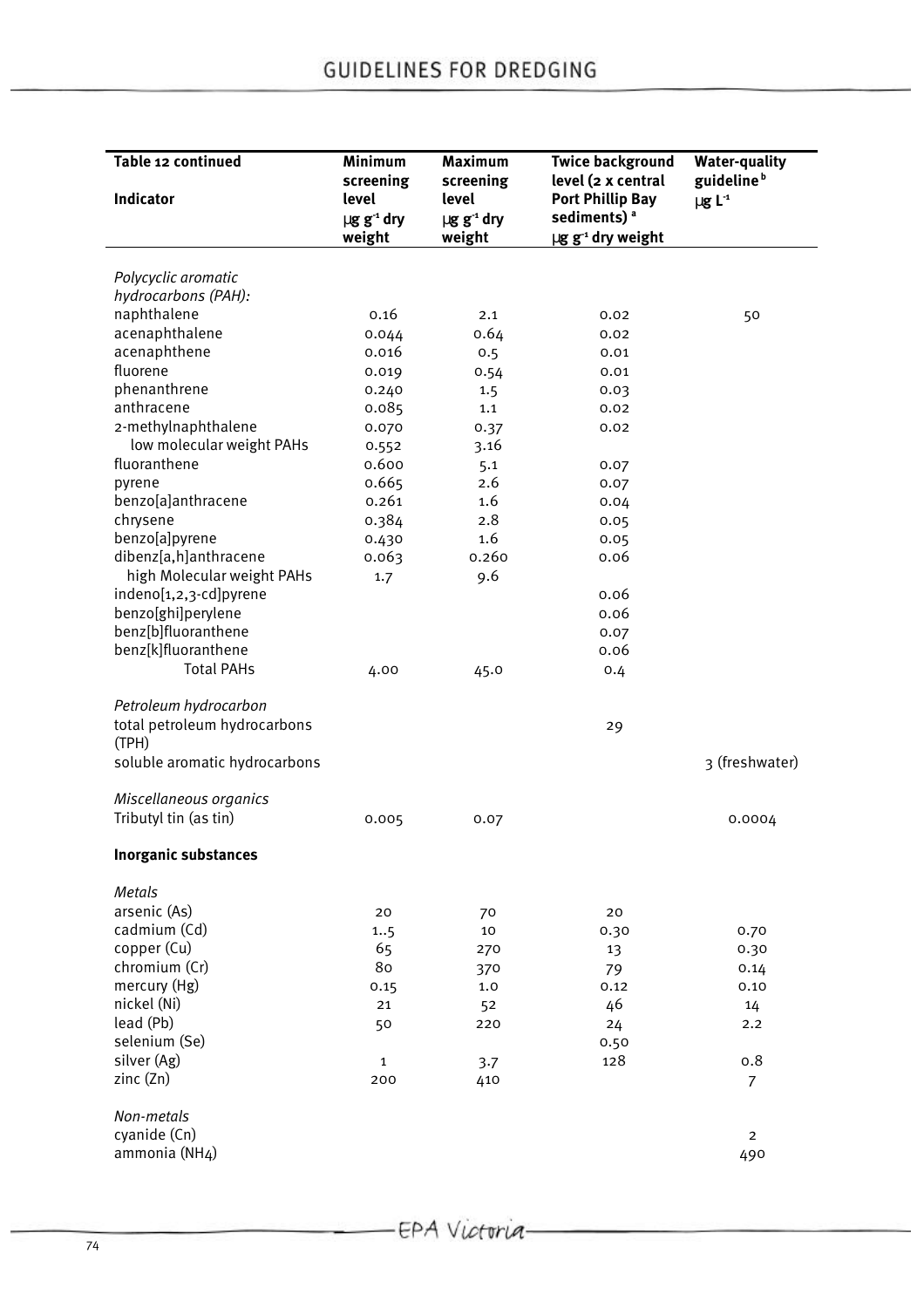| Table 12 continued<br><br>Indicator | Minimum screening level<br>$\mu g\ g^{-1}$ dry weight | Maximum screening level<br>$\mu g\ g^{-1}$ dry weight | Twice background level (2 x central Port Phillip Bay sediments) [a]<br>$\mu g\ g^{-1}$ dry weight | Water-quality guideline [b]<br>$\mu g\ L^{-1}$ |
|---|---|---|---|---|
| *Polycyclic aromatic hydrocarbons (PAH):* | | | | |
| naphthalene | 0.16 | 2.1 | 0.02 | 50 |
| acenaphthalene | 0.044 | 0.64 | 0.02 | |
| acenaphthene | 0.016 | 0.5 | 0.01 | |
| fluorene | 0.019 | 0.54 | 0.01 | |
| phenanthrene | 0.240 | 1.5 | 0.03 | |
| anthracene | 0.085 | 1.1 | 0.02 | |
| 2-methylnaphthalene | 0.070 | 0.37 | 0.02 | |
| low molecular weight PAHs | 0.552 | 3.16 | | |
| fluoranthene | 0.600 | 5.1 | 0.07 | |
| pyrene | 0.665 | 2.6 | 0.07 | |
| benzo[a]anthracene | 0.261 | 1.6 | 0.04 | |
| chrysene | 0.384 | 2.8 | 0.05 | |
| benzo[a]pyrene | 0.430 | 1.6 | 0.05 | |
| dibenz[a,h]anthracene | 0.063 | 0.260 | 0.06 | |
| high Molecular weight PAHs | 1.7 | 9.6 | | |
| indeno[1,2,3-cd]pyrene | | | 0.06 | |
| benzo[ghi]perylene | | | 0.06 | |
| benz[b]fluoranthene | | | 0.07 | |
| benz[k]fluoranthene | | | 0.06 | |
| Total PAHs | 4.00 | 45.0 | 0.4 | |
| *Petroleum hydrocarbon* | | | | |
| total petroleum hydrocarbons (TPH) | | | 29 | |
| soluble aromatic hydrocarbons | | | | 3 (freshwater) |
| *Miscellaneous organics* | | | | |
| Tributyl tin (as tin) | 0.005 | 0.07 | | 0.0004 |
| **Inorganic substances** | | | | |
| *Metals* | | | | |
| arsenic (As) | 20 | 70 | 20 | |
| cadmium (Cd) | 1..5 | 10 | 0.30 | 0.70 |
| copper (Cu) | 65 | 270 | 13 | 0.30 |
| chromium (Cr) | 80 | 370 | 79 | 0.14 |
| mercury (Hg) | 0.15 | 1.0 | 0.12 | 0.10 |
| nickel (Ni) | 21 | 52 | 46 | 14 |
| lead (Pb) | 50 | 220 | 24 | 2.2 |
| selenium (Se) | | | 0.50 | |
| silver (Ag) | 1 | 3.7 | 128 | 0.8 |
| zinc (Zn) | 200 | 410 | | 7 |
| *Non-metals* | | | | |
| cyanide (Cn) | | | | 2 |
| ammonia ($NH_4$) | | | | 490 |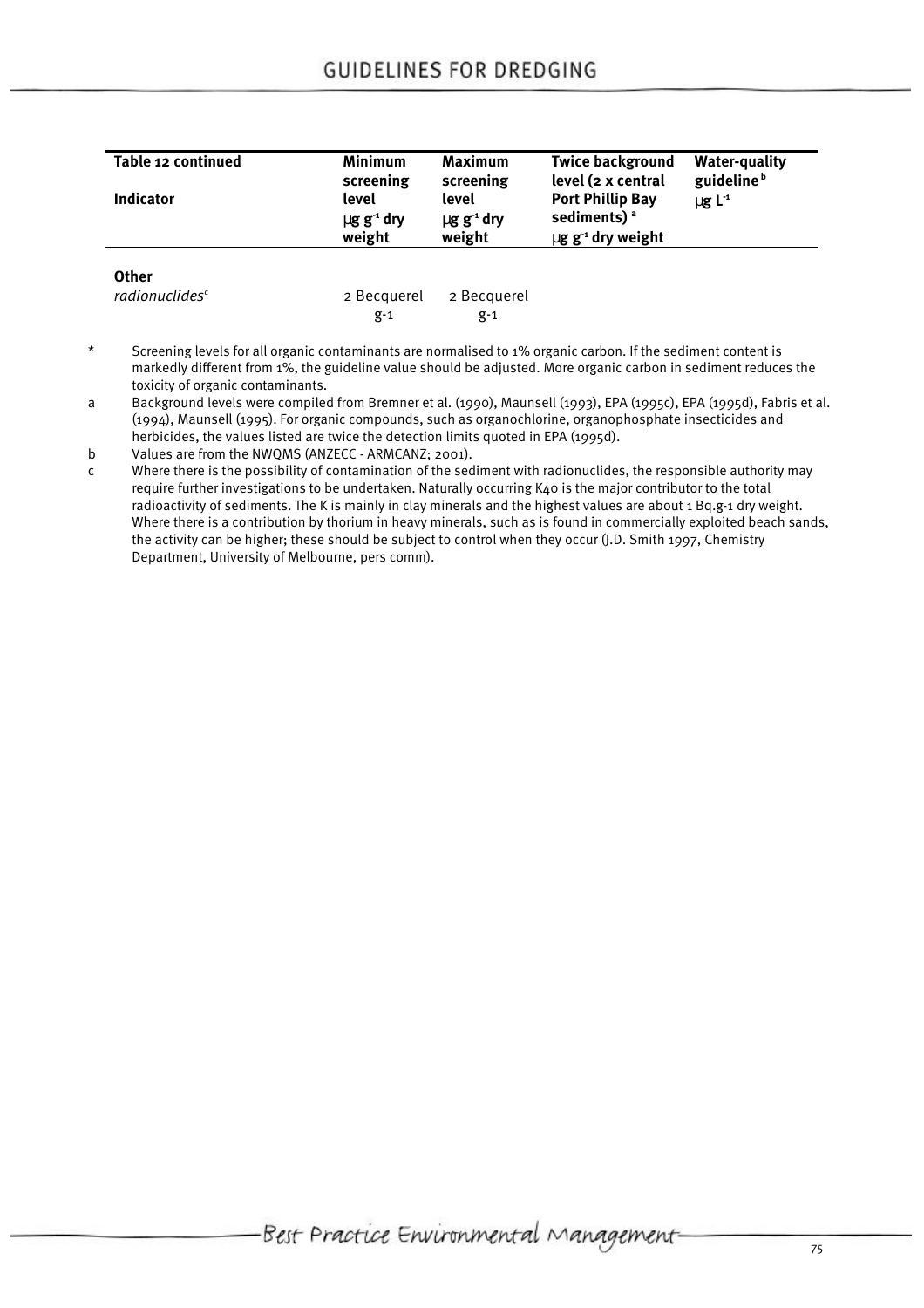| Table 12 continued<br><br>Indicator | Minimum screening level<br>$\mu g\ g^{-1}$ dry weight | Maximum screening level<br>$\mu g\ g^{-1}$ dry weight | Twice background level (2 x central Port Phillip Bay sediments) [a]<br>$\mu g\ g^{-1}$ dry weight | Water-quality guideline [b]<br>$\mu g\ L^{-1}$ |
|---|---|---|---|---|
| **Other** | | | | |
| *radionuclides*[c] | 2 Becquerel g-1 | 2 Becquerel g-1 | | |

\* Screening levels for all organic contaminants are normalised to 1% organic carbon. If the sediment content is markedly different from 1%, the guideline value should be adjusted. More organic carbon in sediment reduces the toxicity of organic contaminants.

a Background levels were compiled from Bremner et al. (1990), Maunsell (1993), EPA (1995c), EPA (1995d), Fabris et al. (1994), Maunsell (1995). For organic compounds, such as organochlorine, organophosphate insecticides and herbicides, the values listed are twice the detection limits quoted in EPA (1995d).

b Values are from the NWQMS (ANZECC - ARMCANZ; 2001).

c Where there is the possibility of contamination of the sediment with radionuclides, the responsible authority may require further investigations to be undertaken. Naturally occurring K40 is the major contributor to the total radioactivity of sediments. The K is mainly in clay minerals and the highest values are about 1 Bq.g-1 dry weight. Where there is a contribution by thorium in heavy minerals, such as is found in commercially exploited beach sands, the activity can be higher; these should be subject to control when they occur (J.D. Smith 1997, Chemistry Department, University of Melbourne, pers comm).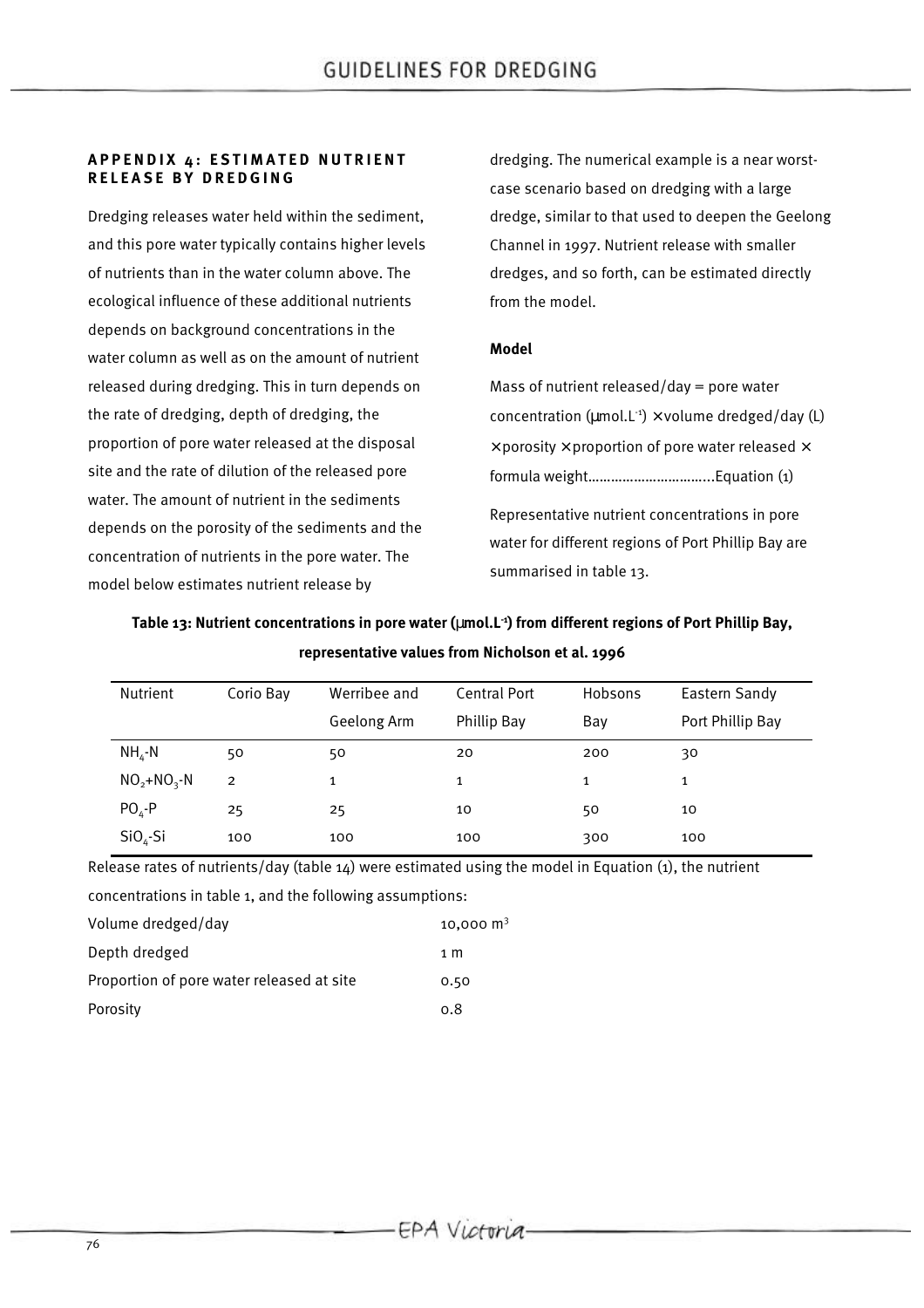### APPENDIX 4: ESTIMATED NUTRIENT RELEASE BY DREDGING

Dredging releases water held within the sediment, and this pore water typically contains higher levels of nutrients than in the water column above. The ecological influence of these additional nutrients depends on background concentrations in the water column as well as on the amount of nutrient released during dredging. This in turn depends on the rate of dredging, depth of dredging, the proportion of pore water released at the disposal site and the rate of dilution of the released pore water. The amount of nutrient in the sediments depends on the porosity of the sediments and the concentration of nutrients in the pore water. The model below estimates nutrient release by dredging. The numerical example is a near worst-case scenario based on dredging with a large dredge, similar to that used to deepen the Geelong Channel in 1997. Nutrient release with smaller dredges, and so forth, can be estimated directly from the model.

#### Model

Mass of nutrient released/day = pore water concentration ($\mu$mol.L$^{-1}$) × volume dredged/day (L) × porosity × proportion of pore water released × formula weight……………………………Equation (1)

Representative nutrient concentrations in pore water for different regions of Port Phillip Bay are summarised in table 13.

**Table 13: Nutrient concentrations in pore water ($\mu$mol.L$^{-1}$) from different regions of Port Phillip Bay, representative values from Nicholson et al. 1996**

| Nutrient | Corio Bay | Werribee and Geelong Arm | Central Port Phillip Bay | Hobsons Bay | Eastern Sandy Port Phillip Bay |
|---|---|---|---|---|---|
| $NH_4$-N | 50 | 50 | 20 | 200 | 30 |
| $NO_2$+$NO_3$-N | 2 | 1 | 1 | 1 | 1 |
| $PO_4$-P | 25 | 25 | 10 | 50 | 10 |
| $SiO_4$-Si | 100 | 100 | 100 | 300 | 100 |

Release rates of nutrients/day (table 14) were estimated using the model in Equation (1), the nutrient concentrations in table 1, and the following assumptions:

| | |
|---|---|
| Volume dredged/day | 10,000 m$^3$ |
| Depth dredged | 1 m |
| Proportion of pore water released at site | 0.50 |
| Porosity | 0.8 |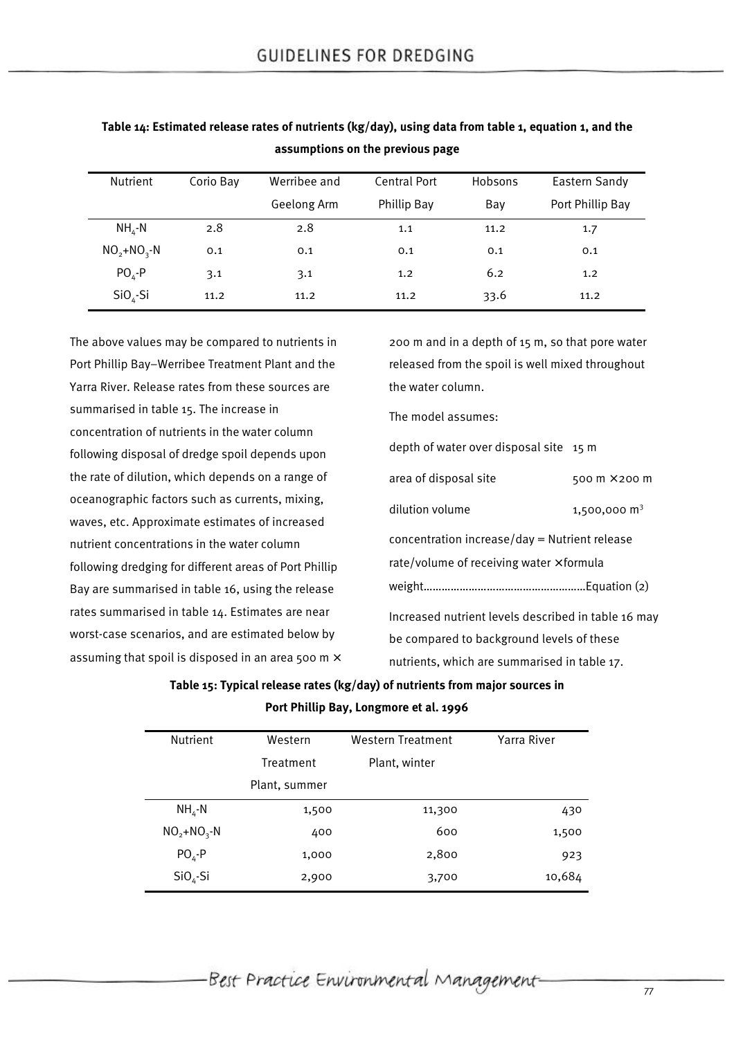**Table 14: Estimated release rates of nutrients (kg/day), using data from table 1, equation 1, and the assumptions on the previous page**

| Nutrient | Corio Bay | Werribee and Geelong Arm | Central Port Phillip Bay | Hobsons Bay | Eastern Sandy Port Phillip Bay |
|---|---|---|---|---|---|
| $NH_4$-N | 2.8 | 2.8 | 1.1 | 11.2 | 1.7 |
| $NO_2$+$NO_3$-N | 0.1 | 0.1 | 0.1 | 0.1 | 0.1 |
| $PO_4$-P | 3.1 | 3.1 | 1.2 | 6.2 | 1.2 |
| $SiO_4$-Si | 11.2 | 11.2 | 11.2 | 33.6 | 11.2 |

The above values may be compared to nutrients in Port Phillip Bay–Werribee Treatment Plant and the Yarra River. Release rates from these sources are summarised in table 15. The increase in concentration of nutrients in the water column following disposal of dredge spoil depends upon the rate of dilution, which depends on a range of oceanographic factors such as currents, mixing, waves, etc. Approximate estimates of increased nutrient concentrations in the water column following dredging for different areas of Port Phillip Bay are summarised in table 16, using the release rates summarised in table 14. Estimates are near worst-case scenarios, and are estimated below by assuming that spoil is disposed in an area 500 m × 200 m and in a depth of 15 m, so that pore water released from the spoil is well mixed throughout the water column.

The model assumes:

| | |
|---|---|
| depth of water over disposal site | 15 m |
| area of disposal site | 500 m × 200 m |
| dilution volume | 1,500,000 $m^3$ |

concentration increase/day = Nutrient release rate/volume of receiving water ×formula weight……………………………………………Equation (2)

Increased nutrient levels described in table 16 may be compared to background levels of these nutrients, which are summarised in table 17.

**Table 15: Typical release rates (kg/day) of nutrients from major sources in Port Phillip Bay, Longmore et al. 1996**

| Nutrient | Western Treatment Plant, summer | Western Treatment Plant, winter | Yarra River |
|---|---|---|---|
| $NH_4$-N | 1,500 | 11,300 | 430 |
| $NO_2$+$NO_3$-N | 400 | 600 | 1,500 |
| $PO_4$-P | 1,000 | 2,800 | 923 |
| $SiO_4$-Si | 2,900 | 3,700 | 10,684 |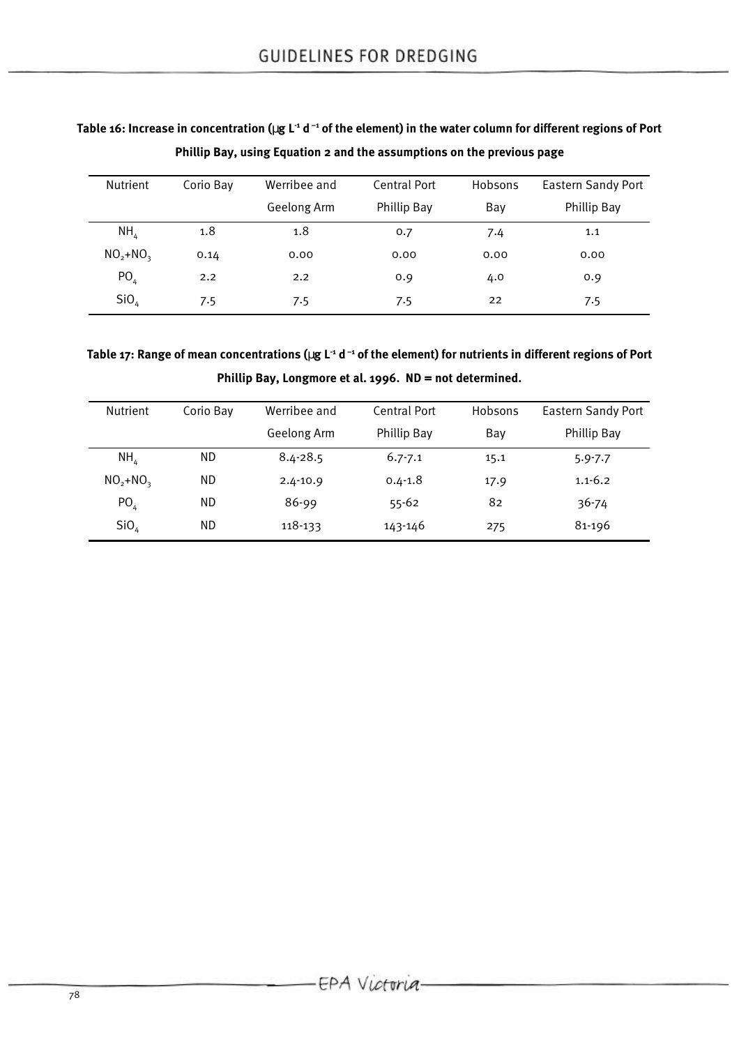**Table 16: Increase in concentration (μg $L^{-1}$ $d^{-1}$ of the element) in the water column for different regions of Port Phillip Bay, using Equation 2 and the assumptions on the previous page**

| Nutrient | Corio Bay | Werribee and Geelong Arm | Central Port Phillip Bay | Hobsons Bay | Eastern Sandy Port Phillip Bay |
|---|---|---|---|---|---|
| $NH_4$ | 1.8 | 1.8 | 0.7 | 7.4 | 1.1 |
| $NO_2$+$NO_3$ | 0.14 | 0.00 | 0.00 | 0.00 | 0.00 |
| $PO_4$ | 2.2 | 2.2 | 0.9 | 4.0 | 0.9 |
| $SiO_4$ | 7.5 | 7.5 | 7.5 | 22 | 7.5 |

**Table 17: Range of mean concentrations (μg $L^{-1}$ $d^{-1}$ of the element) for nutrients in different regions of Port Phillip Bay, Longmore et al. 1996. ND = not determined.**

| Nutrient | Corio Bay | Werribee and Geelong Arm | Central Port Phillip Bay | Hobsons Bay | Eastern Sandy Port Phillip Bay |
|---|---|---|---|---|---|
| $NH_4$ | ND | 8.4-28.5 | 6.7-7.1 | 15.1 | 5.9-7.7 |
| $NO_2$+$NO_3$ | ND | 2.4-10.9 | 0.4-1.8 | 17.9 | 1.1-6.2 |
| $PO_4$ | ND | 86-99 | 55-62 | 82 | 36-74 |
| $SiO_4$ | ND | 118-133 | 143-146 | 275 | 81-196 |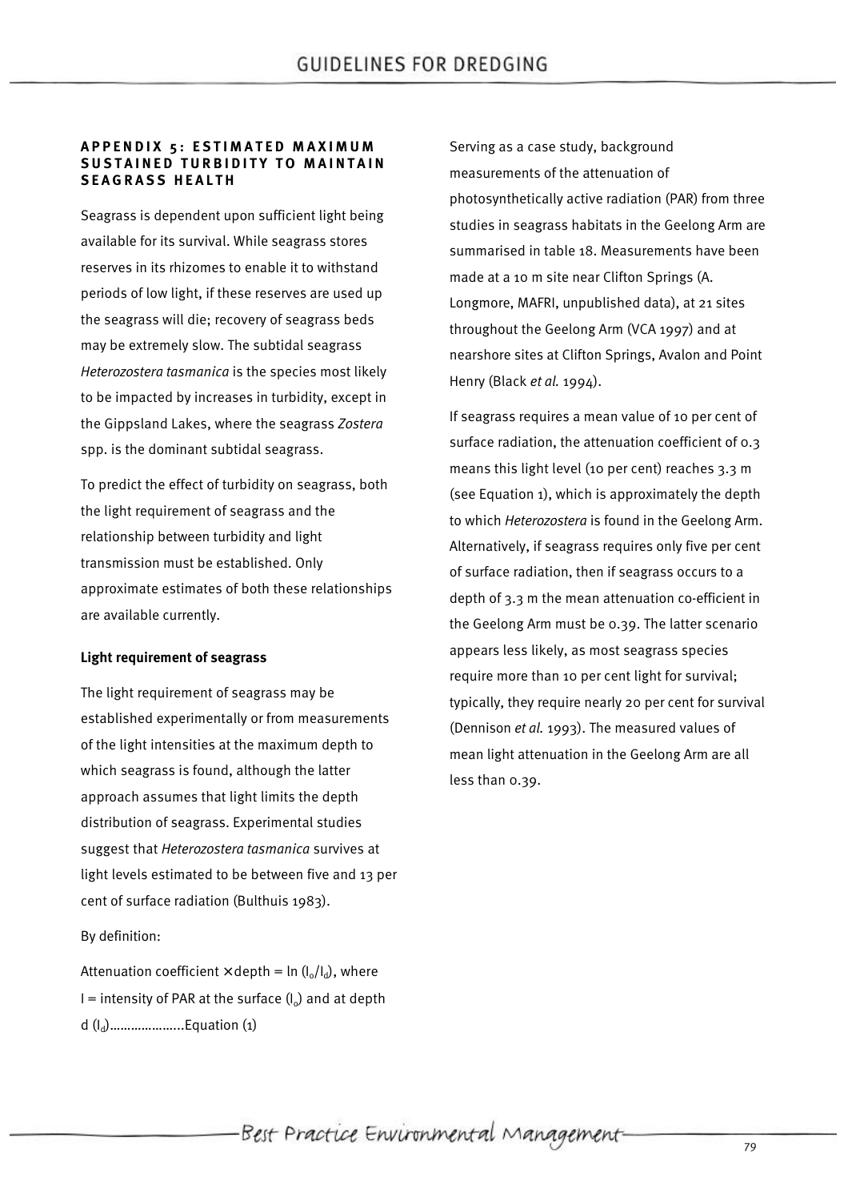## APPENDIX 5: ESTIMATED MAXIMUM SUSTAINED TURBIDITY TO MAINTAIN SEAGRASS HEALTH

Seagrass is dependent upon sufficient light being available for its survival. While seagrass stores reserves in its rhizomes to enable it to withstand periods of low light, if these reserves are used up the seagrass will die; recovery of seagrass beds may be extremely slow. The subtidal seagrass *Heterozostera tasmanica* is the species most likely to be impacted by increases in turbidity, except in the Gippsland Lakes, where the seagrass *Zostera* spp. is the dominant subtidal seagrass.

To predict the effect of turbidity on seagrass, both the light requirement of seagrass and the relationship between turbidity and light transmission must be established. Only approximate estimates of both these relationships are available currently.

### Light requirement of seagrass

The light requirement of seagrass may be established experimentally or from measurements of the light intensities at the maximum depth to which seagrass is found, although the latter approach assumes that light limits the depth distribution of seagrass. Experimental studies suggest that *Heterozostera tasmanica* survives at light levels estimated to be between five and 13 per cent of surface radiation (Bulthuis 1983).

By definition:

Attenuation coefficient × depth = $\ln (I_o/I_d)$, where $I$ = intensity of PAR at the surface ($I_o$) and at depth d ($I_d$)………………..Equation (1)

Serving as a case study, background measurements of the attenuation of photosynthetically active radiation (PAR) from three studies in seagrass habitats in the Geelong Arm are summarised in table 18. Measurements have been made at a 10 m site near Clifton Springs (A. Longmore, MAFRI, unpublished data), at 21 sites throughout the Geelong Arm (VCA 1997) and at nearshore sites at Clifton Springs, Avalon and Point Henry (Black *et al.* 1994).

If seagrass requires a mean value of 10 per cent of surface radiation, the attenuation coefficient of 0.3 means this light level (10 per cent) reaches 3.3 m (see Equation 1), which is approximately the depth to which *Heterozostera* is found in the Geelong Arm. Alternatively, if seagrass requires only five per cent of surface radiation, then if seagrass occurs to a depth of 3.3 m the mean attenuation co-efficient in the Geelong Arm must be 0.39. The latter scenario appears less likely, as most seagrass species require more than 10 per cent light for survival; typically, they require nearly 20 per cent for survival (Dennison *et al.* 1993). The measured values of mean light attenuation in the Geelong Arm are all less than 0.39.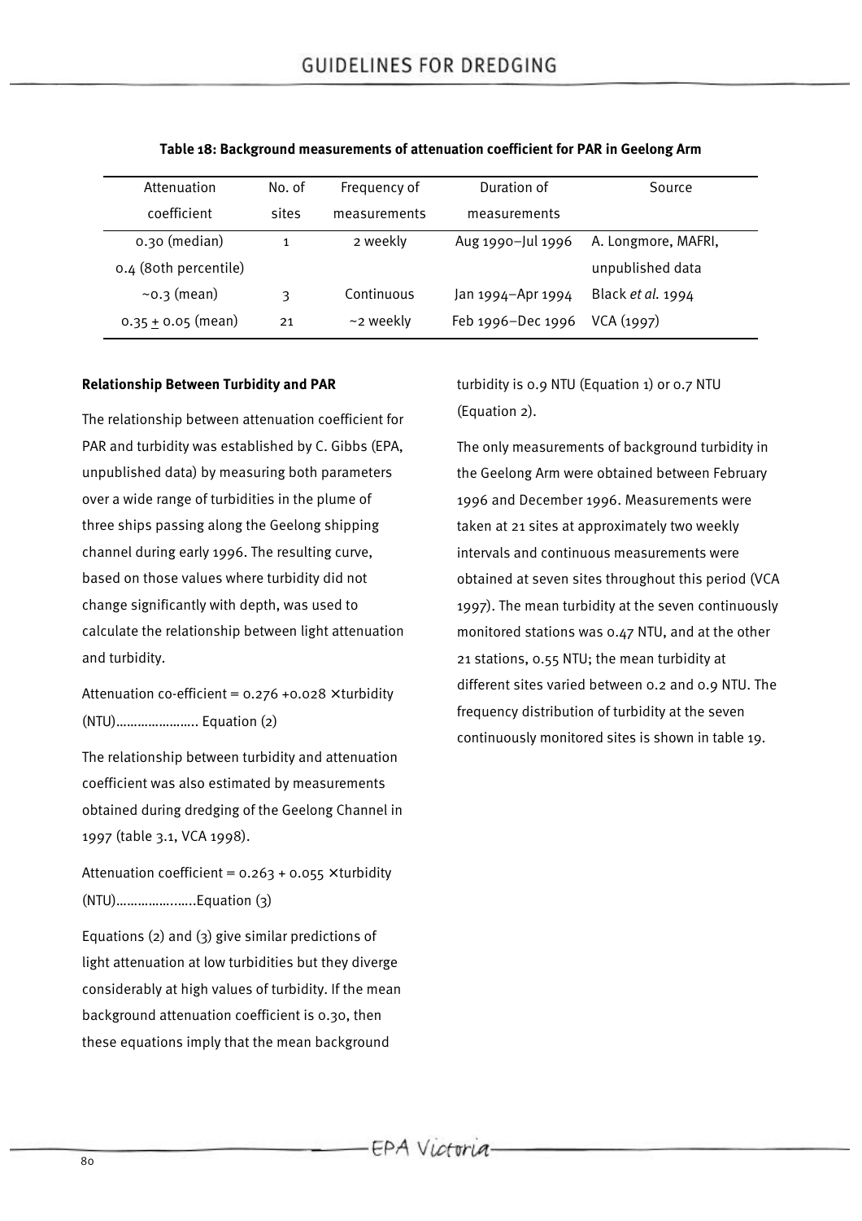**Table 18: Background measurements of attenuation coefficient for PAR in Geelong Arm**

| Attenuation coefficient | No. of sites | Frequency of measurements | Duration of measurements | Source |
|---|---|---|---|---|
| 0.30 (median)<br>0.4 (80th percentile) | 1 | 2 weekly | Aug 1990–Jul 1996 | A. Longmore, MAFRI, unpublished data |
| ~0.3 (mean) | 3 | Continuous | Jan 1994–Apr 1994 | Black *et al.* 1994 |
| $0.35 \pm 0.05$ (mean) | 21 | ~2 weekly | Feb 1996–Dec 1996 | VCA (1997) |

**Relationship Between Turbidity and PAR**

The relationship between attenuation coefficient for PAR and turbidity was established by C. Gibbs (EPA, unpublished data) by measuring both parameters over a wide range of turbidities in the plume of three ships passing along the Geelong shipping channel during early 1996. The resulting curve, based on those values where turbidity did not change significantly with depth, was used to calculate the relationship between light attenuation and turbidity.

Attenuation co-efficient = $0.276 + 0.028 \times$ turbidity (NTU)…………………. Equation (2)

The relationship between turbidity and attenuation coefficient was also estimated by measurements obtained during dredging of the Geelong Channel in 1997 (table 3.1, VCA 1998).

Attenuation coefficient = $0.263 + 0.055 \times$ turbidity (NTU)………………..Equation (3)

Equations (2) and (3) give similar predictions of light attenuation at low turbidities but they diverge considerably at high values of turbidity. If the mean background attenuation coefficient is 0.30, then these equations imply that the mean background turbidity is 0.9 NTU (Equation 1) or 0.7 NTU (Equation 2).

The only measurements of background turbidity in the Geelong Arm were obtained between February 1996 and December 1996. Measurements were taken at 21 sites at approximately two weekly intervals and continuous measurements were obtained at seven sites throughout this period (VCA 1997). The mean turbidity at the seven continuously monitored stations was 0.47 NTU, and at the other 21 stations, 0.55 NTU; the mean turbidity at different sites varied between 0.2 and 0.9 NTU. The frequency distribution of turbidity at the seven continuously monitored sites is shown in table 19.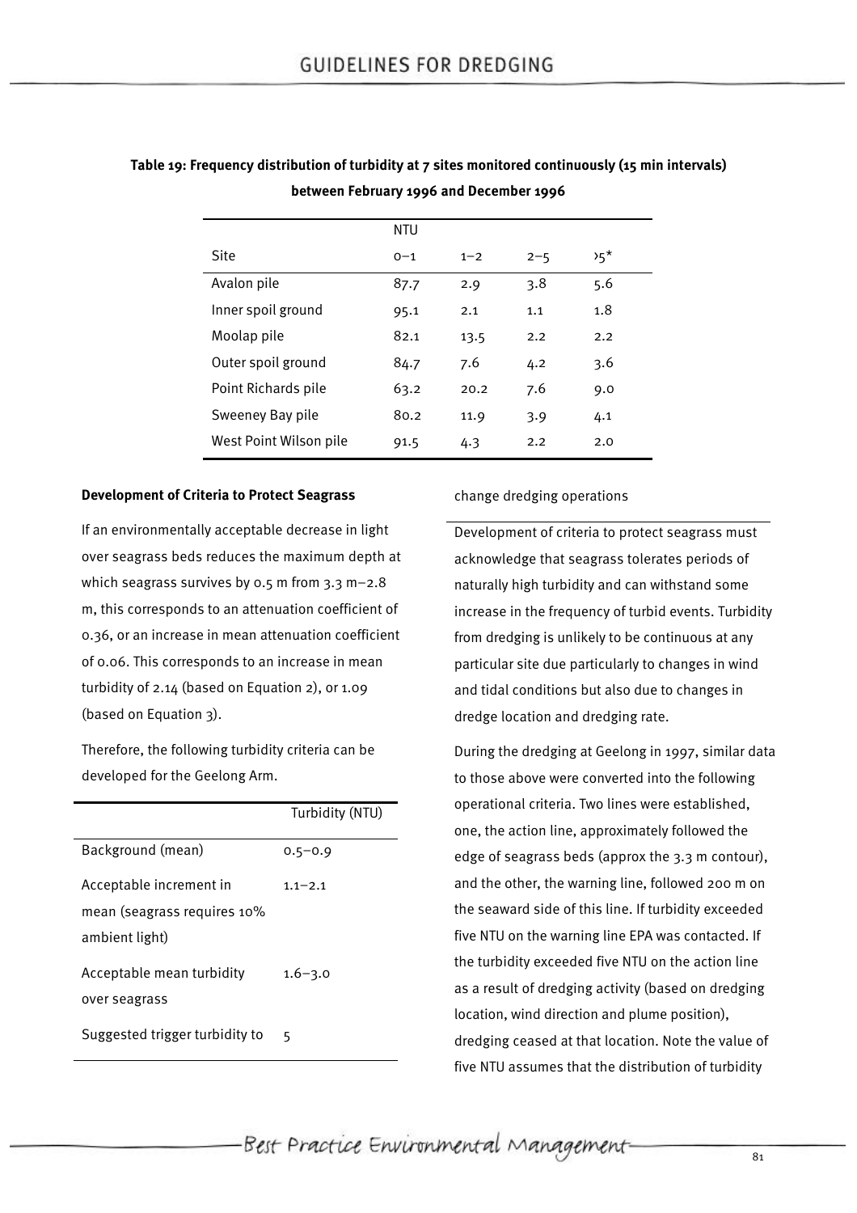**Table 19: Frequency distribution of turbidity at 7 sites monitored continuously (15 min intervals) between February 1996 and December 1996**

| | NTU | | | |
|---|---|---|---|---|
| Site | 0–1 | 1–2 | 2–5 | >5* |
| Avalon pile | 87.7 | 2.9 | 3.8 | 5.6 |
| Inner spoil ground | 95.1 | 2.1 | 1.1 | 1.8 |
| Moolap pile | 82.1 | 13.5 | 2.2 | 2.2 |
| Outer spoil ground | 84.7 | 7.6 | 4.2 | 3.6 |
| Point Richards pile | 63.2 | 20.2 | 7.6 | 9.0 |
| Sweeney Bay pile | 80.2 | 11.9 | 3.9 | 4.1 |
| West Point Wilson pile | 91.5 | 4.3 | 2.2 | 2.0 |

**Development of Criteria to Protect Seagrass**

If an environmentally acceptable decrease in light over seagrass beds reduces the maximum depth at which seagrass survives by 0.5 m from 3.3 m–2.8 m, this corresponds to an attenuation coefficient of 0.36, or an increase in mean attenuation coefficient of 0.06. This corresponds to an increase in mean turbidity of 2.14 (based on Equation 2), or 1.09 (based on Equation 3).

Therefore, the following turbidity criteria can be developed for the Geelong Arm.

| | Turbidity (NTU) |
|---|---|
| Background (mean) | 0.5–0.9 |
| Acceptable increment in mean (seagrass requires 10% ambient light) | 1.1–2.1 |
| Acceptable mean turbidity over seagrass | 1.6–3.0 |
| Suggested trigger turbidity to change dredging operations | 5 |

Development of criteria to protect seagrass must acknowledge that seagrass tolerates periods of naturally high turbidity and can withstand some increase in the frequency of turbid events. Turbidity from dredging is unlikely to be continuous at any particular site due particularly to changes in wind and tidal conditions but also due to changes in dredge location and dredging rate.

During the dredging at Geelong in 1997, similar data to those above were converted into the following operational criteria. Two lines were established, one, the action line, approximately followed the edge of seagrass beds (approx the 3.3 m contour), and the other, the warning line, followed 200 m on the seaward side of this line. If turbidity exceeded five NTU on the warning line EPA was contacted. If the turbidity exceeded five NTU on the action line as a result of dredging activity (based on dredging location, wind direction and plume position), dredging ceased at that location. Note the value of five NTU assumes that the distribution of turbidity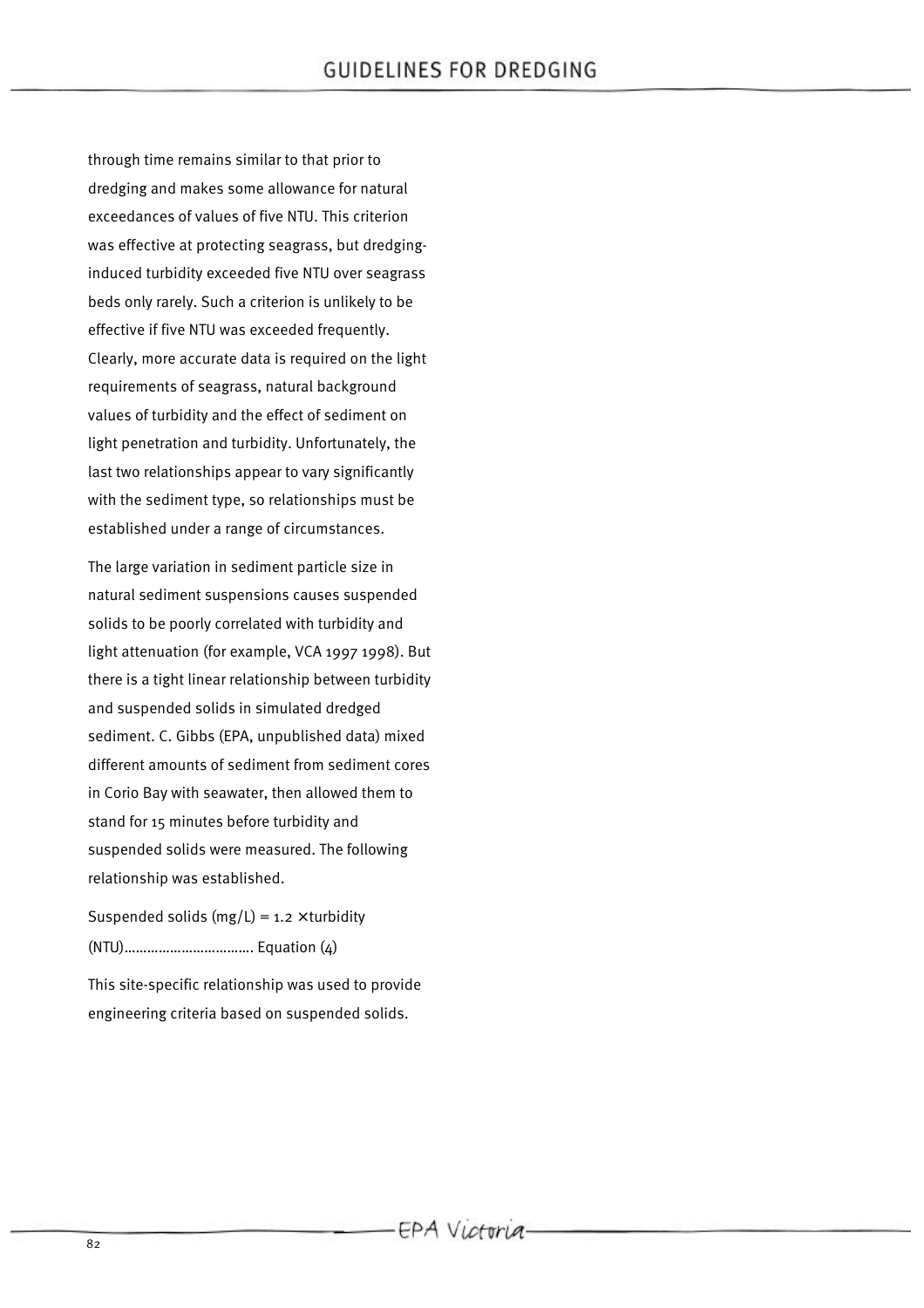through time remains similar to that prior to dredging and makes some allowance for natural exceedances of values of five NTU. This criterion was effective at protecting seagrass, but dredging-induced turbidity exceeded five NTU over seagrass beds only rarely. Such a criterion is unlikely to be effective if five NTU was exceeded frequently. Clearly, more accurate data is required on the light requirements of seagrass, natural background values of turbidity and the effect of sediment on light penetration and turbidity. Unfortunately, the last two relationships appear to vary significantly with the sediment type, so relationships must be established under a range of circumstances.

The large variation in sediment particle size in natural sediment suspensions causes suspended solids to be poorly correlated with turbidity and light attenuation (for example, VCA 1997 1998). But there is a tight linear relationship between turbidity and suspended solids in simulated dredged sediment. C. Gibbs (EPA, unpublished data) mixed different amounts of sediment from sediment cores in Corio Bay with seawater, then allowed them to stand for 15 minutes before turbidity and suspended solids were measured. The following relationship was established.

Suspended solids (mg/L) = $1.2 \times$ turbidity (NTU)................................ Equation (4)

This site-specific relationship was used to provide engineering criteria based on suspended solids.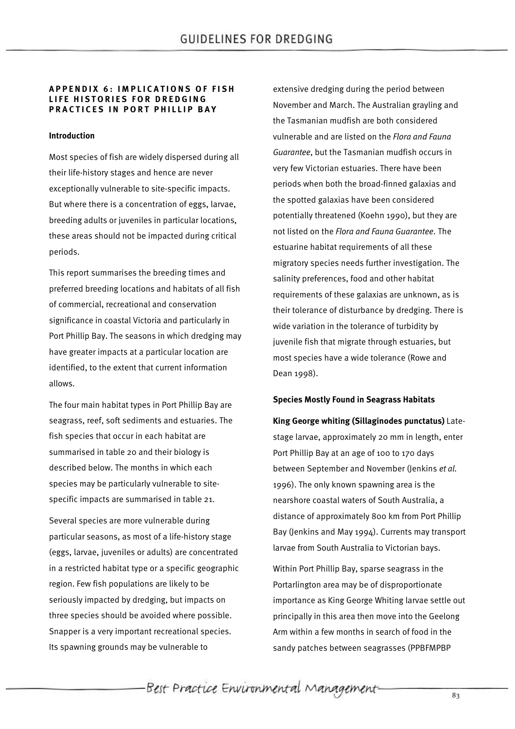## APPENDIX 6: IMPLICATIONS OF FISH LIFE HISTORIES FOR DREDGING PRACTICES IN PORT PHILLIP BAY

### Introduction

Most species of fish are widely dispersed during all their life-history stages and hence are never exceptionally vulnerable to site-specific impacts. But where there is a concentration of eggs, larvae, breeding adults or juveniles in particular locations, these areas should not be impacted during critical periods.

This report summarises the breeding times and preferred breeding locations and habitats of all fish of commercial, recreational and conservation significance in coastal Victoria and particularly in Port Phillip Bay. The seasons in which dredging may have greater impacts at a particular location are identified, to the extent that current information allows.

The four main habitat types in Port Phillip Bay are seagrass, reef, soft sediments and estuaries. The fish species that occur in each habitat are summarised in table 20 and their biology is described below. The months in which each species may be particularly vulnerable to site-specific impacts are summarised in table 21.

Several species are more vulnerable during particular seasons, as most of a life-history stage (eggs, larvae, juveniles or adults) are concentrated in a restricted habitat type or a specific geographic region. Few fish populations are likely to be seriously impacted by dredging, but impacts on three species should be avoided where possible. Snapper is a very important recreational species. Its spawning grounds may be vulnerable to extensive dredging during the period between November and March. The Australian grayling and the Tasmanian mudfish are both considered vulnerable and are listed on the *Flora and Fauna Guarantee*, but the Tasmanian mudfish occurs in very few Victorian estuaries. There have been periods when both the broad-finned galaxias and the spotted galaxias have been considered potentially threatened (Koehn 1990), but they are not listed on the *Flora and Fauna Guarantee*. The estuarine habitat requirements of all these migratory species needs further investigation. The salinity preferences, food and other habitat requirements of these galaxias are unknown, as is their tolerance of disturbance by dredging. There is wide variation in the tolerance of turbidity by juvenile fish that migrate through estuaries, but most species have a wide tolerance (Rowe and Dean 1998).

### Species Mostly Found in Seagrass Habitats

**King George whiting (Sillaginodes punctatus)** Late-stage larvae, approximately 20 mm in length, enter Port Phillip Bay at an age of 100 to 170 days between September and November (Jenkins *et al.* 1996). The only known spawning area is the nearshore coastal waters of South Australia, a distance of approximately 800 km from Port Phillip Bay (Jenkins and May 1994). Currents may transport larvae from South Australia to Victorian bays.

Within Port Phillip Bay, sparse seagrass in the Portarlington area may be of disproportionate importance as King George Whiting larvae settle out principally in this area then move into the Geelong Arm within a few months in search of food in the sandy patches between seagrasses (PPBFMPBP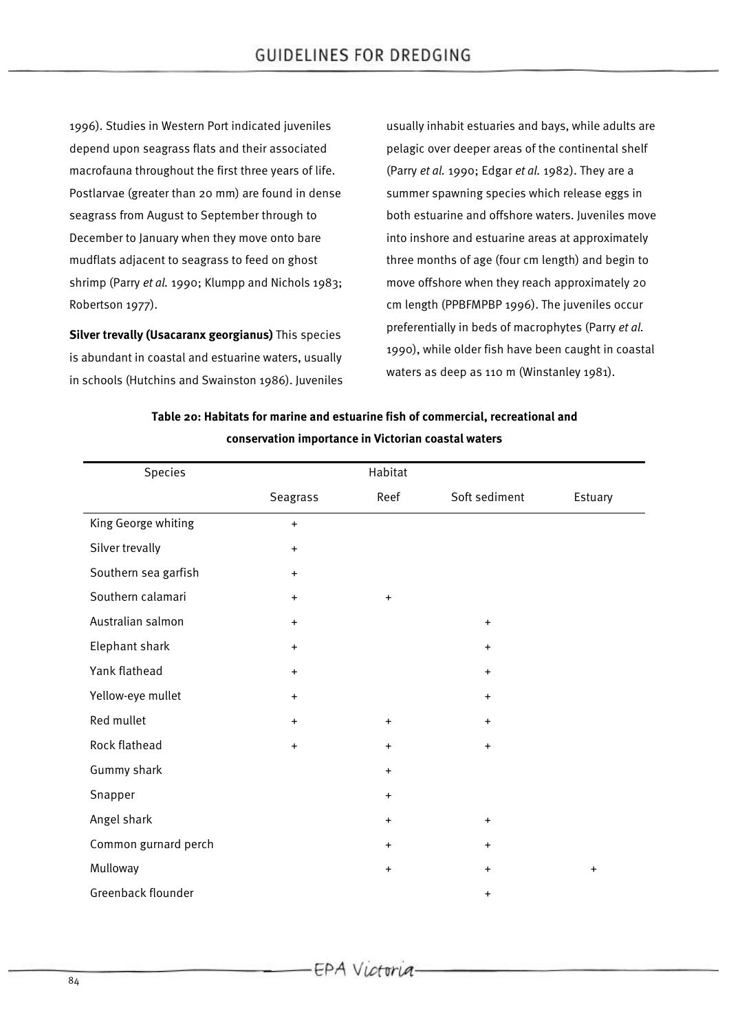1996). Studies in Western Port indicated juveniles depend upon seagrass flats and their associated macrofauna throughout the first three years of life. Postlarvae (greater than 20 mm) are found in dense seagrass from August to September through to December to January when they move onto bare mudflats adjacent to seagrass to feed on ghost shrimp (Parry *et al.* 1990; Klumpp and Nichols 1983; Robertson 1977).

**Silver trevally (Usacaranx georgianus)** This species is abundant in coastal and estuarine waters, usually in schools (Hutchins and Swainston 1986). Juveniles usually inhabit estuaries and bays, while adults are pelagic over deeper areas of the continental shelf (Parry *et al.* 1990; Edgar *et al.* 1982). They are a summer spawning species which release eggs in both estuarine and offshore waters. Juveniles move into inshore and estuarine areas at approximately three months of age (four cm length) and begin to move offshore when they reach approximately 20 cm length (PPBFMPBP 1996). The juveniles occur preferentially in beds of macrophytes (Parry *et al.* 1990), while older fish have been caught in coastal waters as deep as 110 m (Winstanley 1981).

**Table 20: Habitats for marine and estuarine fish of commercial, recreational and conservation importance in Victorian coastal waters**

| Species | Habitat | | | |
|---|---|---|---|---|
| | Seagrass | Reef | Soft sediment | Estuary |
| King George whiting | + | | | |
| Silver trevally | + | | | |
| Southern sea garfish | + | | | |
| Southern calamari | + | + | | |
| Australian salmon | + | | + | |
| Elephant shark | + | | + | |
| Yank flathead | + | | + | |
| Yellow-eye mullet | + | | + | |
| Red mullet | + | + | + | |
| Rock flathead | + | + | + | |
| Gummy shark | | + | | |
| Snapper | | + | | |
| Angel shark | | + | + | |
| Common gurnard perch | | + | + | |
| Mulloway | | + | + | + |
| Greenback flounder | | | + | |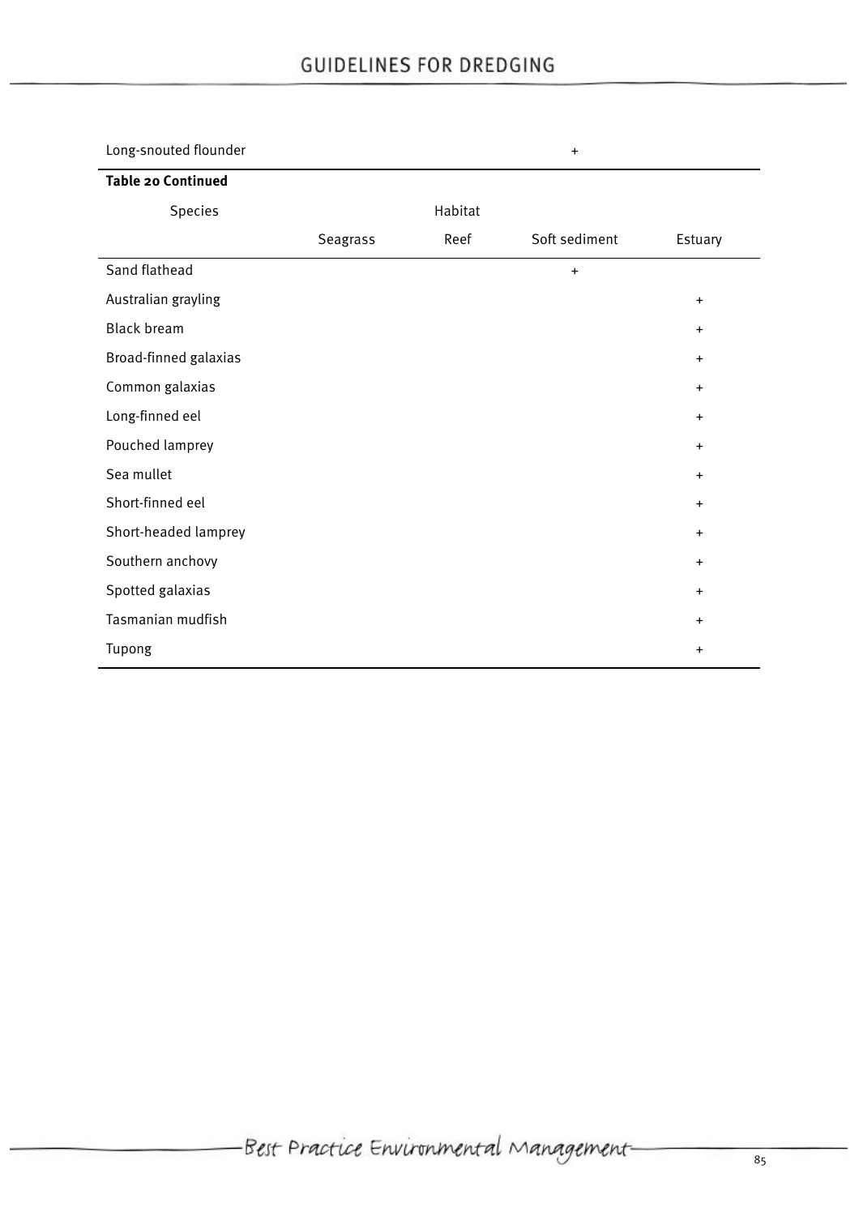| Long-snouted flounder | | | + | |
|---|---|---|---|---|

**Table 20 Continued**

| Species | Habitat | | | |
|---|---|---|---|---|
| | Seagrass | Reef | Soft sediment | Estuary |
| Sand flathead | | | + | |
| Australian grayling | | | | + |
| Black bream | | | | + |
| Broad-finned galaxias | | | | + |
| Common galaxias | | | | + |
| Long-finned eel | | | | + |
| Pouched lamprey | | | | + |
| Sea mullet | | | | + |
| Short-finned eel | | | | + |
| Short-headed lamprey | | | | + |
| Southern anchovy | | | | + |
| Spotted galaxias | | | | + |
| Tasmanian mudfish | | | | + |
| Tupong | | | | + |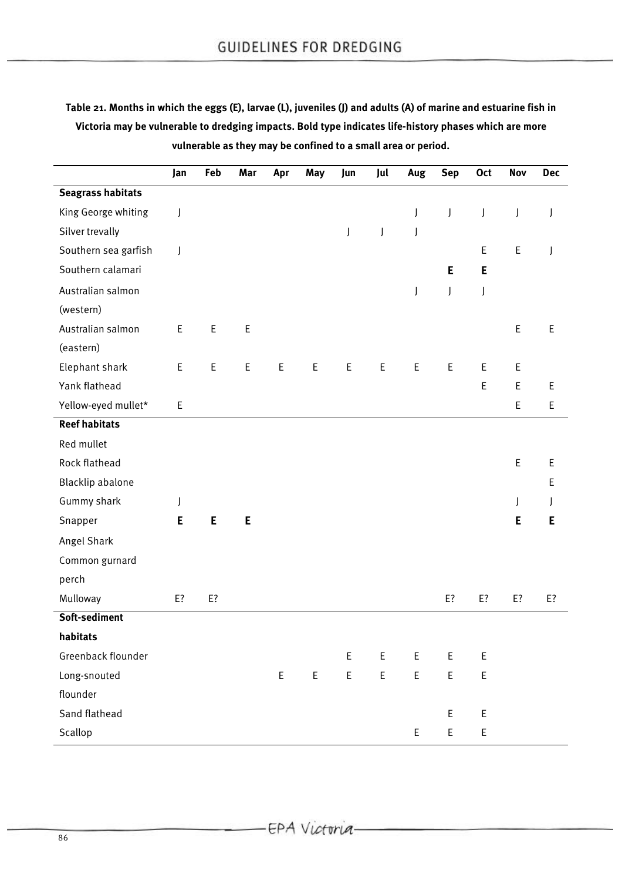**Table 21. Months in which the eggs (E), larvae (L), juveniles (J) and adults (A) of marine and estuarine fish in Victoria may be vulnerable to dredging impacts. Bold type indicates life-history phases which are more vulnerable as they may be confined to a small area or period.**

| | Jan | Feb | Mar | Apr | May | Jun | Jul | Aug | Sep | Oct | Nov | Dec |
|---|---|---|---|---|---|---|---|---|---|---|---|---|
| **Seagrass habitats** | | | | | | | | | | | | |
| King George whiting | J | | | | | | | J | J | J | J | J |
| Silver trevally | | | | | | J | J | J | | | | |
| Southern sea garfish | J | | | | | | | | | E | E | J |
| Southern calamari | | | | | | | | | **E** | **E** | | |
| Australian salmon (western) | | | | | | | | J | J | J | | |
| Australian salmon (eastern) | E | E | E | | | | | | | | E | E |
| Elephant shark | E | E | E | E | E | E | E | E | E | E | E | |
| Yank flathead | | | | | | | | | | E | E | E |
| Yellow-eyed mullet* | E | | | | | | | | | | E | E |
| **Reef habitats** | | | | | | | | | | | | |
| Red mullet | | | | | | | | | | | | |
| Rock flathead | | | | | | | | | | | E | E |
| Blacklip abalone | | | | | | | | | | | | E |
| Gummy shark | J | | | | | | | | | | J | J |
| Snapper | **E** | **E** | **E** | | | | | | | | **E** | **E** |
| Angel Shark | | | | | | | | | | | | |
| Common gurnard perch | | | | | | | | | | | | |
| Mulloway | E? | E? | | | | | | | E? | E? | E? | E? |
| **Soft-sediment habitats** | | | | | | | | | | | | |
| Greenback flounder | | | | | | E | E | E | E | E | | |
| Long-snouted flounder | | | | E | E | E | E | E | E | E | | |
| Sand flathead | | | | | | | | | E | E | | |
| Scallop | | | | | | | | E | E | E | | |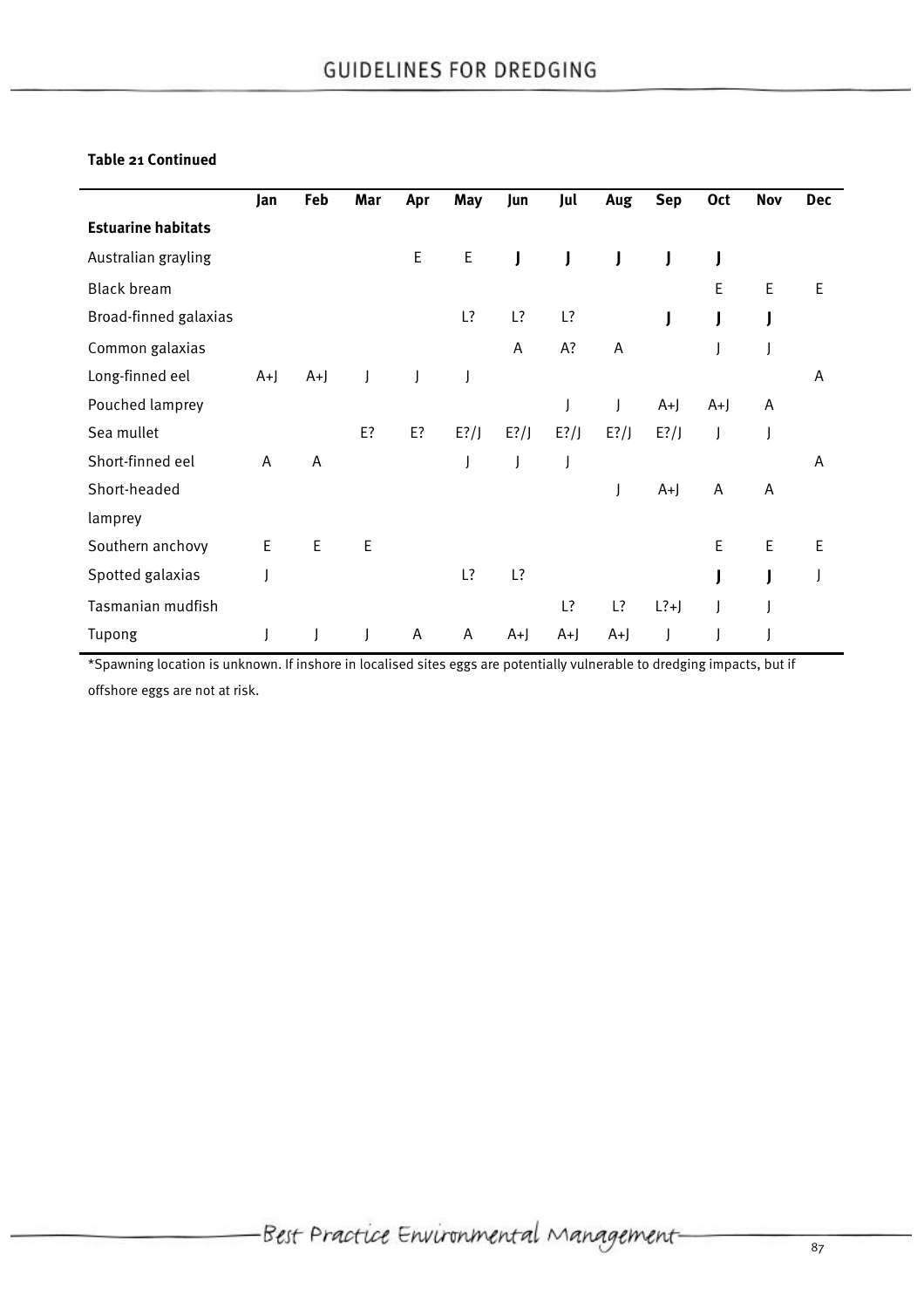**Table 21 Continued**

| | Jan | Feb | Mar | Apr | May | Jun | Jul | Aug | Sep | Oct | Nov | Dec |
|---|---|---|---|---|---|---|---|---|---|---|---|---|
| **Estuarine habitats** | | | | | | | | | | | | |
| Australian grayling | | | | E | E | **J** | **J** | **J** | **J** | **J** | | |
| Black bream | | | | | | | | | | E | E | E |
| Broad-finned galaxias | | | | | L? | L? | L? | | **J** | **J** | **J** | |
| Common galaxias | | | | | | A | A? | A | | J | J | |
| Long-finned eel | A+J | A+J | J | J | J | | | | | | | A |
| Pouched lamprey | | | | | | | J | J | A+J | A+J | A | |
| Sea mullet | | | E? | E? | E?/J | E?/J | E?/J | E?/J | E?/J | J | J | |
| Short-finned eel | A | A | | | J | J | J | | | | | A |
| Short-headed lamprey | | | | | | | | J | A+J | A | A | |
| Southern anchovy | E | E | E | | | | | | | E | E | E |
| Spotted galaxias | J | | | | L? | L? | | | | **J** | **J** | J |
| Tasmanian mudfish | | | | | | | L? | L? | L?+J | J | J | |
| Tupong | J | J | J | A | A | A+J | A+J | A+J | J | J | J | |

*Spawning location is unknown. If inshore in localised sites eggs are potentially vulnerable to dredging impacts, but if offshore eggs are not at risk.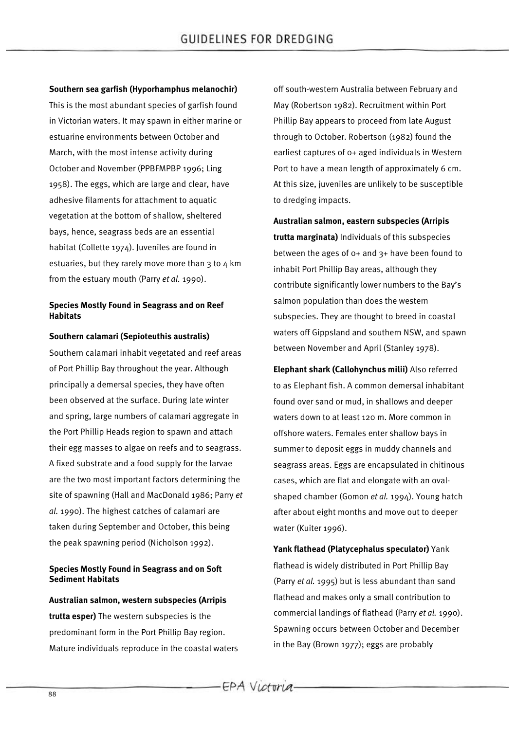**Southern sea garfish (Hyporhamphus melanochir)**

This is the most abundant species of garfish found in Victorian waters. It may spawn in either marine or estuarine environments between October and March, with the most intense activity during October and November (PPBFMPBP 1996; Ling 1958). The eggs, which are large and clear, have adhesive filaments for attachment to aquatic vegetation at the bottom of shallow, sheltered bays, hence, seagrass beds are an essential habitat (Collette 1974). Juveniles are found in estuaries, but they rarely move more than 3 to 4 km from the estuary mouth (Parry *et al.* 1990).

### Species Mostly Found in Seagrass and on Reef Habitats

**Southern calamari (Sepioteuthis australis)**

Southern calamari inhabit vegetated and reef areas of Port Phillip Bay throughout the year. Although principally a demersal species, they have often been observed at the surface. During late winter and spring, large numbers of calamari aggregate in the Port Phillip Heads region to spawn and attach their egg masses to algae on reefs and to seagrass. A fixed substrate and a food supply for the larvae are the two most important factors determining the site of spawning (Hall and MacDonald 1986; Parry *et al.* 1990). The highest catches of calamari are taken during September and October, this being the peak spawning period (Nicholson 1992).

### Species Mostly Found in Seagrass and on Soft Sediment Habitats

**Australian salmon, western subspecies (Arripis trutta esper)** The western subspecies is the predominant form in the Port Phillip Bay region. Mature individuals reproduce in the coastal waters off south-western Australia between February and May (Robertson 1982). Recruitment within Port Phillip Bay appears to proceed from late August through to October. Robertson (1982) found the earliest captures of 0+ aged individuals in Western Port to have a mean length of approximately 6 cm. At this size, juveniles are unlikely to be susceptible to dredging impacts.

**Australian salmon, eastern subspecies (Arripis trutta marginata)** Individuals of this subspecies between the ages of 0+ and 3+ have been found to inhabit Port Phillip Bay areas, although they contribute significantly lower numbers to the Bay's salmon population than does the western subspecies. They are thought to breed in coastal waters off Gippsland and southern NSW, and spawn between November and April (Stanley 1978).

**Elephant shark (Callohynchus milii)** Also referred to as Elephant fish. A common demersal inhabitant found over sand or mud, in shallows and deeper waters down to at least 120 m. More common in offshore waters. Females enter shallow bays in summer to deposit eggs in muddy channels and seagrass areas. Eggs are encapsulated in chitinous cases, which are flat and elongate with an oval-shaped chamber (Gomon *et al.* 1994). Young hatch after about eight months and move out to deeper water (Kuiter 1996).

**Yank flathead (Platycephalus speculator)** Yank flathead is widely distributed in Port Phillip Bay (Parry *et al.* 1995) but is less abundant than sand flathead and makes only a small contribution to commercial landings of flathead (Parry *et al.* 1990). Spawning occurs between October and December in the Bay (Brown 1977); eggs are probably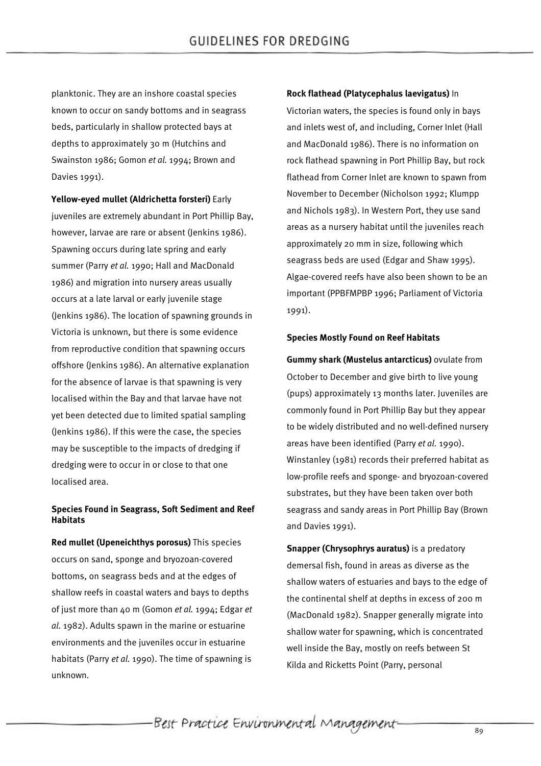planktonic. They are an inshore coastal species known to occur on sandy bottoms and in seagrass beds, particularly in shallow protected bays at depths to approximately 30 m (Hutchins and Swainston 1986; Gomon *et al.* 1994; Brown and Davies 1991).

**Yellow-eyed mullet (Aldrichetta forsteri)** Early juveniles are extremely abundant in Port Phillip Bay, however, larvae are rare or absent (Jenkins 1986). Spawning occurs during late spring and early summer (Parry *et al.* 1990; Hall and MacDonald 1986) and migration into nursery areas usually occurs at a late larval or early juvenile stage (Jenkins 1986). The location of spawning grounds in Victoria is unknown, but there is some evidence from reproductive condition that spawning occurs offshore (Jenkins 1986). An alternative explanation for the absence of larvae is that spawning is very localised within the Bay and that larvae have not yet been detected due to limited spatial sampling (Jenkins 1986). If this were the case, the species may be susceptible to the impacts of dredging if dredging were to occur in or close to that one localised area.

#### Species Found in Seagrass, Soft Sediment and Reef Habitats

**Red mullet (Upeneichthys porosus)** This species occurs on sand, sponge and bryozoan-covered bottoms, on seagrass beds and at the edges of shallow reefs in coastal waters and bays to depths of just more than 40 m (Gomon *et al.* 1994; Edgar *et al.* 1982). Adults spawn in the marine or estuarine environments and the juveniles occur in estuarine habitats (Parry *et al.* 1990). The time of spawning is unknown.

**Rock flathead (Platycephalus laevigatus)** In Victorian waters, the species is found only in bays and inlets west of, and including, Corner Inlet (Hall and MacDonald 1986). There is no information on rock flathead spawning in Port Phillip Bay, but rock flathead from Corner Inlet are known to spawn from November to December (Nicholson 1992; Klumpp and Nichols 1983). In Western Port, they use sand areas as a nursery habitat until the juveniles reach approximately 20 mm in size, following which seagrass beds are used (Edgar and Shaw 1995). Algae-covered reefs have also been shown to be an important (PPBFMPBP 1996; Parliament of Victoria 1991).

#### Species Mostly Found on Reef Habitats

**Gummy shark (Mustelus antarcticus)** ovulate from October to December and give birth to live young (pups) approximately 13 months later. Juveniles are commonly found in Port Phillip Bay but they appear to be widely distributed and no well-defined nursery areas have been identified (Parry *et al.* 1990). Winstanley (1981) records their preferred habitat as low-profile reefs and sponge- and bryozoan-covered substrates, but they have been taken over both seagrass and sandy areas in Port Phillip Bay (Brown and Davies 1991).

**Snapper (Chrysophrys auratus)** is a predatory demersal fish, found in areas as diverse as the shallow waters of estuaries and bays to the edge of the continental shelf at depths in excess of 200 m (MacDonald 1982). Snapper generally migrate into shallow water for spawning, which is concentrated well inside the Bay, mostly on reefs between St Kilda and Ricketts Point (Parry, personal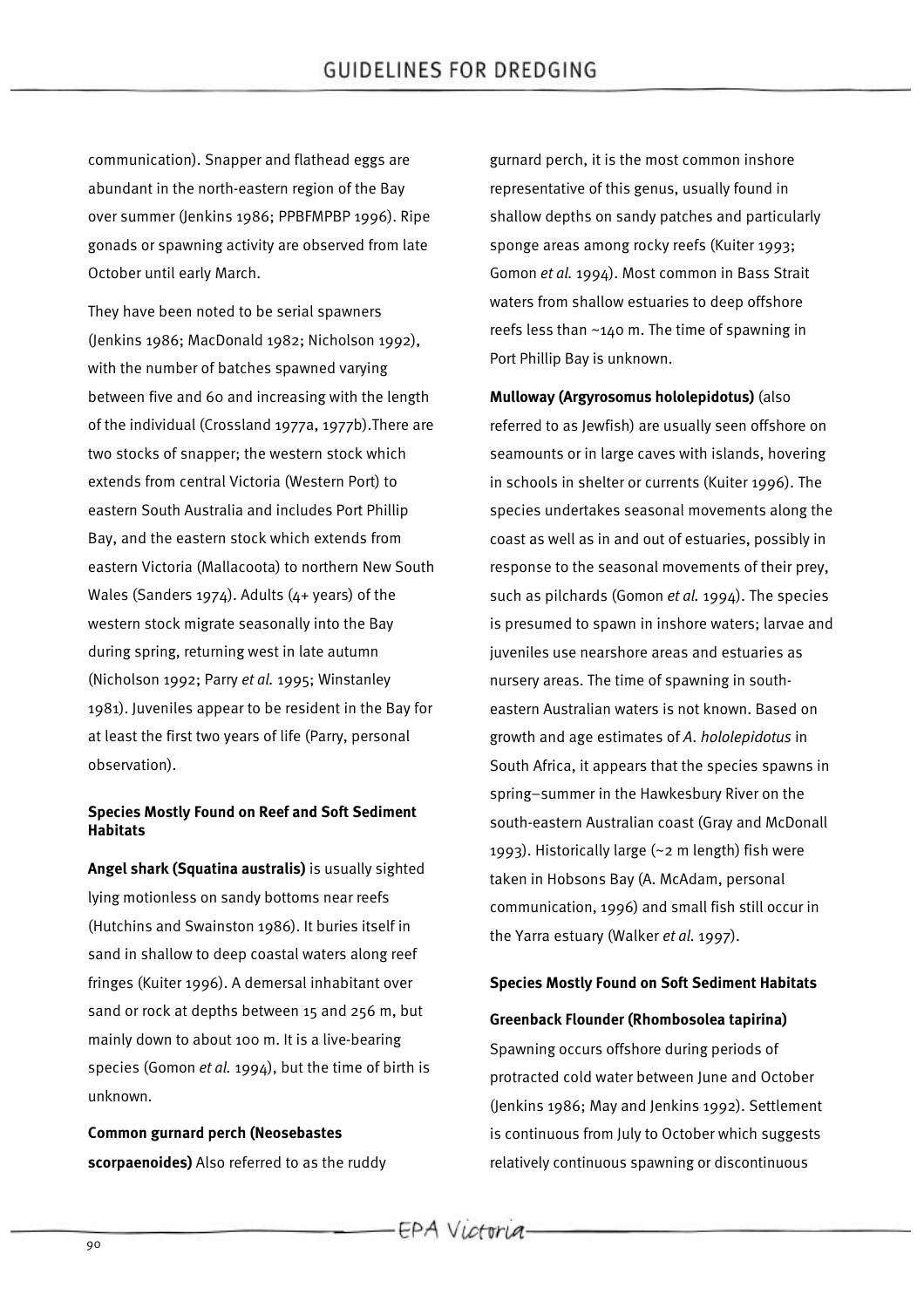communication). Snapper and flathead eggs are abundant in the north-eastern region of the Bay over summer (Jenkins 1986; PPBFMPBP 1996). Ripe gonads or spawning activity are observed from late October until early March.

They have been noted to be serial spawners (Jenkins 1986; MacDonald 1982; Nicholson 1992), with the number of batches spawned varying between five and 60 and increasing with the length of the individual (Crossland 1977a, 1977b).There are two stocks of snapper; the western stock which extends from central Victoria (Western Port) to eastern South Australia and includes Port Phillip Bay, and the eastern stock which extends from eastern Victoria (Mallacoota) to northern New South Wales (Sanders 1974). Adults (4+ years) of the western stock migrate seasonally into the Bay during spring, returning west in late autumn (Nicholson 1992; Parry *et al.* 1995; Winstanley 1981). Juveniles appear to be resident in the Bay for at least the first two years of life (Parry, personal observation).

#### Species Mostly Found on Reef and Soft Sediment Habitats

**Angel shark (Squatina australis)** is usually sighted lying motionless on sandy bottoms near reefs (Hutchins and Swainston 1986). It buries itself in sand in shallow to deep coastal waters along reef fringes (Kuiter 1996). A demersal inhabitant over sand or rock at depths between 15 and 256 m, but mainly down to about 100 m. It is a live-bearing species (Gomon *et al.* 1994), but the time of birth is unknown.

**Common gurnard perch (Neosebastes scorpaenoides)** Also referred to as the ruddy gurnard perch, it is the most common inshore representative of this genus, usually found in shallow depths on sandy patches and particularly sponge areas among rocky reefs (Kuiter 1993; Gomon *et al.* 1994). Most common in Bass Strait waters from shallow estuaries to deep offshore reefs less than ~140 m. The time of spawning in Port Phillip Bay is unknown.

**Mulloway (Argyrosomus hololepidotus)** (also referred to as Jewfish) are usually seen offshore on seamounts or in large caves with islands, hovering in schools in shelter or currents (Kuiter 1996). The species undertakes seasonal movements along the coast as well as in and out of estuaries, possibly in response to the seasonal movements of their prey, such as pilchards (Gomon *et al.* 1994). The species is presumed to spawn in inshore waters; larvae and juveniles use nearshore areas and estuaries as nursery areas. The time of spawning in south-eastern Australian waters is not known. Based on growth and age estimates of *A. hololepidotus* in South Africa, it appears that the species spawns in spring–summer in the Hawkesbury River on the south-eastern Australian coast (Gray and McDonall 1993). Historically large (~2 m length) fish were taken in Hobsons Bay (A. McAdam, personal communication, 1996) and small fish still occur in the Yarra estuary (Walker *et al.* 1997).

#### Species Mostly Found on Soft Sediment Habitats

**Greenback Flounder (Rhombosolea tapirina)**

Spawning occurs offshore during periods of protracted cold water between June and October (Jenkins 1986; May and Jenkins 1992). Settlement is continuous from July to October which suggests relatively continuous spawning or discontinuous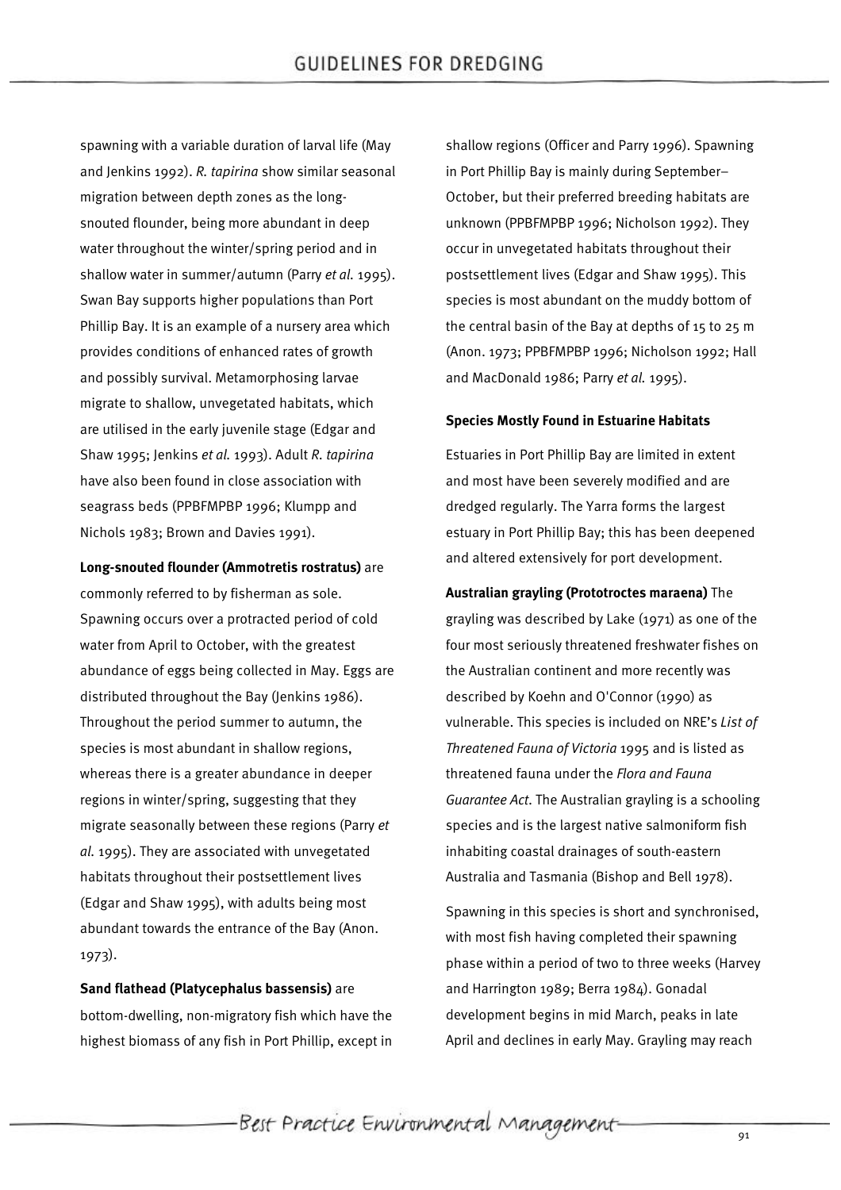spawning with a variable duration of larval life (May and Jenkins 1992). *R. tapirina* show similar seasonal migration between depth zones as the long-snouted flounder, being more abundant in deep water throughout the winter/spring period and in shallow water in summer/autumn (Parry *et al.* 1995). Swan Bay supports higher populations than Port Phillip Bay. It is an example of a nursery area which provides conditions of enhanced rates of growth and possibly survival. Metamorphosing larvae migrate to shallow, unvegetated habitats, which are utilised in the early juvenile stage (Edgar and Shaw 1995; Jenkins *et al.* 1993). Adult *R. tapirina* have also been found in close association with seagrass beds (PPBFMPBP 1996; Klumpp and Nichols 1983; Brown and Davies 1991).

**Long-snouted flounder (Ammotretis rostratus)** are commonly referred to by fisherman as sole. Spawning occurs over a protracted period of cold water from April to October, with the greatest abundance of eggs being collected in May. Eggs are distributed throughout the Bay (Jenkins 1986). Throughout the period summer to autumn, the species is most abundant in shallow regions, whereas there is a greater abundance in deeper regions in winter/spring, suggesting that they migrate seasonally between these regions (Parry *et al.* 1995). They are associated with unvegetated habitats throughout their postsettlement lives (Edgar and Shaw 1995), with adults being most abundant towards the entrance of the Bay (Anon. 1973).

**Sand flathead (Platycephalus bassensis)** are bottom-dwelling, non-migratory fish which have the highest biomass of any fish in Port Phillip, except in shallow regions (Officer and Parry 1996). Spawning in Port Phillip Bay is mainly during September–October, but their preferred breeding habitats are unknown (PPBFMPBP 1996; Nicholson 1992). They occur in unvegetated habitats throughout their postsettlement lives (Edgar and Shaw 1995). This species is most abundant on the muddy bottom of the central basin of the Bay at depths of 15 to 25 m (Anon. 1973; PPBFMPBP 1996; Nicholson 1992; Hall and MacDonald 1986; Parry *et al.* 1995).

**Species Mostly Found in Estuarine Habitats**

Estuaries in Port Phillip Bay are limited in extent and most have been severely modified and are dredged regularly. The Yarra forms the largest estuary in Port Phillip Bay; this has been deepened and altered extensively for port development.

**Australian grayling (Prototroctes maraena)** The grayling was described by Lake (1971) as one of the four most seriously threatened freshwater fishes on the Australian continent and more recently was described by Koehn and O'Connor (1990) as vulnerable. This species is included on NRE's *List of Threatened Fauna of Victoria* 1995 and is listed as threatened fauna under the *Flora and Fauna Guarantee Act*. The Australian grayling is a schooling species and is the largest native salmoniform fish inhabiting coastal drainages of south-eastern Australia and Tasmania (Bishop and Bell 1978).

Spawning in this species is short and synchronised, with most fish having completed their spawning phase within a period of two to three weeks (Harvey and Harrington 1989; Berra 1984). Gonadal development begins in mid March, peaks in late April and declines in early May. Grayling may reach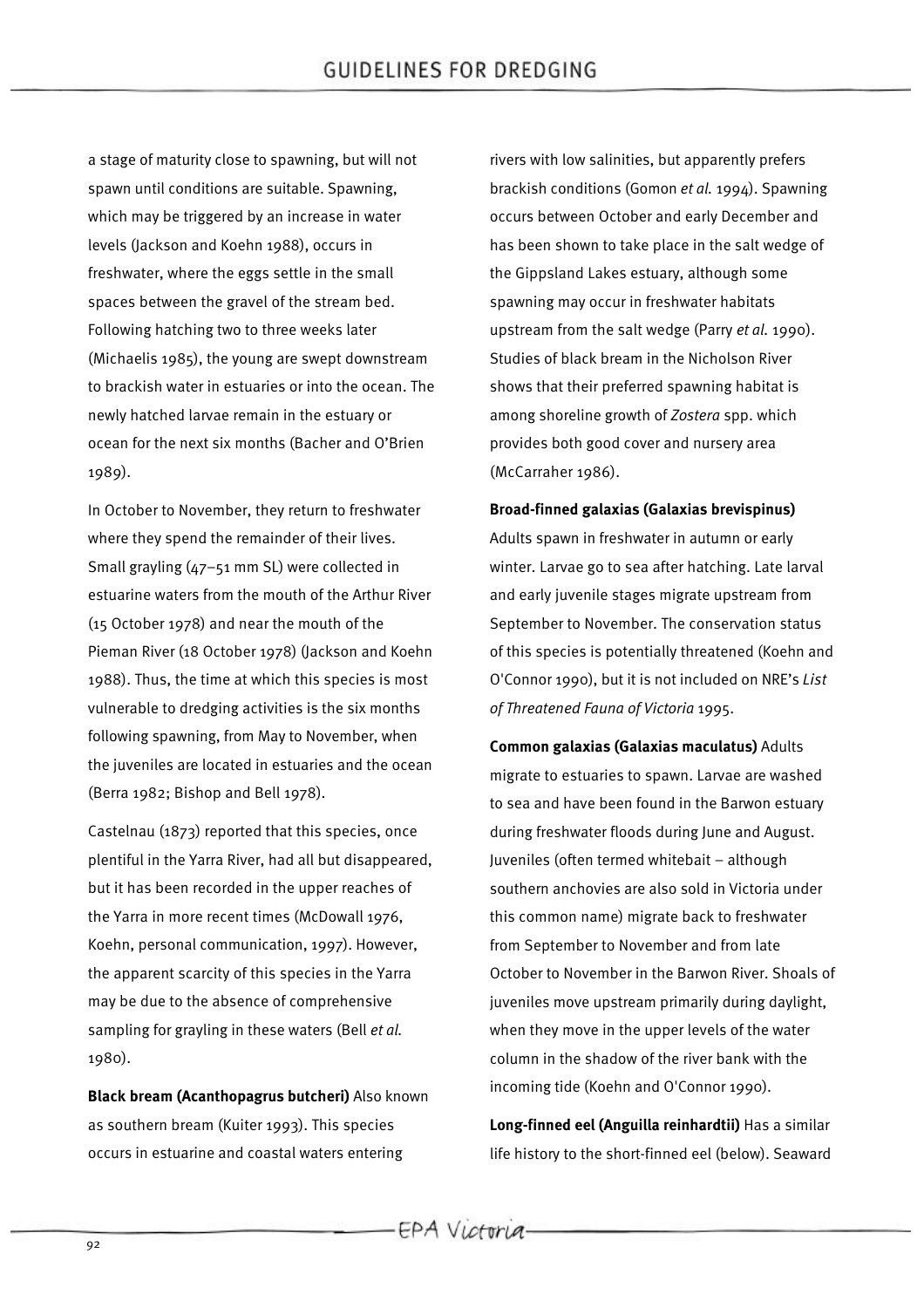a stage of maturity close to spawning, but will not spawn until conditions are suitable. Spawning, which may be triggered by an increase in water levels (Jackson and Koehn 1988), occurs in freshwater, where the eggs settle in the small spaces between the gravel of the stream bed. Following hatching two to three weeks later (Michaelis 1985), the young are swept downstream to brackish water in estuaries or into the ocean. The newly hatched larvae remain in the estuary or ocean for the next six months (Bacher and O'Brien 1989).

In October to November, they return to freshwater where they spend the remainder of their lives. Small grayling (47–51 mm SL) were collected in estuarine waters from the mouth of the Arthur River (15 October 1978) and near the mouth of the Pieman River (18 October 1978) (Jackson and Koehn 1988). Thus, the time at which this species is most vulnerable to dredging activities is the six months following spawning, from May to November, when the juveniles are located in estuaries and the ocean (Berra 1982; Bishop and Bell 1978).

Castelnau (1873) reported that this species, once plentiful in the Yarra River, had all but disappeared, but it has been recorded in the upper reaches of the Yarra in more recent times (McDowall 1976, Koehn, personal communication, 1997). However, the apparent scarcity of this species in the Yarra may be due to the absence of comprehensive sampling for grayling in these waters (Bell *et al.* 1980).

**Black bream (Acanthopagrus butcheri)** Also known as southern bream (Kuiter 1993). This species occurs in estuarine and coastal waters entering rivers with low salinities, but apparently prefers brackish conditions (Gomon *et al.* 1994). Spawning occurs between October and early December and has been shown to take place in the salt wedge of the Gippsland Lakes estuary, although some spawning may occur in freshwater habitats upstream from the salt wedge (Parry *et al.* 1990). Studies of black bream in the Nicholson River shows that their preferred spawning habitat is among shoreline growth of *Zostera* spp. which provides both good cover and nursery area (McCarraher 1986).

**Broad-finned galaxias (Galaxias brevispinus)** Adults spawn in freshwater in autumn or early winter. Larvae go to sea after hatching. Late larval and early juvenile stages migrate upstream from September to November. The conservation status of this species is potentially threatened (Koehn and O'Connor 1990), but it is not included on NRE's *List of Threatened Fauna of Victoria* 1995.

**Common galaxias (Galaxias maculatus)** Adults migrate to estuaries to spawn. Larvae are washed to sea and have been found in the Barwon estuary during freshwater floods during June and August. Juveniles (often termed whitebait – although southern anchovies are also sold in Victoria under this common name) migrate back to freshwater from September to November and from late October to November in the Barwon River. Shoals of juveniles move upstream primarily during daylight, when they move in the upper levels of the water column in the shadow of the river bank with the incoming tide (Koehn and O'Connor 1990).

**Long-finned eel (Anguilla reinhardtii)** Has a similar life history to the short-finned eel (below). Seaward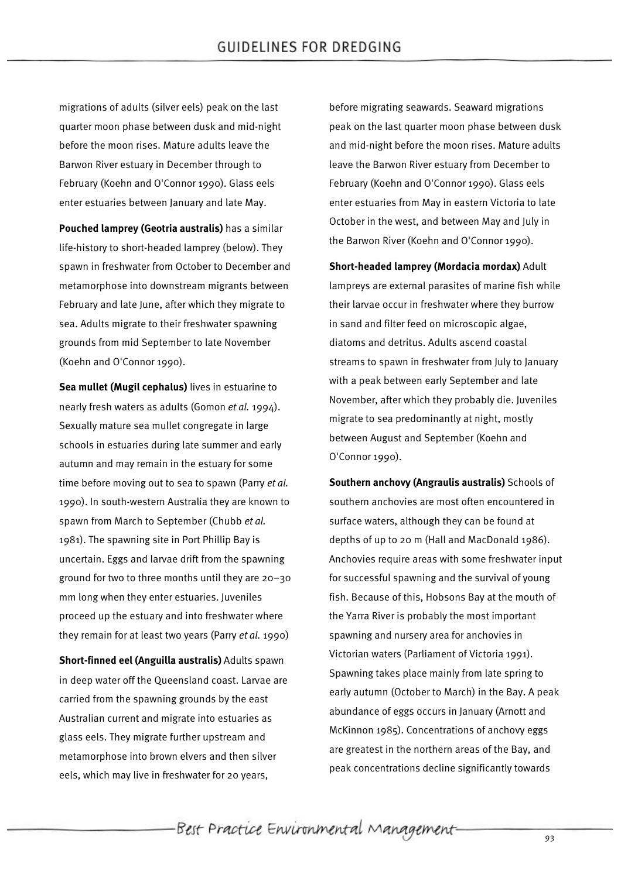migrations of adults (silver eels) peak on the last quarter moon phase between dusk and mid-night before the moon rises. Mature adults leave the Barwon River estuary in December through to February (Koehn and O'Connor 1990). Glass eels enter estuaries between January and late May.

**Pouched lamprey (Geotria australis)** has a similar life-history to short-headed lamprey (below). They spawn in freshwater from October to December and metamorphose into downstream migrants between February and late June, after which they migrate to sea. Adults migrate to their freshwater spawning grounds from mid September to late November (Koehn and O'Connor 1990).

**Sea mullet (Mugil cephalus)** lives in estuarine to nearly fresh waters as adults (Gomon *et al.* 1994). Sexually mature sea mullet congregate in large schools in estuaries during late summer and early autumn and may remain in the estuary for some time before moving out to sea to spawn (Parry *et al.* 1990). In south-western Australia they are known to spawn from March to September (Chubb *et al.* 1981). The spawning site in Port Phillip Bay is uncertain. Eggs and larvae drift from the spawning ground for two to three months until they are 20–30 mm long when they enter estuaries. Juveniles proceed up the estuary and into freshwater where they remain for at least two years (Parry *et al.* 1990)

**Short-finned eel (Anguilla australis)** Adults spawn in deep water off the Queensland coast. Larvae are carried from the spawning grounds by the east Australian current and migrate into estuaries as glass eels. They migrate further upstream and metamorphose into brown elvers and then silver eels, which may live in freshwater for 20 years, before migrating seawards. Seaward migrations peak on the last quarter moon phase between dusk and mid-night before the moon rises. Mature adults leave the Barwon River estuary from December to February (Koehn and O'Connor 1990). Glass eels enter estuaries from May in eastern Victoria to late October in the west, and between May and July in the Barwon River (Koehn and O'Connor 1990).

**Short-headed lamprey (Mordacia mordax)** Adult lampreys are external parasites of marine fish while their larvae occur in freshwater where they burrow in sand and filter feed on microscopic algae, diatoms and detritus. Adults ascend coastal streams to spawn in freshwater from July to January with a peak between early September and late November, after which they probably die. Juveniles migrate to sea predominantly at night, mostly between August and September (Koehn and O'Connor 1990).

**Southern anchovy (Angraulis australis)** Schools of southern anchovies are most often encountered in surface waters, although they can be found at depths of up to 20 m (Hall and MacDonald 1986). Anchovies require areas with some freshwater input for successful spawning and the survival of young fish. Because of this, Hobsons Bay at the mouth of the Yarra River is probably the most important spawning and nursery area for anchovies in Victorian waters (Parliament of Victoria 1991). Spawning takes place mainly from late spring to early autumn (October to March) in the Bay. A peak abundance of eggs occurs in January (Arnott and McKinnon 1985). Concentrations of anchovy eggs are greatest in the northern areas of the Bay, and peak concentrations decline significantly towards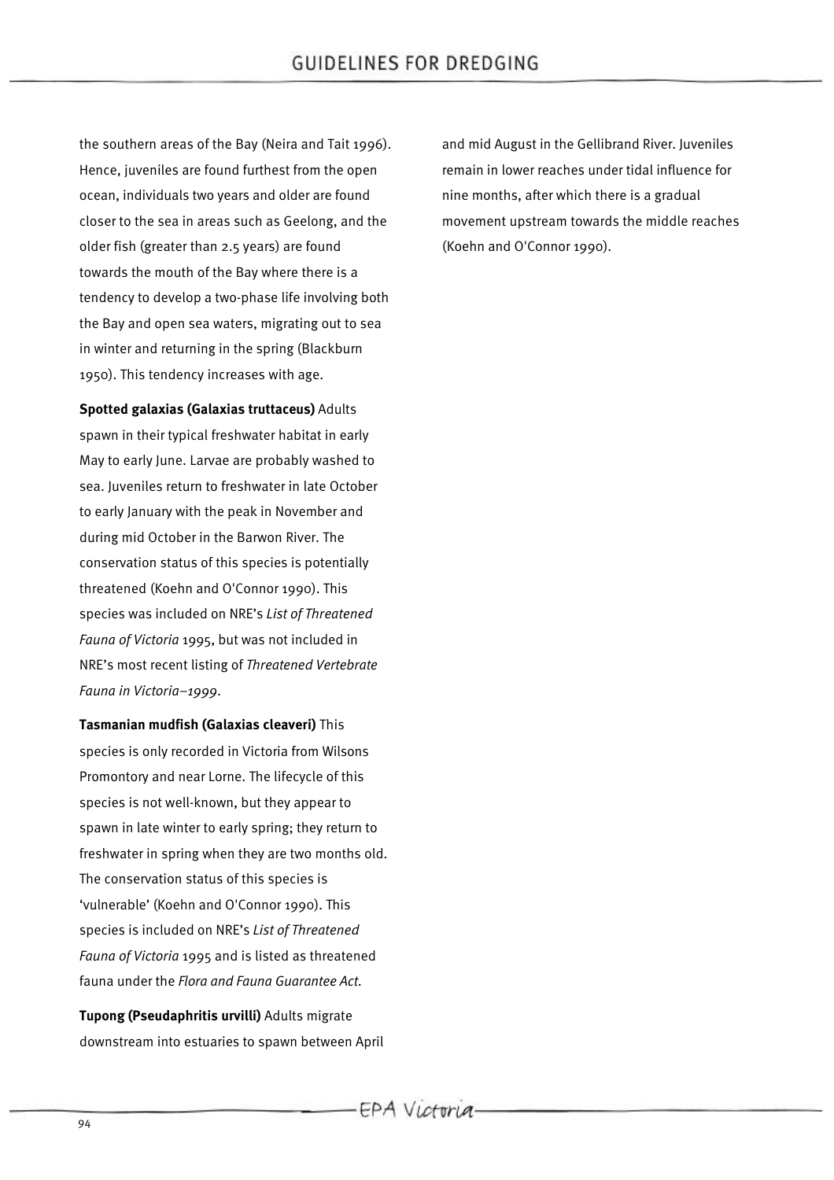the southern areas of the Bay (Neira and Tait 1996). Hence, juveniles are found furthest from the open ocean, individuals two years and older are found closer to the sea in areas such as Geelong, and the older fish (greater than 2.5 years) are found towards the mouth of the Bay where there is a tendency to develop a two-phase life involving both the Bay and open sea waters, migrating out to sea in winter and returning in the spring (Blackburn 1950). This tendency increases with age.

**Spotted galaxias (Galaxias truttaceus)** Adults spawn in their typical freshwater habitat in early May to early June. Larvae are probably washed to sea. Juveniles return to freshwater in late October to early January with the peak in November and during mid October in the Barwon River. The conservation status of this species is potentially threatened (Koehn and O'Connor 1990). This species was included on NRE's *List of Threatened Fauna of Victoria* 1995, but was not included in NRE's most recent listing of *Threatened Vertebrate Fauna in Victoria–1999*.

**Tasmanian mudfish (Galaxias cleaveri)** This species is only recorded in Victoria from Wilsons Promontory and near Lorne. The lifecycle of this species is not well-known, but they appear to spawn in late winter to early spring; they return to freshwater in spring when they are two months old. The conservation status of this species is 'vulnerable' (Koehn and O'Connor 1990). This species is included on NRE's *List of Threatened Fauna of Victoria* 1995 and is listed as threatened fauna under the *Flora and Fauna Guarantee Act*.

**Tupong (Pseudaphritis urvilli)** Adults migrate downstream into estuaries to spawn between April and mid August in the Gellibrand River. Juveniles remain in lower reaches under tidal influence for nine months, after which there is a gradual movement upstream towards the middle reaches (Koehn and O'Connor 1990).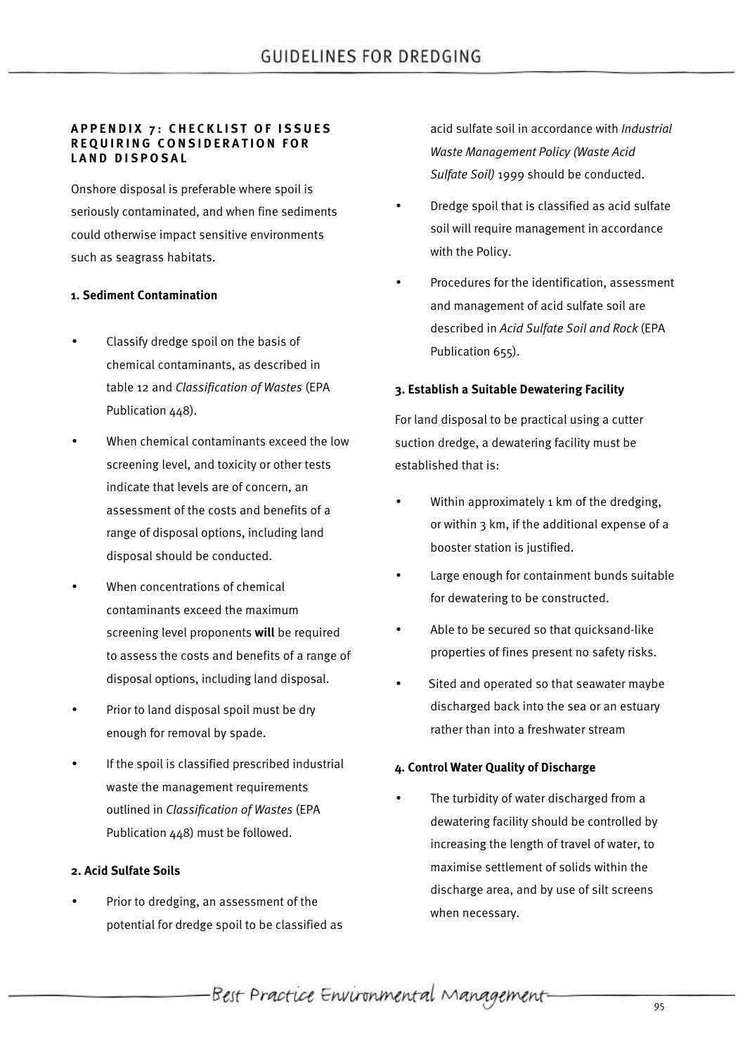## APPENDIX 7: CHECKLIST OF ISSUES REQUIRING CONSIDERATION FOR LAND DISPOSAL

Onshore disposal is preferable where spoil is seriously contaminated, and when fine sediments could otherwise impact sensitive environments such as seagrass habitats.

### 1. Sediment Contamination

- Classify dredge spoil on the basis of chemical contaminants, as described in table 12 and *Classification of Wastes* (EPA Publication 448).
- When chemical contaminants exceed the low screening level, and toxicity or other tests indicate that levels are of concern, an assessment of the costs and benefits of a range of disposal options, including land disposal should be conducted.
- When concentrations of chemical contaminants exceed the maximum screening level proponents **will** be required to assess the costs and benefits of a range of disposal options, including land disposal.
- Prior to land disposal spoil must be dry enough for removal by spade.
- If the spoil is classified prescribed industrial waste the management requirements outlined in *Classification of Wastes* (EPA Publication 448) must be followed.

### 2. Acid Sulfate Soils

- Prior to dredging, an assessment of the potential for dredge spoil to be classified as acid sulfate soil in accordance with *Industrial Waste Management Policy (Waste Acid Sulfate Soil)* 1999 should be conducted.
- Dredge spoil that is classified as acid sulfate soil will require management in accordance with the Policy.
- Procedures for the identification, assessment and management of acid sulfate soil are described in *Acid Sulfate Soil and Rock* (EPA Publication 655).

### 3. Establish a Suitable Dewatering Facility

For land disposal to be practical using a cutter suction dredge, a dewatering facility must be established that is:

- Within approximately 1 km of the dredging, or within 3 km, if the additional expense of a booster station is justified.
- Large enough for containment bunds suitable for dewatering to be constructed.
- Able to be secured so that quicksand-like properties of fines present no safety risks.
- Sited and operated so that seawater maybe discharged back into the sea or an estuary rather than into a freshwater stream

### 4. Control Water Quality of Discharge

- The turbidity of water discharged from a dewatering facility should be controlled by increasing the length of travel of water, to maximise settlement of solids within the discharge area, and by use of silt screens when necessary.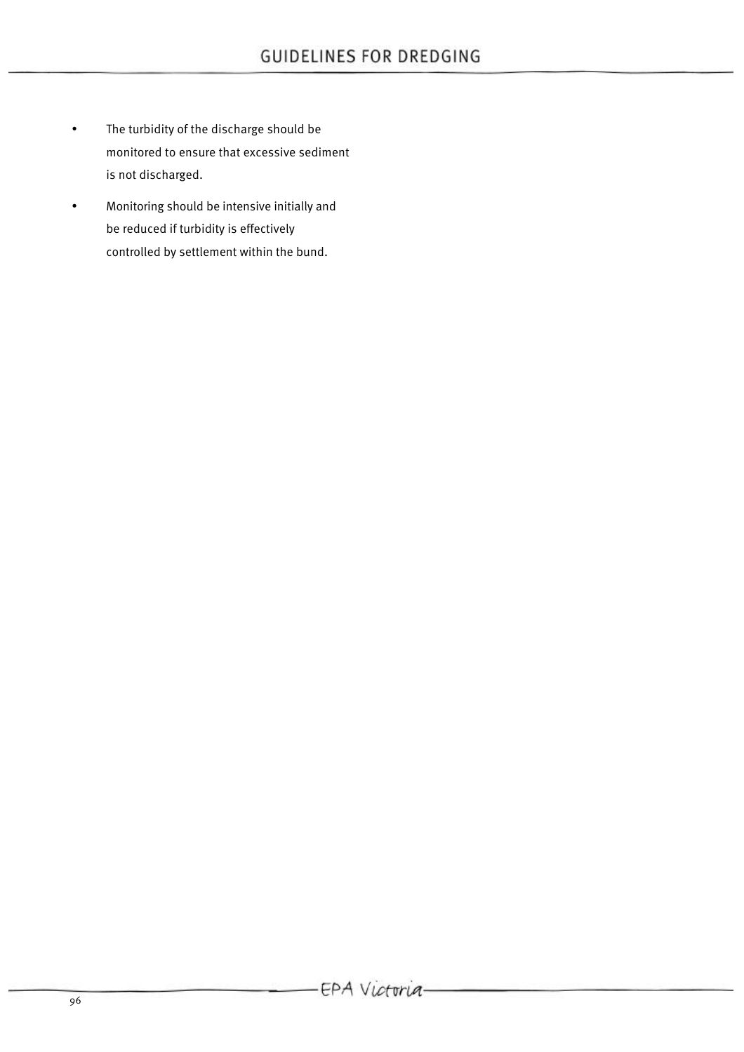- The turbidity of the discharge should be monitored to ensure that excessive sediment is not discharged.
- Monitoring should be intensive initially and be reduced if turbidity is effectively controlled by settlement within the bund.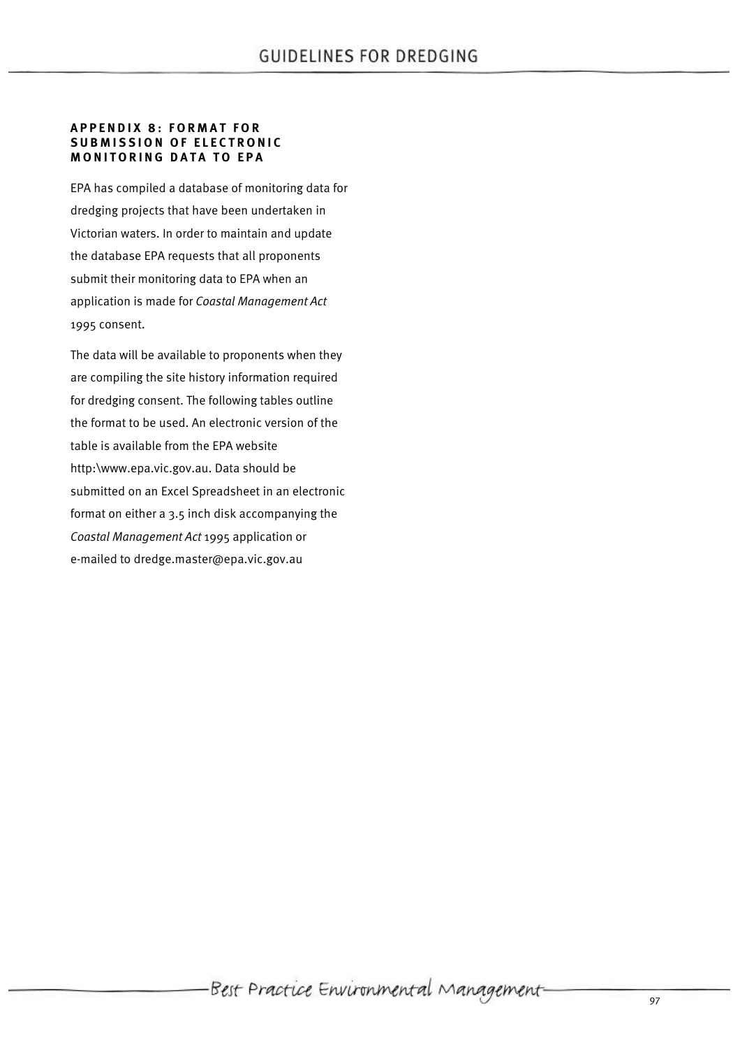## APPENDIX 8: FORMAT FOR SUBMISSION OF ELECTRONIC MONITORING DATA TO EPA

EPA has compiled a database of monitoring data for dredging projects that have been undertaken in Victorian waters. In order to maintain and update the database EPA requests that all proponents submit their monitoring data to EPA when an application is made for *Coastal Management Act* 1995 consent.

The data will be available to proponents when they are compiling the site history information required for dredging consent. The following tables outline the format to be used. An electronic version of the table is available from the EPA website http:\www.epa.vic.gov.au. Data should be submitted on an Excel Spreadsheet in an electronic format on either a 3.5 inch disk accompanying the *Coastal Management Act* 1995 application or e-mailed to dredge.master@epa.vic.gov.au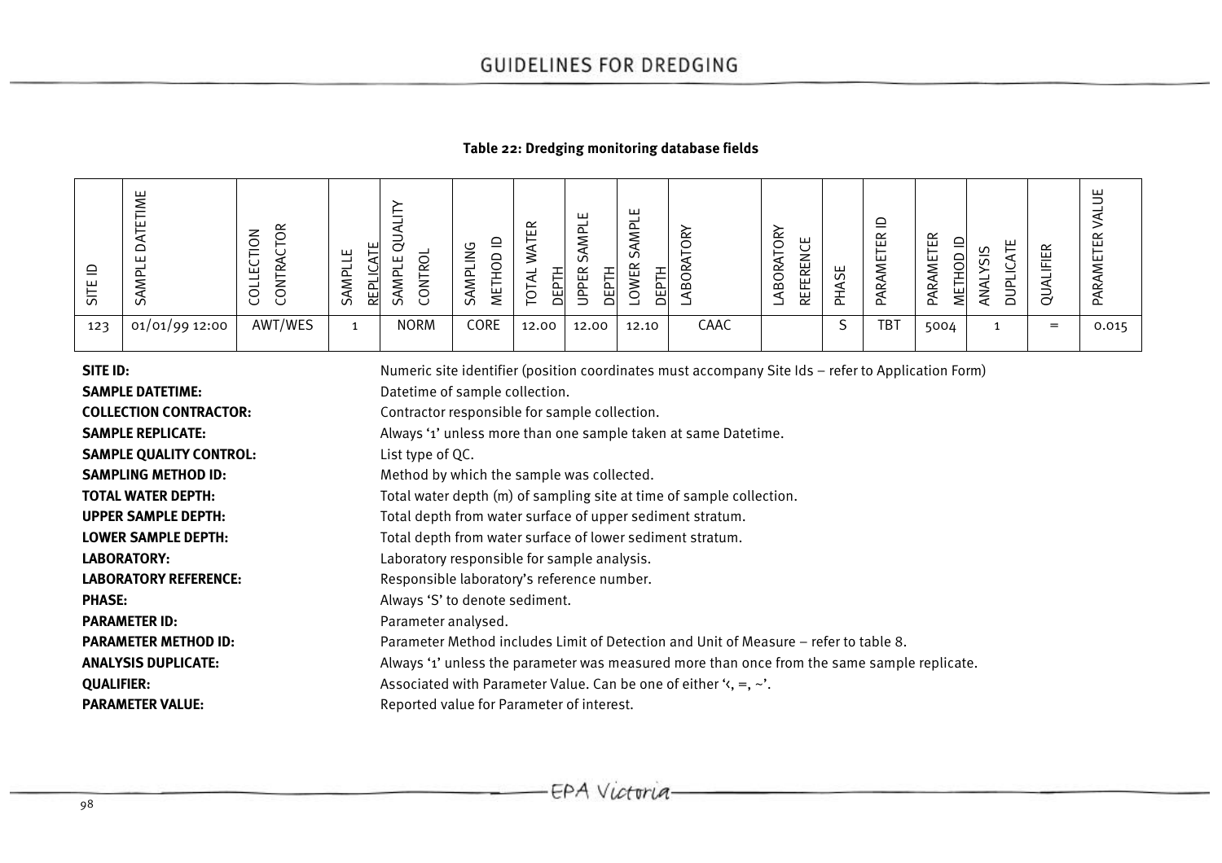**Table 22: Dredging monitoring database fields**

| SITE ID | SAMPLE DATETIME | COLLECTION CONTRACTOR | SAMPLLE REPLICATE | SAMPLE QUALITY CONTROL | SAMPLING METHOD ID | TOTAL WATER DEPTH | UPPER SAMPLE DEPTH | LOWER SAMPLE DEPTH | LABORATORY | LABORATORY REFERENCE | PHASE | PARAMETER ID | PARAMETER METHOD ID | ANALYSIS DUPLICATE | QUALIFIER | PARAMETER VALUE |
|---|---|---|---|---|---|---|---|---|---|---|---|---|---|---|---|---|
| 123 | 01/01/99 12:00 | AWT/WES | 1 | NORM | CORE | 12.00 | 12.00 | 12.10 | CAAC | | S | TBT | 5004 | 1 | = | 0.015 |

**SITE ID:** Numeric site identifier (position coordinates must accompany Site Ids – refer to Application Form)

**SAMPLE DATETIME:** Datetime of sample collection.

**COLLECTION CONTRACTOR:** Contractor responsible for sample collection.

**SAMPLE REPLICATE:** Always '1' unless more than one sample taken at same Datetime.

**SAMPLE QUALITY CONTROL:** List type of QC.

**SAMPLING METHOD ID:** Method by which the sample was collected.

**TOTAL WATER DEPTH:** Total water depth (m) of sampling site at time of sample collection.

**UPPER SAMPLE DEPTH:** Total depth from water surface of upper sediment stratum.

**LOWER SAMPLE DEPTH:** Total depth from water surface of lower sediment stratum.

**LABORATORY:** Laboratory responsible for sample analysis.

**LABORATORY REFERENCE:** Responsible laboratory's reference number.

**PHASE:** Always 'S' to denote sediment.

**PARAMETER ID:** Parameter analysed.

**PARAMETER METHOD ID:** Parameter Method includes Limit of Detection and Unit of Measure – refer to table 8.

**ANALYSIS DUPLICATE:** Always '1' unless the parameter was measured more than once from the same sample replicate.

**QUALIFIER:** Associated with Parameter Value. Can be one of either '<, =, ~'.

**PARAMETER VALUE:** Reported value for Parameter of interest.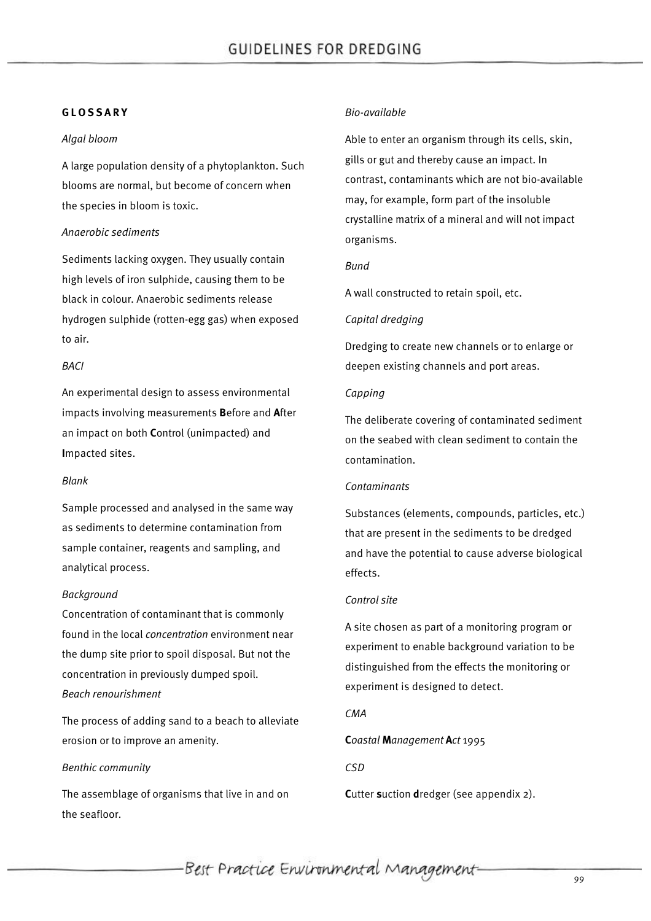## GLOSSARY

*Algal bloom*

A large population density of a phytoplankton. Such blooms are normal, but become of concern when the species in bloom is toxic.

*Anaerobic sediments*

Sediments lacking oxygen. They usually contain high levels of iron sulphide, causing them to be black in colour. Anaerobic sediments release hydrogen sulphide (rotten-egg gas) when exposed to air.

*BACI*

An experimental design to assess environmental impacts involving measurements **B**efore and **A**fter an impact on both **C**ontrol (unimpacted) and **I**mpacted sites.

*Blank*

Sample processed and analysed in the same way as sediments to determine contamination from sample container, reagents and sampling, and analytical process.

*Background*

Concentration of contaminant that is commonly found in the local *concentration* environment near the dump site prior to spoil disposal. But not the concentration in previously dumped spoil.

*Beach renourishment*

The process of adding sand to a beach to alleviate erosion or to improve an amenity.

*Benthic community*

The assemblage of organisms that live in and on the seafloor.

*Bio-available*

Able to enter an organism through its cells, skin, gills or gut and thereby cause an impact. In contrast, contaminants which are not bio-available may, for example, form part of the insoluble crystalline matrix of a mineral and will not impact organisms.

*Bund*

A wall constructed to retain spoil, etc.

*Capital dredging*

Dredging to create new channels or to enlarge or deepen existing channels and port areas.

*Capping*

The deliberate covering of contaminated sediment on the seabed with clean sediment to contain the contamination.

*Contaminants*

Substances (elements, compounds, particles, etc.) that are present in the sediments to be dredged and have the potential to cause adverse biological effects.

*Control site*

A site chosen as part of a monitoring program or experiment to enable background variation to be distinguished from the effects the monitoring or experiment is designed to detect.

*CMA*

**C***oastal* **M***anagement* **A***ct* 1995

*CSD*

**C**utter **s**uction **d**redger (see appendix 2).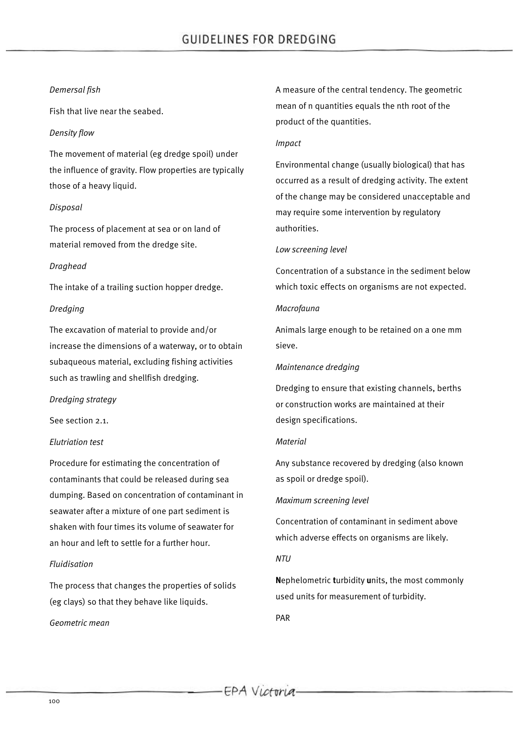*Demersal fish*

Fish that live near the seabed.

*Density flow*

The movement of material (eg dredge spoil) under the influence of gravity. Flow properties are typically those of a heavy liquid.

*Disposal*

The process of placement at sea or on land of material removed from the dredge site.

*Draghead*

The intake of a trailing suction hopper dredge.

*Dredging*

The excavation of material to provide and/or increase the dimensions of a waterway, or to obtain subaqueous material, excluding fishing activities such as trawling and shellfish dredging.

*Dredging strategy*

See section 2.1.

*Elutriation test*

Procedure for estimating the concentration of contaminants that could be released during sea dumping. Based on concentration of contaminant in seawater after a mixture of one part sediment is shaken with four times its volume of seawater for an hour and left to settle for a further hour.

*Fluidisation*

The process that changes the properties of solids (eg clays) so that they behave like liquids.

*Geometric mean*

A measure of the central tendency. The geometric mean of n quantities equals the nth root of the product of the quantities.

*Impact*

Environmental change (usually biological) that has occurred as a result of dredging activity. The extent of the change may be considered unacceptable and may require some intervention by regulatory authorities.

*Low screening level*

Concentration of a substance in the sediment below which toxic effects on organisms are not expected.

*Macrofauna*

Animals large enough to be retained on a one mm sieve.

*Maintenance dredging*

Dredging to ensure that existing channels, berths or construction works are maintained at their design specifications.

*Material*

Any substance recovered by dredging (also known as spoil or dredge spoil).

*Maximum screening level*

Concentration of contaminant in sediment above which adverse effects on organisms are likely.

*NTU*

**N**ephelometric **t**urbidity **u**nits, the most commonly used units for measurement of turbidity.

PAR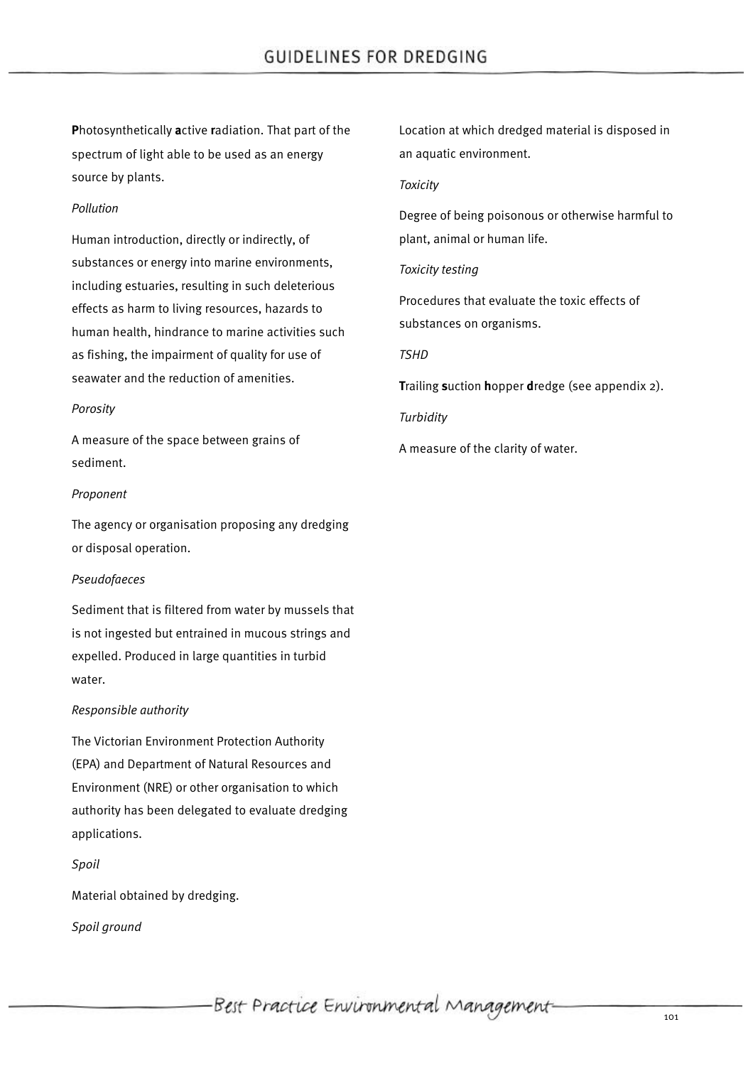**P**hotosynthetically **a**ctive **r**adiation. That part of the spectrum of light able to be used as an energy source by plants.

*Pollution*

Human introduction, directly or indirectly, of substances or energy into marine environments, including estuaries, resulting in such deleterious effects as harm to living resources, hazards to human health, hindrance to marine activities such as fishing, the impairment of quality for use of seawater and the reduction of amenities.

*Porosity*

A measure of the space between grains of sediment.

*Proponent*

The agency or organisation proposing any dredging or disposal operation.

*Pseudofaeces*

Sediment that is filtered from water by mussels that is not ingested but entrained in mucous strings and expelled. Produced in large quantities in turbid water.

*Responsible authority*

The Victorian Environment Protection Authority (EPA) and Department of Natural Resources and Environment (NRE) or other organisation to which authority has been delegated to evaluate dredging applications.

*Spoil*

Material obtained by dredging.

*Spoil ground*

Location at which dredged material is disposed in an aquatic environment.

*Toxicity*

Degree of being poisonous or otherwise harmful to plant, animal or human life.

*Toxicity testing*

Procedures that evaluate the toxic effects of substances on organisms.

*TSHD*

**T**railing **s**uction **h**opper **d**redge (see appendix 2).

*Turbidity*

A measure of the clarity of water.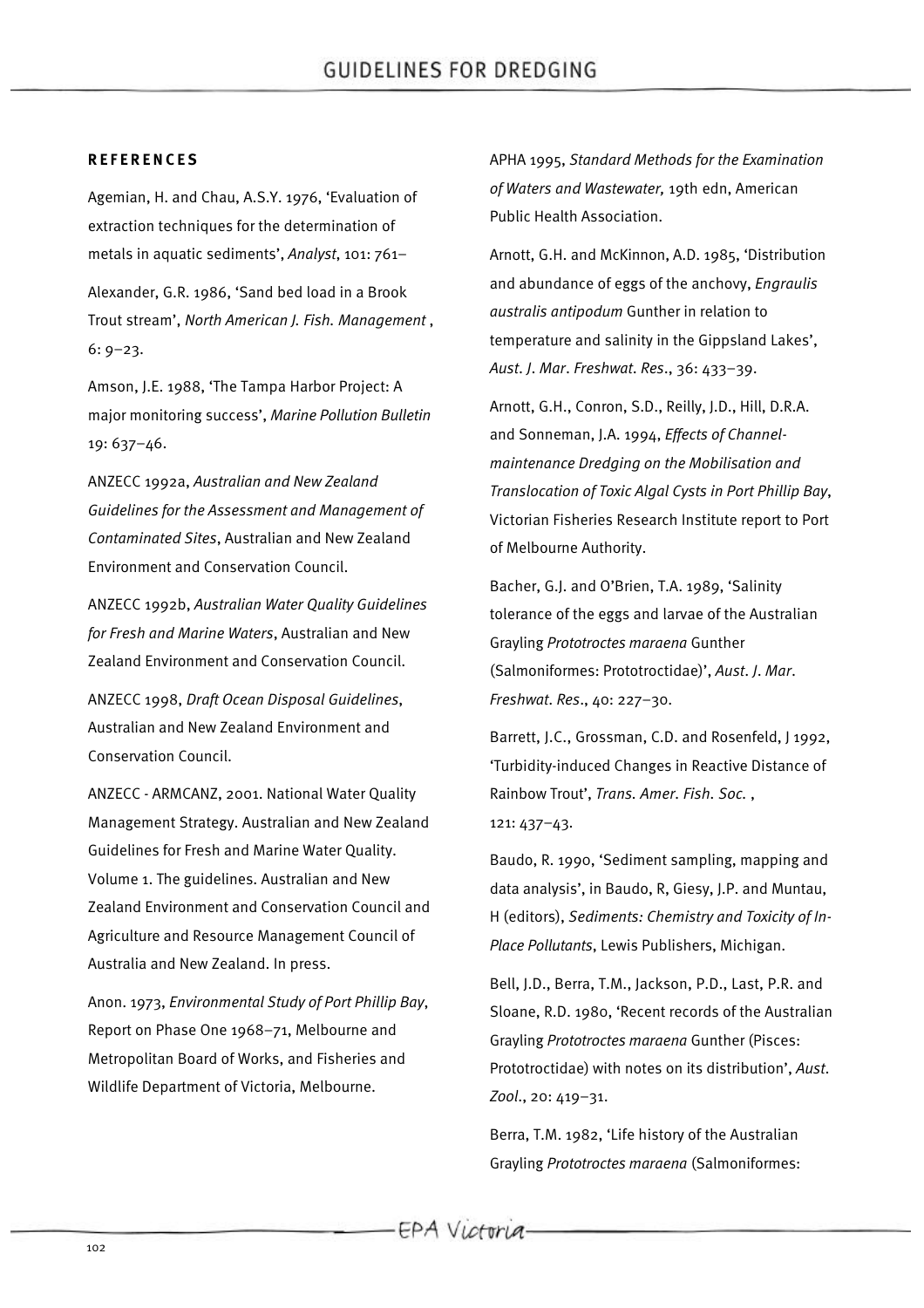**REFERENCES**

Agemian, H. and Chau, A.S.Y. 1976, 'Evaluation of extraction techniques for the determination of metals in aquatic sediments', *Analyst*, 101: 761–

Alexander, G.R. 1986, 'Sand bed load in a Brook Trout stream', *North American J. Fish. Management* , 6: 9–23.

Amson, J.E. 1988, 'The Tampa Harbor Project: A major monitoring success', *Marine Pollution Bulletin* 19: 637–46.

ANZECC 1992a, *Australian and New Zealand Guidelines for the Assessment and Management of Contaminated Sites*, Australian and New Zealand Environment and Conservation Council.

ANZECC 1992b, *Australian Water Quality Guidelines for Fresh and Marine Waters*, Australian and New Zealand Environment and Conservation Council.

ANZECC 1998, *Draft Ocean Disposal Guidelines*, Australian and New Zealand Environment and Conservation Council.

ANZECC - ARMCANZ, 2001. National Water Quality Management Strategy. Australian and New Zealand Guidelines for Fresh and Marine Water Quality. Volume 1. The guidelines. Australian and New Zealand Environment and Conservation Council and Agriculture and Resource Management Council of Australia and New Zealand. In press.

Anon. 1973, *Environmental Study of Port Phillip Bay*, Report on Phase One 1968–71, Melbourne and Metropolitan Board of Works, and Fisheries and Wildlife Department of Victoria, Melbourne.

APHA 1995, *Standard Methods for the Examination of Waters and Wastewater,* 19th edn, American Public Health Association.

Arnott, G.H. and McKinnon, A.D. 1985, 'Distribution and abundance of eggs of the anchovy, *Engraulis australis antipodum* Gunther in relation to temperature and salinity in the Gippsland Lakes', *Aust. J. Mar. Freshwat. Res.*, 36: 433–39.

Arnott, G.H., Conron, S.D., Reilly, J.D., Hill, D.R.A. and Sonneman, J.A. 1994, *Effects of Channel-maintenance Dredging on the Mobilisation and Translocation of Toxic Algal Cysts in Port Phillip Bay*, Victorian Fisheries Research Institute report to Port of Melbourne Authority.

Bacher, G.J. and O'Brien, T.A. 1989, 'Salinity tolerance of the eggs and larvae of the Australian Grayling *Prototroctes maraena* Gunther (Salmoniformes: Prototroctidae)', *Aust. J. Mar. Freshwat. Res.*, 40: 227–30.

Barrett, J.C., Grossman, C.D. and Rosenfeld, J 1992, 'Turbidity-induced Changes in Reactive Distance of Rainbow Trout', *Trans. Amer. Fish. Soc.* , 121: 437–43.

Baudo, R. 1990, 'Sediment sampling, mapping and data analysis', in Baudo, R, Giesy, J.P. and Muntau, H (editors), *Sediments: Chemistry and Toxicity of In-Place Pollutants*, Lewis Publishers, Michigan.

Bell, J.D., Berra, T.M., Jackson, P.D., Last, P.R. and Sloane, R.D. 1980, 'Recent records of the Australian Grayling *Prototroctes maraena* Gunther (Pisces: Prototroctidae) with notes on its distribution', *Aust. Zool.*, 20: 419–31.

Berra, T.M. 1982, 'Life history of the Australian Grayling *Prototroctes maraena* (Salmoniformes: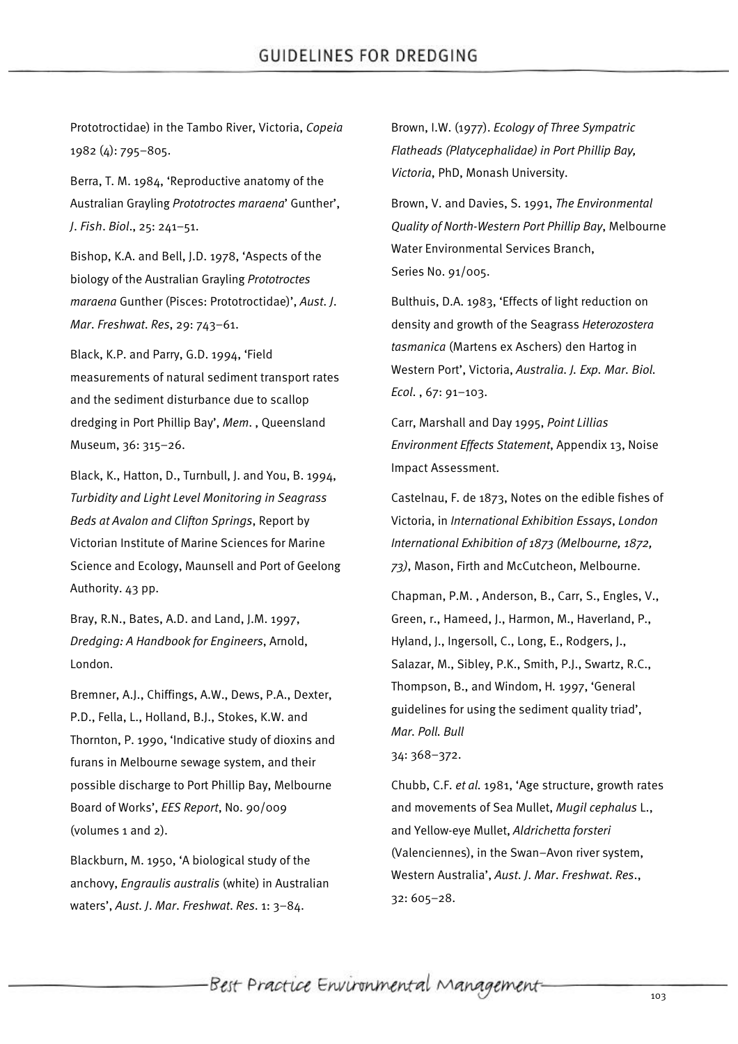Prototroctidae) in the Tambo River, Victoria, *Copeia* 1982 (4): 795–805.

Berra, T. M. 1984, 'Reproductive anatomy of the Australian Grayling *Prototroctes maraena*' Gunther', *J. Fish. Biol.*, 25: 241–51.

Bishop, K.A. and Bell, J.D. 1978, 'Aspects of the biology of the Australian Grayling *Prototroctes maraena* Gunther (Pisces: Prototroctidae)', *Aust. J. Mar. Freshwat. Res*, 29: 743–61.

Black, K.P. and Parry, G.D. 1994, 'Field measurements of natural sediment transport rates and the sediment disturbance due to scallop dredging in Port Phillip Bay', *Mem.* , Queensland Museum, 36: 315–26.

Black, K., Hatton, D., Turnbull, J. and You, B. 1994, *Turbidity and Light Level Monitoring in Seagrass Beds at Avalon and Clifton Springs*, Report by Victorian Institute of Marine Sciences for Marine Science and Ecology, Maunsell and Port of Geelong Authority. 43 pp.

Bray, R.N., Bates, A.D. and Land, J.M. 1997, *Dredging: A Handbook for Engineers*, Arnold, London.

Bremner, A.J., Chiffings, A.W., Dews, P.A., Dexter, P.D., Fella, L., Holland, B.J., Stokes, K.W. and Thornton, P. 1990, 'Indicative study of dioxins and furans in Melbourne sewage system, and their possible discharge to Port Phillip Bay, Melbourne Board of Works', *EES Report*, No. 90/009 (volumes 1 and 2).

Blackburn, M. 1950, 'A biological study of the anchovy, *Engraulis australis* (white) in Australian waters', *Aust. J. Mar. Freshwat. Res.* 1: 3–84.

Brown, I.W. (1977). *Ecology of Three Sympatric Flatheads (Platycephalidae) in Port Phillip Bay, Victoria*, PhD, Monash University.

Brown, V. and Davies, S. 1991, *The Environmental Quality of North-Western Port Phillip Bay*, Melbourne Water Environmental Services Branch, Series No. 91/005.

Bulthuis, D.A. 1983, 'Effects of light reduction on density and growth of the Seagrass *Heterozostera tasmanica* (Martens ex Aschers) den Hartog in Western Port', Victoria, *Australia. J. Exp. Mar. Biol. Ecol.* , 67: 91–103.

Carr, Marshall and Day 1995, *Point Lillias Environment Effects Statement*, Appendix 13, Noise Impact Assessment.

Castelnau, F. de 1873, Notes on the edible fishes of Victoria, in *International Exhibition Essays*, *London International Exhibition of 1873 (Melbourne, 1872, 73)*, Mason, Firth and McCutcheon, Melbourne.

Chapman, P.M. , Anderson, B., Carr, S., Engles, V., Green, r., Hameed, J., Harmon, M., Haverland, P., Hyland, J., Ingersoll, C., Long, E., Rodgers, J., Salazar, M., Sibley, P.K., Smith, P.J., Swartz, R.C., Thompson, B., and Windom, H. 1997, 'General guidelines for using the sediment quality triad', *Mar. Poll. Bull* 34: 368–372.

Chubb, C.F. *et al.* 1981, 'Age structure, growth rates and movements of Sea Mullet, *Mugil cephalus* L., and Yellow-eye Mullet, *Aldrichetta forsteri* (Valenciennes), in the Swan–Avon river system, Western Australia', *Aust. J. Mar. Freshwat. Res.*, 32: 605–28.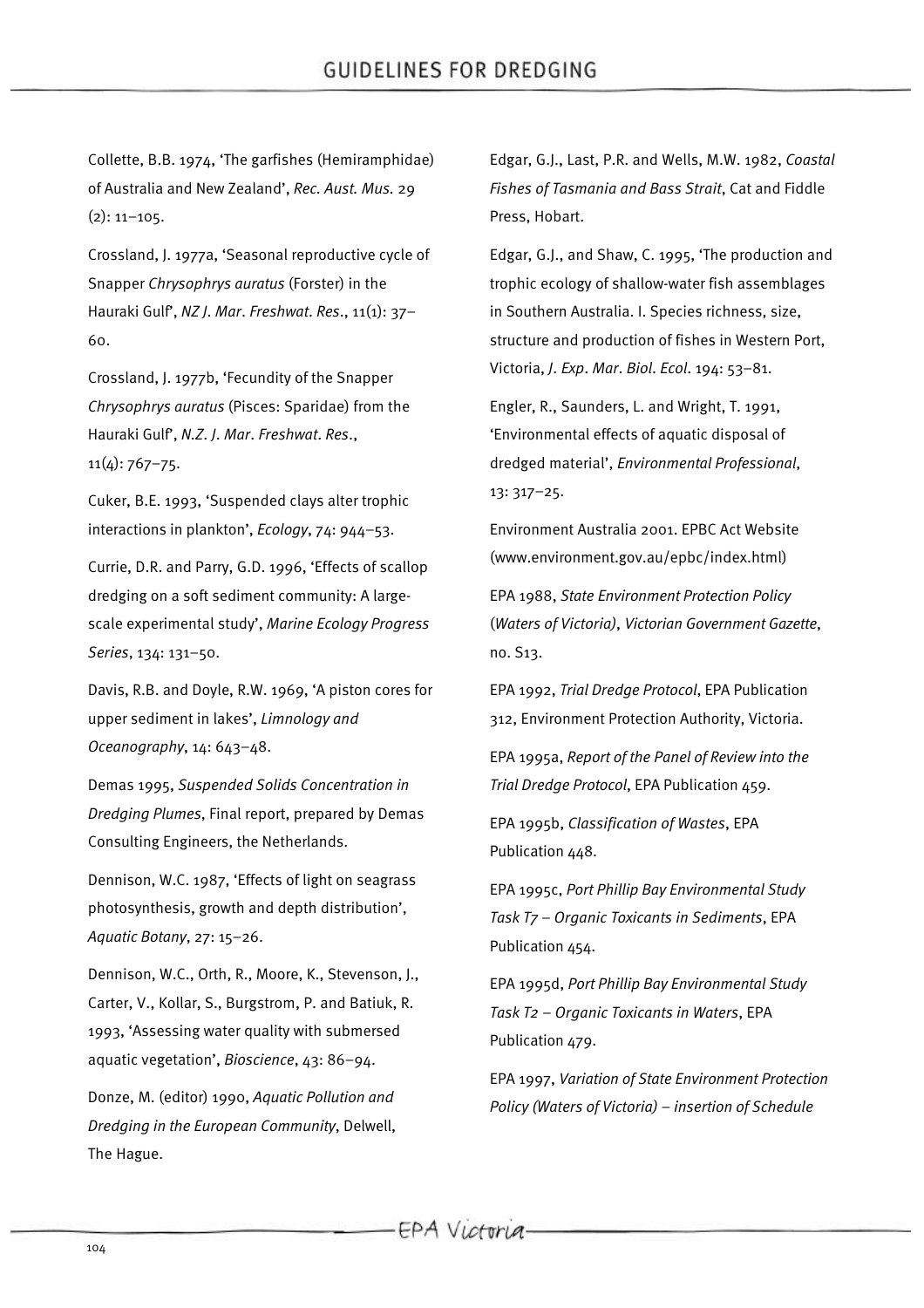Collette, B.B. 1974, 'The garfishes (Hemiramphidae) of Australia and New Zealand', *Rec. Aust. Mus.* 29 (2): 11–105.

Crossland, J. 1977a, 'Seasonal reproductive cycle of Snapper *Chrysophrys auratus* (Forster) in the Hauraki Gulf', *NZ J. Mar. Freshwat. Res.*, 11(1): 37–60.

Crossland, J. 1977b, 'Fecundity of the Snapper *Chrysophrys auratus* (Pisces: Sparidae) from the Hauraki Gulf', *N.Z. J. Mar. Freshwat. Res.*, 11(4): 767–75.

Cuker, B.E. 1993, 'Suspended clays alter trophic interactions in plankton', *Ecology*, 74: 944–53.

Currie, D.R. and Parry, G.D. 1996, 'Effects of scallop dredging on a soft sediment community: A large-scale experimental study', *Marine Ecology Progress Series*, 134: 131–50.

Davis, R.B. and Doyle, R.W. 1969, 'A piston cores for upper sediment in lakes', *Limnology and Oceanography*, 14: 643–48.

Demas 1995, *Suspended Solids Concentration in Dredging Plumes*, Final report, prepared by Demas Consulting Engineers, the Netherlands.

Dennison, W.C. 1987, 'Effects of light on seagrass photosynthesis, growth and depth distribution', *Aquatic Botany*, 27: 15–26.

Dennison, W.C., Orth, R., Moore, K., Stevenson, J., Carter, V., Kollar, S., Burgstrom, P. and Batiuk, R. 1993, 'Assessing water quality with submersed aquatic vegetation', *Bioscience*, 43: 86–94.

Donze, M. (editor) 1990, *Aquatic Pollution and Dredging in the European Community*, Delwell, The Hague.

Edgar, G.J., Last, P.R. and Wells, M.W. 1982, *Coastal Fishes of Tasmania and Bass Strait*, Cat and Fiddle Press, Hobart.

Edgar, G.J., and Shaw, C. 1995, 'The production and trophic ecology of shallow-water fish assemblages in Southern Australia. I. Species richness, size, structure and production of fishes in Western Port, Victoria, *J. Exp. Mar. Biol. Ecol.* 194: 53–81.

Engler, R., Saunders, L. and Wright, T. 1991, 'Environmental effects of aquatic disposal of dredged material', *Environmental Professional*, 13: 317–25.

Environment Australia 2001. EPBC Act Website (www.environment.gov.au/epbc/index.html)

EPA 1988, *State Environment Protection Policy (Waters of Victoria)*, *Victorian Government Gazette*, no. S13.

EPA 1992, *Trial Dredge Protocol*, EPA Publication 312, Environment Protection Authority, Victoria.

EPA 1995a, *Report of the Panel of Review into the Trial Dredge Protocol*, EPA Publication 459.

EPA 1995b, *Classification of Wastes*, EPA Publication 448.

EPA 1995c, *Port Phillip Bay Environmental Study Task T7 – Organic Toxicants in Sediments*, EPA Publication 454.

EPA 1995d, *Port Phillip Bay Environmental Study Task T2 – Organic Toxicants in Waters*, EPA Publication 479.

EPA 1997, *Variation of State Environment Protection Policy (Waters of Victoria) – insertion of Schedule*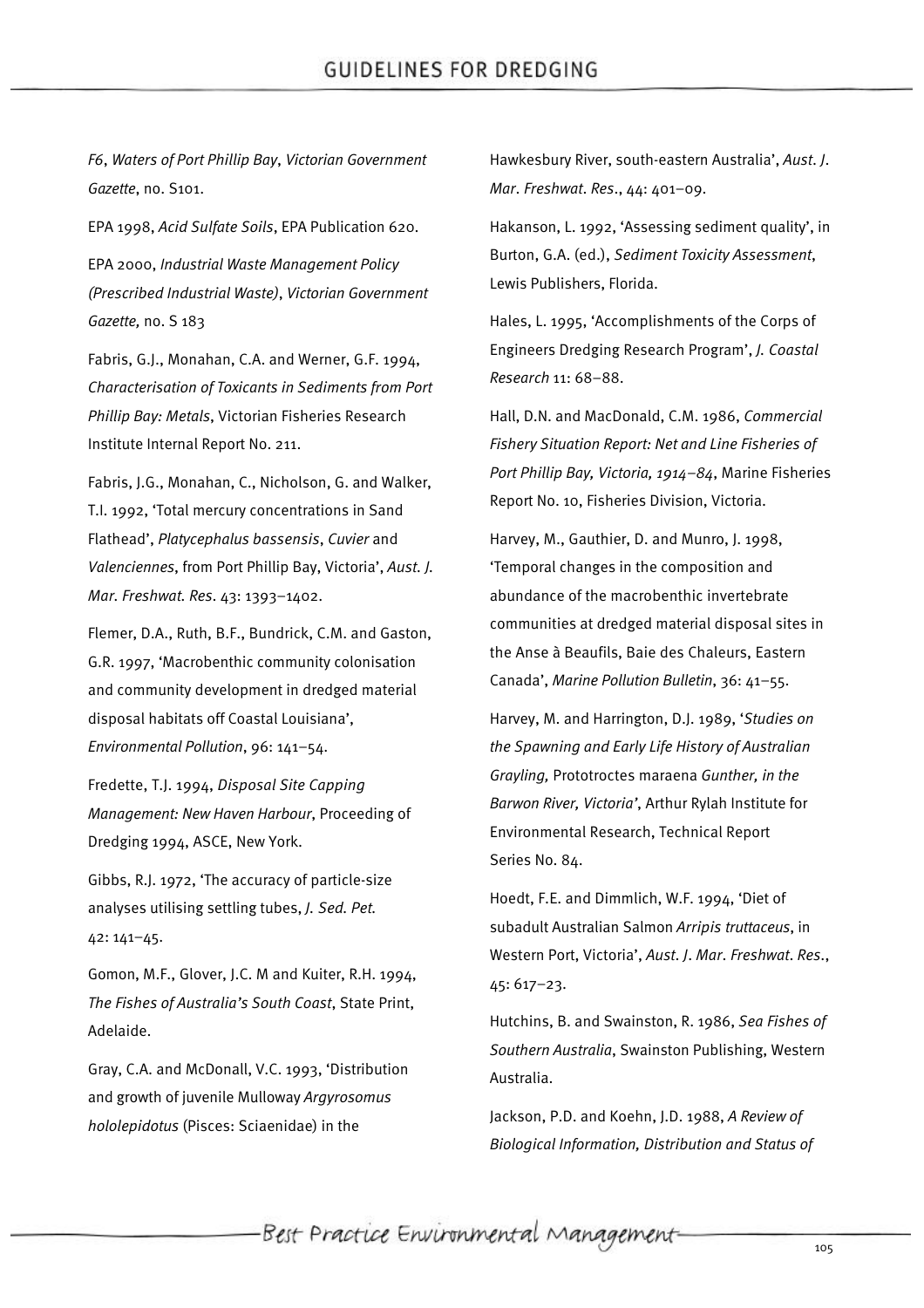*F6*, *Waters of Port Phillip Bay*, *Victorian Government Gazette*, no. S101.

EPA 1998, *Acid Sulfate Soils*, EPA Publication 620.

EPA 2000, *Industrial Waste Management Policy (Prescribed Industrial Waste)*, *Victorian Government Gazette,* no. S 183

Fabris, G.J., Monahan, C.A. and Werner, G.F. 1994, *Characterisation of Toxicants in Sediments from Port Phillip Bay: Metals*, Victorian Fisheries Research Institute Internal Report No. 211.

Fabris, J.G., Monahan, C., Nicholson, G. and Walker, T.I. 1992, 'Total mercury concentrations in Sand Flathead', *Platycephalus bassensis*, *Cuvier* and *Valenciennes*, from Port Phillip Bay, Victoria', *Aust. J. Mar. Freshwat. Res*. 43: 1393–1402.

Flemer, D.A., Ruth, B.F., Bundrick, C.M. and Gaston, G.R. 1997, 'Macrobenthic community colonisation and community development in dredged material disposal habitats off Coastal Louisiana', *Environmental Pollution*, 96: 141–54.

Fredette, T.J. 1994, *Disposal Site Capping Management: New Haven Harbour*, Proceeding of Dredging 1994, ASCE, New York.

Gibbs, R.J. 1972, 'The accuracy of particle-size analyses utilising settling tubes, *J. Sed. Pet.* 42: 141–45.

Gomon, M.F., Glover, J.C. M and Kuiter, R.H. 1994, *The Fishes of Australia's South Coast*, State Print, Adelaide.

Gray, C.A. and McDonall, V.C. 1993, 'Distribution and growth of juvenile Mulloway *Argyrosomus hololepidotus* (Pisces: Sciaenidae) in the Hawkesbury River, south-eastern Australia', *Aust. J. Mar. Freshwat. Res*., 44: 401–09.

Hakanson, L. 1992, 'Assessing sediment quality', in Burton, G.A. (ed.), *Sediment Toxicity Assessment*, Lewis Publishers, Florida.

Hales, L. 1995, 'Accomplishments of the Corps of Engineers Dredging Research Program', *J. Coastal Research* 11: 68–88.

Hall, D.N. and MacDonald, C.M. 1986, *Commercial Fishery Situation Report: Net and Line Fisheries of Port Phillip Bay, Victoria, 1914–84*, Marine Fisheries Report No. 10, Fisheries Division, Victoria.

Harvey, M., Gauthier, D. and Munro, J. 1998, 'Temporal changes in the composition and abundance of the macrobenthic invertebrate communities at dredged material disposal sites in the Anse à Beaufils, Baie des Chaleurs, Eastern Canada', *Marine Pollution Bulletin*, 36: 41–55.

Harvey, M. and Harrington, D.J. 1989, '*Studies on the Spawning and Early Life History of Australian Grayling,* Prototroctes maraena *Gunther, in the Barwon River, Victoria'*, Arthur Rylah Institute for Environmental Research, Technical Report Series No. 84.

Hoedt, F.E. and Dimmlich, W.F. 1994, 'Diet of subadult Australian Salmon *Arripis truttaceus*, in Western Port, Victoria', *Aust. J. Mar. Freshwat. Res*., 45: 617–23.

Hutchins, B. and Swainston, R. 1986, *Sea Fishes of Southern Australia*, Swainston Publishing, Western Australia.

Jackson, P.D. and Koehn, J.D. 1988, *A Review of Biological Information, Distribution and Status of*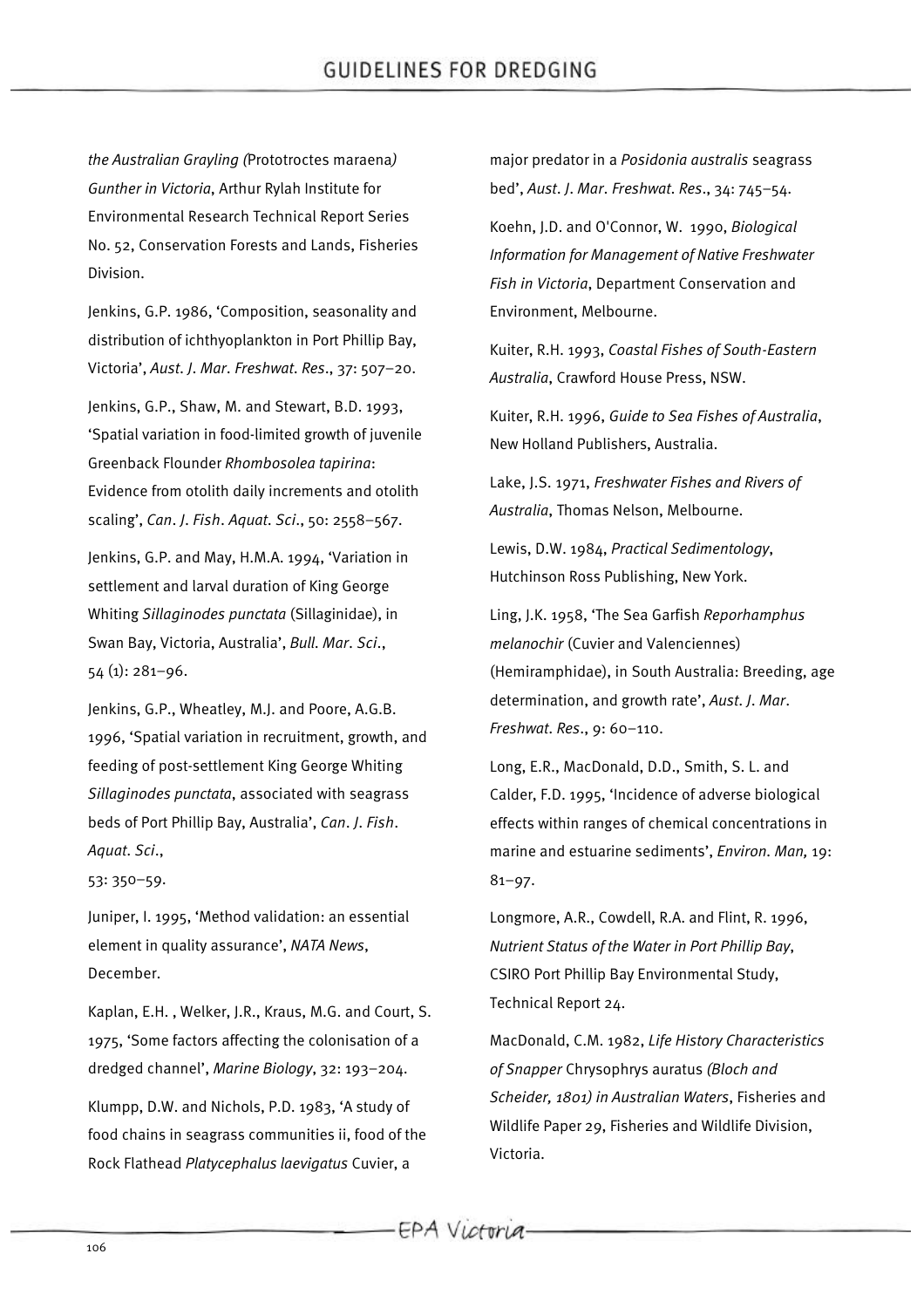*the Australian Grayling (*Prototroctes maraena*) Gunther in Victoria*, Arthur Rylah Institute for Environmental Research Technical Report Series No. 52, Conservation Forests and Lands, Fisheries Division.

Jenkins, G.P. 1986, 'Composition, seasonality and distribution of ichthyoplankton in Port Phillip Bay, Victoria', *Aust. J. Mar. Freshwat. Res*., 37: 507–20.

Jenkins, G.P., Shaw, M. and Stewart, B.D. 1993, 'Spatial variation in food-limited growth of juvenile Greenback Flounder *Rhombosolea tapirina*: Evidence from otolith daily increments and otolith scaling', *Can. J. Fish. Aquat. Sci*., 50: 2558–567.

Jenkins, G.P. and May, H.M.A. 1994, 'Variation in settlement and larval duration of King George Whiting *Sillaginodes punctata* (Sillaginidae), in Swan Bay, Victoria, Australia', *Bull. Mar. Sci*., 54 (1): 281–96.

Jenkins, G.P., Wheatley, M.J. and Poore, A.G.B. 1996, 'Spatial variation in recruitment, growth, and feeding of post-settlement King George Whiting *Sillaginodes punctata*, associated with seagrass beds of Port Phillip Bay, Australia', *Can. J. Fish. Aquat. Sci*., 53: 350–59.

Juniper, I. 1995, 'Method validation: an essential element in quality assurance', *NATA News*, December.

Kaplan, E.H. , Welker, J.R., Kraus, M.G. and Court, S. 1975, 'Some factors affecting the colonisation of a dredged channel', *Marine Biology*, 32: 193–204.

Klumpp, D.W. and Nichols, P.D. 1983, 'A study of food chains in seagrass communities ii, food of the Rock Flathead *Platycephalus laevigatus* Cuvier, a major predator in a *Posidonia australis* seagrass bed', *Aust. J. Mar. Freshwat. Res*., 34: 745–54.

Koehn, J.D. and O'Connor, W. 1990, *Biological Information for Management of Native Freshwater Fish in Victoria*, Department Conservation and Environment, Melbourne.

Kuiter, R.H. 1993, *Coastal Fishes of South-Eastern Australia*, Crawford House Press, NSW.

Kuiter, R.H. 1996, *Guide to Sea Fishes of Australia*, New Holland Publishers, Australia.

Lake, J.S. 1971, *Freshwater Fishes and Rivers of Australia*, Thomas Nelson, Melbourne.

Lewis, D.W. 1984, *Practical Sedimentology*, Hutchinson Ross Publishing, New York.

Ling, J.K. 1958, 'The Sea Garfish *Reporhamphus melanochir* (Cuvier and Valenciennes) (Hemiramphidae), in South Australia: Breeding, age determination, and growth rate', *Aust. J. Mar. Freshwat. Res*., 9: 60–110.

Long, E.R., MacDonald, D.D., Smith, S. L. and Calder, F.D. 1995, 'Incidence of adverse biological effects within ranges of chemical concentrations in marine and estuarine sediments', *Environ. Man,* 19: 81–97.

Longmore, A.R., Cowdell, R.A. and Flint, R. 1996, *Nutrient Status of the Water in Port Phillip Bay*, CSIRO Port Phillip Bay Environmental Study, Technical Report 24.

MacDonald, C.M. 1982, *Life History Characteristics of Snapper* Chrysophrys auratus *(Bloch and Scheider, 1801) in Australian Waters*, Fisheries and Wildlife Paper 29, Fisheries and Wildlife Division, Victoria.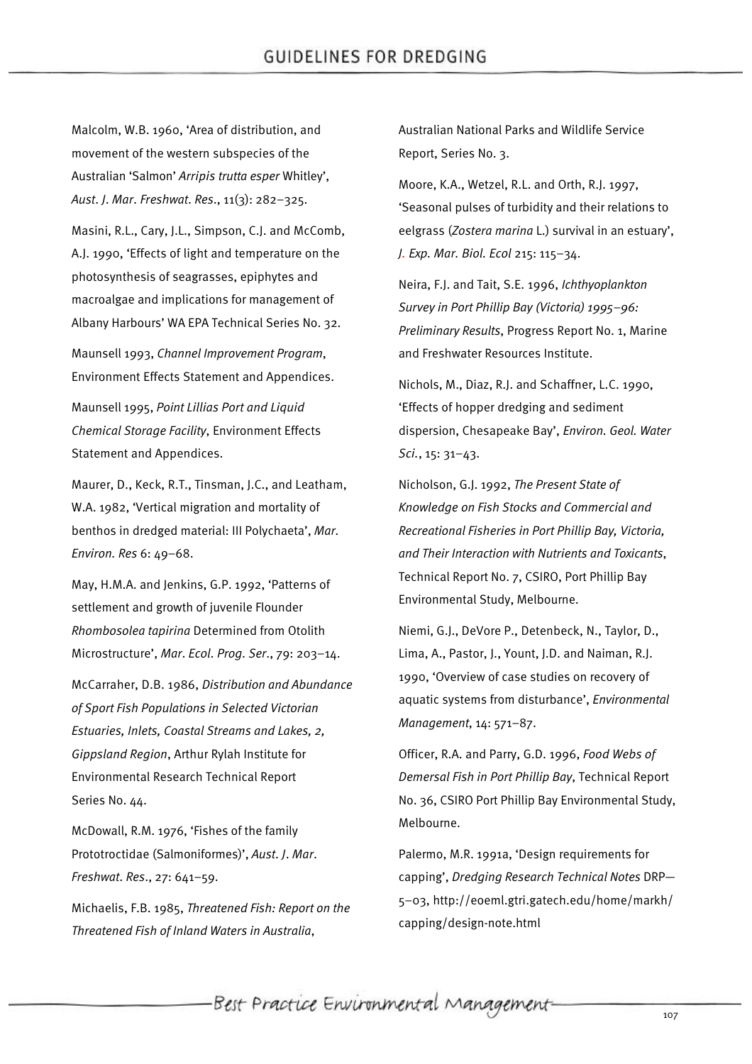Malcolm, W.B. 1960, 'Area of distribution, and movement of the western subspecies of the Australian 'Salmon' *Arripis trutta esper* Whitley', *Aust. J. Mar. Freshwat. Res.*, 11(3): 282–325.

Masini, R.L., Cary, J.L., Simpson, C.J. and McComb, A.J. 1990, 'Effects of light and temperature on the photosynthesis of seagrasses, epiphytes and macroalgae and implications for management of Albany Harbours' WA EPA Technical Series No. 32.

Maunsell 1993, *Channel Improvement Program*, Environment Effects Statement and Appendices.

Maunsell 1995, *Point Lillias Port and Liquid Chemical Storage Facility*, Environment Effects Statement and Appendices.

Maurer, D., Keck, R.T., Tinsman, J.C., and Leatham, W.A. 1982, 'Vertical migration and mortality of benthos in dredged material: III Polychaeta', *Mar. Environ. Res* 6: 49–68.

May, H.M.A. and Jenkins, G.P. 1992, 'Patterns of settlement and growth of juvenile Flounder *Rhombosolea tapirina* Determined from Otolith Microstructure', *Mar. Ecol. Prog. Ser.*, 79: 203–14.

McCarraher, D.B. 1986, *Distribution and Abundance of Sport Fish Populations in Selected Victorian Estuaries, Inlets, Coastal Streams and Lakes, 2, Gippsland Region*, Arthur Rylah Institute for Environmental Research Technical Report Series No. 44.

McDowall, R.M. 1976, 'Fishes of the family Prototroctidae (Salmoniformes)', *Aust. J. Mar. Freshwat. Res.*, 27: 641–59.

Michaelis, F.B. 1985, *Threatened Fish: Report on the Threatened Fish of Inland Waters in Australia*, Australian National Parks and Wildlife Service Report, Series No. 3.

Moore, K.A., Wetzel, R.L. and Orth, R.J. 1997, 'Seasonal pulses of turbidity and their relations to eelgrass (*Zostera marina* L.) survival in an estuary', *J. Exp. Mar. Biol. Ecol* 215: 115–34.

Neira, F.J. and Tait, S.E. 1996, *Ichthyoplankton Survey in Port Phillip Bay (Victoria) 1995–96: Preliminary Results*, Progress Report No. 1, Marine and Freshwater Resources Institute.

Nichols, M., Diaz, R.J. and Schaffner, L.C. 1990, 'Effects of hopper dredging and sediment dispersion, Chesapeake Bay', *Environ. Geol. Water Sci.*, 15: 31–43.

Nicholson, G.J. 1992, *The Present State of Knowledge on Fish Stocks and Commercial and Recreational Fisheries in Port Phillip Bay, Victoria, and Their Interaction with Nutrients and Toxicants*, Technical Report No. 7, CSIRO, Port Phillip Bay Environmental Study, Melbourne.

Niemi, G.J., DeVore P., Detenbeck, N., Taylor, D., Lima, A., Pastor, J., Yount, J.D. and Naiman, R.J. 1990, 'Overview of case studies on recovery of aquatic systems from disturbance', *Environmental Management*, 14: 571–87.

Officer, R.A. and Parry, G.D. 1996, *Food Webs of Demersal Fish in Port Phillip Bay*, Technical Report No. 36, CSIRO Port Phillip Bay Environmental Study, Melbourne.

Palermo, M.R. 1991a, 'Design requirements for capping', *Dredging Research Technical Notes* DRP—5–03, http://eoeml.gtri.gatech.edu/home/markh/capping/design-note.html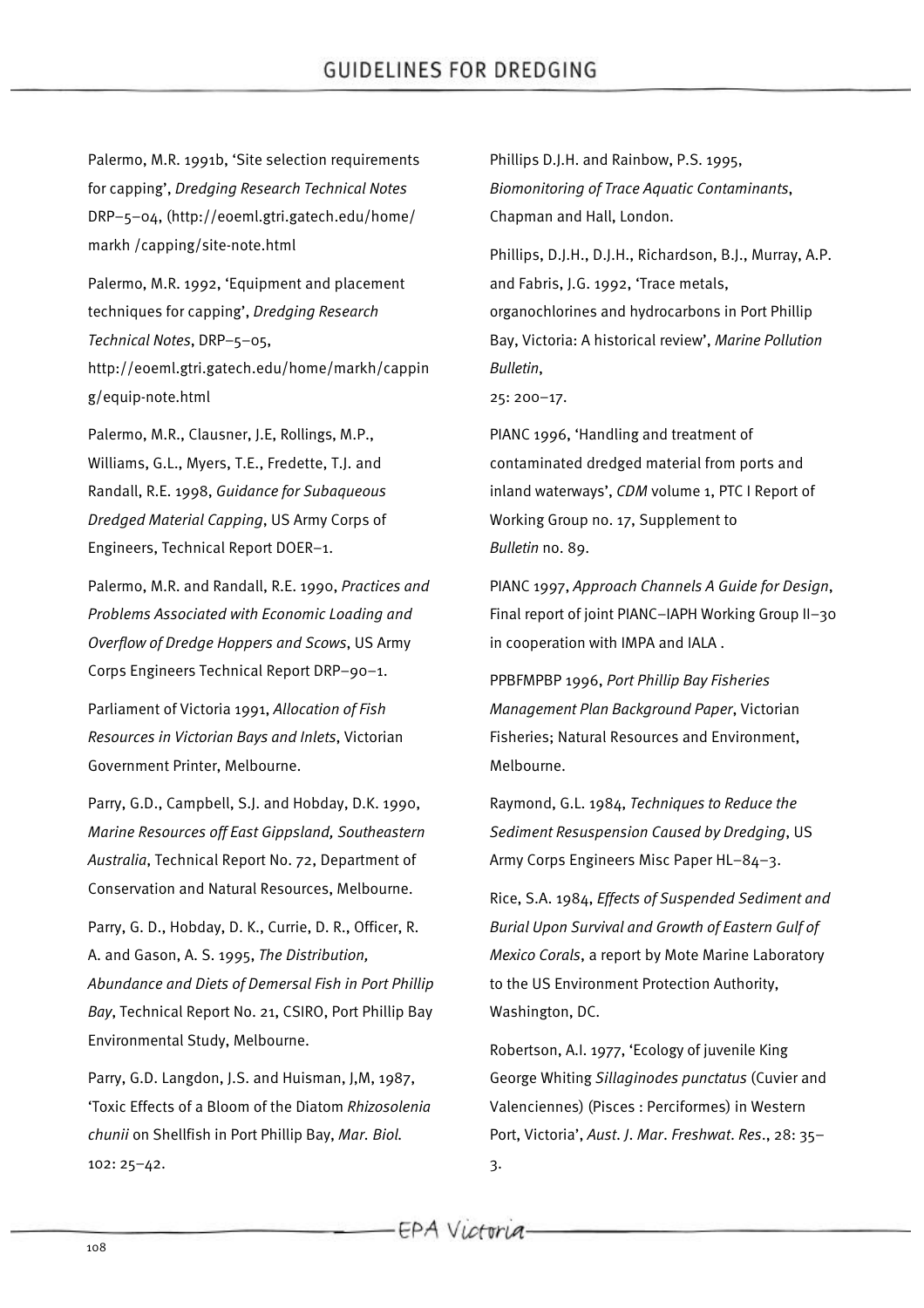Palermo, M.R. 1991b, 'Site selection requirements for capping', *Dredging Research Technical Notes* DRP–5–04, (http://eoeml.gtri.gatech.edu/home/markh /capping/site-note.html

Palermo, M.R. 1992, 'Equipment and placement techniques for capping', *Dredging Research Technical Notes*, DRP–5–05, http://eoeml.gtri.gatech.edu/home/markh/capping/equip-note.html

Palermo, M.R., Clausner, J.E, Rollings, M.P., Williams, G.L., Myers, T.E., Fredette, T.J. and Randall, R.E. 1998, *Guidance for Subaqueous Dredged Material Capping*, US Army Corps of Engineers, Technical Report DOER–1.

Palermo, M.R. and Randall, R.E. 1990, *Practices and Problems Associated with Economic Loading and Overflow of Dredge Hoppers and Scows*, US Army Corps Engineers Technical Report DRP–90–1.

Parliament of Victoria 1991, *Allocation of Fish Resources in Victorian Bays and Inlets*, Victorian Government Printer, Melbourne.

Parry, G.D., Campbell, S.J. and Hobday, D.K. 1990, *Marine Resources off East Gippsland, Southeastern Australia*, Technical Report No. 72, Department of Conservation and Natural Resources, Melbourne.

Parry, G. D., Hobday, D. K., Currie, D. R., Officer, R. A. and Gason, A. S. 1995, *The Distribution, Abundance and Diets of Demersal Fish in Port Phillip Bay*, Technical Report No. 21, CSIRO, Port Phillip Bay Environmental Study, Melbourne.

Parry, G.D. Langdon, J.S. and Huisman, J,M, 1987, 'Toxic Effects of a Bloom of the Diatom *Rhizosolenia chunii* on Shellfish in Port Phillip Bay, *Mar. Biol.* 102: 25–42.

Phillips D.J.H. and Rainbow, P.S. 1995, *Biomonitoring of Trace Aquatic Contaminants*, Chapman and Hall, London.

Phillips, D.J.H., D.J.H., Richardson, B.J., Murray, A.P. and Fabris, J.G. 1992, 'Trace metals, organochlorines and hydrocarbons in Port Phillip Bay, Victoria: A historical review', *Marine Pollution Bulletin*, 25: 200–17.

PIANC 1996, 'Handling and treatment of contaminated dredged material from ports and inland waterways', *CDM* volume 1, PTC I Report of Working Group no. 17, Supplement to *Bulletin* no. 89.

PIANC 1997, *Approach Channels A Guide for Design*, Final report of joint PIANC–IAPH Working Group II–30 in cooperation with IMPA and IALA .

PPBFMPBP 1996, *Port Phillip Bay Fisheries Management Plan Background Paper*, Victorian Fisheries; Natural Resources and Environment, Melbourne.

Raymond, G.L. 1984, *Techniques to Reduce the Sediment Resuspension Caused by Dredging*, US Army Corps Engineers Misc Paper HL–84–3.

Rice, S.A. 1984, *Effects of Suspended Sediment and Burial Upon Survival and Growth of Eastern Gulf of Mexico Corals*, a report by Mote Marine Laboratory to the US Environment Protection Authority, Washington, DC.

Robertson, A.I. 1977, 'Ecology of juvenile King George Whiting *Sillaginodes punctatus* (Cuvier and Valenciennes) (Pisces : Perciformes) in Western Port, Victoria', *Aust. J. Mar. Freshwat. Res.*, 28: 35–3.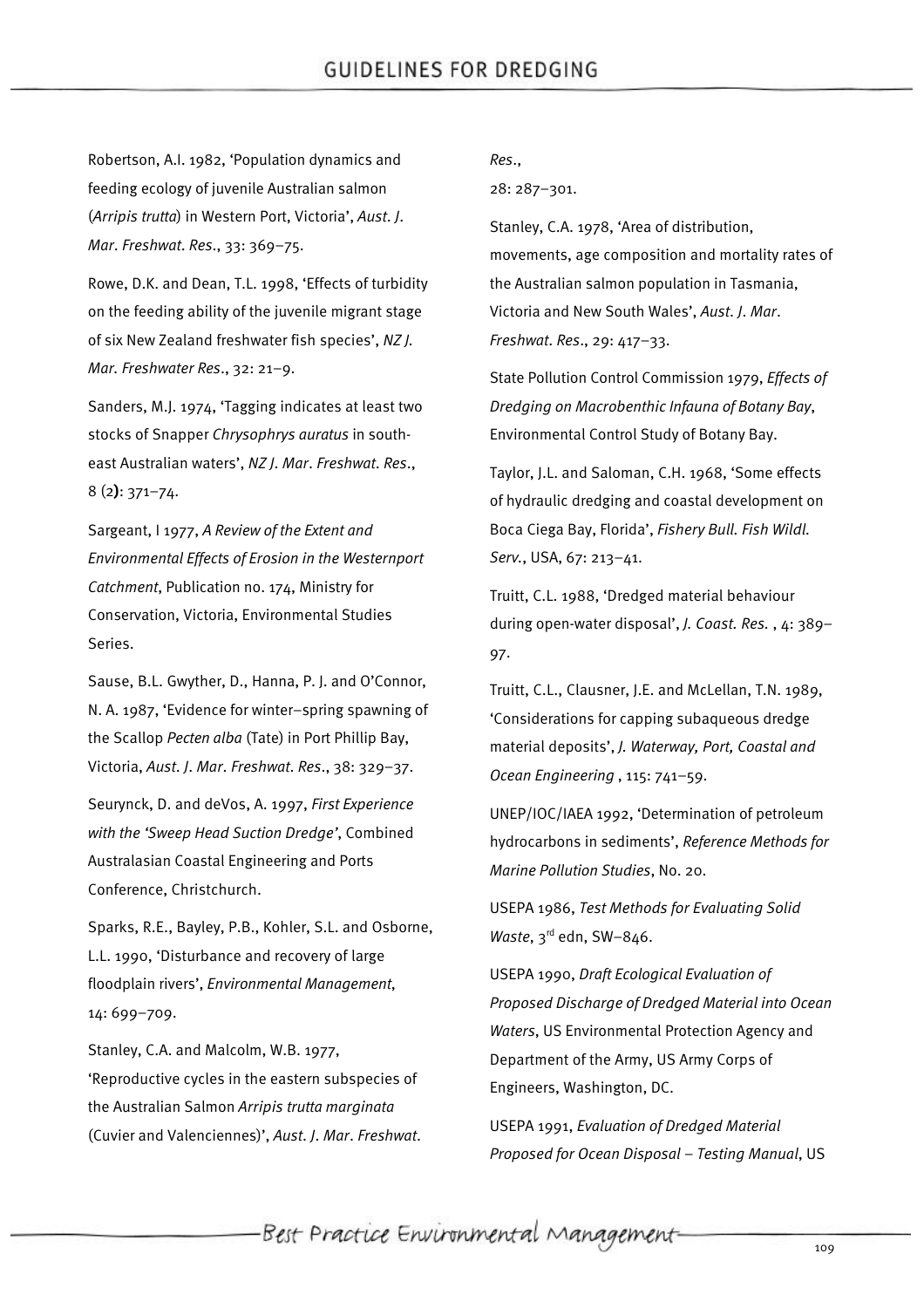Robertson, A.I. 1982, 'Population dynamics and feeding ecology of juvenile Australian salmon (*Arripis trutta*) in Western Port, Victoria', *Aust. J. Mar. Freshwat. Res.*, 33: 369–75.

Rowe, D.K. and Dean, T.L. 1998, 'Effects of turbidity on the feeding ability of the juvenile migrant stage of six New Zealand freshwater fish species', *NZ J. Mar. Freshwater Res.*, 32: 21–9.

Sanders, M.J. 1974, 'Tagging indicates at least two stocks of Snapper *Chrysophrys auratus* in south-east Australian waters', *NZ J. Mar. Freshwat. Res.*, 8 (2): 371–74.

Sargeant, I 1977, *A Review of the Extent and Environmental Effects of Erosion in the Westernport Catchment*, Publication no. 174, Ministry for Conservation, Victoria, Environmental Studies Series.

Sause, B.L. Gwyther, D., Hanna, P. J. and O'Connor, N. A. 1987, 'Evidence for winter–spring spawning of the Scallop *Pecten alba* (Tate) in Port Phillip Bay, Victoria, *Aust. J. Mar. Freshwat. Res.*, 38: 329–37.

Seurynck, D. and deVos, A. 1997, *First Experience with the 'Sweep Head Suction Dredge'*, Combined Australasian Coastal Engineering and Ports Conference, Christchurch.

Sparks, R.E., Bayley, P.B., Kohler, S.L. and Osborne, L.L. 1990, 'Disturbance and recovery of large floodplain rivers', *Environmental Management*, 14: 699–709.

Stanley, C.A. and Malcolm, W.B. 1977, 'Reproductive cycles in the eastern subspecies of the Australian Salmon *Arripis trutta marginata* (Cuvier and Valenciennes)', *Aust. J. Mar. Freshwat. Res.*, 28: 287–301.

Stanley, C.A. 1978, 'Area of distribution, movements, age composition and mortality rates of the Australian salmon population in Tasmania, Victoria and New South Wales', *Aust. J. Mar. Freshwat. Res.*, 29: 417–33.

State Pollution Control Commission 1979, *Effects of Dredging on Macrobenthic Infauna of Botany Bay*, Environmental Control Study of Botany Bay.

Taylor, J.L. and Saloman, C.H. 1968, 'Some effects of hydraulic dredging and coastal development on Boca Ciega Bay, Florida', *Fishery Bull. Fish Wildl. Serv.*, USA, 67: 213–41.

Truitt, C.L. 1988, 'Dredged material behaviour during open-water disposal', *J. Coast. Res.* , 4: 389–97.

Truitt, C.L., Clausner, J.E. and McLellan, T.N. 1989, 'Considerations for capping subaqueous dredge material deposits', *J. Waterway, Port, Coastal and Ocean Engineering* , 115: 741–59.

UNEP/IOC/IAEA 1992, 'Determination of petroleum hydrocarbons in sediments', *Reference Methods for Marine Pollution Studies*, No. 20.

USEPA 1986, *Test Methods for Evaluating Solid Waste*, 3rd edn, SW–846.

USEPA 1990, *Draft Ecological Evaluation of Proposed Discharge of Dredged Material into Ocean Waters*, US Environmental Protection Agency and Department of the Army, US Army Corps of Engineers, Washington, DC.

USEPA 1991, *Evaluation of Dredged Material Proposed for Ocean Disposal – Testing Manual*, US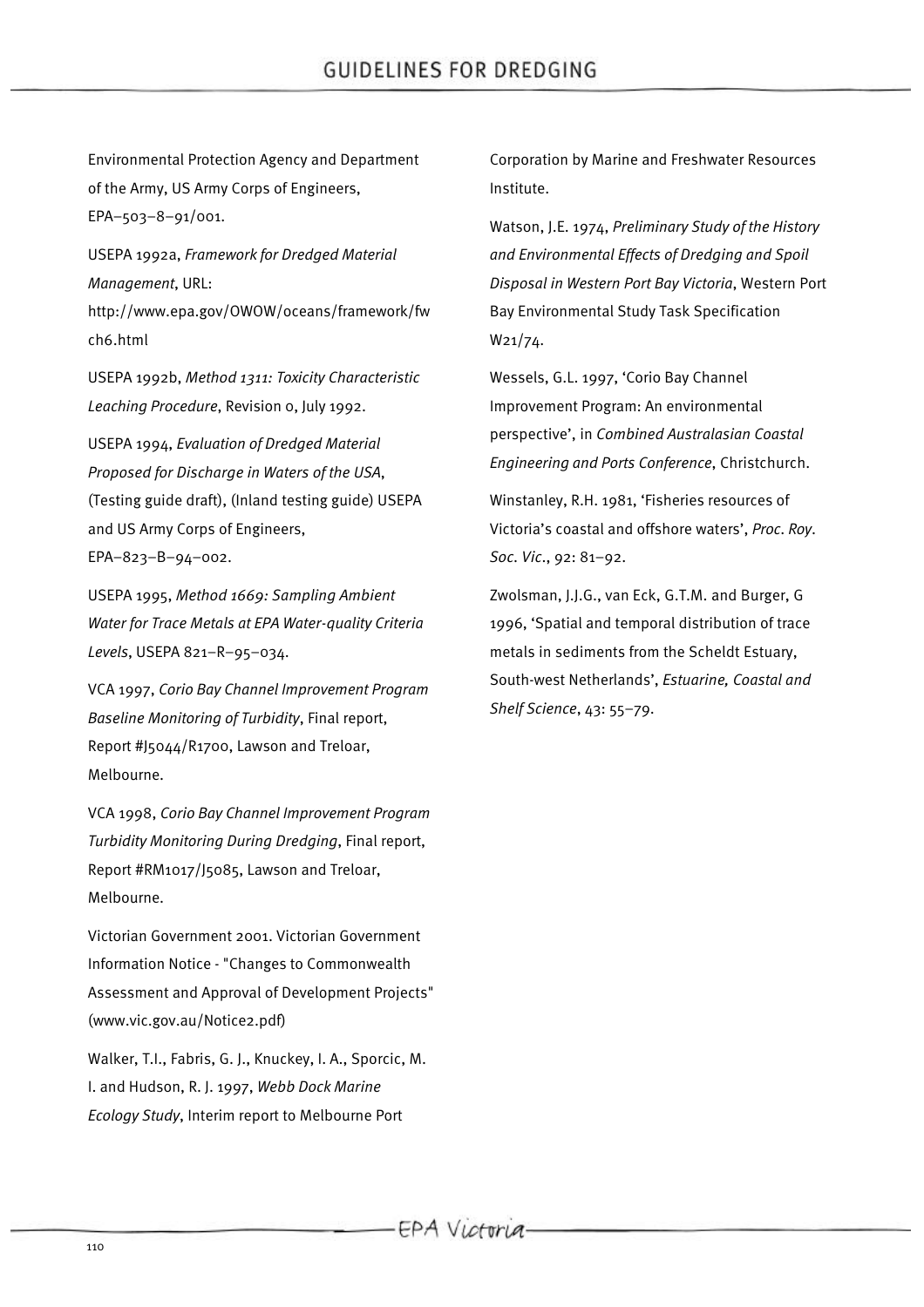Environmental Protection Agency and Department of the Army, US Army Corps of Engineers, EPA–503–8–91/001.

USEPA 1992a, *Framework for Dredged Material Management*, URL: http://www.epa.gov/OWOW/oceans/framework/fwch6.html

USEPA 1992b, *Method 1311: Toxicity Characteristic Leaching Procedure*, Revision 0, July 1992.

USEPA 1994, *Evaluation of Dredged Material Proposed for Discharge in Waters of the USA*, (Testing guide draft), (Inland testing guide) USEPA and US Army Corps of Engineers, EPA–823–B–94–002.

USEPA 1995, *Method 1669: Sampling Ambient Water for Trace Metals at EPA Water-quality Criteria Levels*, USEPA 821–R–95–034.

VCA 1997, *Corio Bay Channel Improvement Program Baseline Monitoring of Turbidity*, Final report, Report #J5044/R1700, Lawson and Treloar, Melbourne.

VCA 1998, *Corio Bay Channel Improvement Program Turbidity Monitoring During Dredging*, Final report, Report #RM1017/J5085, Lawson and Treloar, Melbourne.

Victorian Government 2001. Victorian Government Information Notice - "Changes to Commonwealth Assessment and Approval of Development Projects" (www.vic.gov.au/Notice2.pdf)

Walker, T.I., Fabris, G. J., Knuckey, I. A., Sporcic, M. I. and Hudson, R. J. 1997, *Webb Dock Marine Ecology Study*, Interim report to Melbourne Port Corporation by Marine and Freshwater Resources Institute.

Watson, J.E. 1974, *Preliminary Study of the History and Environmental Effects of Dredging and Spoil Disposal in Western Port Bay Victoria*, Western Port Bay Environmental Study Task Specification W21/74.

Wessels, G.L. 1997, 'Corio Bay Channel Improvement Program: An environmental perspective', in *Combined Australasian Coastal Engineering and Ports Conference*, Christchurch.

Winstanley, R.H. 1981, 'Fisheries resources of Victoria's coastal and offshore waters', *Proc. Roy. Soc. Vic.*, 92: 81–92.

Zwolsman, J.J.G., van Eck, G.T.M. and Burger, G 1996, 'Spatial and temporal distribution of trace metals in sediments from the Scheldt Estuary, South-west Netherlands', *Estuarine, Coastal and Shelf Science*, 43: 55–79.